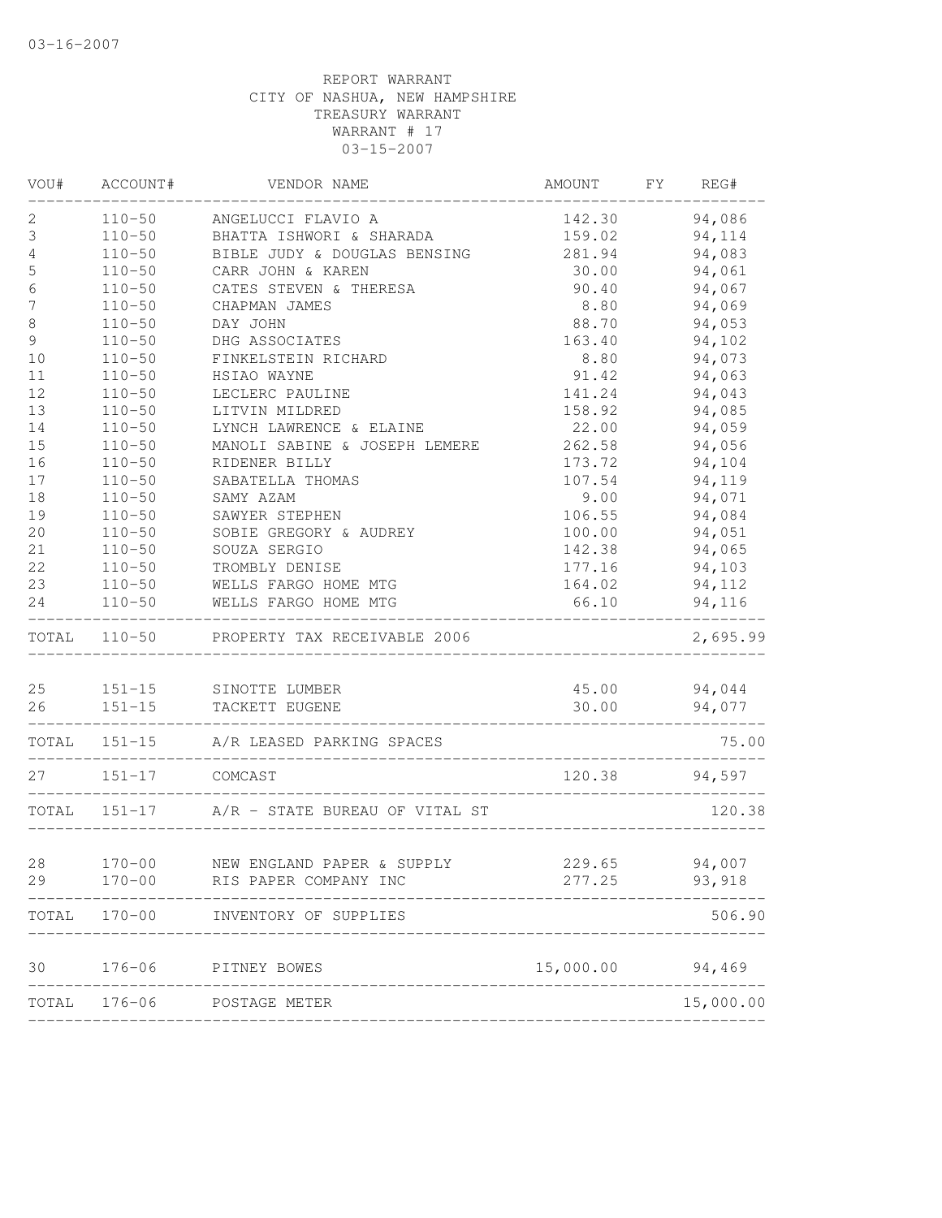03-16-2007

REPORT WARRANT
CITY OF NASHUA, NEW HAMPSHIRE
TREASURY WARRANT
WARRANT # 17
03-15-2007

| VOU# | ACCOUNT# | VENDOR NAME | AMOUNT | FY | REG# |
|---|---|---|---|---|---|
| 2 | 110-50 | ANGELUCCI FLAVIO A | 142.30 | | 94,086 |
| 3 | 110-50 | BHATTA ISHWORI & SHARADA | 159.02 | | 94,114 |
| 4 | 110-50 | BIBLE JUDY & DOUGLAS BENSING | 281.94 | | 94,083 |
| 5 | 110-50 | CARR JOHN & KAREN | 30.00 | | 94,061 |
| 6 | 110-50 | CATES STEVEN & THERESA | 90.40 | | 94,067 |
| 7 | 110-50 | CHAPMAN JAMES | 8.80 | | 94,069 |
| 8 | 110-50 | DAY JOHN | 88.70 | | 94,053 |
| 9 | 110-50 | DHG ASSOCIATES | 163.40 | | 94,102 |
| 10 | 110-50 | FINKELSTEIN RICHARD | 8.80 | | 94,073 |
| 11 | 110-50 | HSIAO WAYNE | 91.42 | | 94,063 |
| 12 | 110-50 | LECLERC PAULINE | 141.24 | | 94,043 |
| 13 | 110-50 | LITVIN MILDRED | 158.92 | | 94,085 |
| 14 | 110-50 | LYNCH LAWRENCE & ELAINE | 22.00 | | 94,059 |
| 15 | 110-50 | MANOLI SABINE & JOSEPH LEMERE | 262.58 | | 94,056 |
| 16 | 110-50 | RIDENER BILLY | 173.72 | | 94,104 |
| 17 | 110-50 | SABATELLA THOMAS | 107.54 | | 94,119 |
| 18 | 110-50 | SAMY AZAM | 9.00 | | 94,071 |
| 19 | 110-50 | SAWYER STEPHEN | 106.55 | | 94,084 |
| 20 | 110-50 | SOBIE GREGORY & AUDREY | 100.00 | | 94,051 |
| 21 | 110-50 | SOUZA SERGIO | 142.38 | | 94,065 |
| 22 | 110-50 | TROMBLY DENISE | 177.16 | | 94,103 |
| 23 | 110-50 | WELLS FARGO HOME MTG | 164.02 | | 94,112 |
| 24 | 110-50 | WELLS FARGO HOME MTG | 66.10 | | 94,116 |
| TOTAL | 110-50 | PROPERTY TAX RECEIVABLE 2006 | | | 2,695.99 |
| 25 | 151-15 | SINOTTE LUMBER | 45.00 | | 94,044 |
| 26 | 151-15 | TACKETT EUGENE | 30.00 | | 94,077 |
| TOTAL | 151-15 | A/R LEASED PARKING SPACES | | | 75.00 |
| 27 | 151-17 | COMCAST | 120.38 | | 94,597 |
| TOTAL | 151-17 | A/R - STATE BUREAU OF VITAL ST | | | 120.38 |
| 28 | 170-00 | NEW ENGLAND PAPER & SUPPLY | 229.65 | | 94,007 |
| 29 | 170-00 | RIS PAPER COMPANY INC | 277.25 | | 93,918 |
| TOTAL | 170-00 | INVENTORY OF SUPPLIES | | | 506.90 |
| 30 | 176-06 | PITNEY BOWES | 15,000.00 | | 94,469 |
| TOTAL | 176-06 | POSTAGE METER | | | 15,000.00 |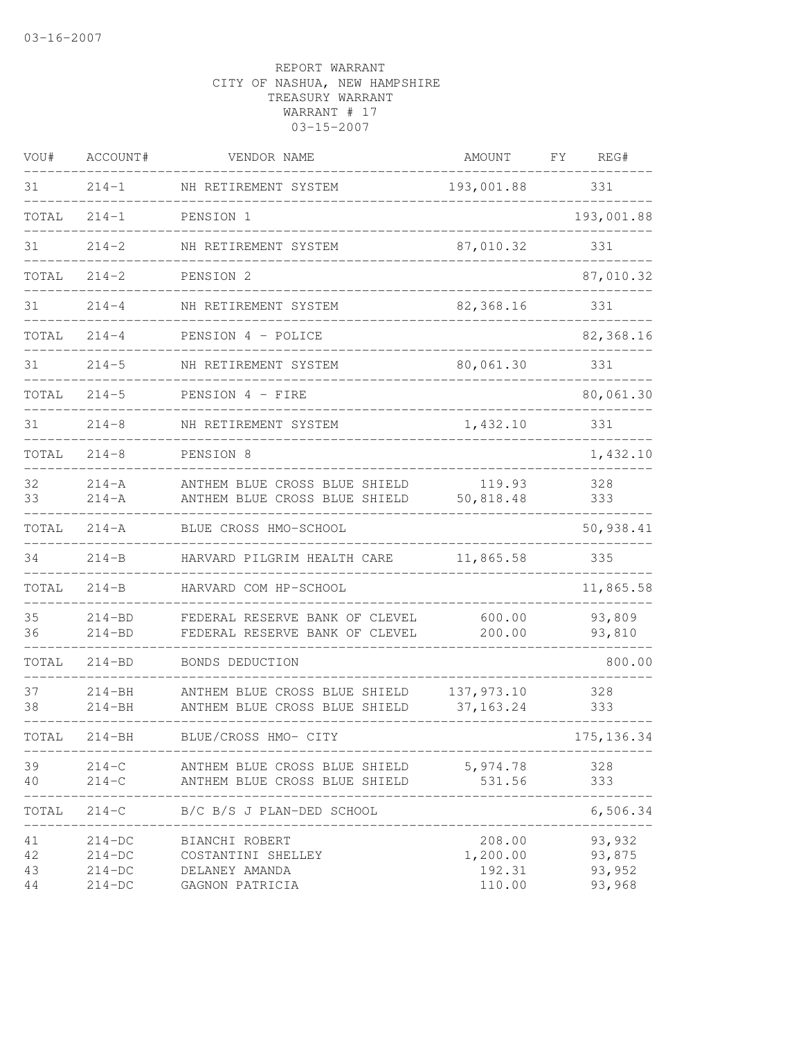03-16-2007

REPORT WARRANT
CITY OF NASHUA, NEW HAMPSHIRE
TREASURY WARRANT
WARRANT # 17
03-15-2007

| VOU# | ACCOUNT# | VENDOR NAME | AMOUNT | FY | REG# |
|---|---|---|---|---|---|
| 31 | 214-1 | NH RETIREMENT SYSTEM | 193,001.88 | | 331 |
| TOTAL | 214-1 | PENSION 1 | | | 193,001.88 |
| 31 | 214-2 | NH RETIREMENT SYSTEM | 87,010.32 | | 331 |
| TOTAL | 214-2 | PENSION 2 | | | 87,010.32 |
| 31 | 214-4 | NH RETIREMENT SYSTEM | 82,368.16 | | 331 |
| TOTAL | 214-4 | PENSION 4 - POLICE | | | 82,368.16 |
| 31 | 214-5 | NH RETIREMENT SYSTEM | 80,061.30 | | 331 |
| TOTAL | 214-5 | PENSION 4 - FIRE | | | 80,061.30 |
| 31 | 214-8 | NH RETIREMENT SYSTEM | 1,432.10 | | 331 |
| TOTAL | 214-8 | PENSION 8 | | | 1,432.10 |
| 32 | 214-A | ANTHEM BLUE CROSS BLUE SHIELD | 119.93 | | 328 |
| 33 | 214-A | ANTHEM BLUE CROSS BLUE SHIELD | 50,818.48 | | 333 |
| TOTAL | 214-A | BLUE CROSS HMO-SCHOOL | | | 50,938.41 |
| 34 | 214-B | HARVARD PILGRIM HEALTH CARE | 11,865.58 | | 335 |
| TOTAL | 214-B | HARVARD COM HP-SCHOOL | | | 11,865.58 |
| 35 | 214-BD | FEDERAL RESERVE BANK OF CLEVEL | 600.00 | | 93,809 |
| 36 | 214-BD | FEDERAL RESERVE BANK OF CLEVEL | 200.00 | | 93,810 |
| TOTAL | 214-BD | BONDS DEDUCTION | | | 800.00 |
| 37 | 214-BH | ANTHEM BLUE CROSS BLUE SHIELD | 137,973.10 | | 328 |
| 38 | 214-BH | ANTHEM BLUE CROSS BLUE SHIELD | 37,163.24 | | 333 |
| TOTAL | 214-BH | BLUE/CROSS HMO- CITY | | | 175,136.34 |
| 39 | 214-C | ANTHEM BLUE CROSS BLUE SHIELD | 5,974.78 | | 328 |
| 40 | 214-C | ANTHEM BLUE CROSS BLUE SHIELD | 531.56 | | 333 |
| TOTAL | 214-C | B/C B/S J PLAN-DED SCHOOL | | | 6,506.34 |
| 41 | 214-DC | BIANCHI ROBERT | 208.00 | | 93,932 |
| 42 | 214-DC | COSTANTINI SHELLEY | 1,200.00 | | 93,875 |
| 43 | 214-DC | DELANEY AMANDA | 192.31 | | 93,952 |
| 44 | 214-DC | GAGNON PATRICIA | 110.00 | | 93,968 |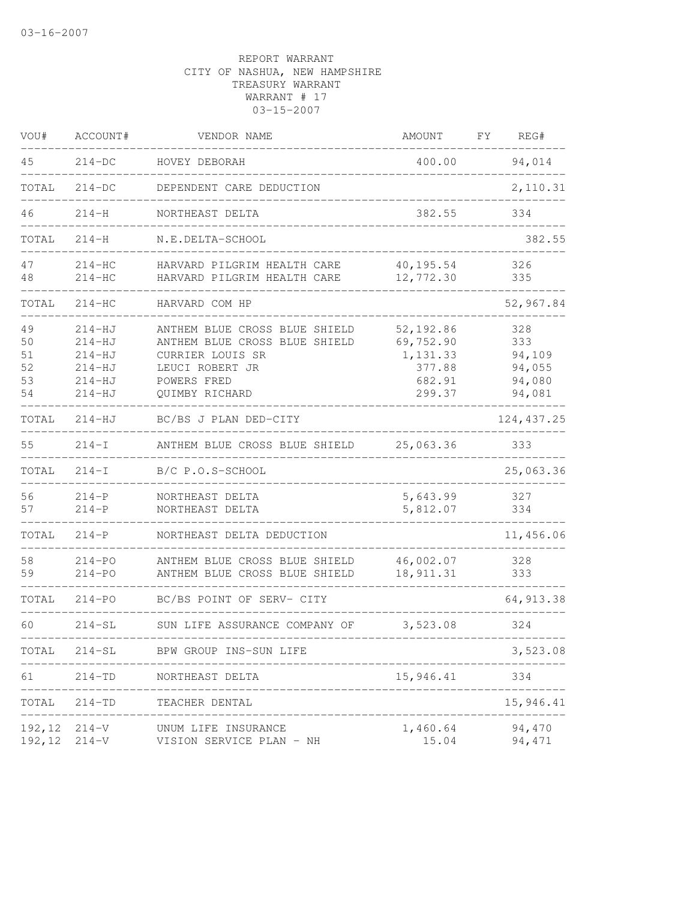03-16-2007

REPORT WARRANT
CITY OF NASHUA, NEW HAMPSHIRE
TREASURY WARRANT
WARRANT # 17
03-15-2007

| VOU# | ACCOUNT# | VENDOR NAME | AMOUNT | FY | REG# |
|---|---|---|---|---|---|
| 45 | 214-DC | HOVEY DEBORAH | 400.00 | | 94,014 |
| TOTAL | 214-DC | DEPENDENT CARE DEDUCTION | | | 2,110.31 |
| 46 | 214-H | NORTHEAST DELTA | 382.55 | | 334 |
| TOTAL | 214-H | N.E.DELTA-SCHOOL | | | 382.55 |
| 47 | 214-HC | HARVARD PILGRIM HEALTH CARE | 40,195.54 | | 326 |
| 48 | 214-HC | HARVARD PILGRIM HEALTH CARE | 12,772.30 | | 335 |
| TOTAL | 214-HC | HARVARD COM HP | | | 52,967.84 |
| 49 | 214-HJ | ANTHEM BLUE CROSS BLUE SHIELD | 52,192.86 | | 328 |
| 50 | 214-HJ | ANTHEM BLUE CROSS BLUE SHIELD | 69,752.90 | | 333 |
| 51 | 214-HJ | CURRIER LOUIS SR | 1,131.33 | | 94,109 |
| 52 | 214-HJ | LEUCI ROBERT JR | 377.88 | | 94,055 |
| 53 | 214-HJ | POWERS FRED | 682.91 | | 94,080 |
| 54 | 214-HJ | QUIMBY RICHARD | 299.37 | | 94,081 |
| TOTAL | 214-HJ | BC/BS J PLAN DED-CITY | | | 124,437.25 |
| 55 | 214-I | ANTHEM BLUE CROSS BLUE SHIELD | 25,063.36 | | 333 |
| TOTAL | 214-I | B/C P.O.S-SCHOOL | | | 25,063.36 |
| 56 | 214-P | NORTHEAST DELTA | 5,643.99 | | 327 |
| 57 | 214-P | NORTHEAST DELTA | 5,812.07 | | 334 |
| TOTAL | 214-P | NORTHEAST DELTA DEDUCTION | | | 11,456.06 |
| 58 | 214-PO | ANTHEM BLUE CROSS BLUE SHIELD | 46,002.07 | | 328 |
| 59 | 214-PO | ANTHEM BLUE CROSS BLUE SHIELD | 18,911.31 | | 333 |
| TOTAL | 214-PO | BC/BS POINT OF SERV- CITY | | | 64,913.38 |
| 60 | 214-SL | SUN LIFE ASSURANCE COMPANY OF | 3,523.08 | | 324 |
| TOTAL | 214-SL | BPW GROUP INS-SUN LIFE | | | 3,523.08 |
| 61 | 214-TD | NORTHEAST DELTA | 15,946.41 | | 334 |
| TOTAL | 214-TD | TEACHER DENTAL | | | 15,946.41 |
| 192,12 | 214-V | UNUM LIFE INSURANCE | 1,460.64 | | 94,470 |
| 192,12 | 214-V | VISION SERVICE PLAN - NH | 15.04 | | 94,471 |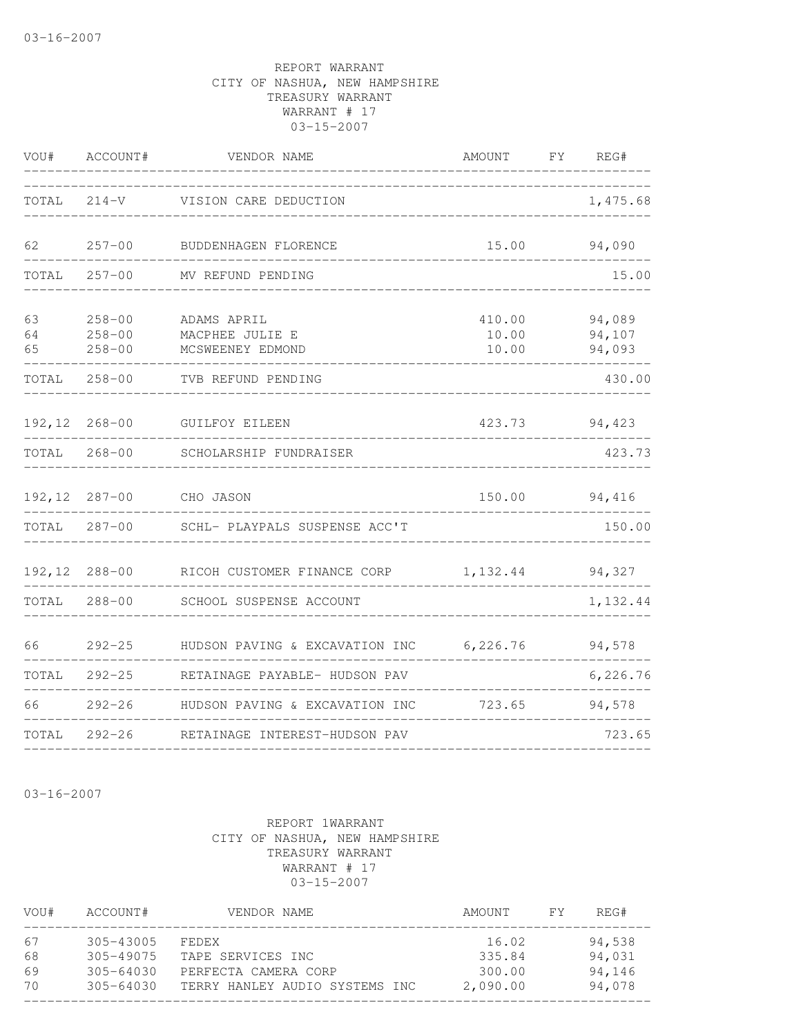REPORT WARRANT
CITY OF NASHUA, NEW HAMPSHIRE
TREASURY WARRANT
WARRANT # 17
03-15-2007

| VOU# | ACCOUNT# | VENDOR NAME | AMOUNT | FY | REG# |
|---|---|---|---|---|---|
| TOTAL | 214-V | VISION CARE DEDUCTION | | | 1,475.68 |
| 62 | 257-00 | BUDDENHAGEN FLORENCE | 15.00 | | 94,090 |
| TOTAL | 257-00 | MV REFUND PENDING | | | 15.00 |
| 63 | 258-00 | ADAMS APRIL | 410.00 | | 94,089 |
| 64 | 258-00 | MACPHEE JULIE E | 10.00 | | 94,107 |
| 65 | 258-00 | MCSWEENEY EDMOND | 10.00 | | 94,093 |
| TOTAL | 258-00 | TVB REFUND PENDING | | | 430.00 |
| 192,12 | 268-00 | GUILFOY EILEEN | 423.73 | | 94,423 |
| TOTAL | 268-00 | SCHOLARSHIP FUNDRAISER | | | 423.73 |
| 192,12 | 287-00 | CHO JASON | 150.00 | | 94,416 |
| TOTAL | 287-00 | SCHL- PLAYPALS SUSPENSE ACC'T | | | 150.00 |
| 192,12 | 288-00 | RICOH CUSTOMER FINANCE CORP | 1,132.44 | | 94,327 |
| TOTAL | 288-00 | SCHOOL SUSPENSE ACCOUNT | | | 1,132.44 |
| 66 | 292-25 | HUDSON PAVING & EXCAVATION INC | 6,226.76 | | 94,578 |
| TOTAL | 292-25 | RETAINAGE PAYABLE- HUDSON PAV | | | 6,226.76 |
| 66 | 292-26 | HUDSON PAVING & EXCAVATION INC | 723.65 | | 94,578 |
| TOTAL | 292-26 | RETAINAGE INTEREST-HUDSON PAV | | | 723.65 |

03-16-2007

REPORT 1WARRANT
CITY OF NASHUA, NEW HAMPSHIRE
TREASURY WARRANT
WARRANT # 17
03-15-2007

| VOU# | ACCOUNT# | VENDOR NAME | AMOUNT | FY | REG# |
|---|---|---|---|---|---|
| 67 | 305-43005 | FEDEX | 16.02 | | 94,538 |
| 68 | 305-49075 | TAPE SERVICES INC | 335.84 | | 94,031 |
| 69 | 305-64030 | PERFECTA CAMERA CORP | 300.00 | | 94,146 |
| 70 | 305-64030 | TERRY HANLEY AUDIO SYSTEMS INC | 2,090.00 | | 94,078 |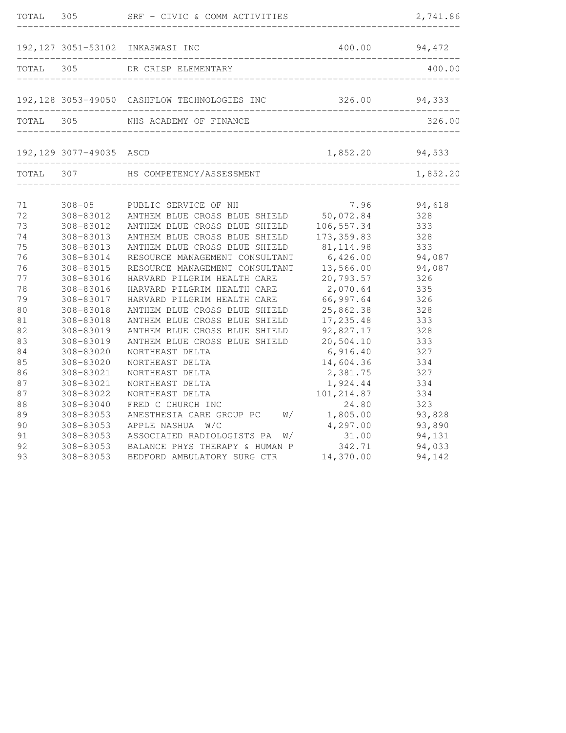| | | | | |
|---|---|---|---|---|
| TOTAL | 305 | SRF - CIVIC & COMM ACTIVITIES | | 2,741.86 |
| 192,127 | 3051-53102 | INKASWASI INC | 400.00 | 94,472 |
| TOTAL | 305 | DR CRISP ELEMENTARY | | 400.00 |
| 192,128 | 3053-49050 | CASHFLOW TECHNOLOGIES INC | 326.00 | 94,333 |
| TOTAL | 305 | NHS ACADEMY OF FINANCE | | 326.00 |
| 192,129 | 3077-49035 | ASCD | 1,852.20 | 94,533 |
| TOTAL | 307 | HS COMPETENCY/ASSESSMENT | | 1,852.20 |

| | | | | |
|---|---|---|---|---|
| 71 | 308-05 | PUBLIC SERVICE OF NH | 7.96 | 94,618 |
| 72 | 308-83012 | ANTHEM BLUE CROSS BLUE SHIELD | 50,072.84 | 328 |
| 73 | 308-83012 | ANTHEM BLUE CROSS BLUE SHIELD | 106,557.34 | 333 |
| 74 | 308-83013 | ANTHEM BLUE CROSS BLUE SHIELD | 173,359.83 | 328 |
| 75 | 308-83013 | ANTHEM BLUE CROSS BLUE SHIELD | 81,114.98 | 333 |
| 76 | 308-83014 | RESOURCE MANAGEMENT CONSULTANT | 6,426.00 | 94,087 |
| 76 | 308-83015 | RESOURCE MANAGEMENT CONSULTANT | 13,566.00 | 94,087 |
| 77 | 308-83016 | HARVARD PILGRIM HEALTH CARE | 20,793.57 | 326 |
| 78 | 308-83016 | HARVARD PILGRIM HEALTH CARE | 2,070.64 | 335 |
| 79 | 308-83017 | HARVARD PILGRIM HEALTH CARE | 66,997.64 | 326 |
| 80 | 308-83018 | ANTHEM BLUE CROSS BLUE SHIELD | 25,862.38 | 328 |
| 81 | 308-83018 | ANTHEM BLUE CROSS BLUE SHIELD | 17,235.48 | 333 |
| 82 | 308-83019 | ANTHEM BLUE CROSS BLUE SHIELD | 92,827.17 | 328 |
| 83 | 308-83019 | ANTHEM BLUE CROSS BLUE SHIELD | 20,504.10 | 333 |
| 84 | 308-83020 | NORTHEAST DELTA | 6,916.40 | 327 |
| 85 | 308-83020 | NORTHEAST DELTA | 14,604.36 | 334 |
| 86 | 308-83021 | NORTHEAST DELTA | 2,381.75 | 327 |
| 87 | 308-83021 | NORTHEAST DELTA | 1,924.44 | 334 |
| 87 | 308-83022 | NORTHEAST DELTA | 101,214.87 | 334 |
| 88 | 308-83040 | FRED C CHURCH INC | 24.80 | 323 |
| 89 | 308-83053 | ANESTHESIA CARE GROUP PC W/ | 1,805.00 | 93,828 |
| 90 | 308-83053 | APPLE NASHUA W/C | 4,297.00 | 93,890 |
| 91 | 308-83053 | ASSOCIATED RADIOLOGISTS PA W/ | 31.00 | 94,131 |
| 92 | 308-83053 | BALANCE PHYS THERAPY & HUMAN P | 342.71 | 94,033 |
| 93 | 308-83053 | BEDFORD AMBULATORY SURG CTR | 14,370.00 | 94,142 |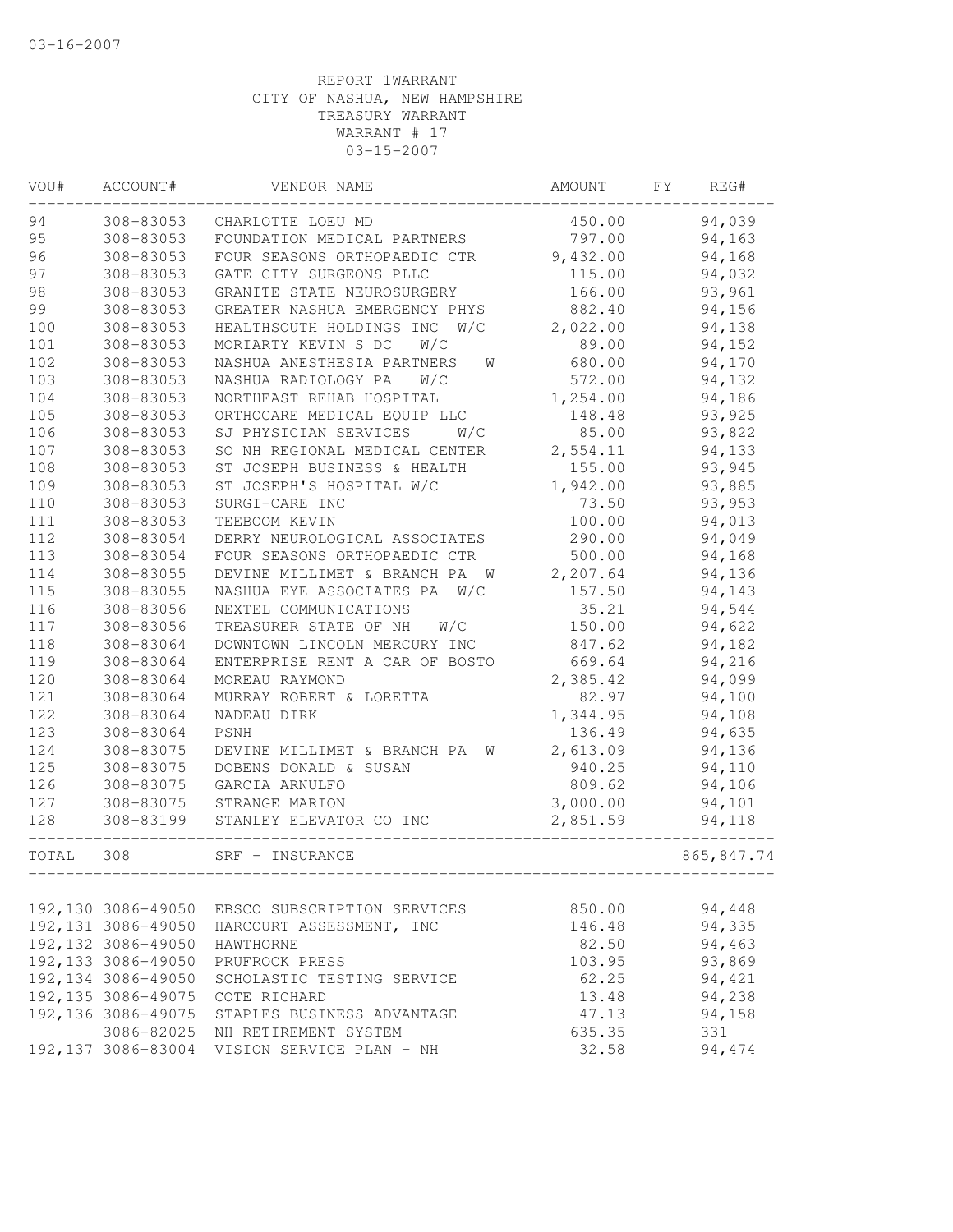03-16-2007

REPORT 1WARRANT
CITY OF NASHUA, NEW HAMPSHIRE
TREASURY WARRANT
WARRANT # 17
03-15-2007

| VOU# | ACCOUNT# | VENDOR NAME | AMOUNT | FY | REG# |
|---|---|---|---|---|---|
| 94 | 308-83053 | CHARLOTTE LOEU MD | 450.00 | | 94,039 |
| 95 | 308-83053 | FOUNDATION MEDICAL PARTNERS | 797.00 | | 94,163 |
| 96 | 308-83053 | FOUR SEASONS ORTHOPAEDIC CTR | 9,432.00 | | 94,168 |
| 97 | 308-83053 | GATE CITY SURGEONS PLLC | 115.00 | | 94,032 |
| 98 | 308-83053 | GRANITE STATE NEUROSURGERY | 166.00 | | 93,961 |
| 99 | 308-83053 | GREATER NASHUA EMERGENCY PHYS | 882.40 | | 94,156 |
| 100 | 308-83053 | HEALTHSOUTH HOLDINGS INC W/C | 2,022.00 | | 94,138 |
| 101 | 308-83053 | MORIARTY KEVIN S DC W/C | 89.00 | | 94,152 |
| 102 | 308-83053 | NASHUA ANESTHESIA PARTNERS W | 680.00 | | 94,170 |
| 103 | 308-83053 | NASHUA RADIOLOGY PA W/C | 572.00 | | 94,132 |
| 104 | 308-83053 | NORTHEAST REHAB HOSPITAL | 1,254.00 | | 94,186 |
| 105 | 308-83053 | ORTHOCARE MEDICAL EQUIP LLC | 148.48 | | 93,925 |
| 106 | 308-83053 | SJ PHYSICIAN SERVICES W/C | 85.00 | | 93,822 |
| 107 | 308-83053 | SO NH REGIONAL MEDICAL CENTER | 2,554.11 | | 94,133 |
| 108 | 308-83053 | ST JOSEPH BUSINESS & HEALTH | 155.00 | | 93,945 |
| 109 | 308-83053 | ST JOSEPH'S HOSPITAL W/C | 1,942.00 | | 93,885 |
| 110 | 308-83053 | SURGI-CARE INC | 73.50 | | 93,953 |
| 111 | 308-83053 | TEEBOOM KEVIN | 100.00 | | 94,013 |
| 112 | 308-83054 | DERRY NEUROLOGICAL ASSOCIATES | 290.00 | | 94,049 |
| 113 | 308-83054 | FOUR SEASONS ORTHOPAEDIC CTR | 500.00 | | 94,168 |
| 114 | 308-83055 | DEVINE MILLIMET & BRANCH PA W | 2,207.64 | | 94,136 |
| 115 | 308-83055 | NASHUA EYE ASSOCIATES PA W/C | 157.50 | | 94,143 |
| 116 | 308-83056 | NEXTEL COMMUNICATIONS | 35.21 | | 94,544 |
| 117 | 308-83056 | TREASURER STATE OF NH W/C | 150.00 | | 94,622 |
| 118 | 308-83064 | DOWNTOWN LINCOLN MERCURY INC | 847.62 | | 94,182 |
| 119 | 308-83064 | ENTERPRISE RENT A CAR OF BOSTO | 669.64 | | 94,216 |
| 120 | 308-83064 | MOREAU RAYMOND | 2,385.42 | | 94,099 |
| 121 | 308-83064 | MURRAY ROBERT & LORETTA | 82.97 | | 94,100 |
| 122 | 308-83064 | NADEAU DIRK | 1,344.95 | | 94,108 |
| 123 | 308-83064 | PSNH | 136.49 | | 94,635 |
| 124 | 308-83075 | DEVINE MILLIMET & BRANCH PA W | 2,613.09 | | 94,136 |
| 125 | 308-83075 | DOBENS DONALD & SUSAN | 940.25 | | 94,110 |
| 126 | 308-83075 | GARCIA ARNULFO | 809.62 | | 94,106 |
| 127 | 308-83075 | STRANGE MARION | 3,000.00 | | 94,101 |
| 128 | 308-83199 | STANLEY ELEVATOR CO INC | 2,851.59 | | 94,118 |
| TOTAL | 308 | SRF - INSURANCE | | | 865,847.74 |
| 192,130 | 3086-49050 | EBSCO SUBSCRIPTION SERVICES | 850.00 | | 94,448 |
| 192,131 | 3086-49050 | HARCOURT ASSESSMENT, INC | 146.48 | | 94,335 |
| 192,132 | 3086-49050 | HAWTHORNE | 82.50 | | 94,463 |
| 192,133 | 3086-49050 | PRUFROCK PRESS | 103.95 | | 93,869 |
| 192,134 | 3086-49050 | SCHOLASTIC TESTING SERVICE | 62.25 | | 94,421 |
| 192,135 | 3086-49075 | COTE RICHARD | 13.48 | | 94,238 |
| 192,136 | 3086-49075 | STAPLES BUSINESS ADVANTAGE | 47.13 | | 94,158 |
| | 3086-82025 | NH RETIREMENT SYSTEM | 635.35 | | 331 |
| 192,137 | 3086-83004 | VISION SERVICE PLAN - NH | 32.58 | | 94,474 |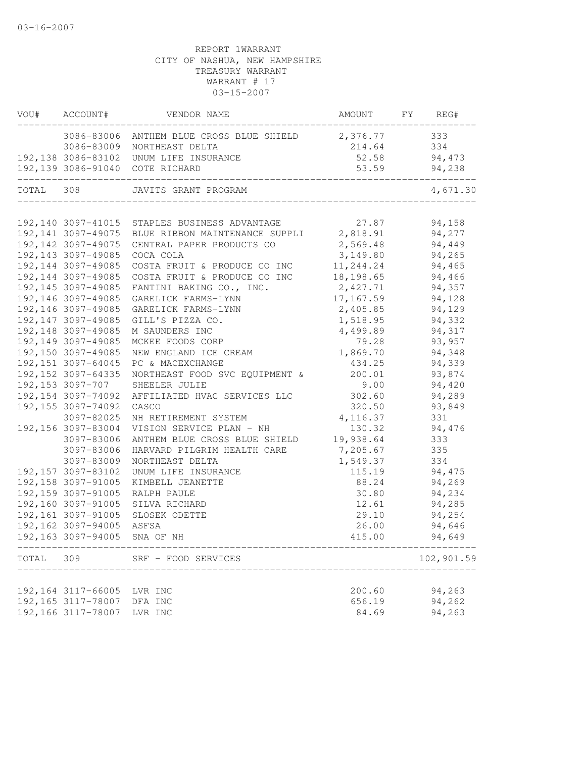03-16-2007

REPORT 1WARRANT
CITY OF NASHUA, NEW HAMPSHIRE
TREASURY WARRANT
WARRANT # 17
03-15-2007

| VOU# | ACCOUNT# | VENDOR NAME | AMOUNT | FY | REG# |
|---|---|---|---|---|---|
| | 3086-83006 | ANTHEM BLUE CROSS BLUE SHIELD | 2,376.77 | | 333 |
| | 3086-83009 | NORTHEAST DELTA | 214.64 | | 334 |
| 192,138 | 3086-83102 | UNUM LIFE INSURANCE | 52.58 | | 94,473 |
| 192,139 | 3086-91040 | COTE RICHARD | 53.59 | | 94,238 |
| TOTAL | 308 | JAVITS GRANT PROGRAM | | | 4,671.30 |
| 192,140 | 3097-41015 | STAPLES BUSINESS ADVANTAGE | 27.87 | | 94,158 |
| 192,141 | 3097-49075 | BLUE RIBBON MAINTENANCE SUPPLI | 2,818.91 | | 94,277 |
| 192,142 | 3097-49075 | CENTRAL PAPER PRODUCTS CO | 2,569.48 | | 94,449 |
| 192,143 | 3097-49085 | COCA COLA | 3,149.80 | | 94,265 |
| 192,144 | 3097-49085 | COSTA FRUIT & PRODUCE CO INC | 11,244.24 | | 94,465 |
| 192,144 | 3097-49085 | COSTA FRUIT & PRODUCE CO INC | 18,198.65 | | 94,466 |
| 192,145 | 3097-49085 | FANTINI BAKING CO., INC. | 2,427.71 | | 94,357 |
| 192,146 | 3097-49085 | GARELICK FARMS-LYNN | 17,167.59 | | 94,128 |
| 192,146 | 3097-49085 | GARELICK FARMS-LYNN | 2,405.85 | | 94,129 |
| 192,147 | 3097-49085 | GILL'S PIZZA CO. | 1,518.95 | | 94,332 |
| 192,148 | 3097-49085 | M SAUNDERS INC | 4,499.89 | | 94,317 |
| 192,149 | 3097-49085 | MCKEE FOODS CORP | 79.28 | | 93,957 |
| 192,150 | 3097-49085 | NEW ENGLAND ICE CREAM | 1,869.70 | | 94,348 |
| 192,151 | 3097-64045 | PC & MACEXCHANGE | 434.25 | | 94,339 |
| 192,152 | 3097-64335 | NORTHEAST FOOD SVC EQUIPMENT & | 200.01 | | 93,874 |
| 192,153 | 3097-707 | SHEELER JULIE | 9.00 | | 94,420 |
| 192,154 | 3097-74092 | AFFILIATED HVAC SERVICES LLC | 302.60 | | 94,289 |
| 192,155 | 3097-74092 | CASCO | 320.50 | | 93,849 |
| | 3097-82025 | NH RETIREMENT SYSTEM | 4,116.37 | | 331 |
| 192,156 | 3097-83004 | VISION SERVICE PLAN - NH | 130.32 | | 94,476 |
| | 3097-83006 | ANTHEM BLUE CROSS BLUE SHIELD | 19,938.64 | | 333 |
| | 3097-83006 | HARVARD PILGRIM HEALTH CARE | 7,205.67 | | 335 |
| | 3097-83009 | NORTHEAST DELTA | 1,549.37 | | 334 |
| 192,157 | 3097-83102 | UNUM LIFE INSURANCE | 115.19 | | 94,475 |
| 192,158 | 3097-91005 | KIMBELL JEANETTE | 88.24 | | 94,269 |
| 192,159 | 3097-91005 | RALPH PAULE | 30.80 | | 94,234 |
| 192,160 | 3097-91005 | SILVA RICHARD | 12.61 | | 94,285 |
| 192,161 | 3097-91005 | SLOSEK ODETTE | 29.10 | | 94,254 |
| 192,162 | 3097-94005 | ASFSA | 26.00 | | 94,646 |
| 192,163 | 3097-94005 | SNA OF NH | 415.00 | | 94,649 |
| TOTAL | 309 | SRF - FOOD SERVICES | | | 102,901.59 |
| 192,164 | 3117-66005 | LVR INC | 200.60 | | 94,263 |
| 192,165 | 3117-78007 | DFA INC | 656.19 | | 94,262 |
| 192,166 | 3117-78007 | LVR INC | 84.69 | | 94,263 |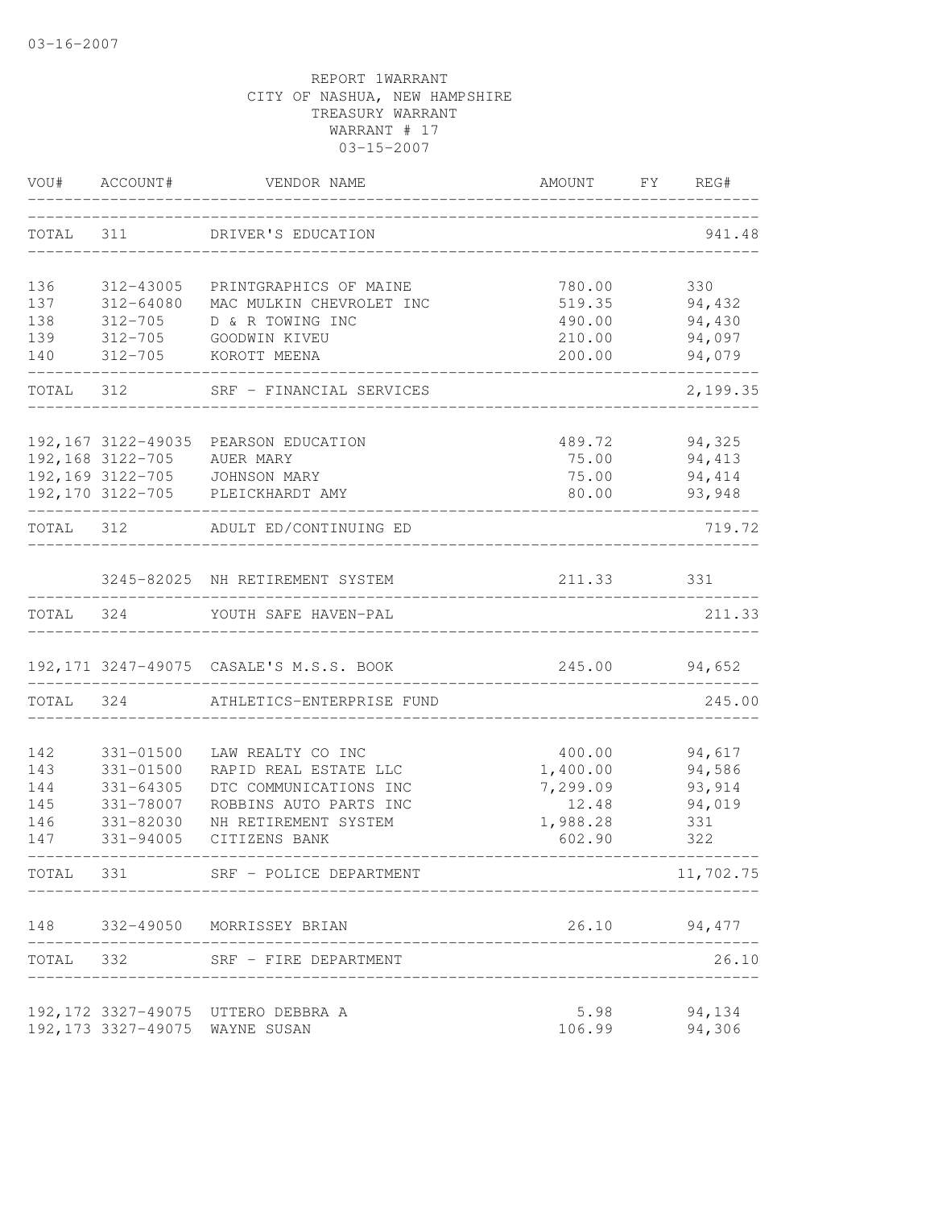03-16-2007

REPORT 1WARRANT
CITY OF NASHUA, NEW HAMPSHIRE
TREASURY WARRANT
WARRANT # 17
03-15-2007

| VOU# | ACCOUNT# | VENDOR NAME | AMOUNT | FY | REG# |
|---|---|---|---|---|---|
| TOTAL | 311 | DRIVER'S EDUCATION | | | 941.48 |
| 136 | 312-43005 | PRINTGRAPHICS OF MAINE | 780.00 | | 330 |
| 137 | 312-64080 | MAC MULKIN CHEVROLET INC | 519.35 | | 94,432 |
| 138 | 312-705 | D & R TOWING INC | 490.00 | | 94,430 |
| 139 | 312-705 | GOODWIN KIVEU | 210.00 | | 94,097 |
| 140 | 312-705 | KOROTT MEENA | 200.00 | | 94,079 |
| TOTAL | 312 | SRF - FINANCIAL SERVICES | | | 2,199.35 |
| 192,167 | 3122-49035 | PEARSON EDUCATION | 489.72 | | 94,325 |
| 192,168 | 3122-705 | AUER MARY | 75.00 | | 94,413 |
| 192,169 | 3122-705 | JOHNSON MARY | 75.00 | | 94,414 |
| 192,170 | 3122-705 | PLEICKHARDT AMY | 80.00 | | 93,948 |
| TOTAL | 312 | ADULT ED/CONTINUING ED | | | 719.72 |
| | 3245-82025 | NH RETIREMENT SYSTEM | 211.33 | | 331 |
| TOTAL | 324 | YOUTH SAFE HAVEN-PAL | | | 211.33 |
| 192,171 | 3247-49075 | CASALE'S M.S.S. BOOK | 245.00 | | 94,652 |
| TOTAL | 324 | ATHLETICS-ENTERPRISE FUND | | | 245.00 |
| 142 | 331-01500 | LAW REALTY CO INC | 400.00 | | 94,617 |
| 143 | 331-01500 | RAPID REAL ESTATE LLC | 1,400.00 | | 94,586 |
| 144 | 331-64305 | DTC COMMUNICATIONS INC | 7,299.09 | | 93,914 |
| 145 | 331-78007 | ROBBINS AUTO PARTS INC | 12.48 | | 94,019 |
| 146 | 331-82030 | NH RETIREMENT SYSTEM | 1,988.28 | | 331 |
| 147 | 331-94005 | CITIZENS BANK | 602.90 | | 322 |
| TOTAL | 331 | SRF - POLICE DEPARTMENT | | | 11,702.75 |
| 148 | 332-49050 | MORRISSEY BRIAN | 26.10 | | 94,477 |
| TOTAL | 332 | SRF - FIRE DEPARTMENT | | | 26.10 |
| 192,172 | 3327-49075 | UTTERO DEBBRA A | 5.98 | | 94,134 |
| 192,173 | 3327-49075 | WAYNE SUSAN | 106.99 | | 94,306 |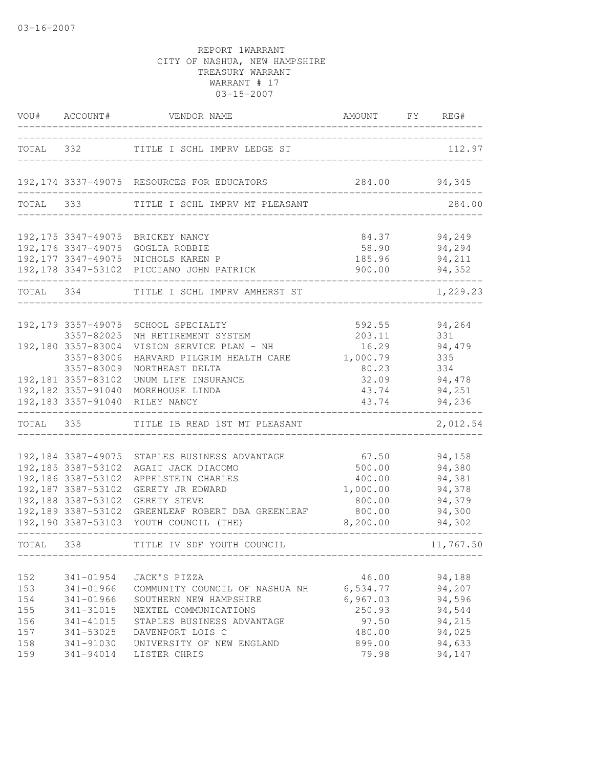03-16-2007

REPORT 1WARRANT
CITY OF NASHUA, NEW HAMPSHIRE
TREASURY WARRANT
WARRANT # 17
03-15-2007

| VOU# | ACCOUNT# | VENDOR NAME | AMOUNT | FY | REG# |
|---|---|---|---|---|---|
| TOTAL | 332 | TITLE I SCHL IMPRV LEDGE ST | | | 112.97 |
| 192,174 | 3337-49075 | RESOURCES FOR EDUCATORS | 284.00 | | 94,345 |
| TOTAL | 333 | TITLE I SCHL IMPRV MT PLEASANT | | | 284.00 |
| 192,175 | 3347-49075 | BRICKEY NANCY | 84.37 | | 94,249 |
| 192,176 | 3347-49075 | GOGLIA ROBBIE | 58.90 | | 94,294 |
| 192,177 | 3347-49075 | NICHOLS KAREN P | 185.96 | | 94,211 |
| 192,178 | 3347-53102 | PICCIANO JOHN PATRICK | 900.00 | | 94,352 |
| TOTAL | 334 | TITLE I SCHL IMPRV AMHERST ST | | | 1,229.23 |
| 192,179 | 3357-49075 | SCHOOL SPECIALTY | 592.55 | | 94,264 |
| | 3357-82025 | NH RETIREMENT SYSTEM | 203.11 | | 331 |
| 192,180 | 3357-83004 | VISION SERVICE PLAN - NH | 16.29 | | 94,479 |
| | 3357-83006 | HARVARD PILGRIM HEALTH CARE | 1,000.79 | | 335 |
| | 3357-83009 | NORTHEAST DELTA | 80.23 | | 334 |
| 192,181 | 3357-83102 | UNUM LIFE INSURANCE | 32.09 | | 94,478 |
| 192,182 | 3357-91040 | MOREHOUSE LINDA | 43.74 | | 94,251 |
| 192,183 | 3357-91040 | RILEY NANCY | 43.74 | | 94,236 |
| TOTAL | 335 | TITLE IB READ 1ST MT PLEASANT | | | 2,012.54 |
| 192,184 | 3387-49075 | STAPLES BUSINESS ADVANTAGE | 67.50 | | 94,158 |
| 192,185 | 3387-53102 | AGAIT JACK DIACOMO | 500.00 | | 94,380 |
| 192,186 | 3387-53102 | APPELSTEIN CHARLES | 400.00 | | 94,381 |
| 192,187 | 3387-53102 | GERETY JR EDWARD | 1,000.00 | | 94,378 |
| 192,188 | 3387-53102 | GERETY STEVE | 800.00 | | 94,379 |
| 192,189 | 3387-53102 | GREENLEAF ROBERT DBA GREENLEAF | 800.00 | | 94,300 |
| 192,190 | 3387-53103 | YOUTH COUNCIL (THE) | 8,200.00 | | 94,302 |
| TOTAL | 338 | TITLE IV SDF YOUTH COUNCIL | | | 11,767.50 |
| 152 | 341-01954 | JACK'S PIZZA | 46.00 | | 94,188 |
| 153 | 341-01966 | COMMUNITY COUNCIL OF NASHUA NH | 6,534.77 | | 94,207 |
| 154 | 341-01966 | SOUTHERN NEW HAMPSHIRE | 6,967.03 | | 94,596 |
| 155 | 341-31015 | NEXTEL COMMUNICATIONS | 250.93 | | 94,544 |
| 156 | 341-41015 | STAPLES BUSINESS ADVANTAGE | 97.50 | | 94,215 |
| 157 | 341-53025 | DAVENPORT LOIS C | 480.00 | | 94,025 |
| 158 | 341-91030 | UNIVERSITY OF NEW ENGLAND | 899.00 | | 94,633 |
| 159 | 341-94014 | LISTER CHRIS | 79.98 | | 94,147 |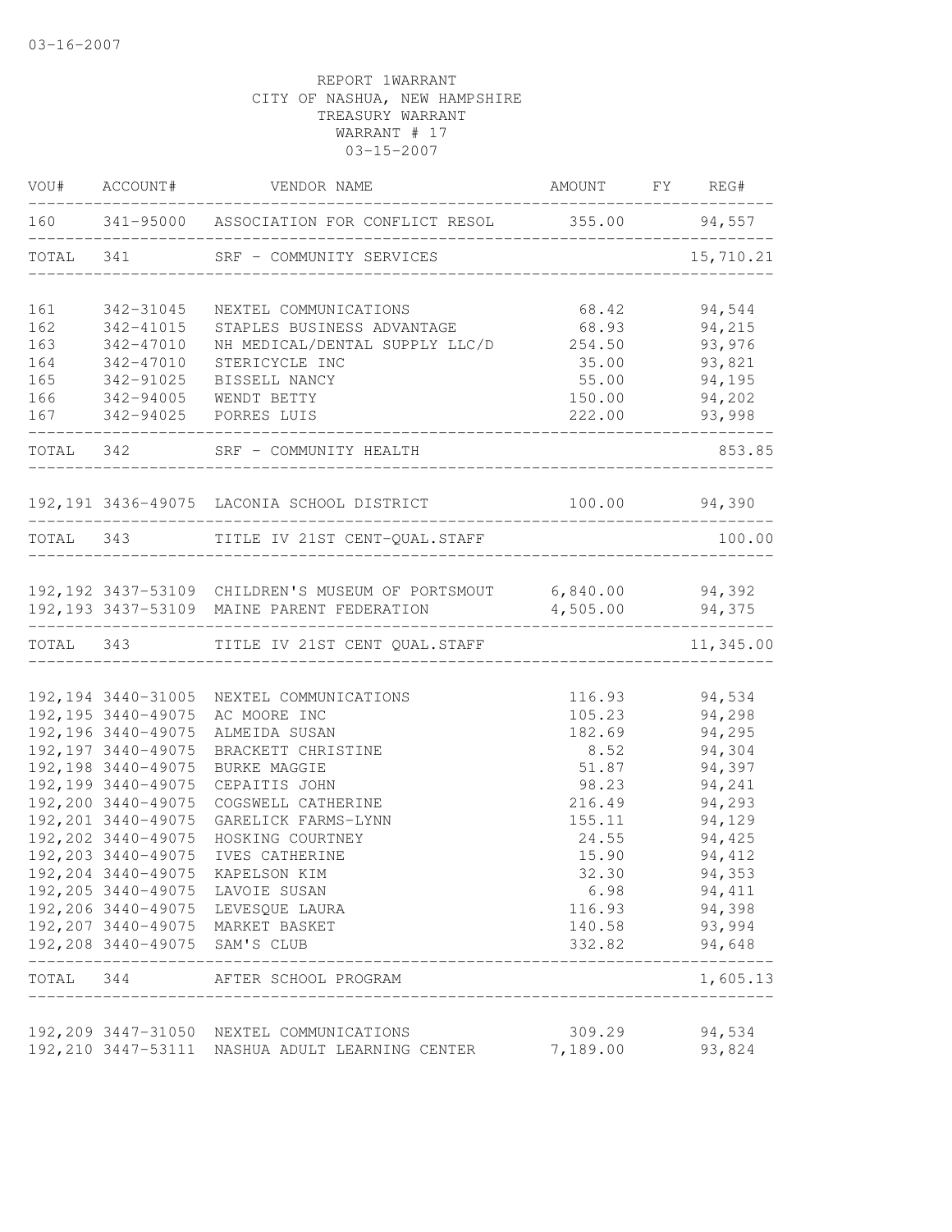03-16-2007

REPORT 1WARRANT
CITY OF NASHUA, NEW HAMPSHIRE
TREASURY WARRANT
WARRANT # 17
03-15-2007

| VOU# | ACCOUNT# | VENDOR NAME | AMOUNT | FY | REG# |
|---|---|---|---|---|---|
| 160 | 341-95000 | ASSOCIATION FOR CONFLICT RESOL | 355.00 | | 94,557 |
| TOTAL | 341 | SRF - COMMUNITY SERVICES | | | 15,710.21 |
| 161 | 342-31045 | NEXTEL COMMUNICATIONS | 68.42 | | 94,544 |
| 162 | 342-41015 | STAPLES BUSINESS ADVANTAGE | 68.93 | | 94,215 |
| 163 | 342-47010 | NH MEDICAL/DENTAL SUPPLY LLC/D | 254.50 | | 93,976 |
| 164 | 342-47010 | STERICYCLE INC | 35.00 | | 93,821 |
| 165 | 342-91025 | BISSELL NANCY | 55.00 | | 94,195 |
| 166 | 342-94005 | WENDT BETTY | 150.00 | | 94,202 |
| 167 | 342-94025 | PORRES LUIS | 222.00 | | 93,998 |
| TOTAL | 342 | SRF - COMMUNITY HEALTH | | | 853.85 |
| 192,191 | 3436-49075 | LACONIA SCHOOL DISTRICT | 100.00 | | 94,390 |
| TOTAL | 343 | TITLE IV 21ST CENT-QUAL.STAFF | | | 100.00 |
| 192,192 | 3437-53109 | CHILDREN'S MUSEUM OF PORTSMOUT | 6,840.00 | | 94,392 |
| 192,193 | 3437-53109 | MAINE PARENT FEDERATION | 4,505.00 | | 94,375 |
| TOTAL | 343 | TITLE IV 21ST CENT QUAL.STAFF | | | 11,345.00 |
| 192,194 | 3440-31005 | NEXTEL COMMUNICATIONS | 116.93 | | 94,534 |
| 192,195 | 3440-49075 | AC MOORE INC | 105.23 | | 94,298 |
| 192,196 | 3440-49075 | ALMEIDA SUSAN | 182.69 | | 94,295 |
| 192,197 | 3440-49075 | BRACKETT CHRISTINE | 8.52 | | 94,304 |
| 192,198 | 3440-49075 | BURKE MAGGIE | 51.87 | | 94,397 |
| 192,199 | 3440-49075 | CEPAITIS JOHN | 98.23 | | 94,241 |
| 192,200 | 3440-49075 | COGSWELL CATHERINE | 216.49 | | 94,293 |
| 192,201 | 3440-49075 | GARELICK FARMS-LYNN | 155.11 | | 94,129 |
| 192,202 | 3440-49075 | HOSKING COURTNEY | 24.55 | | 94,425 |
| 192,203 | 3440-49075 | IVES CATHERINE | 15.90 | | 94,412 |
| 192,204 | 3440-49075 | KAPELSON KIM | 32.30 | | 94,353 |
| 192,205 | 3440-49075 | LAVOIE SUSAN | 6.98 | | 94,411 |
| 192,206 | 3440-49075 | LEVESQUE LAURA | 116.93 | | 94,398 |
| 192,207 | 3440-49075 | MARKET BASKET | 140.58 | | 93,994 |
| 192,208 | 3440-49075 | SAM'S CLUB | 332.82 | | 94,648 |
| TOTAL | 344 | AFTER SCHOOL PROGRAM | | | 1,605.13 |
| 192,209 | 3447-31050 | NEXTEL COMMUNICATIONS | 309.29 | | 94,534 |
| 192,210 | 3447-53111 | NASHUA ADULT LEARNING CENTER | 7,189.00 | | 93,824 |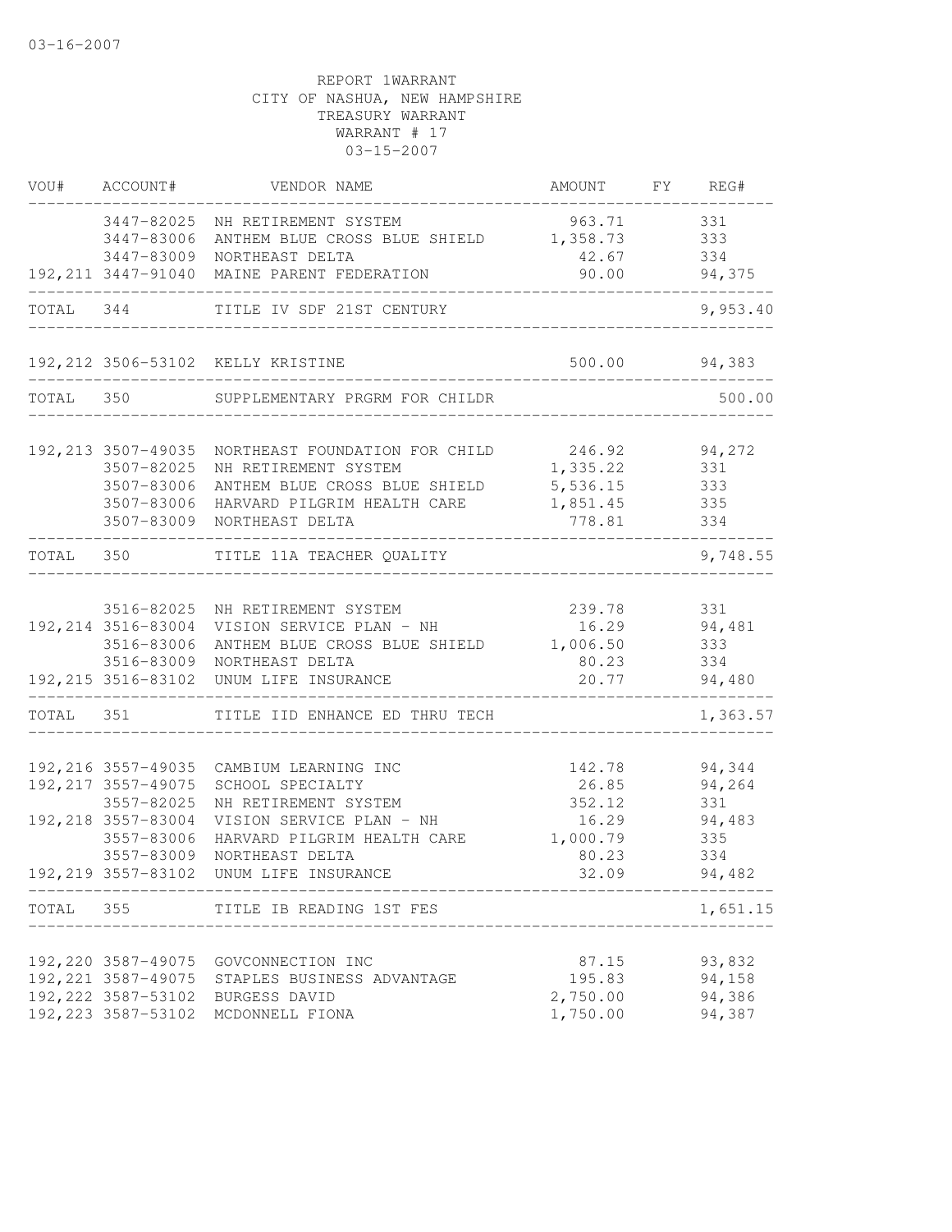03-16-2007

REPORT 1WARRANT
CITY OF NASHUA, NEW HAMPSHIRE
TREASURY WARRANT
WARRANT # 17
03-15-2007

| VOU# | ACCOUNT# | VENDOR NAME | AMOUNT | FY | REG# |
|---|---|---|---|---|---|
| | 3447-82025 | NH RETIREMENT SYSTEM | 963.71 | | 331 |
| | 3447-83006 | ANTHEM BLUE CROSS BLUE SHIELD | 1,358.73 | | 333 |
| | 3447-83009 | NORTHEAST DELTA | 42.67 | | 334 |
| 192,211 | 3447-91040 | MAINE PARENT FEDERATION | 90.00 | | 94,375 |
| TOTAL | 344 | TITLE IV SDF 21ST CENTURY | | | 9,953.40 |
| 192,212 | 3506-53102 | KELLY KRISTINE | 500.00 | | 94,383 |
| TOTAL | 350 | SUPPLEMENTARY PRGRM FOR CHILDR | | | 500.00 |
| 192,213 | 3507-49035 | NORTHEAST FOUNDATION FOR CHILD | 246.92 | | 94,272 |
| | 3507-82025 | NH RETIREMENT SYSTEM | 1,335.22 | | 331 |
| | 3507-83006 | ANTHEM BLUE CROSS BLUE SHIELD | 5,536.15 | | 333 |
| | 3507-83006 | HARVARD PILGRIM HEALTH CARE | 1,851.45 | | 335 |
| | 3507-83009 | NORTHEAST DELTA | 778.81 | | 334 |
| TOTAL | 350 | TITLE 11A TEACHER QUALITY | | | 9,748.55 |
| | 3516-82025 | NH RETIREMENT SYSTEM | 239.78 | | 331 |
| 192,214 | 3516-83004 | VISION SERVICE PLAN - NH | 16.29 | | 94,481 |
| | 3516-83006 | ANTHEM BLUE CROSS BLUE SHIELD | 1,006.50 | | 333 |
| | 3516-83009 | NORTHEAST DELTA | 80.23 | | 334 |
| 192,215 | 3516-83102 | UNUM LIFE INSURANCE | 20.77 | | 94,480 |
| TOTAL | 351 | TITLE IID ENHANCE ED THRU TECH | | | 1,363.57 |
| 192,216 | 3557-49035 | CAMBIUM LEARNING INC | 142.78 | | 94,344 |
| 192,217 | 3557-49075 | SCHOOL SPECIALTY | 26.85 | | 94,264 |
| | 3557-82025 | NH RETIREMENT SYSTEM | 352.12 | | 331 |
| 192,218 | 3557-83004 | VISION SERVICE PLAN - NH | 16.29 | | 94,483 |
| | 3557-83006 | HARVARD PILGRIM HEALTH CARE | 1,000.79 | | 335 |
| | 3557-83009 | NORTHEAST DELTA | 80.23 | | 334 |
| 192,219 | 3557-83102 | UNUM LIFE INSURANCE | 32.09 | | 94,482 |
| TOTAL | 355 | TITLE IB READING 1ST FES | | | 1,651.15 |
| 192,220 | 3587-49075 | GOVCONNECTION INC | 87.15 | | 93,832 |
| 192,221 | 3587-49075 | STAPLES BUSINESS ADVANTAGE | 195.83 | | 94,158 |
| 192,222 | 3587-53102 | BURGESS DAVID | 2,750.00 | | 94,386 |
| 192,223 | 3587-53102 | MCDONNELL FIONA | 1,750.00 | | 94,387 |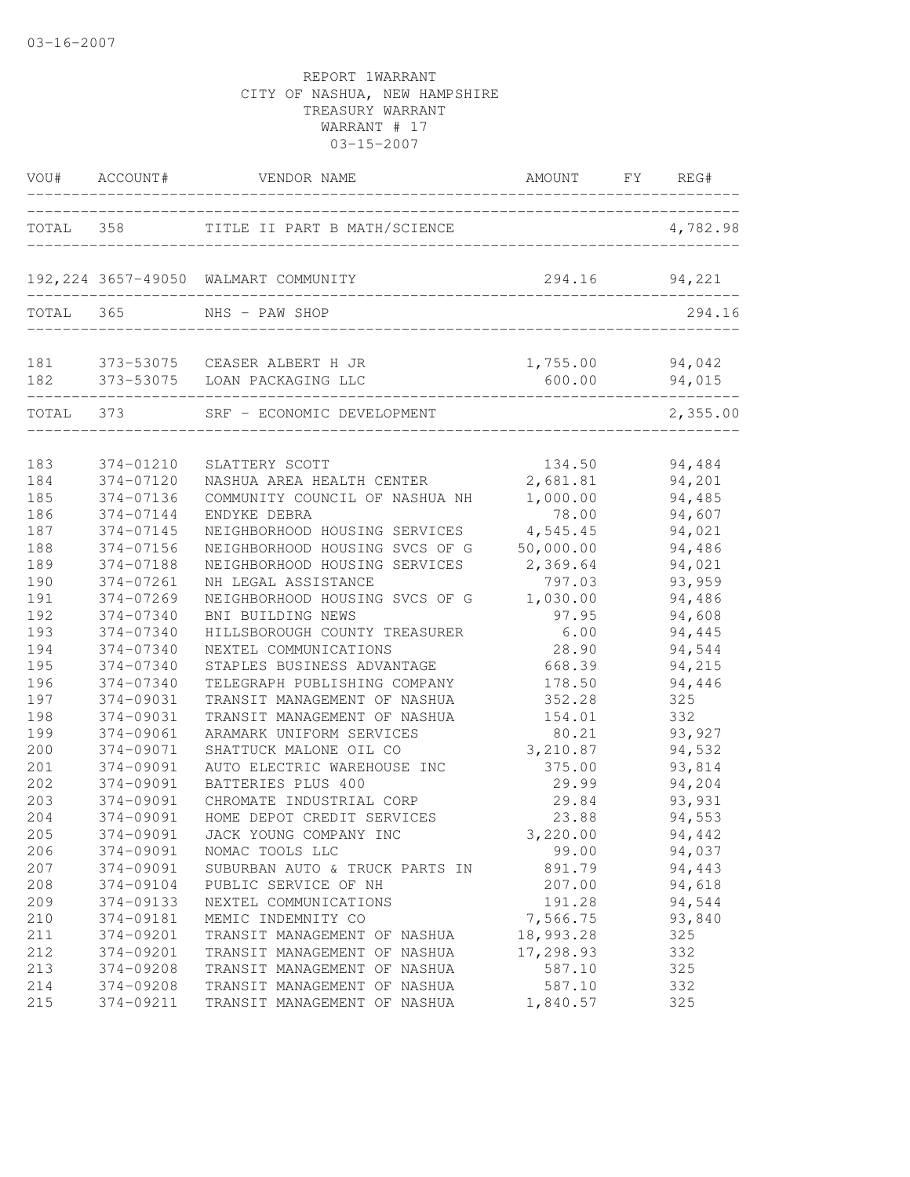03-16-2007

REPORT 1WARRANT
CITY OF NASHUA, NEW HAMPSHIRE
TREASURY WARRANT
WARRANT # 17
03-15-2007

| VOU# | ACCOUNT# | VENDOR NAME | AMOUNT | FY | REG# |
|---|---|---|---|---|---|
| TOTAL | 358 | TITLE II PART B MATH/SCIENCE | | | 4,782.98 |
| 192,224 | 3657-49050 | WALMART COMMUNITY | 294.16 | | 94,221 |
| TOTAL | 365 | NHS - PAW SHOP | | | 294.16 |
| 181 | 373-53075 | CEASER ALBERT H JR | 1,755.00 | | 94,042 |
| 182 | 373-53075 | LOAN PACKAGING LLC | 600.00 | | 94,015 |
| TOTAL | 373 | SRF - ECONOMIC DEVELOPMENT | | | 2,355.00 |
| 183 | 374-01210 | SLATTERY SCOTT | 134.50 | | 94,484 |
| 184 | 374-07120 | NASHUA AREA HEALTH CENTER | 2,681.81 | | 94,201 |
| 185 | 374-07136 | COMMUNITY COUNCIL OF NASHUA NH | 1,000.00 | | 94,485 |
| 186 | 374-07144 | ENDYKE DEBRA | 78.00 | | 94,607 |
| 187 | 374-07145 | NEIGHBORHOOD HOUSING SERVICES | 4,545.45 | | 94,021 |
| 188 | 374-07156 | NEIGHBORHOOD HOUSING SVCS OF G | 50,000.00 | | 94,486 |
| 189 | 374-07188 | NEIGHBORHOOD HOUSING SERVICES | 2,369.64 | | 94,021 |
| 190 | 374-07261 | NH LEGAL ASSISTANCE | 797.03 | | 93,959 |
| 191 | 374-07269 | NEIGHBORHOOD HOUSING SVCS OF G | 1,030.00 | | 94,486 |
| 192 | 374-07340 | BNI BUILDING NEWS | 97.95 | | 94,608 |
| 193 | 374-07340 | HILLSBOROUGH COUNTY TREASURER | 6.00 | | 94,445 |
| 194 | 374-07340 | NEXTEL COMMUNICATIONS | 28.90 | | 94,544 |
| 195 | 374-07340 | STAPLES BUSINESS ADVANTAGE | 668.39 | | 94,215 |
| 196 | 374-07340 | TELEGRAPH PUBLISHING COMPANY | 178.50 | | 94,446 |
| 197 | 374-09031 | TRANSIT MANAGEMENT OF NASHUA | 352.28 | | 325 |
| 198 | 374-09031 | TRANSIT MANAGEMENT OF NASHUA | 154.01 | | 332 |
| 199 | 374-09061 | ARAMARK UNIFORM SERVICES | 80.21 | | 93,927 |
| 200 | 374-09071 | SHATTUCK MALONE OIL CO | 3,210.87 | | 94,532 |
| 201 | 374-09091 | AUTO ELECTRIC WAREHOUSE INC | 375.00 | | 93,814 |
| 202 | 374-09091 | BATTERIES PLUS 400 | 29.99 | | 94,204 |
| 203 | 374-09091 | CHROMATE INDUSTRIAL CORP | 29.84 | | 93,931 |
| 204 | 374-09091 | HOME DEPOT CREDIT SERVICES | 23.88 | | 94,553 |
| 205 | 374-09091 | JACK YOUNG COMPANY INC | 3,220.00 | | 94,442 |
| 206 | 374-09091 | NOMAC TOOLS LLC | 99.00 | | 94,037 |
| 207 | 374-09091 | SUBURBAN AUTO & TRUCK PARTS IN | 891.79 | | 94,443 |
| 208 | 374-09104 | PUBLIC SERVICE OF NH | 207.00 | | 94,618 |
| 209 | 374-09133 | NEXTEL COMMUNICATIONS | 191.28 | | 94,544 |
| 210 | 374-09181 | MEMIC INDEMNITY CO | 7,566.75 | | 93,840 |
| 211 | 374-09201 | TRANSIT MANAGEMENT OF NASHUA | 18,993.28 | | 325 |
| 212 | 374-09201 | TRANSIT MANAGEMENT OF NASHUA | 17,298.93 | | 332 |
| 213 | 374-09208 | TRANSIT MANAGEMENT OF NASHUA | 587.10 | | 325 |
| 214 | 374-09208 | TRANSIT MANAGEMENT OF NASHUA | 587.10 | | 332 |
| 215 | 374-09211 | TRANSIT MANAGEMENT OF NASHUA | 1,840.57 | | 325 |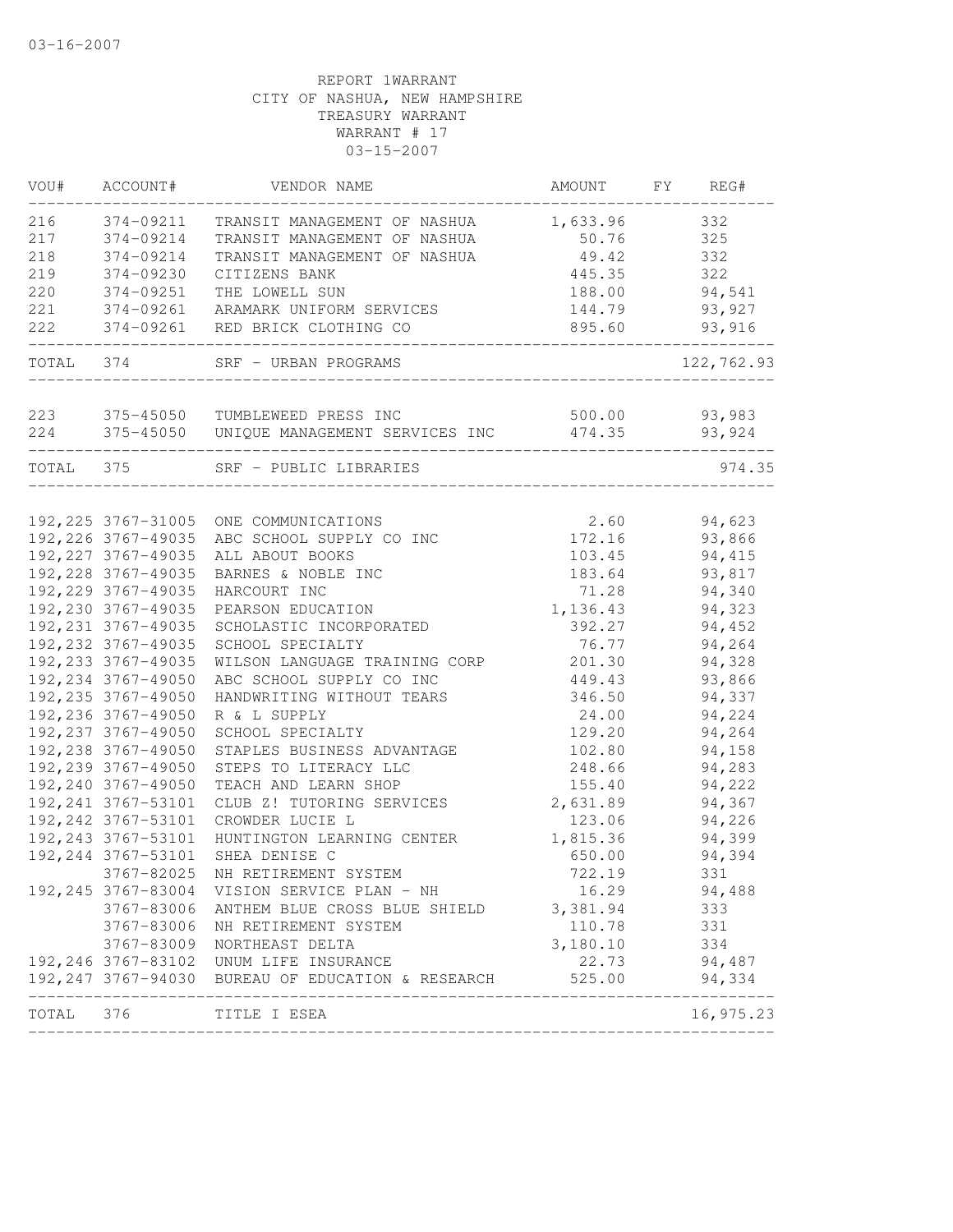03-16-2007

REPORT 1WARRANT
CITY OF NASHUA, NEW HAMPSHIRE
TREASURY WARRANT
WARRANT # 17
03-15-2007

| VOU# | ACCOUNT# | VENDOR NAME | AMOUNT | FY | REG# |
|---|---|---|---|---|---|
| 216 | 374-09211 | TRANSIT MANAGEMENT OF NASHUA | 1,633.96 | | 332 |
| 217 | 374-09214 | TRANSIT MANAGEMENT OF NASHUA | 50.76 | | 325 |
| 218 | 374-09214 | TRANSIT MANAGEMENT OF NASHUA | 49.42 | | 332 |
| 219 | 374-09230 | CITIZENS BANK | 445.35 | | 322 |
| 220 | 374-09251 | THE LOWELL SUN | 188.00 | | 94,541 |
| 221 | 374-09261 | ARAMARK UNIFORM SERVICES | 144.79 | | 93,927 |
| 222 | 374-09261 | RED BRICK CLOTHING CO | 895.60 | | 93,916 |
| TOTAL | 374 | SRF - URBAN PROGRAMS | | | 122,762.93 |
| 223 | 375-45050 | TUMBLEWEED PRESS INC | 500.00 | | 93,983 |
| 224 | 375-45050 | UNIQUE MANAGEMENT SERVICES INC | 474.35 | | 93,924 |
| TOTAL | 375 | SRF - PUBLIC LIBRARIES | | | 974.35 |
| 192,225 | 3767-31005 | ONE COMMUNICATIONS | 2.60 | | 94,623 |
| 192,226 | 3767-49035 | ABC SCHOOL SUPPLY CO INC | 172.16 | | 93,866 |
| 192,227 | 3767-49035 | ALL ABOUT BOOKS | 103.45 | | 94,415 |
| 192,228 | 3767-49035 | BARNES & NOBLE INC | 183.64 | | 93,817 |
| 192,229 | 3767-49035 | HARCOURT INC | 71.28 | | 94,340 |
| 192,230 | 3767-49035 | PEARSON EDUCATION | 1,136.43 | | 94,323 |
| 192,231 | 3767-49035 | SCHOLASTIC INCORPORATED | 392.27 | | 94,452 |
| 192,232 | 3767-49035 | SCHOOL SPECIALTY | 76.77 | | 94,264 |
| 192,233 | 3767-49035 | WILSON LANGUAGE TRAINING CORP | 201.30 | | 94,328 |
| 192,234 | 3767-49050 | ABC SCHOOL SUPPLY CO INC | 449.43 | | 93,866 |
| 192,235 | 3767-49050 | HANDWRITING WITHOUT TEARS | 346.50 | | 94,337 |
| 192,236 | 3767-49050 | R & L SUPPLY | 24.00 | | 94,224 |
| 192,237 | 3767-49050 | SCHOOL SPECIALTY | 129.20 | | 94,264 |
| 192,238 | 3767-49050 | STAPLES BUSINESS ADVANTAGE | 102.80 | | 94,158 |
| 192,239 | 3767-49050 | STEPS TO LITERACY LLC | 248.66 | | 94,283 |
| 192,240 | 3767-49050 | TEACH AND LEARN SHOP | 155.40 | | 94,222 |
| 192,241 | 3767-53101 | CLUB Z! TUTORING SERVICES | 2,631.89 | | 94,367 |
| 192,242 | 3767-53101 | CROWDER LUCIE L | 123.06 | | 94,226 |
| 192,243 | 3767-53101 | HUNTINGTON LEARNING CENTER | 1,815.36 | | 94,399 |
| 192,244 | 3767-53101 | SHEA DENISE C | 650.00 | | 94,394 |
| | 3767-82025 | NH RETIREMENT SYSTEM | 722.19 | | 331 |
| 192,245 | 3767-83004 | VISION SERVICE PLAN - NH | 16.29 | | 94,488 |
| | 3767-83006 | ANTHEM BLUE CROSS BLUE SHIELD | 3,381.94 | | 333 |
| | 3767-83006 | NH RETIREMENT SYSTEM | 110.78 | | 331 |
| | 3767-83009 | NORTHEAST DELTA | 3,180.10 | | 334 |
| 192,246 | 3767-83102 | UNUM LIFE INSURANCE | 22.73 | | 94,487 |
| 192,247 | 3767-94030 | BUREAU OF EDUCATION & RESEARCH | 525.00 | | 94,334 |
| TOTAL | 376 | TITLE I ESEA | | | 16,975.23 |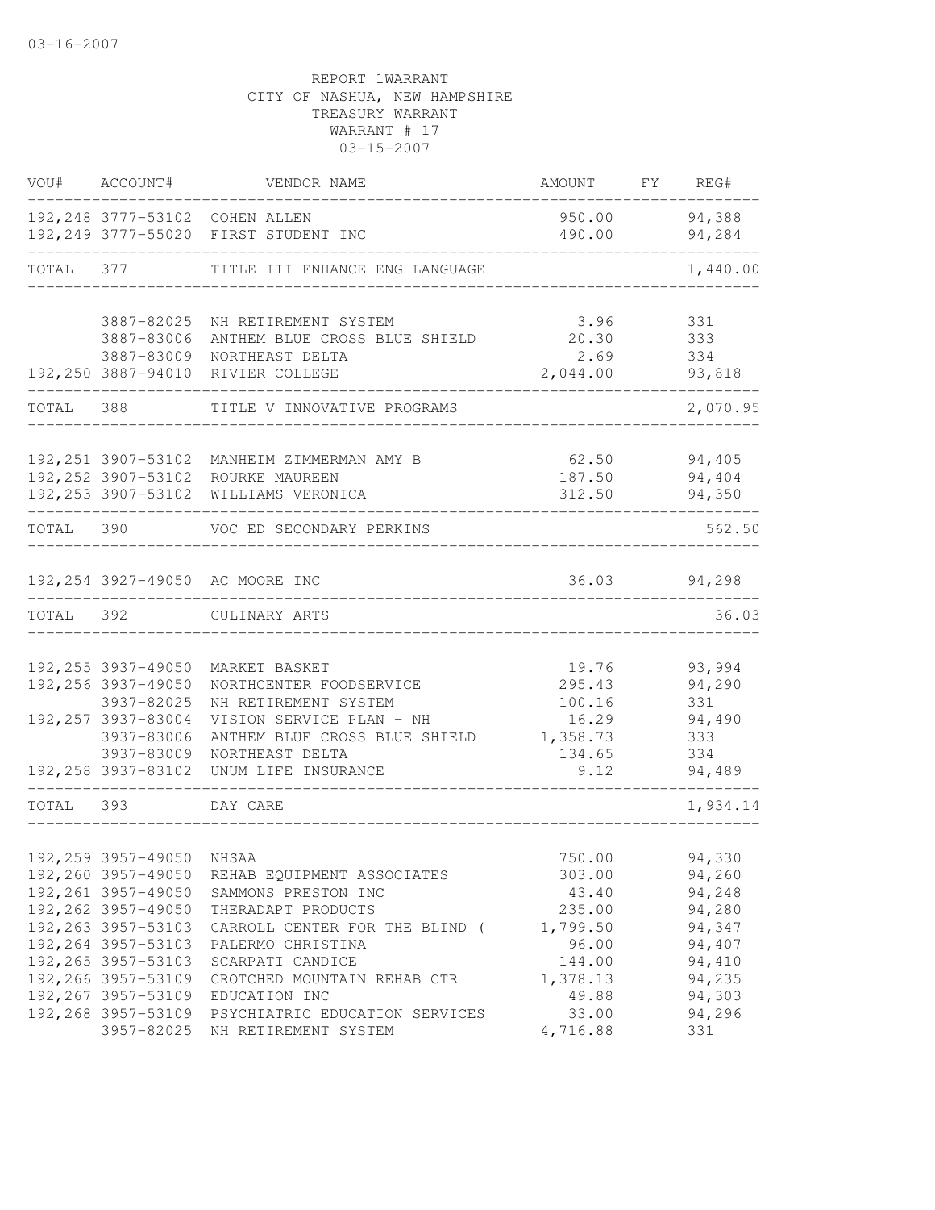03-16-2007

REPORT 1WARRANT
CITY OF NASHUA, NEW HAMPSHIRE
TREASURY WARRANT
WARRANT # 17
03-15-2007

| VOU# | ACCOUNT# | VENDOR NAME | AMOUNT | FY | REG# |
|---|---|---|---|---|---|
| 192,248 | 3777-53102 | COHEN ALLEN | 950.00 | | 94,388 |
| 192,249 | 3777-55020 | FIRST STUDENT INC | 490.00 | | 94,284 |
| TOTAL | 377 | TITLE III ENHANCE ENG LANGUAGE | | | 1,440.00 |
| | 3887-82025 | NH RETIREMENT SYSTEM | 3.96 | | 331 |
| | 3887-83006 | ANTHEM BLUE CROSS BLUE SHIELD | 20.30 | | 333 |
| | 3887-83009 | NORTHEAST DELTA | 2.69 | | 334 |
| 192,250 | 3887-94010 | RIVIER COLLEGE | 2,044.00 | | 93,818 |
| TOTAL | 388 | TITLE V INNOVATIVE PROGRAMS | | | 2,070.95 |
| 192,251 | 3907-53102 | MANHEIM ZIMMERMAN AMY B | 62.50 | | 94,405 |
| 192,252 | 3907-53102 | ROURKE MAUREEN | 187.50 | | 94,404 |
| 192,253 | 3907-53102 | WILLIAMS VERONICA | 312.50 | | 94,350 |
| TOTAL | 390 | VOC ED SECONDARY PERKINS | | | 562.50 |
| 192,254 | 3927-49050 | AC MOORE INC | 36.03 | | 94,298 |
| TOTAL | 392 | CULINARY ARTS | | | 36.03 |
| 192,255 | 3937-49050 | MARKET BASKET | 19.76 | | 93,994 |
| 192,256 | 3937-49050 | NORTHCENTER FOODSERVICE | 295.43 | | 94,290 |
| | 3937-82025 | NH RETIREMENT SYSTEM | 100.16 | | 331 |
| 192,257 | 3937-83004 | VISION SERVICE PLAN - NH | 16.29 | | 94,490 |
| | 3937-83006 | ANTHEM BLUE CROSS BLUE SHIELD | 1,358.73 | | 333 |
| | 3937-83009 | NORTHEAST DELTA | 134.65 | | 334 |
| 192,258 | 3937-83102 | UNUM LIFE INSURANCE | 9.12 | | 94,489 |
| TOTAL | 393 | DAY CARE | | | 1,934.14 |
| 192,259 | 3957-49050 | NHSAA | 750.00 | | 94,330 |
| 192,260 | 3957-49050 | REHAB EQUIPMENT ASSOCIATES | 303.00 | | 94,260 |
| 192,261 | 3957-49050 | SAMMONS PRESTON INC | 43.40 | | 94,248 |
| 192,262 | 3957-49050 | THERADAPT PRODUCTS | 235.00 | | 94,280 |
| 192,263 | 3957-53103 | CARROLL CENTER FOR THE BLIND ( | 1,799.50 | | 94,347 |
| 192,264 | 3957-53103 | PALERMO CHRISTINA | 96.00 | | 94,407 |
| 192,265 | 3957-53103 | SCARPATI CANDICE | 144.00 | | 94,410 |
| 192,266 | 3957-53109 | CROTCHED MOUNTAIN REHAB CTR | 1,378.13 | | 94,235 |
| 192,267 | 3957-53109 | EDUCATION INC | 49.88 | | 94,303 |
| 192,268 | 3957-53109 | PSYCHIATRIC EDUCATION SERVICES | 33.00 | | 94,296 |
| | 3957-82025 | NH RETIREMENT SYSTEM | 4,716.88 | | 331 |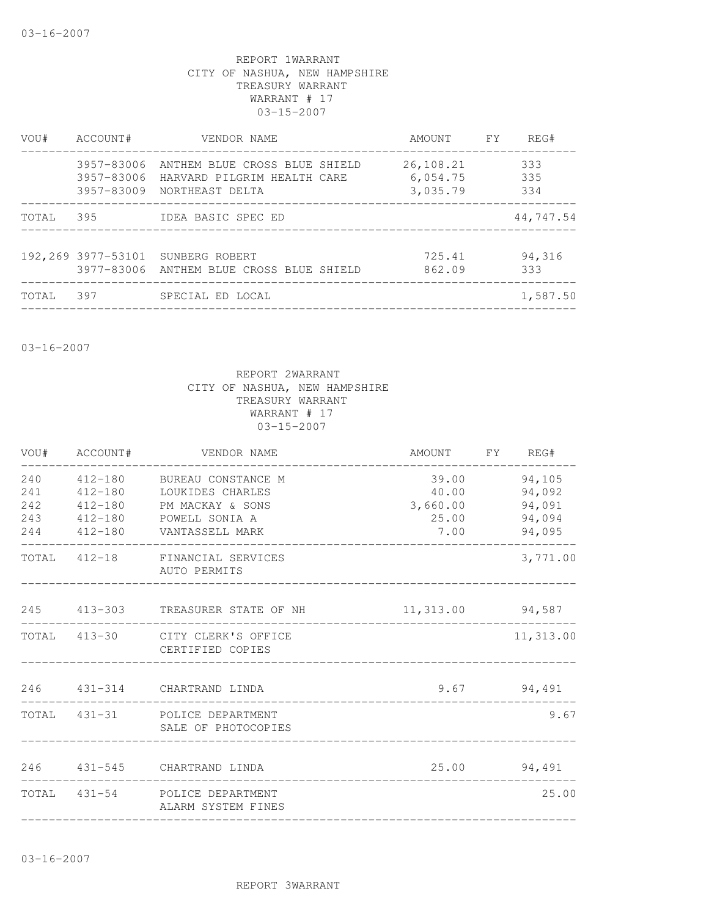REPORT 1WARRANT
CITY OF NASHUA, NEW HAMPSHIRE
TREASURY WARRANT
WARRANT # 17
03-15-2007

| VOU# | ACCOUNT# | VENDOR NAME | AMOUNT | FY | REG# |
|---|---|---|---|---|---|
| | 3957-83006 | ANTHEM BLUE CROSS BLUE SHIELD | 26,108.21 | | 333 |
| | 3957-83006 | HARVARD PILGRIM HEALTH CARE | 6,054.75 | | 335 |
| | 3957-83009 | NORTHEAST DELTA | 3,035.79 | | 334 |
| TOTAL | 395 | IDEA BASIC SPEC ED | | | 44,747.54 |
| 192,269 | 3977-53101 | SUNBERG ROBERT | 725.41 | | 94,316 |
| | 3977-83006 | ANTHEM BLUE CROSS BLUE SHIELD | 862.09 | | 333 |
| TOTAL | 397 | SPECIAL ED LOCAL | | | 1,587.50 |

03-16-2007

REPORT 2WARRANT
CITY OF NASHUA, NEW HAMPSHIRE
TREASURY WARRANT
WARRANT # 17
03-15-2007

| VOU# | ACCOUNT# | VENDOR NAME | AMOUNT | FY | REG# |
|---|---|---|---|---|---|
| 240 | 412-180 | BUREAU CONSTANCE M | 39.00 | | 94,105 |
| 241 | 412-180 | LOUKIDES CHARLES | 40.00 | | 94,092 |
| 242 | 412-180 | PM MACKAY & SONS | 3,660.00 | | 94,091 |
| 243 | 412-180 | POWELL SONIA A | 25.00 | | 94,094 |
| 244 | 412-180 | VANTASSELL MARK | 7.00 | | 94,095 |
| TOTAL | 412-18 | FINANCIAL SERVICES AUTO PERMITS | | | 3,771.00 |
| 245 | 413-303 | TREASURER STATE OF NH | 11,313.00 | | 94,587 |
| TOTAL | 413-30 | CITY CLERK'S OFFICE CERTIFIED COPIES | | | 11,313.00 |
| 246 | 431-314 | CHARTRAND LINDA | 9.67 | | 94,491 |
| TOTAL | 431-31 | POLICE DEPARTMENT SALE OF PHOTOCOPIES | | | 9.67 |
| 246 | 431-545 | CHARTRAND LINDA | 25.00 | | 94,491 |
| TOTAL | 431-54 | POLICE DEPARTMENT ALARM SYSTEM FINES | | | 25.00 |

03-16-2007

REPORT 3WARRANT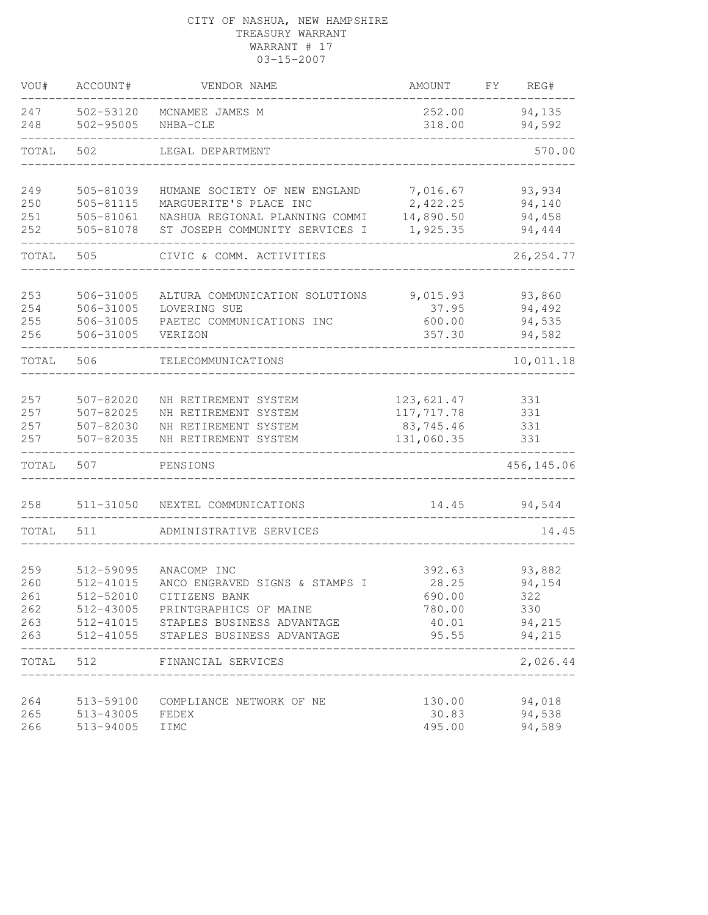CITY OF NASHUA, NEW HAMPSHIRE
TREASURY WARRANT
WARRANT # 17
03-15-2007

| VOU# | ACCOUNT# | VENDOR NAME | AMOUNT | FY | REG# |
|---|---|---|---|---|---|
| 247 | 502-53120 | MCNAMEE JAMES M | 252.00 | | 94,135 |
| 248 | 502-95005 | NHBA-CLE | 318.00 | | 94,592 |
| TOTAL | 502 | LEGAL DEPARTMENT | | | 570.00 |
| 249 | 505-81039 | HUMANE SOCIETY OF NEW ENGLAND | 7,016.67 | | 93,934 |
| 250 | 505-81115 | MARGUERITE'S PLACE INC | 2,422.25 | | 94,140 |
| 251 | 505-81061 | NASHUA REGIONAL PLANNING COMMI | 14,890.50 | | 94,458 |
| 252 | 505-81078 | ST JOSEPH COMMUNITY SERVICES I | 1,925.35 | | 94,444 |
| TOTAL | 505 | CIVIC & COMM. ACTIVITIES | | | 26,254.77 |
| 253 | 506-31005 | ALTURA COMMUNICATION SOLUTIONS | 9,015.93 | | 93,860 |
| 254 | 506-31005 | LOVERING SUE | 37.95 | | 94,492 |
| 255 | 506-31005 | PAETEC COMMUNICATIONS INC | 600.00 | | 94,535 |
| 256 | 506-31005 | VERIZON | 357.30 | | 94,582 |
| TOTAL | 506 | TELECOMMUNICATIONS | | | 10,011.18 |
| 257 | 507-82020 | NH RETIREMENT SYSTEM | 123,621.47 | | 331 |
| 257 | 507-82025 | NH RETIREMENT SYSTEM | 117,717.78 | | 331 |
| 257 | 507-82030 | NH RETIREMENT SYSTEM | 83,745.46 | | 331 |
| 257 | 507-82035 | NH RETIREMENT SYSTEM | 131,060.35 | | 331 |
| TOTAL | 507 | PENSIONS | | | 456,145.06 |
| 258 | 511-31050 | NEXTEL COMMUNICATIONS | 14.45 | | 94,544 |
| TOTAL | 511 | ADMINISTRATIVE SERVICES | | | 14.45 |
| 259 | 512-59095 | ANACOMP INC | 392.63 | | 93,882 |
| 260 | 512-41015 | ANCO ENGRAVED SIGNS & STAMPS I | 28.25 | | 94,154 |
| 261 | 512-52010 | CITIZENS BANK | 690.00 | | 322 |
| 262 | 512-43005 | PRINTGRAPHICS OF MAINE | 780.00 | | 330 |
| 263 | 512-41015 | STAPLES BUSINESS ADVANTAGE | 40.01 | | 94,215 |
| 263 | 512-41055 | STAPLES BUSINESS ADVANTAGE | 95.55 | | 94,215 |
| TOTAL | 512 | FINANCIAL SERVICES | | | 2,026.44 |
| 264 | 513-59100 | COMPLIANCE NETWORK OF NE | 130.00 | | 94,018 |
| 265 | 513-43005 | FEDEX | 30.83 | | 94,538 |
| 266 | 513-94005 | IIMC | 495.00 | | 94,589 |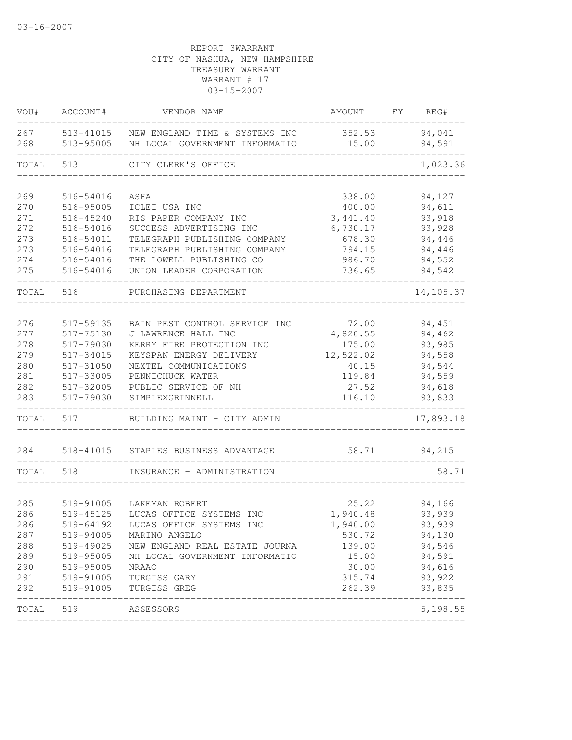03-16-2007

REPORT 3WARRANT
CITY OF NASHUA, NEW HAMPSHIRE
TREASURY WARRANT
WARRANT # 17
03-15-2007

| VOU# | ACCOUNT# | VENDOR NAME | AMOUNT | FY | REG# |
|---|---|---|---|---|---|
| 267 | 513-41015 | NEW ENGLAND TIME & SYSTEMS INC | 352.53 | | 94,041 |
| 268 | 513-95005 | NH LOCAL GOVERNMENT INFORMATIO | 15.00 | | 94,591 |
| TOTAL | 513 | CITY CLERK'S OFFICE | | | 1,023.36 |
| 269 | 516-54016 | ASHA | 338.00 | | 94,127 |
| 270 | 516-95005 | ICLEI USA INC | 400.00 | | 94,611 |
| 271 | 516-45240 | RIS PAPER COMPANY INC | 3,441.40 | | 93,918 |
| 272 | 516-54016 | SUCCESS ADVERTISING INC | 6,730.17 | | 93,928 |
| 273 | 516-54011 | TELEGRAPH PUBLISHING COMPANY | 678.30 | | 94,446 |
| 273 | 516-54016 | TELEGRAPH PUBLISHING COMPANY | 794.15 | | 94,446 |
| 274 | 516-54016 | THE LOWELL PUBLISHING CO | 986.70 | | 94,552 |
| 275 | 516-54016 | UNION LEADER CORPORATION | 736.65 | | 94,542 |
| TOTAL | 516 | PURCHASING DEPARTMENT | | | 14,105.37 |
| 276 | 517-59135 | BAIN PEST CONTROL SERVICE INC | 72.00 | | 94,451 |
| 277 | 517-75130 | J LAWRENCE HALL INC | 4,820.55 | | 94,462 |
| 278 | 517-79030 | KERRY FIRE PROTECTION INC | 175.00 | | 93,985 |
| 279 | 517-34015 | KEYSPAN ENERGY DELIVERY | 12,522.02 | | 94,558 |
| 280 | 517-31050 | NEXTEL COMMUNICATIONS | 40.15 | | 94,544 |
| 281 | 517-33005 | PENNICHUCK WATER | 119.84 | | 94,559 |
| 282 | 517-32005 | PUBLIC SERVICE OF NH | 27.52 | | 94,618 |
| 283 | 517-79030 | SIMPLEXGRINNELL | 116.10 | | 93,833 |
| TOTAL | 517 | BUILDING MAINT - CITY ADMIN | | | 17,893.18 |
| 284 | 518-41015 | STAPLES BUSINESS ADVANTAGE | 58.71 | | 94,215 |
| TOTAL | 518 | INSURANCE - ADMINISTRATION | | | 58.71 |
| 285 | 519-91005 | LAKEMAN ROBERT | 25.22 | | 94,166 |
| 286 | 519-45125 | LUCAS OFFICE SYSTEMS INC | 1,940.48 | | 93,939 |
| 286 | 519-64192 | LUCAS OFFICE SYSTEMS INC | 1,940.00 | | 93,939 |
| 287 | 519-94005 | MARINO ANGELO | 530.72 | | 94,130 |
| 288 | 519-49025 | NEW ENGLAND REAL ESTATE JOURNA | 139.00 | | 94,546 |
| 289 | 519-95005 | NH LOCAL GOVERNMENT INFORMATIO | 15.00 | | 94,591 |
| 290 | 519-95005 | NRAAO | 30.00 | | 94,616 |
| 291 | 519-91005 | TURGISS GARY | 315.74 | | 93,922 |
| 292 | 519-91005 | TURGISS GREG | 262.39 | | 93,835 |
| TOTAL | 519 | ASSESSORS | | | 5,198.55 |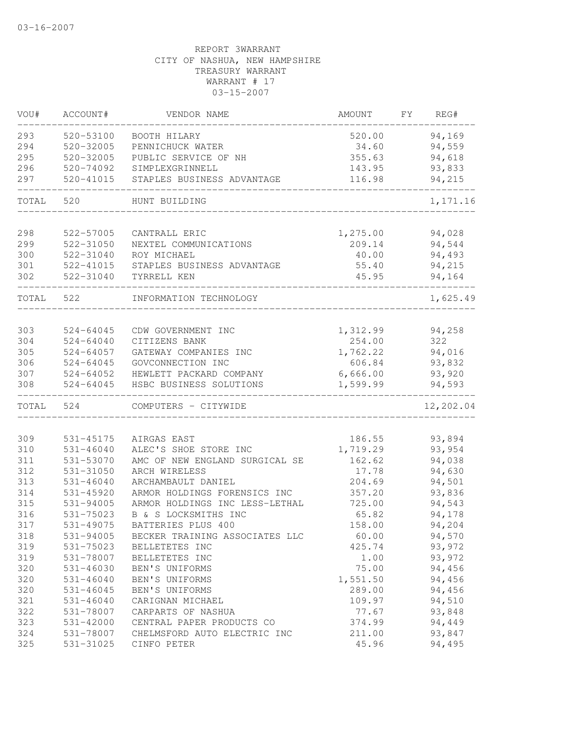03-16-2007

REPORT 3WARRANT
CITY OF NASHUA, NEW HAMPSHIRE
TREASURY WARRANT
WARRANT # 17
03-15-2007

| VOU# | ACCOUNT# | VENDOR NAME | AMOUNT | FY | REG# |
|---|---|---|---|---|---|
| 293 | 520-53100 | BOOTH HILARY | 520.00 | | 94,169 |
| 294 | 520-32005 | PENNICHUCK WATER | 34.60 | | 94,559 |
| 295 | 520-32005 | PUBLIC SERVICE OF NH | 355.63 | | 94,618 |
| 296 | 520-74092 | SIMPLEXGRINNELL | 143.95 | | 93,833 |
| 297 | 520-41015 | STAPLES BUSINESS ADVANTAGE | 116.98 | | 94,215 |
| TOTAL | 520 | HUNT BUILDING | | | 1,171.16 |
| 298 | 522-57005 | CANTRALL ERIC | 1,275.00 | | 94,028 |
| 299 | 522-31050 | NEXTEL COMMUNICATIONS | 209.14 | | 94,544 |
| 300 | 522-31040 | ROY MICHAEL | 40.00 | | 94,493 |
| 301 | 522-41015 | STAPLES BUSINESS ADVANTAGE | 55.40 | | 94,215 |
| 302 | 522-31040 | TYRRELL KEN | 45.95 | | 94,164 |
| TOTAL | 522 | INFORMATION TECHNOLOGY | | | 1,625.49 |
| 303 | 524-64045 | CDW GOVERNMENT INC | 1,312.99 | | 94,258 |
| 304 | 524-64040 | CITIZENS BANK | 254.00 | | 322 |
| 305 | 524-64057 | GATEWAY COMPANIES INC | 1,762.22 | | 94,016 |
| 306 | 524-64045 | GOVCONNECTION INC | 606.84 | | 93,832 |
| 307 | 524-64052 | HEWLETT PACKARD COMPANY | 6,666.00 | | 93,920 |
| 308 | 524-64045 | HSBC BUSINESS SOLUTIONS | 1,599.99 | | 94,593 |
| TOTAL | 524 | COMPUTERS - CITYWIDE | | | 12,202.04 |
| 309 | 531-45175 | AIRGAS EAST | 186.55 | | 93,894 |
| 310 | 531-46040 | ALEC'S SHOE STORE INC | 1,719.29 | | 93,954 |
| 311 | 531-53070 | AMC OF NEW ENGLAND SURGICAL SE | 162.62 | | 94,038 |
| 312 | 531-31050 | ARCH WIRELESS | 17.78 | | 94,630 |
| 313 | 531-46040 | ARCHAMBAULT DANIEL | 204.69 | | 94,501 |
| 314 | 531-45920 | ARMOR HOLDINGS FORENSICS INC | 357.20 | | 93,836 |
| 315 | 531-94005 | ARMOR HOLDINGS INC LESS-LETHAL | 725.00 | | 94,543 |
| 316 | 531-75023 | B & S LOCKSMITHS INC | 65.82 | | 94,178 |
| 317 | 531-49075 | BATTERIES PLUS 400 | 158.00 | | 94,204 |
| 318 | 531-94005 | BECKER TRAINING ASSOCIATES LLC | 60.00 | | 94,570 |
| 319 | 531-75023 | BELLETETES INC | 425.74 | | 93,972 |
| 319 | 531-78007 | BELLETETES INC | 1.00 | | 93,972 |
| 320 | 531-46030 | BEN'S UNIFORMS | 75.00 | | 94,456 |
| 320 | 531-46040 | BEN'S UNIFORMS | 1,551.50 | | 94,456 |
| 320 | 531-46045 | BEN'S UNIFORMS | 289.00 | | 94,456 |
| 321 | 531-46040 | CARIGNAN MICHAEL | 109.97 | | 94,510 |
| 322 | 531-78007 | CARPARTS OF NASHUA | 77.67 | | 93,848 |
| 323 | 531-42000 | CENTRAL PAPER PRODUCTS CO | 374.99 | | 94,449 |
| 324 | 531-78007 | CHELMSFORD AUTO ELECTRIC INC | 211.00 | | 93,847 |
| 325 | 531-31025 | CINFO PETER | 45.96 | | 94,495 |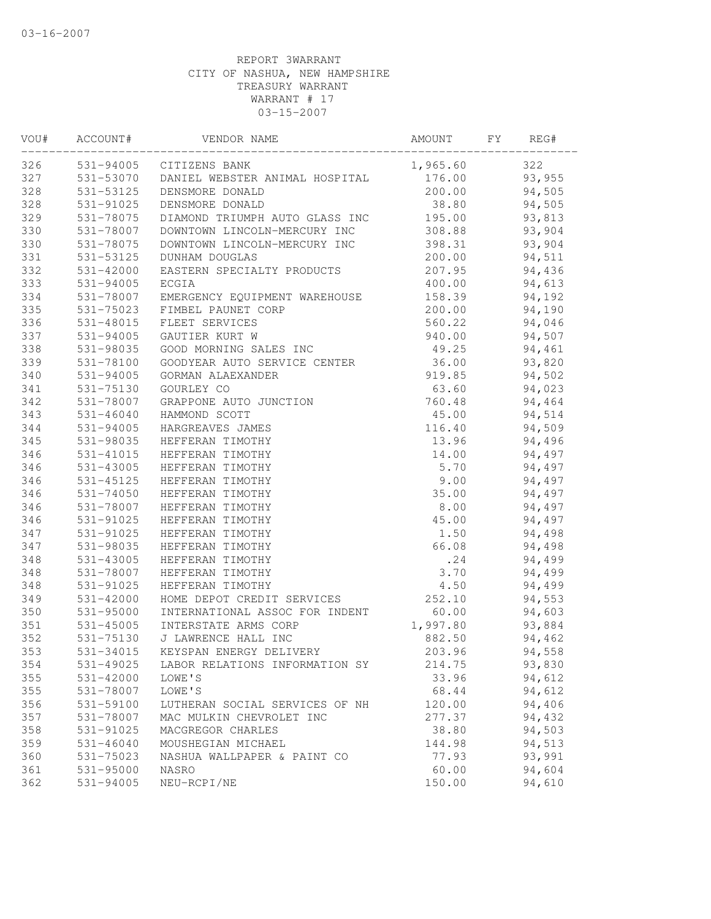03-16-2007

REPORT 3WARRANT
CITY OF NASHUA, NEW HAMPSHIRE
TREASURY WARRANT
WARRANT # 17
03-15-2007

| VOU# | ACCOUNT# | VENDOR NAME | AMOUNT | FY | REG# |
|---|---|---|---|---|---|
| 326 | 531-94005 | CITIZENS BANK | 1,965.60 | | 322 |
| 327 | 531-53070 | DANIEL WEBSTER ANIMAL HOSPITAL | 176.00 | | 93,955 |
| 328 | 531-53125 | DENSMORE DONALD | 200.00 | | 94,505 |
| 328 | 531-91025 | DENSMORE DONALD | 38.80 | | 94,505 |
| 329 | 531-78075 | DIAMOND TRIUMPH AUTO GLASS INC | 195.00 | | 93,813 |
| 330 | 531-78007 | DOWNTOWN LINCOLN-MERCURY INC | 308.88 | | 93,904 |
| 330 | 531-78075 | DOWNTOWN LINCOLN-MERCURY INC | 398.31 | | 93,904 |
| 331 | 531-53125 | DUNHAM DOUGLAS | 200.00 | | 94,511 |
| 332 | 531-42000 | EASTERN SPECIALTY PRODUCTS | 207.95 | | 94,436 |
| 333 | 531-94005 | ECGIA | 400.00 | | 94,613 |
| 334 | 531-78007 | EMERGENCY EQUIPMENT WAREHOUSE | 158.39 | | 94,192 |
| 335 | 531-75023 | FIMBEL PAUNET CORP | 200.00 | | 94,190 |
| 336 | 531-48015 | FLEET SERVICES | 560.22 | | 94,046 |
| 337 | 531-94005 | GAUTIER KURT W | 940.00 | | 94,507 |
| 338 | 531-98035 | GOOD MORNING SALES INC | 49.25 | | 94,461 |
| 339 | 531-78100 | GOODYEAR AUTO SERVICE CENTER | 36.00 | | 93,820 |
| 340 | 531-94005 | GORMAN ALAEXANDER | 919.85 | | 94,502 |
| 341 | 531-75130 | GOURLEY CO | 63.60 | | 94,023 |
| 342 | 531-78007 | GRAPPONE AUTO JUNCTION | 760.48 | | 94,464 |
| 343 | 531-46040 | HAMMOND SCOTT | 45.00 | | 94,514 |
| 344 | 531-94005 | HARGREAVES JAMES | 116.40 | | 94,509 |
| 345 | 531-98035 | HEFFERAN TIMOTHY | 13.96 | | 94,496 |
| 346 | 531-41015 | HEFFERAN TIMOTHY | 14.00 | | 94,497 |
| 346 | 531-43005 | HEFFERAN TIMOTHY | 5.70 | | 94,497 |
| 346 | 531-45125 | HEFFERAN TIMOTHY | 9.00 | | 94,497 |
| 346 | 531-74050 | HEFFERAN TIMOTHY | 35.00 | | 94,497 |
| 346 | 531-78007 | HEFFERAN TIMOTHY | 8.00 | | 94,497 |
| 346 | 531-91025 | HEFFERAN TIMOTHY | 45.00 | | 94,497 |
| 347 | 531-91025 | HEFFERAN TIMOTHY | 1.50 | | 94,498 |
| 347 | 531-98035 | HEFFERAN TIMOTHY | 66.08 | | 94,498 |
| 348 | 531-43005 | HEFFERAN TIMOTHY | .24 | | 94,499 |
| 348 | 531-78007 | HEFFERAN TIMOTHY | 3.70 | | 94,499 |
| 348 | 531-91025 | HEFFERAN TIMOTHY | 4.50 | | 94,499 |
| 349 | 531-42000 | HOME DEPOT CREDIT SERVICES | 252.10 | | 94,553 |
| 350 | 531-95000 | INTERNATIONAL ASSOC FOR INDENT | 60.00 | | 94,603 |
| 351 | 531-45005 | INTERSTATE ARMS CORP | 1,997.80 | | 93,884 |
| 352 | 531-75130 | J LAWRENCE HALL INC | 882.50 | | 94,462 |
| 353 | 531-34015 | KEYSPAN ENERGY DELIVERY | 203.96 | | 94,558 |
| 354 | 531-49025 | LABOR RELATIONS INFORMATION SY | 214.75 | | 93,830 |
| 355 | 531-42000 | LOWE'S | 33.96 | | 94,612 |
| 355 | 531-78007 | LOWE'S | 68.44 | | 94,612 |
| 356 | 531-59100 | LUTHERAN SOCIAL SERVICES OF NH | 120.00 | | 94,406 |
| 357 | 531-78007 | MAC MULKIN CHEVROLET INC | 277.37 | | 94,432 |
| 358 | 531-91025 | MACGREGOR CHARLES | 38.80 | | 94,503 |
| 359 | 531-46040 | MOUSHEGIAN MICHAEL | 144.98 | | 94,513 |
| 360 | 531-75023 | NASHUA WALLPAPER & PAINT CO | 77.93 | | 93,991 |
| 361 | 531-95000 | NASRO | 60.00 | | 94,604 |
| 362 | 531-94005 | NEU-RCPI/NE | 150.00 | | 94,610 |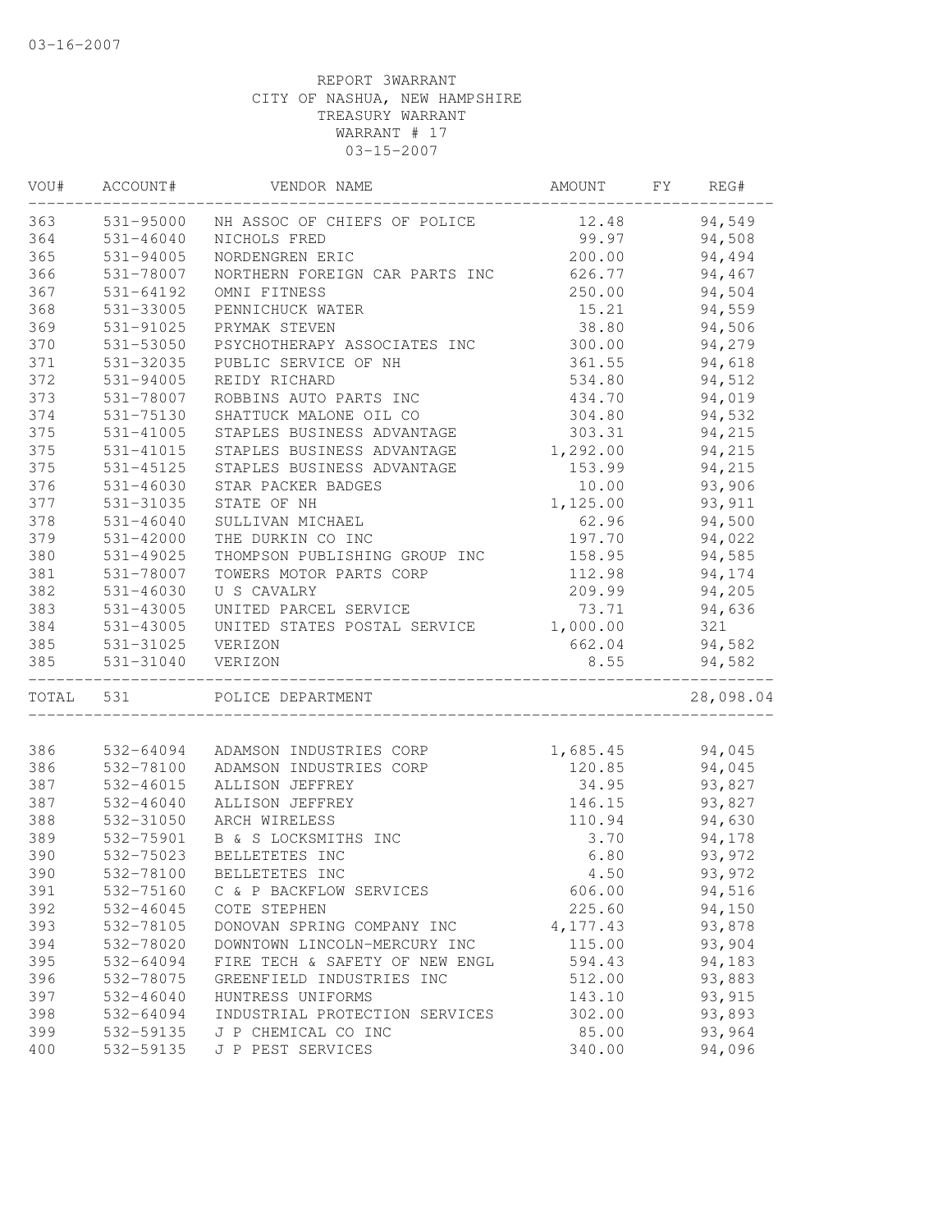03-16-2007

REPORT 3WARRANT
CITY OF NASHUA, NEW HAMPSHIRE
TREASURY WARRANT
WARRANT # 17
03-15-2007

| VOU# | ACCOUNT# | VENDOR NAME | AMOUNT | FY | REG# |
|---|---|---|---|---|---|
| 363 | 531-95000 | NH ASSOC OF CHIEFS OF POLICE | 12.48 | | 94,549 |
| 364 | 531-46040 | NICHOLS FRED | 99.97 | | 94,508 |
| 365 | 531-94005 | NORDENGREN ERIC | 200.00 | | 94,494 |
| 366 | 531-78007 | NORTHERN FOREIGN CAR PARTS INC | 626.77 | | 94,467 |
| 367 | 531-64192 | OMNI FITNESS | 250.00 | | 94,504 |
| 368 | 531-33005 | PENNICHUCK WATER | 15.21 | | 94,559 |
| 369 | 531-91025 | PRYMAK STEVEN | 38.80 | | 94,506 |
| 370 | 531-53050 | PSYCHOTHERAPY ASSOCIATES INC | 300.00 | | 94,279 |
| 371 | 531-32035 | PUBLIC SERVICE OF NH | 361.55 | | 94,618 |
| 372 | 531-94005 | REIDY RICHARD | 534.80 | | 94,512 |
| 373 | 531-78007 | ROBBINS AUTO PARTS INC | 434.70 | | 94,019 |
| 374 | 531-75130 | SHATTUCK MALONE OIL CO | 304.80 | | 94,532 |
| 375 | 531-41005 | STAPLES BUSINESS ADVANTAGE | 303.31 | | 94,215 |
| 375 | 531-41015 | STAPLES BUSINESS ADVANTAGE | 1,292.00 | | 94,215 |
| 375 | 531-45125 | STAPLES BUSINESS ADVANTAGE | 153.99 | | 94,215 |
| 376 | 531-46030 | STAR PACKER BADGES | 10.00 | | 93,906 |
| 377 | 531-31035 | STATE OF NH | 1,125.00 | | 93,911 |
| 378 | 531-46040 | SULLIVAN MICHAEL | 62.96 | | 94,500 |
| 379 | 531-42000 | THE DURKIN CO INC | 197.70 | | 94,022 |
| 380 | 531-49025 | THOMPSON PUBLISHING GROUP INC | 158.95 | | 94,585 |
| 381 | 531-78007 | TOWERS MOTOR PARTS CORP | 112.98 | | 94,174 |
| 382 | 531-46030 | U S CAVALRY | 209.99 | | 94,205 |
| 383 | 531-43005 | UNITED PARCEL SERVICE | 73.71 | | 94,636 |
| 384 | 531-43005 | UNITED STATES POSTAL SERVICE | 1,000.00 | | 321 |
| 385 | 531-31025 | VERIZON | 662.04 | | 94,582 |
| 385 | 531-31040 | VERIZON | 8.55 | | 94,582 |
| TOTAL | 531 | POLICE DEPARTMENT | | | 28,098.04 |
| 386 | 532-64094 | ADAMSON INDUSTRIES CORP | 1,685.45 | | 94,045 |
| 386 | 532-78100 | ADAMSON INDUSTRIES CORP | 120.85 | | 94,045 |
| 387 | 532-46015 | ALLISON JEFFREY | 34.95 | | 93,827 |
| 387 | 532-46040 | ALLISON JEFFREY | 146.15 | | 93,827 |
| 388 | 532-31050 | ARCH WIRELESS | 110.94 | | 94,630 |
| 389 | 532-75901 | B & S LOCKSMITHS INC | 3.70 | | 94,178 |
| 390 | 532-75023 | BELLETETES INC | 6.80 | | 93,972 |
| 390 | 532-78100 | BELLETETES INC | 4.50 | | 93,972 |
| 391 | 532-75160 | C & P BACKFLOW SERVICES | 606.00 | | 94,516 |
| 392 | 532-46045 | COTE STEPHEN | 225.60 | | 94,150 |
| 393 | 532-78105 | DONOVAN SPRING COMPANY INC | 4,177.43 | | 93,878 |
| 394 | 532-78020 | DOWNTOWN LINCOLN-MERCURY INC | 115.00 | | 93,904 |
| 395 | 532-64094 | FIRE TECH & SAFETY OF NEW ENGL | 594.43 | | 94,183 |
| 396 | 532-78075 | GREENFIELD INDUSTRIES INC | 512.00 | | 93,883 |
| 397 | 532-46040 | HUNTRESS UNIFORMS | 143.10 | | 93,915 |
| 398 | 532-64094 | INDUSTRIAL PROTECTION SERVICES | 302.00 | | 93,893 |
| 399 | 532-59135 | J P CHEMICAL CO INC | 85.00 | | 93,964 |
| 400 | 532-59135 | J P PEST SERVICES | 340.00 | | 94,096 |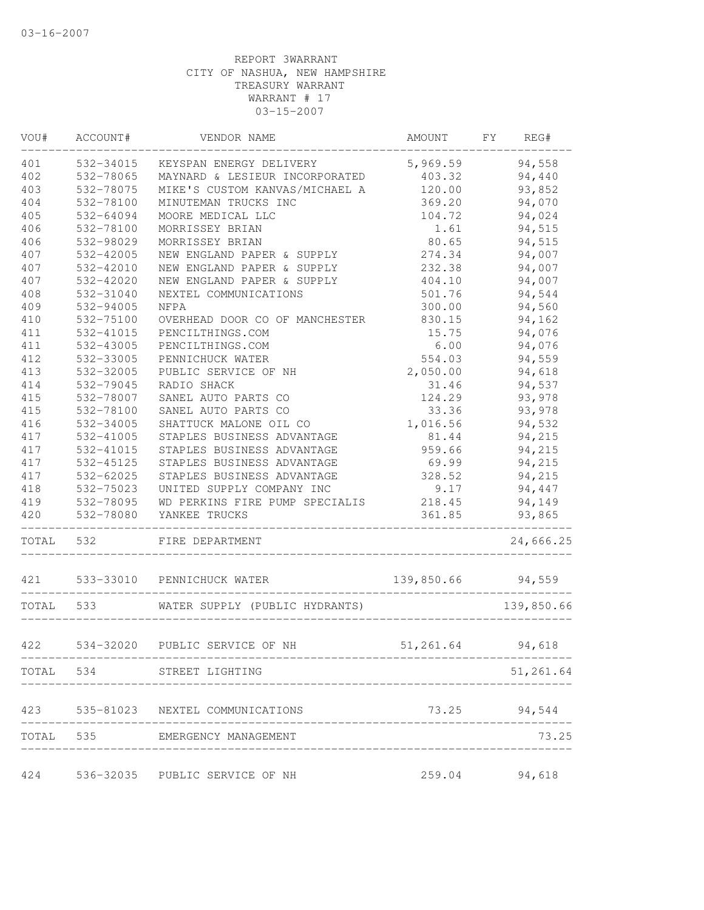03-16-2007

REPORT 3WARRANT
CITY OF NASHUA, NEW HAMPSHIRE
TREASURY WARRANT
WARRANT # 17
03-15-2007

| VOU# | ACCOUNT# | VENDOR NAME | AMOUNT | FY | REG# |
|---|---|---|---|---|---|
| 401 | 532-34015 | KEYSPAN ENERGY DELIVERY | 5,969.59 | | 94,558 |
| 402 | 532-78065 | MAYNARD & LESIEUR INCORPORATED | 403.32 | | 94,440 |
| 403 | 532-78075 | MIKE'S CUSTOM KANVAS/MICHAEL A | 120.00 | | 93,852 |
| 404 | 532-78100 | MINUTEMAN TRUCKS INC | 369.20 | | 94,070 |
| 405 | 532-64094 | MOORE MEDICAL LLC | 104.72 | | 94,024 |
| 406 | 532-78100 | MORRISSEY BRIAN | 1.61 | | 94,515 |
| 406 | 532-98029 | MORRISSEY BRIAN | 80.65 | | 94,515 |
| 407 | 532-42005 | NEW ENGLAND PAPER & SUPPLY | 274.34 | | 94,007 |
| 407 | 532-42010 | NEW ENGLAND PAPER & SUPPLY | 232.38 | | 94,007 |
| 407 | 532-42020 | NEW ENGLAND PAPER & SUPPLY | 404.10 | | 94,007 |
| 408 | 532-31040 | NEXTEL COMMUNICATIONS | 501.76 | | 94,544 |
| 409 | 532-94005 | NFPA | 300.00 | | 94,560 |
| 410 | 532-75100 | OVERHEAD DOOR CO OF MANCHESTER | 830.15 | | 94,162 |
| 411 | 532-41015 | PENCILTHINGS.COM | 15.75 | | 94,076 |
| 411 | 532-43005 | PENCILTHINGS.COM | 6.00 | | 94,076 |
| 412 | 532-33005 | PENNICHUCK WATER | 554.03 | | 94,559 |
| 413 | 532-32005 | PUBLIC SERVICE OF NH | 2,050.00 | | 94,618 |
| 414 | 532-79045 | RADIO SHACK | 31.46 | | 94,537 |
| 415 | 532-78007 | SANEL AUTO PARTS CO | 124.29 | | 93,978 |
| 415 | 532-78100 | SANEL AUTO PARTS CO | 33.36 | | 93,978 |
| 416 | 532-34005 | SHATTUCK MALONE OIL CO | 1,016.56 | | 94,532 |
| 417 | 532-41005 | STAPLES BUSINESS ADVANTAGE | 81.44 | | 94,215 |
| 417 | 532-41015 | STAPLES BUSINESS ADVANTAGE | 959.66 | | 94,215 |
| 417 | 532-45125 | STAPLES BUSINESS ADVANTAGE | 69.99 | | 94,215 |
| 417 | 532-62025 | STAPLES BUSINESS ADVANTAGE | 328.52 | | 94,215 |
| 418 | 532-75023 | UNITED SUPPLY COMPANY INC | 9.17 | | 94,447 |
| 419 | 532-78095 | WD PERKINS FIRE PUMP SPECIALIS | 218.45 | | 94,149 |
| 420 | 532-78080 | YANKEE TRUCKS | 361.85 | | 93,865 |
| TOTAL | 532 | FIRE DEPARTMENT | | | 24,666.25 |
| 421 | 533-33010 | PENNICHUCK WATER | 139,850.66 | | 94,559 |
| TOTAL | 533 | WATER SUPPLY (PUBLIC HYDRANTS) | | | 139,850.66 |
| 422 | 534-32020 | PUBLIC SERVICE OF NH | 51,261.64 | | 94,618 |
| TOTAL | 534 | STREET LIGHTING | | | 51,261.64 |
| 423 | 535-81023 | NEXTEL COMMUNICATIONS | 73.25 | | 94,544 |
| TOTAL | 535 | EMERGENCY MANAGEMENT | | | 73.25 |
| 424 | 536-32035 | PUBLIC SERVICE OF NH | 259.04 | | 94,618 |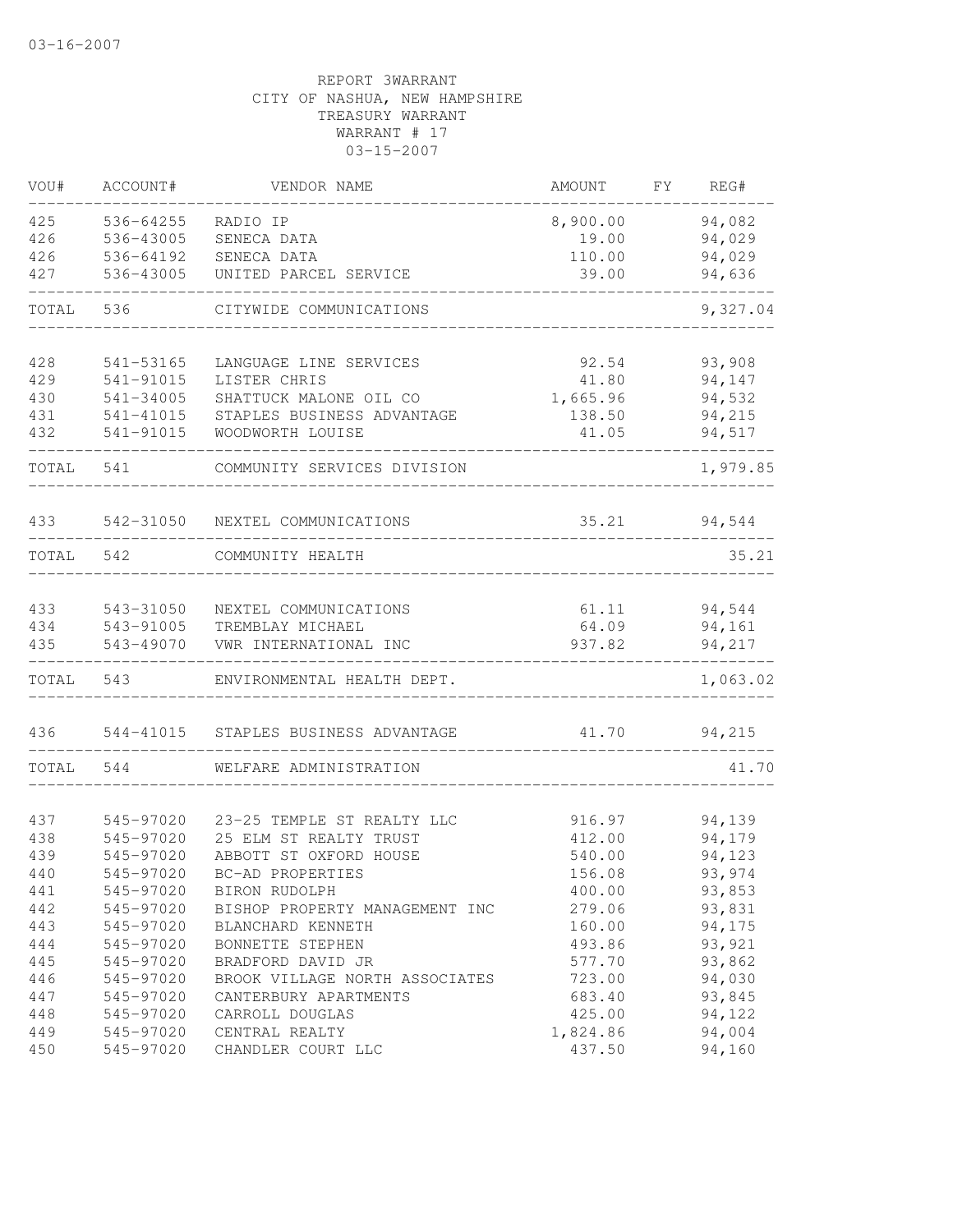03-16-2007

REPORT 3WARRANT
CITY OF NASHUA, NEW HAMPSHIRE
TREASURY WARRANT
WARRANT # 17
03-15-2007

| VOU# | ACCOUNT# | VENDOR NAME | AMOUNT | FY | REG# |
|---|---|---|---|---|---|
| 425 | 536-64255 | RADIO IP | 8,900.00 | | 94,082 |
| 426 | 536-43005 | SENECA DATA | 19.00 | | 94,029 |
| 426 | 536-64192 | SENECA DATA | 110.00 | | 94,029 |
| 427 | 536-43005 | UNITED PARCEL SERVICE | 39.00 | | 94,636 |
| TOTAL | 536 | CITYWIDE COMMUNICATIONS | | | 9,327.04 |
| 428 | 541-53165 | LANGUAGE LINE SERVICES | 92.54 | | 93,908 |
| 429 | 541-91015 | LISTER CHRIS | 41.80 | | 94,147 |
| 430 | 541-34005 | SHATTUCK MALONE OIL CO | 1,665.96 | | 94,532 |
| 431 | 541-41015 | STAPLES BUSINESS ADVANTAGE | 138.50 | | 94,215 |
| 432 | 541-91015 | WOODWORTH LOUISE | 41.05 | | 94,517 |
| TOTAL | 541 | COMMUNITY SERVICES DIVISION | | | 1,979.85 |
| 433 | 542-31050 | NEXTEL COMMUNICATIONS | 35.21 | | 94,544 |
| TOTAL | 542 | COMMUNITY HEALTH | | | 35.21 |
| 433 | 543-31050 | NEXTEL COMMUNICATIONS | 61.11 | | 94,544 |
| 434 | 543-91005 | TREMBLAY MICHAEL | 64.09 | | 94,161 |
| 435 | 543-49070 | VWR INTERNATIONAL INC | 937.82 | | 94,217 |
| TOTAL | 543 | ENVIRONMENTAL HEALTH DEPT. | | | 1,063.02 |
| 436 | 544-41015 | STAPLES BUSINESS ADVANTAGE | 41.70 | | 94,215 |
| TOTAL | 544 | WELFARE ADMINISTRATION | | | 41.70 |
| 437 | 545-97020 | 23-25 TEMPLE ST REALTY LLC | 916.97 | | 94,139 |
| 438 | 545-97020 | 25 ELM ST REALTY TRUST | 412.00 | | 94,179 |
| 439 | 545-97020 | ABBOTT ST OXFORD HOUSE | 540.00 | | 94,123 |
| 440 | 545-97020 | BC-AD PROPERTIES | 156.08 | | 93,974 |
| 441 | 545-97020 | BIRON RUDOLPH | 400.00 | | 93,853 |
| 442 | 545-97020 | BISHOP PROPERTY MANAGEMENT INC | 279.06 | | 93,831 |
| 443 | 545-97020 | BLANCHARD KENNETH | 160.00 | | 94,175 |
| 444 | 545-97020 | BONNETTE STEPHEN | 493.86 | | 93,921 |
| 445 | 545-97020 | BRADFORD DAVID JR | 577.70 | | 93,862 |
| 446 | 545-97020 | BROOK VILLAGE NORTH ASSOCIATES | 723.00 | | 94,030 |
| 447 | 545-97020 | CANTERBURY APARTMENTS | 683.40 | | 93,845 |
| 448 | 545-97020 | CARROLL DOUGLAS | 425.00 | | 94,122 |
| 449 | 545-97020 | CENTRAL REALTY | 1,824.86 | | 94,004 |
| 450 | 545-97020 | CHANDLER COURT LLC | 437.50 | | 94,160 |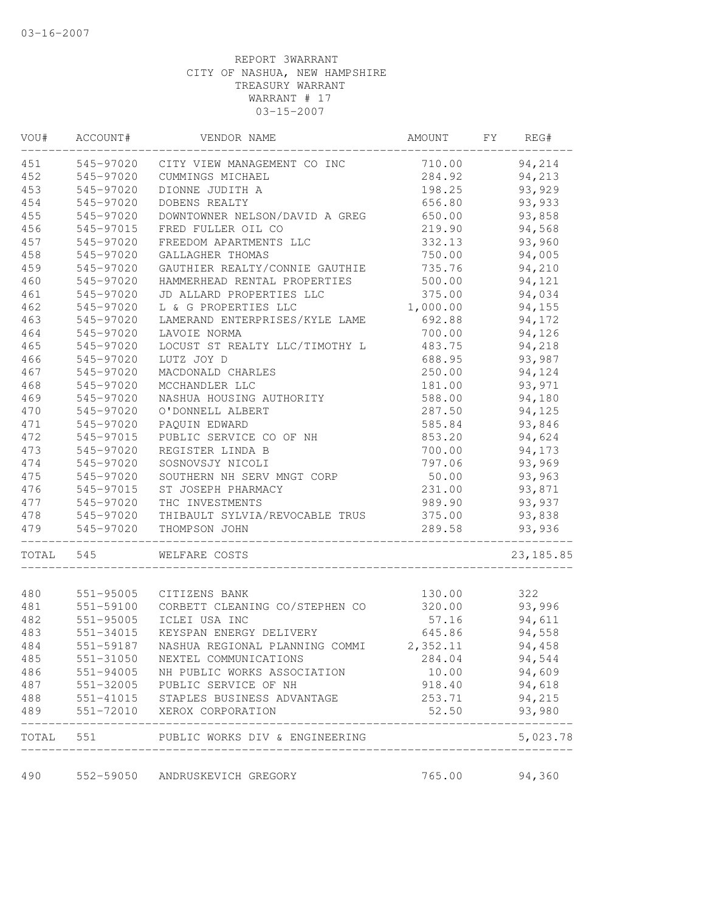03-16-2007

REPORT 3WARRANT
CITY OF NASHUA, NEW HAMPSHIRE
TREASURY WARRANT
WARRANT # 17
03-15-2007

| VOU# | ACCOUNT# | VENDOR NAME | AMOUNT | FY | REG# |
|---|---|---|---|---|---|
| 451 | 545-97020 | CITY VIEW MANAGEMENT CO INC | 710.00 | | 94,214 |
| 452 | 545-97020 | CUMMINGS MICHAEL | 284.92 | | 94,213 |
| 453 | 545-97020 | DIONNE JUDITH A | 198.25 | | 93,929 |
| 454 | 545-97020 | DOBENS REALTY | 656.80 | | 93,933 |
| 455 | 545-97020 | DOWNTOWNER NELSON/DAVID A GREG | 650.00 | | 93,858 |
| 456 | 545-97015 | FRED FULLER OIL CO | 219.90 | | 94,568 |
| 457 | 545-97020 | FREEDOM APARTMENTS LLC | 332.13 | | 93,960 |
| 458 | 545-97020 | GALLAGHER THOMAS | 750.00 | | 94,005 |
| 459 | 545-97020 | GAUTHIER REALTY/CONNIE GAUTHIE | 735.76 | | 94,210 |
| 460 | 545-97020 | HAMMERHEAD RENTAL PROPERTIES | 500.00 | | 94,121 |
| 461 | 545-97020 | JD ALLARD PROPERTIES LLC | 375.00 | | 94,034 |
| 462 | 545-97020 | L & G PROPERTIES LLC | 1,000.00 | | 94,155 |
| 463 | 545-97020 | LAMERAND ENTERPRISES/KYLE LAME | 692.88 | | 94,172 |
| 464 | 545-97020 | LAVOIE NORMA | 700.00 | | 94,126 |
| 465 | 545-97020 | LOCUST ST REALTY LLC/TIMOTHY L | 483.75 | | 94,218 |
| 466 | 545-97020 | LUTZ JOY D | 688.95 | | 93,987 |
| 467 | 545-97020 | MACDONALD CHARLES | 250.00 | | 94,124 |
| 468 | 545-97020 | MCCHANDLER LLC | 181.00 | | 93,971 |
| 469 | 545-97020 | NASHUA HOUSING AUTHORITY | 588.00 | | 94,180 |
| 470 | 545-97020 | O'DONNELL ALBERT | 287.50 | | 94,125 |
| 471 | 545-97020 | PAQUIN EDWARD | 585.84 | | 93,846 |
| 472 | 545-97015 | PUBLIC SERVICE CO OF NH | 853.20 | | 94,624 |
| 473 | 545-97020 | REGISTER LINDA B | 700.00 | | 94,173 |
| 474 | 545-97020 | SOSNOVSJY NICOLI | 797.06 | | 93,969 |
| 475 | 545-97020 | SOUTHERN NH SERV MNGT CORP | 50.00 | | 93,963 |
| 476 | 545-97015 | ST JOSEPH PHARMACY | 231.00 | | 93,871 |
| 477 | 545-97020 | THC INVESTMENTS | 989.90 | | 93,937 |
| 478 | 545-97020 | THIBAULT SYLVIA/REVOCABLE TRUS | 375.00 | | 93,838 |
| 479 | 545-97020 | THOMPSON JOHN | 289.58 | | 93,936 |
| TOTAL | 545 | WELFARE COSTS | | | 23,185.85 |
| 480 | 551-95005 | CITIZENS BANK | 130.00 | | 322 |
| 481 | 551-59100 | CORBETT CLEANING CO/STEPHEN CO | 320.00 | | 93,996 |
| 482 | 551-95005 | ICLEI USA INC | 57.16 | | 94,611 |
| 483 | 551-34015 | KEYSPAN ENERGY DELIVERY | 645.86 | | 94,558 |
| 484 | 551-59187 | NASHUA REGIONAL PLANNING COMMI | 2,352.11 | | 94,458 |
| 485 | 551-31050 | NEXTEL COMMUNICATIONS | 284.04 | | 94,544 |
| 486 | 551-94005 | NH PUBLIC WORKS ASSOCIATION | 10.00 | | 94,609 |
| 487 | 551-32005 | PUBLIC SERVICE OF NH | 918.40 | | 94,618 |
| 488 | 551-41015 | STAPLES BUSINESS ADVANTAGE | 253.71 | | 94,215 |
| 489 | 551-72010 | XEROX CORPORATION | 52.50 | | 93,980 |
| TOTAL | 551 | PUBLIC WORKS DIV & ENGINEERING | | | 5,023.78 |
| 490 | 552-59050 | ANDRUSKEVICH GREGORY | 765.00 | | 94,360 |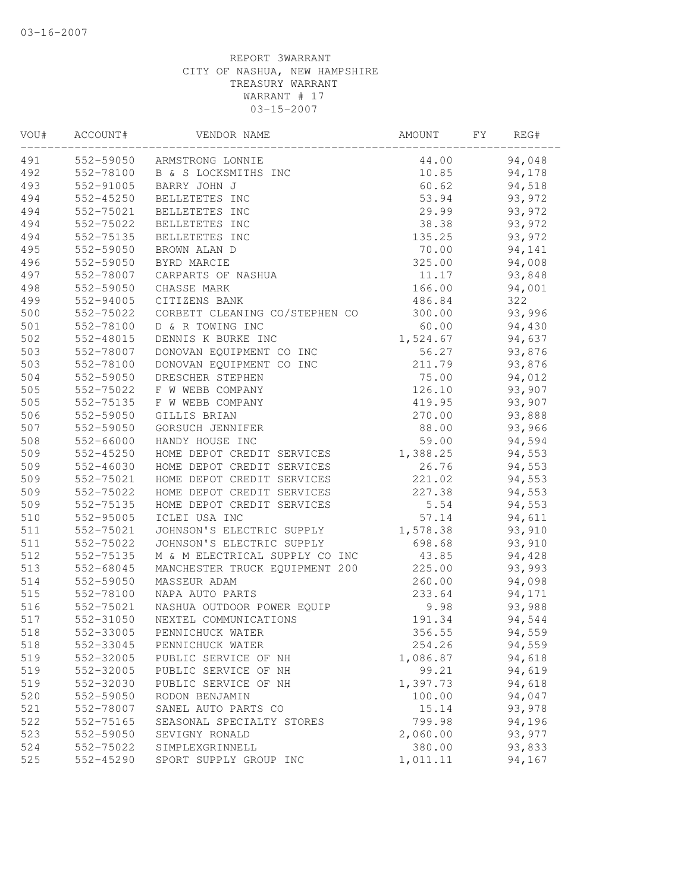03-16-2007

REPORT 3WARRANT
CITY OF NASHUA, NEW HAMPSHIRE
TREASURY WARRANT
WARRANT # 17
03-15-2007

| VOU# | ACCOUNT# | VENDOR NAME | AMOUNT | FY | REG# |
|---|---|---|---|---|---|
| 491 | 552-59050 | ARMSTRONG LONNIE | 44.00 | | 94,048 |
| 492 | 552-78100 | B & S LOCKSMITHS INC | 10.85 | | 94,178 |
| 493 | 552-91005 | BARRY JOHN J | 60.62 | | 94,518 |
| 494 | 552-45250 | BELLETETES INC | 53.94 | | 93,972 |
| 494 | 552-75021 | BELLETETES INC | 29.99 | | 93,972 |
| 494 | 552-75022 | BELLETETES INC | 38.38 | | 93,972 |
| 494 | 552-75135 | BELLETETES INC | 135.25 | | 93,972 |
| 495 | 552-59050 | BROWN ALAN D | 70.00 | | 94,141 |
| 496 | 552-59050 | BYRD MARCIE | 325.00 | | 94,008 |
| 497 | 552-78007 | CARPARTS OF NASHUA | 11.17 | | 93,848 |
| 498 | 552-59050 | CHASSE MARK | 166.00 | | 94,001 |
| 499 | 552-94005 | CITIZENS BANK | 486.84 | | 322 |
| 500 | 552-75022 | CORBETT CLEANING CO/STEPHEN CO | 300.00 | | 93,996 |
| 501 | 552-78100 | D & R TOWING INC | 60.00 | | 94,430 |
| 502 | 552-48015 | DENNIS K BURKE INC | 1,524.67 | | 94,637 |
| 503 | 552-78007 | DONOVAN EQUIPMENT CO INC | 56.27 | | 93,876 |
| 503 | 552-78100 | DONOVAN EQUIPMENT CO INC | 211.79 | | 93,876 |
| 504 | 552-59050 | DRESCHER STEPHEN | 75.00 | | 94,012 |
| 505 | 552-75022 | F W WEBB COMPANY | 126.10 | | 93,907 |
| 505 | 552-75135 | F W WEBB COMPANY | 419.95 | | 93,907 |
| 506 | 552-59050 | GILLIS BRIAN | 270.00 | | 93,888 |
| 507 | 552-59050 | GORSUCH JENNIFER | 88.00 | | 93,966 |
| 508 | 552-66000 | HANDY HOUSE INC | 59.00 | | 94,594 |
| 509 | 552-45250 | HOME DEPOT CREDIT SERVICES | 1,388.25 | | 94,553 |
| 509 | 552-46030 | HOME DEPOT CREDIT SERVICES | 26.76 | | 94,553 |
| 509 | 552-75021 | HOME DEPOT CREDIT SERVICES | 221.02 | | 94,553 |
| 509 | 552-75022 | HOME DEPOT CREDIT SERVICES | 227.38 | | 94,553 |
| 509 | 552-75135 | HOME DEPOT CREDIT SERVICES | 5.54 | | 94,553 |
| 510 | 552-95005 | ICLEI USA INC | 57.14 | | 94,611 |
| 511 | 552-75021 | JOHNSON'S ELECTRIC SUPPLY | 1,578.38 | | 93,910 |
| 511 | 552-75022 | JOHNSON'S ELECTRIC SUPPLY | 698.68 | | 93,910 |
| 512 | 552-75135 | M & M ELECTRICAL SUPPLY CO INC | 43.85 | | 94,428 |
| 513 | 552-68045 | MANCHESTER TRUCK EQUIPMENT 200 | 225.00 | | 93,993 |
| 514 | 552-59050 | MASSEUR ADAM | 260.00 | | 94,098 |
| 515 | 552-78100 | NAPA AUTO PARTS | 233.64 | | 94,171 |
| 516 | 552-75021 | NASHUA OUTDOOR POWER EQUIP | 9.98 | | 93,988 |
| 517 | 552-31050 | NEXTEL COMMUNICATIONS | 191.34 | | 94,544 |
| 518 | 552-33005 | PENNICHUCK WATER | 356.55 | | 94,559 |
| 518 | 552-33045 | PENNICHUCK WATER | 254.26 | | 94,559 |
| 519 | 552-32005 | PUBLIC SERVICE OF NH | 1,086.87 | | 94,618 |
| 519 | 552-32005 | PUBLIC SERVICE OF NH | 99.21 | | 94,619 |
| 519 | 552-32030 | PUBLIC SERVICE OF NH | 1,397.73 | | 94,618 |
| 520 | 552-59050 | RODON BENJAMIN | 100.00 | | 94,047 |
| 521 | 552-78007 | SANEL AUTO PARTS CO | 15.14 | | 93,978 |
| 522 | 552-75165 | SEASONAL SPECIALTY STORES | 799.98 | | 94,196 |
| 523 | 552-59050 | SEVIGNY RONALD | 2,060.00 | | 93,977 |
| 524 | 552-75022 | SIMPLEXGRINNELL | 380.00 | | 93,833 |
| 525 | 552-45290 | SPORT SUPPLY GROUP INC | 1,011.11 | | 94,167 |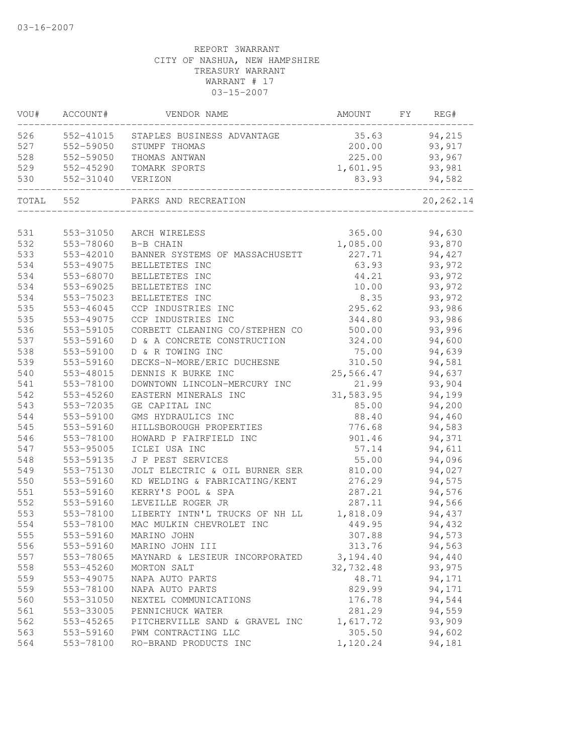03-16-2007

REPORT 3WARRANT
CITY OF NASHUA, NEW HAMPSHIRE
TREASURY WARRANT
WARRANT # 17
03-15-2007

| VOU# | ACCOUNT# | VENDOR NAME | AMOUNT | FY | REG# |
|---|---|---|---|---|---|
| 526 | 552-41015 | STAPLES BUSINESS ADVANTAGE | 35.63 | | 94,215 |
| 527 | 552-59050 | STUMPF THOMAS | 200.00 | | 93,917 |
| 528 | 552-59050 | THOMAS ANTWAN | 225.00 | | 93,967 |
| 529 | 552-45290 | TOMARK SPORTS | 1,601.95 | | 93,981 |
| 530 | 552-31040 | VERIZON | 83.93 | | 94,582 |
| TOTAL | 552 | PARKS AND RECREATION | | | 20,262.14 |
| 531 | 553-31050 | ARCH WIRELESS | 365.00 | | 94,630 |
| 532 | 553-78060 | B-B CHAIN | 1,085.00 | | 93,870 |
| 533 | 553-42010 | BANNER SYSTEMS OF MASSACHUSETT | 227.71 | | 94,427 |
| 534 | 553-49075 | BELLETETES INC | 63.93 | | 93,972 |
| 534 | 553-68070 | BELLETETES INC | 44.21 | | 93,972 |
| 534 | 553-69025 | BELLETETES INC | 10.00 | | 93,972 |
| 534 | 553-75023 | BELLETETES INC | 8.35 | | 93,972 |
| 535 | 553-46045 | CCP INDUSTRIES INC | 295.62 | | 93,986 |
| 535 | 553-49075 | CCP INDUSTRIES INC | 344.80 | | 93,986 |
| 536 | 553-59105 | CORBETT CLEANING CO/STEPHEN CO | 500.00 | | 93,996 |
| 537 | 553-59160 | D & A CONCRETE CONSTRUCTION | 324.00 | | 94,600 |
| 538 | 553-59100 | D & R TOWING INC | 75.00 | | 94,639 |
| 539 | 553-59160 | DECKS-N-MORE/ERIC DUCHESNE | 310.50 | | 94,581 |
| 540 | 553-48015 | DENNIS K BURKE INC | 25,566.47 | | 94,637 |
| 541 | 553-78100 | DOWNTOWN LINCOLN-MERCURY INC | 21.99 | | 93,904 |
| 542 | 553-45260 | EASTERN MINERALS INC | 31,583.95 | | 94,199 |
| 543 | 553-72035 | GE CAPITAL INC | 85.00 | | 94,200 |
| 544 | 553-59100 | GMS HYDRAULICS INC | 88.40 | | 94,460 |
| 545 | 553-59160 | HILLSBOROUGH PROPERTIES | 776.68 | | 94,583 |
| 546 | 553-78100 | HOWARD P FAIRFIELD INC | 901.46 | | 94,371 |
| 547 | 553-95005 | ICLEI USA INC | 57.14 | | 94,611 |
| 548 | 553-59135 | J P PEST SERVICES | 55.00 | | 94,096 |
| 549 | 553-75130 | JOLT ELECTRIC & OIL BURNER SER | 810.00 | | 94,027 |
| 550 | 553-59160 | KD WELDING & FABRICATING/KENT | 276.29 | | 94,575 |
| 551 | 553-59160 | KERRY'S POOL & SPA | 287.21 | | 94,576 |
| 552 | 553-59160 | LEVEILLE ROGER JR | 287.11 | | 94,566 |
| 553 | 553-78100 | LIBERTY INTN'L TRUCKS OF NH LL | 1,818.09 | | 94,437 |
| 554 | 553-78100 | MAC MULKIN CHEVROLET INC | 449.95 | | 94,432 |
| 555 | 553-59160 | MARINO JOHN | 307.88 | | 94,573 |
| 556 | 553-59160 | MARINO JOHN III | 313.76 | | 94,563 |
| 557 | 553-78065 | MAYNARD & LESIEUR INCORPORATED | 3,194.40 | | 94,440 |
| 558 | 553-45260 | MORTON SALT | 32,732.48 | | 93,975 |
| 559 | 553-49075 | NAPA AUTO PARTS | 48.71 | | 94,171 |
| 559 | 553-78100 | NAPA AUTO PARTS | 829.99 | | 94,171 |
| 560 | 553-31050 | NEXTEL COMMUNICATIONS | 176.78 | | 94,544 |
| 561 | 553-33005 | PENNICHUCK WATER | 281.29 | | 94,559 |
| 562 | 553-45265 | PITCHERVILLE SAND & GRAVEL INC | 1,617.72 | | 93,909 |
| 563 | 553-59160 | PWM CONTRACTING LLC | 305.50 | | 94,602 |
| 564 | 553-78100 | RO-BRAND PRODUCTS INC | 1,120.24 | | 94,181 |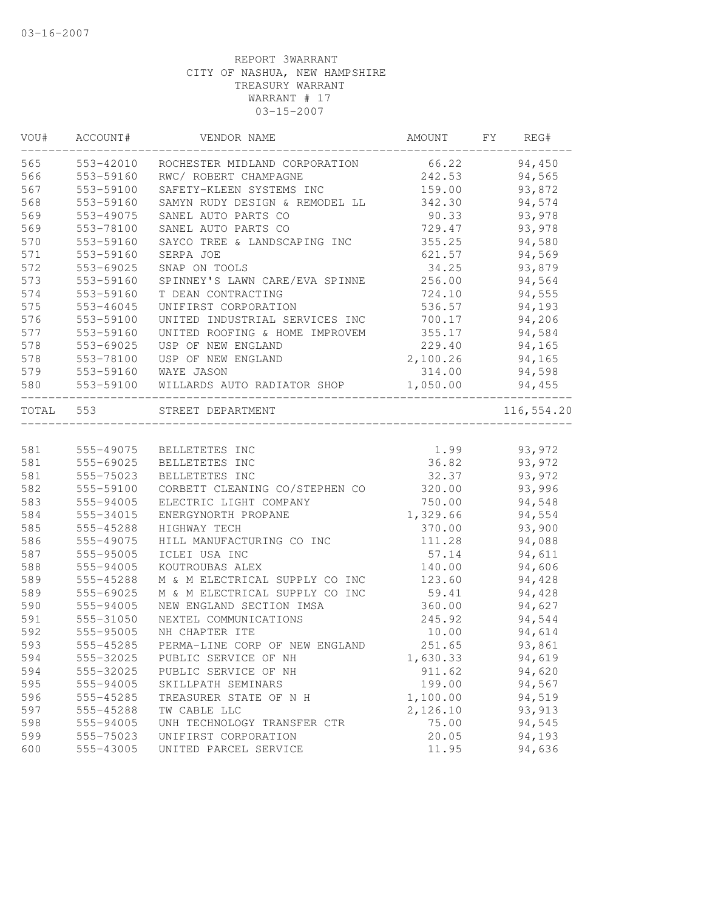03-16-2007

REPORT 3WARRANT
CITY OF NASHUA, NEW HAMPSHIRE
TREASURY WARRANT
WARRANT # 17
03-15-2007

| VOU# | ACCOUNT# | VENDOR NAME | AMOUNT | FY | REG# |
|---|---|---|---|---|---|
| 565 | 553-42010 | ROCHESTER MIDLAND CORPORATION | 66.22 | | 94,450 |
| 566 | 553-59160 | RWC/ ROBERT CHAMPAGNE | 242.53 | | 94,565 |
| 567 | 553-59100 | SAFETY-KLEEN SYSTEMS INC | 159.00 | | 93,872 |
| 568 | 553-59160 | SAMYN RUDY DESIGN & REMODEL LL | 342.30 | | 94,574 |
| 569 | 553-49075 | SANEL AUTO PARTS CO | 90.33 | | 93,978 |
| 569 | 553-78100 | SANEL AUTO PARTS CO | 729.47 | | 93,978 |
| 570 | 553-59160 | SAYCO TREE & LANDSCAPING INC | 355.25 | | 94,580 |
| 571 | 553-59160 | SERPA JOE | 621.57 | | 94,569 |
| 572 | 553-69025 | SNAP ON TOOLS | 34.25 | | 93,879 |
| 573 | 553-59160 | SPINNEY'S LAWN CARE/EVA SPINNE | 256.00 | | 94,564 |
| 574 | 553-59160 | T DEAN CONTRACTING | 724.10 | | 94,555 |
| 575 | 553-46045 | UNIFIRST CORPORATION | 536.57 | | 94,193 |
| 576 | 553-59100 | UNITED INDUSTRIAL SERVICES INC | 700.17 | | 94,206 |
| 577 | 553-59160 | UNITED ROOFING & HOME IMPROVEM | 355.17 | | 94,584 |
| 578 | 553-69025 | USP OF NEW ENGLAND | 229.40 | | 94,165 |
| 578 | 553-78100 | USP OF NEW ENGLAND | 2,100.26 | | 94,165 |
| 579 | 553-59160 | WAYE JASON | 314.00 | | 94,598 |
| 580 | 553-59100 | WILLARDS AUTO RADIATOR SHOP | 1,050.00 | | 94,455 |
| TOTAL | 553 | STREET DEPARTMENT | | | 116,554.20 |
| 581 | 555-49075 | BELLETETES INC | 1.99 | | 93,972 |
| 581 | 555-69025 | BELLETETES INC | 36.82 | | 93,972 |
| 581 | 555-75023 | BELLETETES INC | 32.37 | | 93,972 |
| 582 | 555-59100 | CORBETT CLEANING CO/STEPHEN CO | 320.00 | | 93,996 |
| 583 | 555-94005 | ELECTRIC LIGHT COMPANY | 750.00 | | 94,548 |
| 584 | 555-34015 | ENERGYNORTH PROPANE | 1,329.66 | | 94,554 |
| 585 | 555-45288 | HIGHWAY TECH | 370.00 | | 93,900 |
| 586 | 555-49075 | HILL MANUFACTURING CO INC | 111.28 | | 94,088 |
| 587 | 555-95005 | ICLEI USA INC | 57.14 | | 94,611 |
| 588 | 555-94005 | KOUTROUBAS ALEX | 140.00 | | 94,606 |
| 589 | 555-45288 | M & M ELECTRICAL SUPPLY CO INC | 123.60 | | 94,428 |
| 589 | 555-69025 | M & M ELECTRICAL SUPPLY CO INC | 59.41 | | 94,428 |
| 590 | 555-94005 | NEW ENGLAND SECTION IMSA | 360.00 | | 94,627 |
| 591 | 555-31050 | NEXTEL COMMUNICATIONS | 245.92 | | 94,544 |
| 592 | 555-95005 | NH CHAPTER ITE | 10.00 | | 94,614 |
| 593 | 555-45285 | PERMA-LINE CORP OF NEW ENGLAND | 251.65 | | 93,861 |
| 594 | 555-32025 | PUBLIC SERVICE OF NH | 1,630.33 | | 94,619 |
| 594 | 555-32025 | PUBLIC SERVICE OF NH | 911.62 | | 94,620 |
| 595 | 555-94005 | SKILLPATH SEMINARS | 199.00 | | 94,567 |
| 596 | 555-45285 | TREASURER STATE OF N H | 1,100.00 | | 94,519 |
| 597 | 555-45288 | TW CABLE LLC | 2,126.10 | | 93,913 |
| 598 | 555-94005 | UNH TECHNOLOGY TRANSFER CTR | 75.00 | | 94,545 |
| 599 | 555-75023 | UNIFIRST CORPORATION | 20.05 | | 94,193 |
| 600 | 555-43005 | UNITED PARCEL SERVICE | 11.95 | | 94,636 |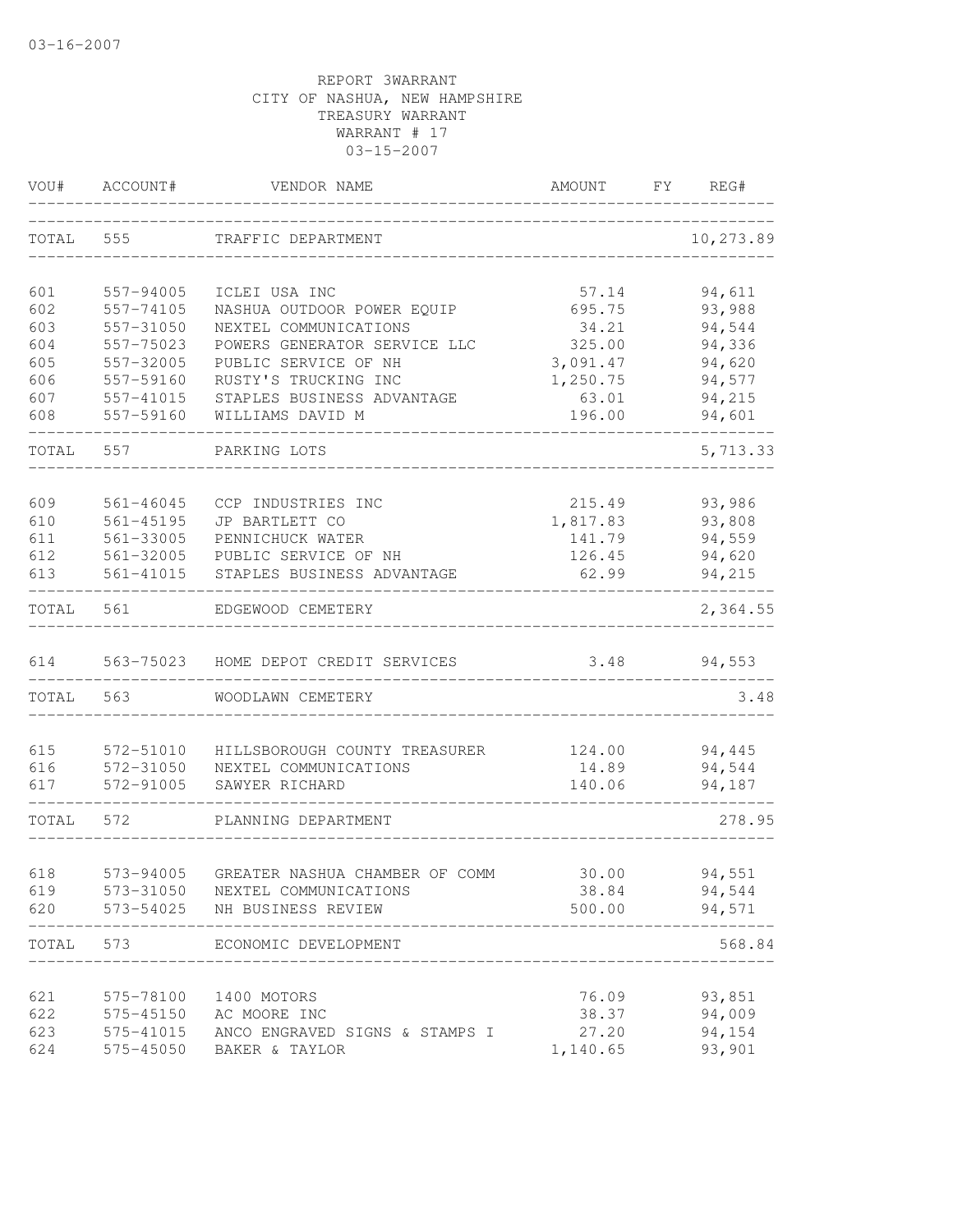03-16-2007

REPORT 3WARRANT
CITY OF NASHUA, NEW HAMPSHIRE
TREASURY WARRANT
WARRANT # 17
03-15-2007

| VOU# | ACCOUNT# | VENDOR NAME | AMOUNT | FY | REG# |
|---|---|---|---|---|---|
| TOTAL | 555 | TRAFFIC DEPARTMENT | | | 10,273.89 |
| 601 | 557-94005 | ICLEI USA INC | 57.14 | | 94,611 |
| 602 | 557-74105 | NASHUA OUTDOOR POWER EQUIP | 695.75 | | 93,988 |
| 603 | 557-31050 | NEXTEL COMMUNICATIONS | 34.21 | | 94,544 |
| 604 | 557-75023 | POWERS GENERATOR SERVICE LLC | 325.00 | | 94,336 |
| 605 | 557-32005 | PUBLIC SERVICE OF NH | 3,091.47 | | 94,620 |
| 606 | 557-59160 | RUSTY'S TRUCKING INC | 1,250.75 | | 94,577 |
| 607 | 557-41015 | STAPLES BUSINESS ADVANTAGE | 63.01 | | 94,215 |
| 608 | 557-59160 | WILLIAMS DAVID M | 196.00 | | 94,601 |
| TOTAL | 557 | PARKING LOTS | | | 5,713.33 |
| 609 | 561-46045 | CCP INDUSTRIES INC | 215.49 | | 93,986 |
| 610 | 561-45195 | JP BARTLETT CO | 1,817.83 | | 93,808 |
| 611 | 561-33005 | PENNICHUCK WATER | 141.79 | | 94,559 |
| 612 | 561-32005 | PUBLIC SERVICE OF NH | 126.45 | | 94,620 |
| 613 | 561-41015 | STAPLES BUSINESS ADVANTAGE | 62.99 | | 94,215 |
| TOTAL | 561 | EDGEWOOD CEMETERY | | | 2,364.55 |
| 614 | 563-75023 | HOME DEPOT CREDIT SERVICES | 3.48 | | 94,553 |
| TOTAL | 563 | WOODLAWN CEMETERY | | | 3.48 |
| 615 | 572-51010 | HILLSBOROUGH COUNTY TREASURER | 124.00 | | 94,445 |
| 616 | 572-31050 | NEXTEL COMMUNICATIONS | 14.89 | | 94,544 |
| 617 | 572-91005 | SAWYER RICHARD | 140.06 | | 94,187 |
| TOTAL | 572 | PLANNING DEPARTMENT | | | 278.95 |
| 618 | 573-94005 | GREATER NASHUA CHAMBER OF COMM | 30.00 | | 94,551 |
| 619 | 573-31050 | NEXTEL COMMUNICATIONS | 38.84 | | 94,544 |
| 620 | 573-54025 | NH BUSINESS REVIEW | 500.00 | | 94,571 |
| TOTAL | 573 | ECONOMIC DEVELOPMENT | | | 568.84 |
| 621 | 575-78100 | 1400 MOTORS | 76.09 | | 93,851 |
| 622 | 575-45150 | AC MOORE INC | 38.37 | | 94,009 |
| 623 | 575-41015 | ANCO ENGRAVED SIGNS & STAMPS I | 27.20 | | 94,154 |
| 624 | 575-45050 | BAKER & TAYLOR | 1,140.65 | | 93,901 |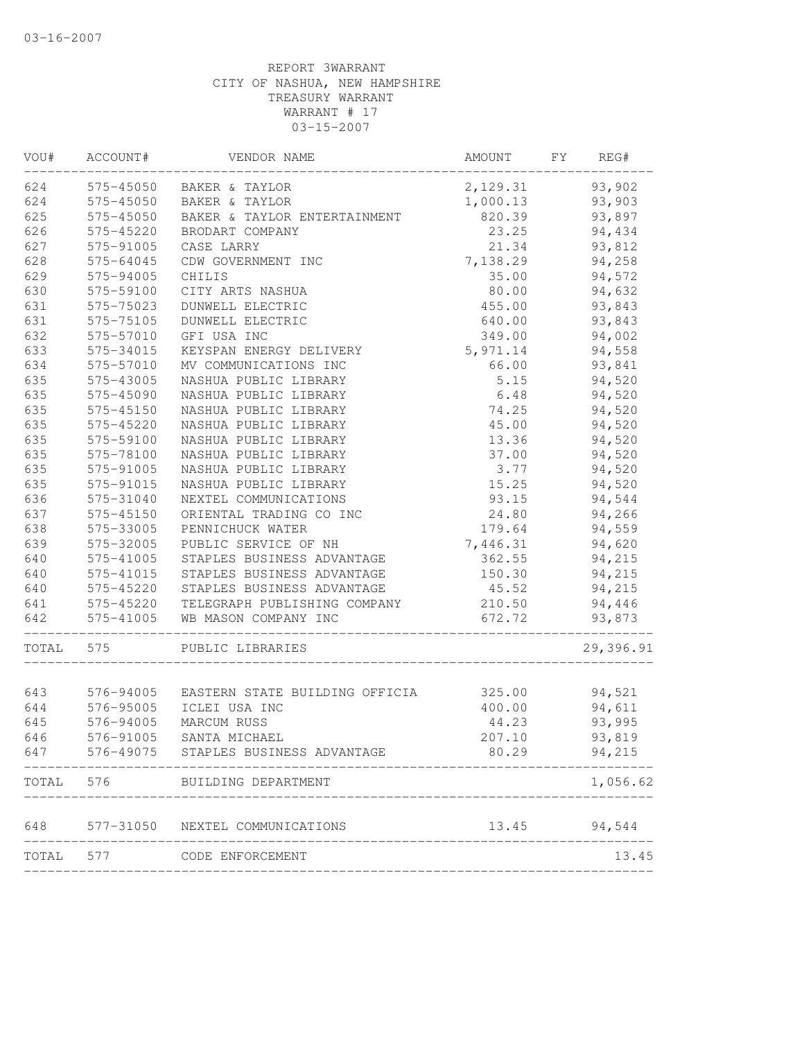03-16-2007

REPORT 3WARRANT
CITY OF NASHUA, NEW HAMPSHIRE
TREASURY WARRANT
WARRANT # 17
03-15-2007

| VOU# | ACCOUNT# | VENDOR NAME | AMOUNT | FY | REG# |
|---|---|---|---|---|---|
| 624 | 575-45050 | BAKER & TAYLOR | 2,129.31 | | 93,902 |
| 624 | 575-45050 | BAKER & TAYLOR | 1,000.13 | | 93,903 |
| 625 | 575-45050 | BAKER & TAYLOR ENTERTAINMENT | 820.39 | | 93,897 |
| 626 | 575-45220 | BRODART COMPANY | 23.25 | | 94,434 |
| 627 | 575-91005 | CASE LARRY | 21.34 | | 93,812 |
| 628 | 575-64045 | CDW GOVERNMENT INC | 7,138.29 | | 94,258 |
| 629 | 575-94005 | CHILIS | 35.00 | | 94,572 |
| 630 | 575-59100 | CITY ARTS NASHUA | 80.00 | | 94,632 |
| 631 | 575-75023 | DUNWELL ELECTRIC | 455.00 | | 93,843 |
| 631 | 575-75105 | DUNWELL ELECTRIC | 640.00 | | 93,843 |
| 632 | 575-57010 | GFI USA INC | 349.00 | | 94,002 |
| 633 | 575-34015 | KEYSPAN ENERGY DELIVERY | 5,971.14 | | 94,558 |
| 634 | 575-57010 | MV COMMUNICATIONS INC | 66.00 | | 93,841 |
| 635 | 575-43005 | NASHUA PUBLIC LIBRARY | 5.15 | | 94,520 |
| 635 | 575-45090 | NASHUA PUBLIC LIBRARY | 6.48 | | 94,520 |
| 635 | 575-45150 | NASHUA PUBLIC LIBRARY | 74.25 | | 94,520 |
| 635 | 575-45220 | NASHUA PUBLIC LIBRARY | 45.00 | | 94,520 |
| 635 | 575-59100 | NASHUA PUBLIC LIBRARY | 13.36 | | 94,520 |
| 635 | 575-78100 | NASHUA PUBLIC LIBRARY | 37.00 | | 94,520 |
| 635 | 575-91005 | NASHUA PUBLIC LIBRARY | 3.77 | | 94,520 |
| 635 | 575-91015 | NASHUA PUBLIC LIBRARY | 15.25 | | 94,520 |
| 636 | 575-31040 | NEXTEL COMMUNICATIONS | 93.15 | | 94,544 |
| 637 | 575-45150 | ORIENTAL TRADING CO INC | 24.80 | | 94,266 |
| 638 | 575-33005 | PENNICHUCK WATER | 179.64 | | 94,559 |
| 639 | 575-32005 | PUBLIC SERVICE OF NH | 7,446.31 | | 94,620 |
| 640 | 575-41005 | STAPLES BUSINESS ADVANTAGE | 362.55 | | 94,215 |
| 640 | 575-41015 | STAPLES BUSINESS ADVANTAGE | 150.30 | | 94,215 |
| 640 | 575-45220 | STAPLES BUSINESS ADVANTAGE | 45.52 | | 94,215 |
| 641 | 575-45220 | TELEGRAPH PUBLISHING COMPANY | 210.50 | | 94,446 |
| 642 | 575-41005 | WB MASON COMPANY INC | 672.72 | | 93,873 |
| TOTAL | 575 | PUBLIC LIBRARIES | | | 29,396.91 |
| 643 | 576-94005 | EASTERN STATE BUILDING OFFICIA | 325.00 | | 94,521 |
| 644 | 576-95005 | ICLEI USA INC | 400.00 | | 94,611 |
| 645 | 576-94005 | MARCUM RUSS | 44.23 | | 93,995 |
| 646 | 576-91005 | SANTA MICHAEL | 207.10 | | 93,819 |
| 647 | 576-49075 | STAPLES BUSINESS ADVANTAGE | 80.29 | | 94,215 |
| TOTAL | 576 | BUILDING DEPARTMENT | | | 1,056.62 |
| 648 | 577-31050 | NEXTEL COMMUNICATIONS | 13.45 | | 94,544 |
| TOTAL | 577 | CODE ENFORCEMENT | | | 13.45 |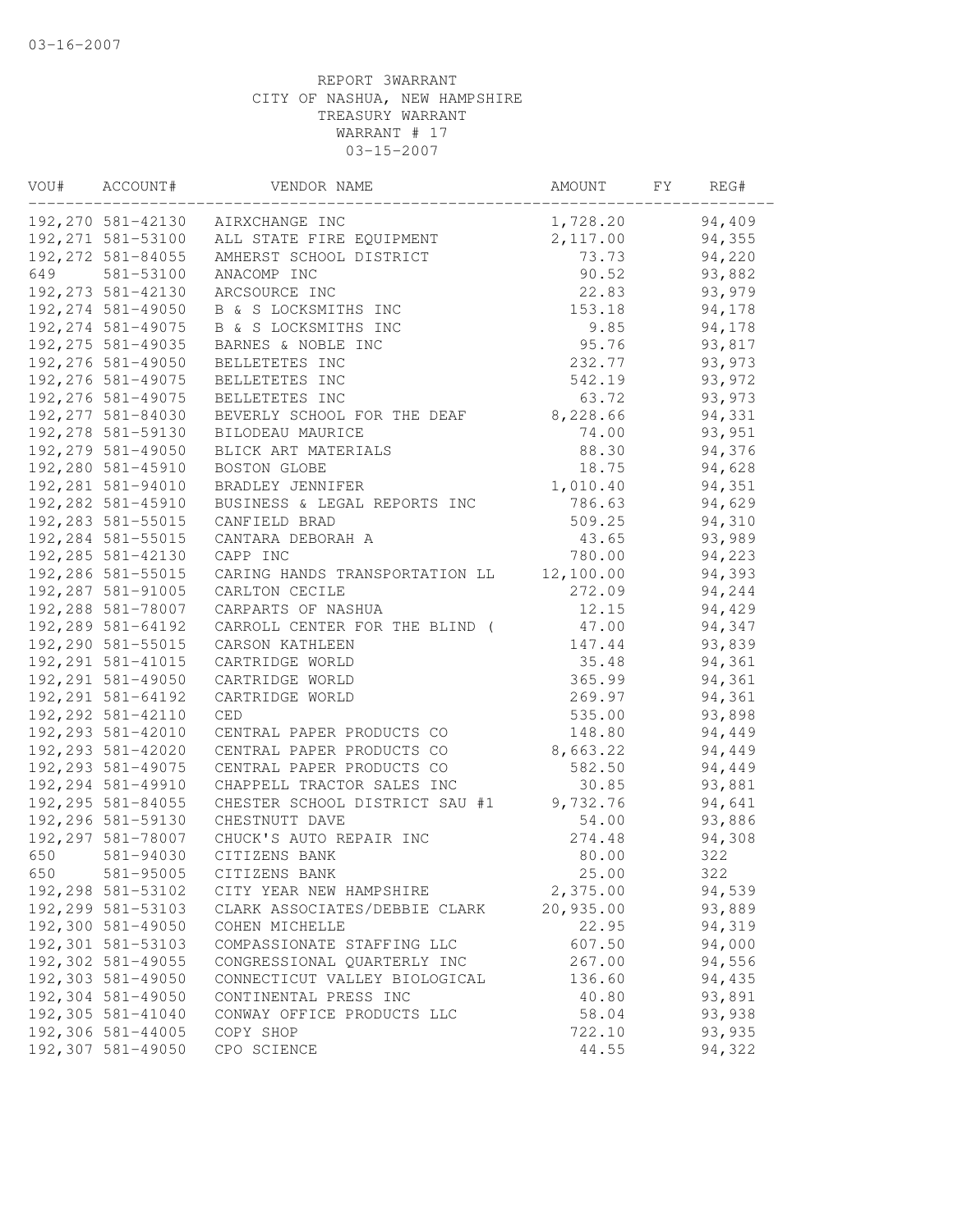03-16-2007

REPORT 3WARRANT
CITY OF NASHUA, NEW HAMPSHIRE
TREASURY WARRANT
WARRANT # 17
03-15-2007

| VOU# | ACCOUNT# | VENDOR NAME | AMOUNT | FY | REG# |
|---|---|---|---|---|---|
| 192,270 | 581-42130 | AIRXCHANGE INC | 1,728.20 | | 94,409 |
| 192,271 | 581-53100 | ALL STATE FIRE EQUIPMENT | 2,117.00 | | 94,355 |
| 192,272 | 581-84055 | AMHERST SCHOOL DISTRICT | 73.73 | | 94,220 |
| 649 | 581-53100 | ANACOMP INC | 90.52 | | 93,882 |
| 192,273 | 581-42130 | ARCSOURCE INC | 22.83 | | 93,979 |
| 192,274 | 581-49050 | B & S LOCKSMITHS INC | 153.18 | | 94,178 |
| 192,274 | 581-49075 | B & S LOCKSMITHS INC | 9.85 | | 94,178 |
| 192,275 | 581-49035 | BARNES & NOBLE INC | 95.76 | | 93,817 |
| 192,276 | 581-49050 | BELLETETES INC | 232.77 | | 93,973 |
| 192,276 | 581-49075 | BELLETETES INC | 542.19 | | 93,972 |
| 192,276 | 581-49075 | BELLETETES INC | 63.72 | | 93,973 |
| 192,277 | 581-84030 | BEVERLY SCHOOL FOR THE DEAF | 8,228.66 | | 94,331 |
| 192,278 | 581-59130 | BILODEAU MAURICE | 74.00 | | 93,951 |
| 192,279 | 581-49050 | BLICK ART MATERIALS | 88.30 | | 94,376 |
| 192,280 | 581-45910 | BOSTON GLOBE | 18.75 | | 94,628 |
| 192,281 | 581-94010 | BRADLEY JENNIFER | 1,010.40 | | 94,351 |
| 192,282 | 581-45910 | BUSINESS & LEGAL REPORTS INC | 786.63 | | 94,629 |
| 192,283 | 581-55015 | CANFIELD BRAD | 509.25 | | 94,310 |
| 192,284 | 581-55015 | CANTARA DEBORAH A | 43.65 | | 93,989 |
| 192,285 | 581-42130 | CAPP INC | 780.00 | | 94,223 |
| 192,286 | 581-55015 | CARING HANDS TRANSPORTATION LL | 12,100.00 | | 94,393 |
| 192,287 | 581-91005 | CARLTON CECILE | 272.09 | | 94,244 |
| 192,288 | 581-78007 | CARPARTS OF NASHUA | 12.15 | | 94,429 |
| 192,289 | 581-64192 | CARROLL CENTER FOR THE BLIND ( | 47.00 | | 94,347 |
| 192,290 | 581-55015 | CARSON KATHLEEN | 147.44 | | 93,839 |
| 192,291 | 581-41015 | CARTRIDGE WORLD | 35.48 | | 94,361 |
| 192,291 | 581-49050 | CARTRIDGE WORLD | 365.99 | | 94,361 |
| 192,291 | 581-64192 | CARTRIDGE WORLD | 269.97 | | 94,361 |
| 192,292 | 581-42110 | CED | 535.00 | | 93,898 |
| 192,293 | 581-42010 | CENTRAL PAPER PRODUCTS CO | 148.80 | | 94,449 |
| 192,293 | 581-42020 | CENTRAL PAPER PRODUCTS CO | 8,663.22 | | 94,449 |
| 192,293 | 581-49075 | CENTRAL PAPER PRODUCTS CO | 582.50 | | 94,449 |
| 192,294 | 581-49910 | CHAPPELL TRACTOR SALES INC | 30.85 | | 93,881 |
| 192,295 | 581-84055 | CHESTER SCHOOL DISTRICT SAU #1 | 9,732.76 | | 94,641 |
| 192,296 | 581-59130 | CHESTNUTT DAVE | 54.00 | | 93,886 |
| 192,297 | 581-78007 | CHUCK'S AUTO REPAIR INC | 274.48 | | 94,308 |
| 650 | 581-94030 | CITIZENS BANK | 80.00 | | 322 |
| 650 | 581-95005 | CITIZENS BANK | 25.00 | | 322 |
| 192,298 | 581-53102 | CITY YEAR NEW HAMPSHIRE | 2,375.00 | | 94,539 |
| 192,299 | 581-53103 | CLARK ASSOCIATES/DEBBIE CLARK | 20,935.00 | | 93,889 |
| 192,300 | 581-49050 | COHEN MICHELLE | 22.95 | | 94,319 |
| 192,301 | 581-53103 | COMPASSIONATE STAFFING LLC | 607.50 | | 94,000 |
| 192,302 | 581-49055 | CONGRESSIONAL QUARTERLY INC | 267.00 | | 94,556 |
| 192,303 | 581-49050 | CONNECTICUT VALLEY BIOLOGICAL | 136.60 | | 94,435 |
| 192,304 | 581-49050 | CONTINENTAL PRESS INC | 40.80 | | 93,891 |
| 192,305 | 581-41040 | CONWAY OFFICE PRODUCTS LLC | 58.04 | | 93,938 |
| 192,306 | 581-44005 | COPY SHOP | 722.10 | | 93,935 |
| 192,307 | 581-49050 | CPO SCIENCE | 44.55 | | 94,322 |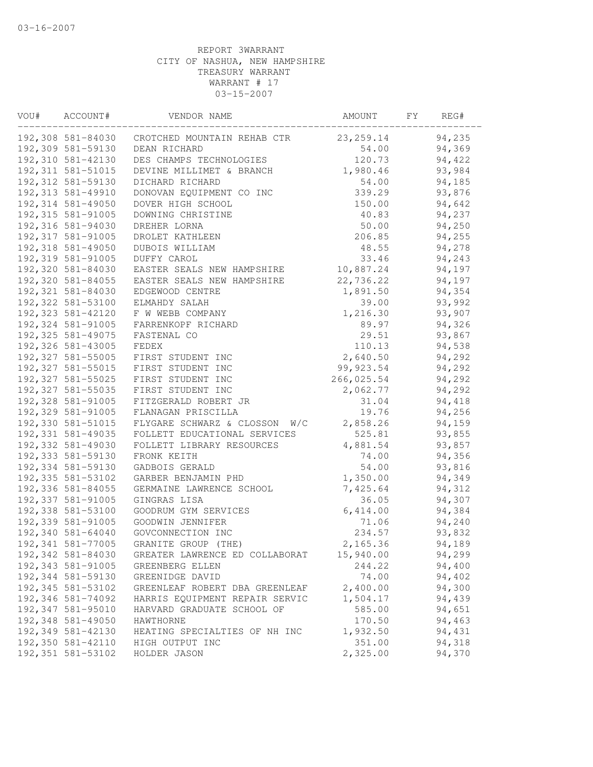03-16-2007

REPORT 3WARRANT
CITY OF NASHUA, NEW HAMPSHIRE
TREASURY WARRANT
WARRANT # 17
03-15-2007

| VOU# | ACCOUNT# | VENDOR NAME | AMOUNT | FY | REG# |
|---|---|---|---|---|---|
| 192,308 | 581-84030 | CROTCHED MOUNTAIN REHAB CTR | 23,259.14 | | 94,235 |
| 192,309 | 581-59130 | DEAN RICHARD | 54.00 | | 94,369 |
| 192,310 | 581-42130 | DES CHAMPS TECHNOLOGIES | 120.73 | | 94,422 |
| 192,311 | 581-51015 | DEVINE MILLIMET & BRANCH | 1,980.46 | | 93,984 |
| 192,312 | 581-59130 | DICHARD RICHARD | 54.00 | | 94,185 |
| 192,313 | 581-49910 | DONOVAN EQUIPMENT CO INC | 339.29 | | 93,876 |
| 192,314 | 581-49050 | DOVER HIGH SCHOOL | 150.00 | | 94,642 |
| 192,315 | 581-91005 | DOWNING CHRISTINE | 40.83 | | 94,237 |
| 192,316 | 581-94030 | DREHER LORNA | 50.00 | | 94,250 |
| 192,317 | 581-91005 | DROLET KATHLEEN | 206.85 | | 94,255 |
| 192,318 | 581-49050 | DUBOIS WILLIAM | 48.55 | | 94,278 |
| 192,319 | 581-91005 | DUFFY CAROL | 33.46 | | 94,243 |
| 192,320 | 581-84030 | EASTER SEALS NEW HAMPSHIRE | 10,887.24 | | 94,197 |
| 192,320 | 581-84055 | EASTER SEALS NEW HAMPSHIRE | 22,736.22 | | 94,197 |
| 192,321 | 581-84030 | EDGEWOOD CENTRE | 1,891.50 | | 94,354 |
| 192,322 | 581-53100 | ELMAHDY SALAH | 39.00 | | 93,992 |
| 192,323 | 581-42120 | F W WEBB COMPANY | 1,216.30 | | 93,907 |
| 192,324 | 581-91005 | FARRENKOPF RICHARD | 89.97 | | 94,326 |
| 192,325 | 581-49075 | FASTENAL CO | 29.51 | | 93,867 |
| 192,326 | 581-43005 | FEDEX | 110.13 | | 94,538 |
| 192,327 | 581-55005 | FIRST STUDENT INC | 2,640.50 | | 94,292 |
| 192,327 | 581-55015 | FIRST STUDENT INC | 99,923.54 | | 94,292 |
| 192,327 | 581-55025 | FIRST STUDENT INC | 266,025.54 | | 94,292 |
| 192,327 | 581-55035 | FIRST STUDENT INC | 2,062.77 | | 94,292 |
| 192,328 | 581-91005 | FITZGERALD ROBERT JR | 31.04 | | 94,418 |
| 192,329 | 581-91005 | FLANAGAN PRISCILLA | 19.76 | | 94,256 |
| 192,330 | 581-51015 | FLYGARE SCHWARZ & CLOSSON W/C | 2,858.26 | | 94,159 |
| 192,331 | 581-49035 | FOLLETT EDUCATIONAL SERVICES | 525.81 | | 93,855 |
| 192,332 | 581-49030 | FOLLETT LIBRARY RESOURCES | 4,881.54 | | 93,857 |
| 192,333 | 581-59130 | FRONK KEITH | 74.00 | | 94,356 |
| 192,334 | 581-59130 | GADBOIS GERALD | 54.00 | | 93,816 |
| 192,335 | 581-53102 | GARBER BENJAMIN PHD | 1,350.00 | | 94,349 |
| 192,336 | 581-84055 | GERMAINE LAWRENCE SCHOOL | 7,425.64 | | 94,312 |
| 192,337 | 581-91005 | GINGRAS LISA | 36.05 | | 94,307 |
| 192,338 | 581-53100 | GOODRUM GYM SERVICES | 6,414.00 | | 94,384 |
| 192,339 | 581-91005 | GOODWIN JENNIFER | 71.06 | | 94,240 |
| 192,340 | 581-64040 | GOVCONNECTION INC | 234.57 | | 93,832 |
| 192,341 | 581-77005 | GRANITE GROUP (THE) | 2,165.36 | | 94,189 |
| 192,342 | 581-84030 | GREATER LAWRENCE ED COLLABORAT | 15,940.00 | | 94,299 |
| 192,343 | 581-91005 | GREENBERG ELLEN | 244.22 | | 94,400 |
| 192,344 | 581-59130 | GREENIDGE DAVID | 74.00 | | 94,402 |
| 192,345 | 581-53102 | GREENLEAF ROBERT DBA GREENLEAF | 2,400.00 | | 94,300 |
| 192,346 | 581-74092 | HARRIS EQUIPMENT REPAIR SERVIC | 1,504.17 | | 94,439 |
| 192,347 | 581-95010 | HARVARD GRADUATE SCHOOL OF | 585.00 | | 94,651 |
| 192,348 | 581-49050 | HAWTHORNE | 170.50 | | 94,463 |
| 192,349 | 581-42130 | HEATING SPECIALTIES OF NH INC | 1,932.50 | | 94,431 |
| 192,350 | 581-42110 | HIGH OUTPUT INC | 351.00 | | 94,318 |
| 192,351 | 581-53102 | HOLDER JASON | 2,325.00 | | 94,370 |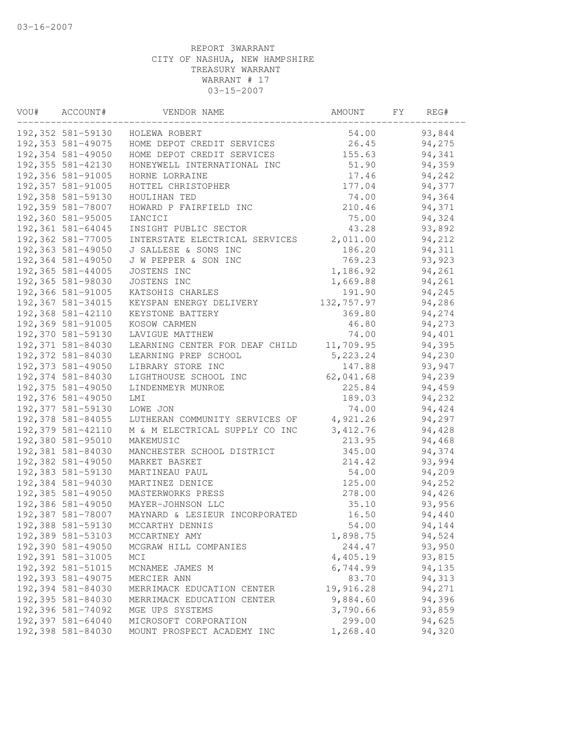03-16-2007

REPORT 3WARRANT
CITY OF NASHUA, NEW HAMPSHIRE
TREASURY WARRANT
WARRANT # 17
03-15-2007

| VOU# | ACCOUNT# | VENDOR NAME | AMOUNT | FY | REG# |
|---|---|---|---|---|---|
| 192,352 | 581-59130 | HOLEWA ROBERT | 54.00 | | 93,844 |
| 192,353 | 581-49075 | HOME DEPOT CREDIT SERVICES | 26.45 | | 94,275 |
| 192,354 | 581-49050 | HOME DEPOT CREDIT SERVICES | 155.63 | | 94,341 |
| 192,355 | 581-42130 | HONEYWELL INTERNATIONAL INC | 51.90 | | 94,359 |
| 192,356 | 581-91005 | HORNE LORRAINE | 17.46 | | 94,242 |
| 192,357 | 581-91005 | HOTTEL CHRISTOPHER | 177.04 | | 94,377 |
| 192,358 | 581-59130 | HOULIHAN TED | 74.00 | | 94,364 |
| 192,359 | 581-78007 | HOWARD P FAIRFIELD INC | 210.46 | | 94,371 |
| 192,360 | 581-95005 | IANCICI | 75.00 | | 94,324 |
| 192,361 | 581-64045 | INSIGHT PUBLIC SECTOR | 43.28 | | 93,892 |
| 192,362 | 581-77005 | INTERSTATE ELECTRICAL SERVICES | 2,011.00 | | 94,212 |
| 192,363 | 581-49050 | J SALLESE & SONS INC | 186.20 | | 94,311 |
| 192,364 | 581-49050 | J W PEPPER & SON INC | 769.23 | | 93,923 |
| 192,365 | 581-44005 | JOSTENS INC | 1,186.92 | | 94,261 |
| 192,365 | 581-98030 | JOSTENS INC | 1,669.88 | | 94,261 |
| 192,366 | 581-91005 | KATSOHIS CHARLES | 191.90 | | 94,245 |
| 192,367 | 581-34015 | KEYSPAN ENERGY DELIVERY | 132,757.97 | | 94,286 |
| 192,368 | 581-42110 | KEYSTONE BATTERY | 369.80 | | 94,274 |
| 192,369 | 581-91005 | KOSOW CARMEN | 46.80 | | 94,273 |
| 192,370 | 581-59130 | LAVIGUE MATTHEW | 74.00 | | 94,401 |
| 192,371 | 581-84030 | LEARNING CENTER FOR DEAF CHILD | 11,709.95 | | 94,395 |
| 192,372 | 581-84030 | LEARNING PREP SCHOOL | 5,223.24 | | 94,230 |
| 192,373 | 581-49050 | LIBRARY STORE INC | 147.88 | | 93,947 |
| 192,374 | 581-84030 | LIGHTHOUSE SCHOOL INC | 62,041.68 | | 94,239 |
| 192,375 | 581-49050 | LINDENMEYR MUNROE | 225.84 | | 94,459 |
| 192,376 | 581-49050 | LMI | 189.03 | | 94,232 |
| 192,377 | 581-59130 | LOWE JON | 74.00 | | 94,424 |
| 192,378 | 581-84055 | LUTHERAN COMMUNITY SERVICES OF | 4,921.26 | | 94,297 |
| 192,379 | 581-42110 | M & M ELECTRICAL SUPPLY CO INC | 3,412.76 | | 94,428 |
| 192,380 | 581-95010 | MAKEMUSIC | 213.95 | | 94,468 |
| 192,381 | 581-84030 | MANCHESTER SCHOOL DISTRICT | 345.00 | | 94,374 |
| 192,382 | 581-49050 | MARKET BASKET | 214.42 | | 93,994 |
| 192,383 | 581-59130 | MARTINEAU PAUL | 54.00 | | 94,209 |
| 192,384 | 581-94030 | MARTINEZ DENICE | 125.00 | | 94,252 |
| 192,385 | 581-49050 | MASTERWORKS PRESS | 278.00 | | 94,426 |
| 192,386 | 581-49050 | MAYER-JOHNSON LLC | 35.10 | | 93,956 |
| 192,387 | 581-78007 | MAYNARD & LESIEUR INCORPORATED | 16.50 | | 94,440 |
| 192,388 | 581-59130 | MCCARTHY DENNIS | 54.00 | | 94,144 |
| 192,389 | 581-53103 | MCCARTNEY AMY | 1,898.75 | | 94,524 |
| 192,390 | 581-49050 | MCGRAW HILL COMPANIES | 244.47 | | 93,950 |
| 192,391 | 581-31005 | MCI | 4,405.19 | | 93,815 |
| 192,392 | 581-51015 | MCNAMEE JAMES M | 6,744.99 | | 94,135 |
| 192,393 | 581-49075 | MERCIER ANN | 83.70 | | 94,313 |
| 192,394 | 581-84030 | MERRIMACK EDUCATION CENTER | 19,916.28 | | 94,271 |
| 192,395 | 581-84030 | MERRIMACK EDUCATION CENTER | 9,884.60 | | 94,396 |
| 192,396 | 581-74092 | MGE UPS SYSTEMS | 3,790.66 | | 93,859 |
| 192,397 | 581-64040 | MICROSOFT CORPORATION | 299.00 | | 94,625 |
| 192,398 | 581-84030 | MOUNT PROSPECT ACADEMY INC | 1,268.40 | | 94,320 |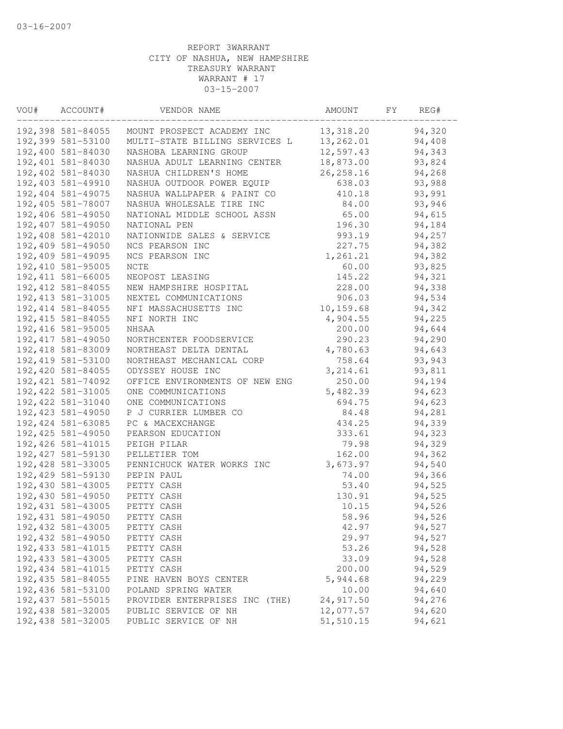03-16-2007

REPORT 3WARRANT
CITY OF NASHUA, NEW HAMPSHIRE
TREASURY WARRANT
WARRANT # 17
03-15-2007

| VOU# | ACCOUNT# | VENDOR NAME | AMOUNT | FY | REG# |
|---|---|---|---|---|---|
| 192,398 | 581-84055 | MOUNT PROSPECT ACADEMY INC | 13,318.20 | | 94,320 |
| 192,399 | 581-53100 | MULTI-STATE BILLING SERVICES L | 13,262.01 | | 94,408 |
| 192,400 | 581-84030 | NASHOBA LEARNING GROUP | 12,597.43 | | 94,343 |
| 192,401 | 581-84030 | NASHUA ADULT LEARNING CENTER | 18,873.00 | | 93,824 |
| 192,402 | 581-84030 | NASHUA CHILDREN'S HOME | 26,258.16 | | 94,268 |
| 192,403 | 581-49910 | NASHUA OUTDOOR POWER EQUIP | 638.03 | | 93,988 |
| 192,404 | 581-49075 | NASHUA WALLPAPER & PAINT CO | 410.18 | | 93,991 |
| 192,405 | 581-78007 | NASHUA WHOLESALE TIRE INC | 84.00 | | 93,946 |
| 192,406 | 581-49050 | NATIONAL MIDDLE SCHOOL ASSN | 65.00 | | 94,615 |
| 192,407 | 581-49050 | NATIONAL PEN | 196.30 | | 94,184 |
| 192,408 | 581-42010 | NATIONWIDE SALES & SERVICE | 993.19 | | 94,257 |
| 192,409 | 581-49050 | NCS PEARSON INC | 227.75 | | 94,382 |
| 192,409 | 581-49095 | NCS PEARSON INC | 1,261.21 | | 94,382 |
| 192,410 | 581-95005 | NCTE | 60.00 | | 93,825 |
| 192,411 | 581-66005 | NEOPOST LEASING | 145.22 | | 94,321 |
| 192,412 | 581-84055 | NEW HAMPSHIRE HOSPITAL | 228.00 | | 94,338 |
| 192,413 | 581-31005 | NEXTEL COMMUNICATIONS | 906.03 | | 94,534 |
| 192,414 | 581-84055 | NFI MASSACHUSETTS INC | 10,159.68 | | 94,342 |
| 192,415 | 581-84055 | NFI NORTH INC | 4,904.55 | | 94,225 |
| 192,416 | 581-95005 | NHSAA | 200.00 | | 94,644 |
| 192,417 | 581-49050 | NORTHCENTER FOODSERVICE | 290.23 | | 94,290 |
| 192,418 | 581-83009 | NORTHEAST DELTA DENTAL | 4,780.63 | | 94,643 |
| 192,419 | 581-53100 | NORTHEAST MECHANICAL CORP | 758.64 | | 93,943 |
| 192,420 | 581-84055 | ODYSSEY HOUSE INC | 3,214.61 | | 93,811 |
| 192,421 | 581-74092 | OFFICE ENVIRONMENTS OF NEW ENG | 250.00 | | 94,194 |
| 192,422 | 581-31005 | ONE COMMUNICATIONS | 5,482.39 | | 94,623 |
| 192,422 | 581-31040 | ONE COMMUNICATIONS | 694.75 | | 94,623 |
| 192,423 | 581-49050 | P J CURRIER LUMBER CO | 84.48 | | 94,281 |
| 192,424 | 581-63085 | PC & MACEXCHANGE | 434.25 | | 94,339 |
| 192,425 | 581-49050 | PEARSON EDUCATION | 333.61 | | 94,323 |
| 192,426 | 581-41015 | PEIGH PILAR | 79.98 | | 94,329 |
| 192,427 | 581-59130 | PELLETIER TOM | 162.00 | | 94,362 |
| 192,428 | 581-33005 | PENNICHUCK WATER WORKS INC | 3,673.97 | | 94,540 |
| 192,429 | 581-59130 | PEPIN PAUL | 74.00 | | 94,366 |
| 192,430 | 581-43005 | PETTY CASH | 53.40 | | 94,525 |
| 192,430 | 581-49050 | PETTY CASH | 130.91 | | 94,525 |
| 192,431 | 581-43005 | PETTY CASH | 10.15 | | 94,526 |
| 192,431 | 581-49050 | PETTY CASH | 58.96 | | 94,526 |
| 192,432 | 581-43005 | PETTY CASH | 42.97 | | 94,527 |
| 192,432 | 581-49050 | PETTY CASH | 29.97 | | 94,527 |
| 192,433 | 581-41015 | PETTY CASH | 53.26 | | 94,528 |
| 192,433 | 581-43005 | PETTY CASH | 33.09 | | 94,528 |
| 192,434 | 581-41015 | PETTY CASH | 200.00 | | 94,529 |
| 192,435 | 581-84055 | PINE HAVEN BOYS CENTER | 5,944.68 | | 94,229 |
| 192,436 | 581-53100 | POLAND SPRING WATER | 10.00 | | 94,640 |
| 192,437 | 581-55015 | PROVIDER ENTERPRISES INC (THE) | 24,917.50 | | 94,276 |
| 192,438 | 581-32005 | PUBLIC SERVICE OF NH | 12,077.57 | | 94,620 |
| 192,438 | 581-32005 | PUBLIC SERVICE OF NH | 51,510.15 | | 94,621 |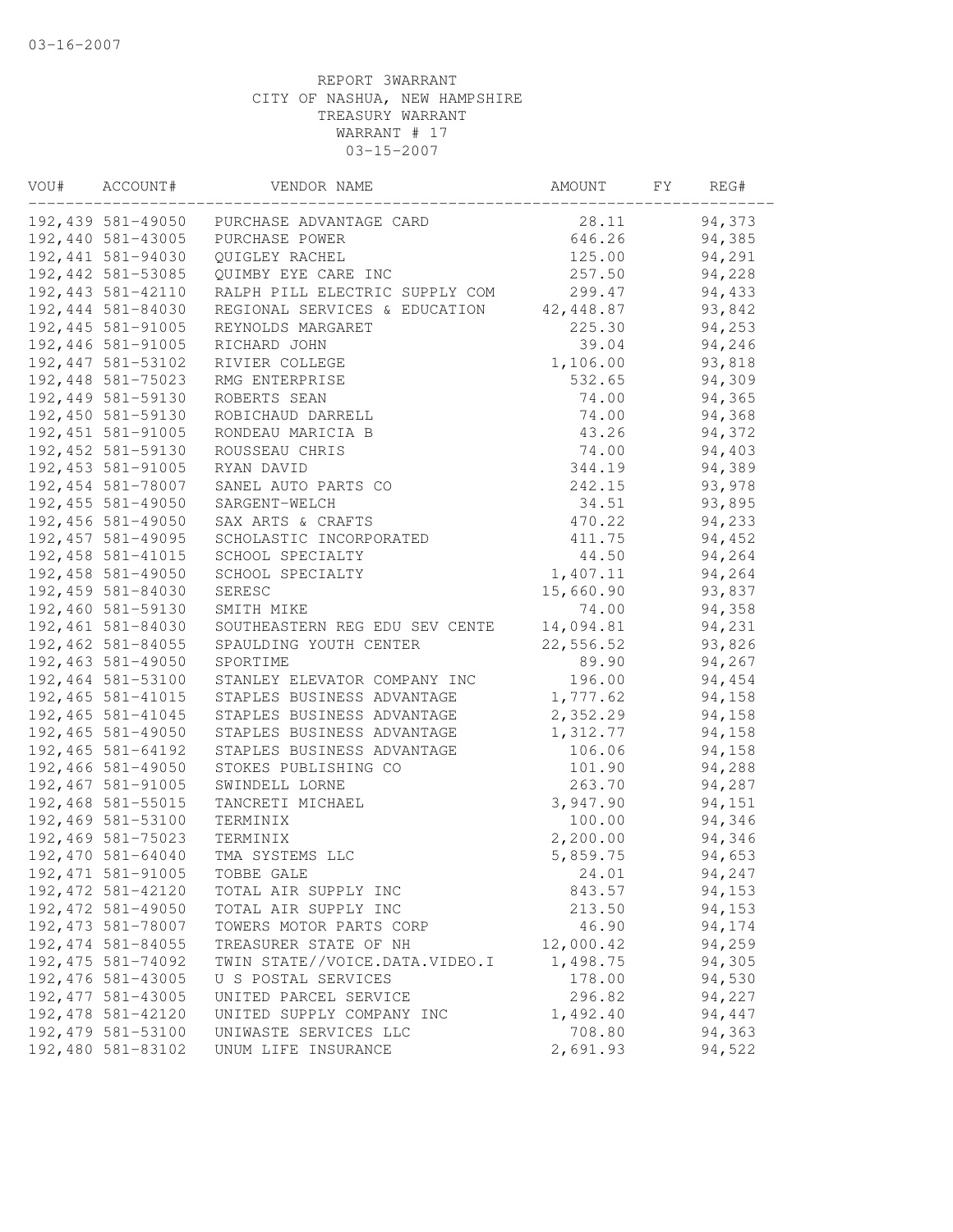03-16-2007

REPORT 3WARRANT
CITY OF NASHUA, NEW HAMPSHIRE
TREASURY WARRANT
WARRANT # 17
03-15-2007

| VOU# | ACCOUNT# | VENDOR NAME | AMOUNT | FY | REG# |
|---|---|---|---|---|---|
| 192,439 | 581-49050 | PURCHASE ADVANTAGE CARD | 28.11 | | 94,373 |
| 192,440 | 581-43005 | PURCHASE POWER | 646.26 | | 94,385 |
| 192,441 | 581-94030 | QUIGLEY RACHEL | 125.00 | | 94,291 |
| 192,442 | 581-53085 | QUIMBY EYE CARE INC | 257.50 | | 94,228 |
| 192,443 | 581-42110 | RALPH PILL ELECTRIC SUPPLY COM | 299.47 | | 94,433 |
| 192,444 | 581-84030 | REGIONAL SERVICES & EDUCATION | 42,448.87 | | 93,842 |
| 192,445 | 581-91005 | REYNOLDS MARGARET | 225.30 | | 94,253 |
| 192,446 | 581-91005 | RICHARD JOHN | 39.04 | | 94,246 |
| 192,447 | 581-53102 | RIVIER COLLEGE | 1,106.00 | | 93,818 |
| 192,448 | 581-75023 | RMG ENTERPRISE | 532.65 | | 94,309 |
| 192,449 | 581-59130 | ROBERTS SEAN | 74.00 | | 94,365 |
| 192,450 | 581-59130 | ROBICHAUD DARRELL | 74.00 | | 94,368 |
| 192,451 | 581-91005 | RONDEAU MARICIA B | 43.26 | | 94,372 |
| 192,452 | 581-59130 | ROUSSEAU CHRIS | 74.00 | | 94,403 |
| 192,453 | 581-91005 | RYAN DAVID | 344.19 | | 94,389 |
| 192,454 | 581-78007 | SANEL AUTO PARTS CO | 242.15 | | 93,978 |
| 192,455 | 581-49050 | SARGENT-WELCH | 34.51 | | 93,895 |
| 192,456 | 581-49050 | SAX ARTS & CRAFTS | 470.22 | | 94,233 |
| 192,457 | 581-49095 | SCHOLASTIC INCORPORATED | 411.75 | | 94,452 |
| 192,458 | 581-41015 | SCHOOL SPECIALTY | 44.50 | | 94,264 |
| 192,458 | 581-49050 | SCHOOL SPECIALTY | 1,407.11 | | 94,264 |
| 192,459 | 581-84030 | SERESC | 15,660.90 | | 93,837 |
| 192,460 | 581-59130 | SMITH MIKE | 74.00 | | 94,358 |
| 192,461 | 581-84030 | SOUTHEASTERN REG EDU SEV CENTE | 14,094.81 | | 94,231 |
| 192,462 | 581-84055 | SPAULDING YOUTH CENTER | 22,556.52 | | 93,826 |
| 192,463 | 581-49050 | SPORTIME | 89.90 | | 94,267 |
| 192,464 | 581-53100 | STANLEY ELEVATOR COMPANY INC | 196.00 | | 94,454 |
| 192,465 | 581-41015 | STAPLES BUSINESS ADVANTAGE | 1,777.62 | | 94,158 |
| 192,465 | 581-41045 | STAPLES BUSINESS ADVANTAGE | 2,352.29 | | 94,158 |
| 192,465 | 581-49050 | STAPLES BUSINESS ADVANTAGE | 1,312.77 | | 94,158 |
| 192,465 | 581-64192 | STAPLES BUSINESS ADVANTAGE | 106.06 | | 94,158 |
| 192,466 | 581-49050 | STOKES PUBLISHING CO | 101.90 | | 94,288 |
| 192,467 | 581-91005 | SWINDELL LORNE | 263.70 | | 94,287 |
| 192,468 | 581-55015 | TANCRETI MICHAEL | 3,947.90 | | 94,151 |
| 192,469 | 581-53100 | TERMINIX | 100.00 | | 94,346 |
| 192,469 | 581-75023 | TERMINIX | 2,200.00 | | 94,346 |
| 192,470 | 581-64040 | TMA SYSTEMS LLC | 5,859.75 | | 94,653 |
| 192,471 | 581-91005 | TOBBE GALE | 24.01 | | 94,247 |
| 192,472 | 581-42120 | TOTAL AIR SUPPLY INC | 843.57 | | 94,153 |
| 192,472 | 581-49050 | TOTAL AIR SUPPLY INC | 213.50 | | 94,153 |
| 192,473 | 581-78007 | TOWERS MOTOR PARTS CORP | 46.90 | | 94,174 |
| 192,474 | 581-84055 | TREASURER STATE OF NH | 12,000.42 | | 94,259 |
| 192,475 | 581-74092 | TWIN STATE//VOICE.DATA.VIDEO.I | 1,498.75 | | 94,305 |
| 192,476 | 581-43005 | U S POSTAL SERVICES | 178.00 | | 94,530 |
| 192,477 | 581-43005 | UNITED PARCEL SERVICE | 296.82 | | 94,227 |
| 192,478 | 581-42120 | UNITED SUPPLY COMPANY INC | 1,492.40 | | 94,447 |
| 192,479 | 581-53100 | UNIWASTE SERVICES LLC | 708.80 | | 94,363 |
| 192,480 | 581-83102 | UNUM LIFE INSURANCE | 2,691.93 | | 94,522 |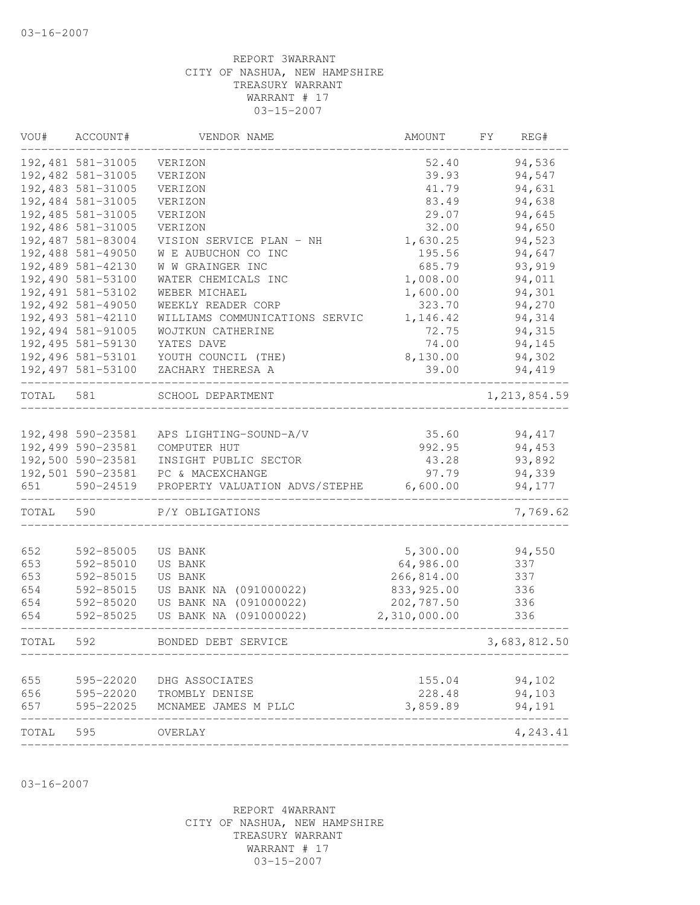REPORT 3WARRANT
CITY OF NASHUA, NEW HAMPSHIRE
TREASURY WARRANT
WARRANT # 17
03-15-2007

| VOU# | ACCOUNT# | VENDOR NAME | AMOUNT | FY | REG# |
|---|---|---|---|---|---|
| 192,481 | 581-31005 | VERIZON | 52.40 | | 94,536 |
| 192,482 | 581-31005 | VERIZON | 39.93 | | 94,547 |
| 192,483 | 581-31005 | VERIZON | 41.79 | | 94,631 |
| 192,484 | 581-31005 | VERIZON | 83.49 | | 94,638 |
| 192,485 | 581-31005 | VERIZON | 29.07 | | 94,645 |
| 192,486 | 581-31005 | VERIZON | 32.00 | | 94,650 |
| 192,487 | 581-83004 | VISION SERVICE PLAN - NH | 1,630.25 | | 94,523 |
| 192,488 | 581-49050 | W E AUBUCHON CO INC | 195.56 | | 94,647 |
| 192,489 | 581-42130 | W W GRAINGER INC | 685.79 | | 93,919 |
| 192,490 | 581-53100 | WATER CHEMICALS INC | 1,008.00 | | 94,011 |
| 192,491 | 581-53102 | WEBER MICHAEL | 1,600.00 | | 94,301 |
| 192,492 | 581-49050 | WEEKLY READER CORP | 323.70 | | 94,270 |
| 192,493 | 581-42110 | WILLIAMS COMMUNICATIONS SERVIC | 1,146.42 | | 94,314 |
| 192,494 | 581-91005 | WOJTKUN CATHERINE | 72.75 | | 94,315 |
| 192,495 | 581-59130 | YATES DAVE | 74.00 | | 94,145 |
| 192,496 | 581-53101 | YOUTH COUNCIL (THE) | 8,130.00 | | 94,302 |
| 192,497 | 581-53100 | ZACHARY THERESA A | 39.00 | | 94,419 |
| TOTAL | 581 | SCHOOL DEPARTMENT | | | 1,213,854.59 |
| 192,498 | 590-23581 | APS LIGHTING-SOUND-A/V | 35.60 | | 94,417 |
| 192,499 | 590-23581 | COMPUTER HUT | 992.95 | | 94,453 |
| 192,500 | 590-23581 | INSIGHT PUBLIC SECTOR | 43.28 | | 93,892 |
| 192,501 | 590-23581 | PC & MACEXCHANGE | 97.79 | | 94,339 |
| 651 | 590-24519 | PROPERTY VALUATION ADVS/STEPHE | 6,600.00 | | 94,177 |
| TOTAL | 590 | P/Y OBLIGATIONS | | | 7,769.62 |
| 652 | 592-85005 | US BANK | 5,300.00 | | 94,550 |
| 653 | 592-85010 | US BANK | 64,986.00 | | 337 |
| 653 | 592-85015 | US BANK | 266,814.00 | | 337 |
| 654 | 592-85015 | US BANK NA (091000022) | 833,925.00 | | 336 |
| 654 | 592-85020 | US BANK NA (091000022) | 202,787.50 | | 336 |
| 654 | 592-85025 | US BANK NA (091000022) | 2,310,000.00 | | 336 |
| TOTAL | 592 | BONDED DEBT SERVICE | | | 3,683,812.50 |
| 655 | 595-22020 | DHG ASSOCIATES | 155.04 | | 94,102 |
| 656 | 595-22020 | TROMBLY DENISE | 228.48 | | 94,103 |
| 657 | 595-22025 | MCNAMEE JAMES M PLLC | 3,859.89 | | 94,191 |
| TOTAL | 595 | OVERLAY | | | 4,243.41 |

REPORT 4WARRANT
CITY OF NASHUA, NEW HAMPSHIRE
TREASURY WARRANT
WARRANT # 17
03-15-2007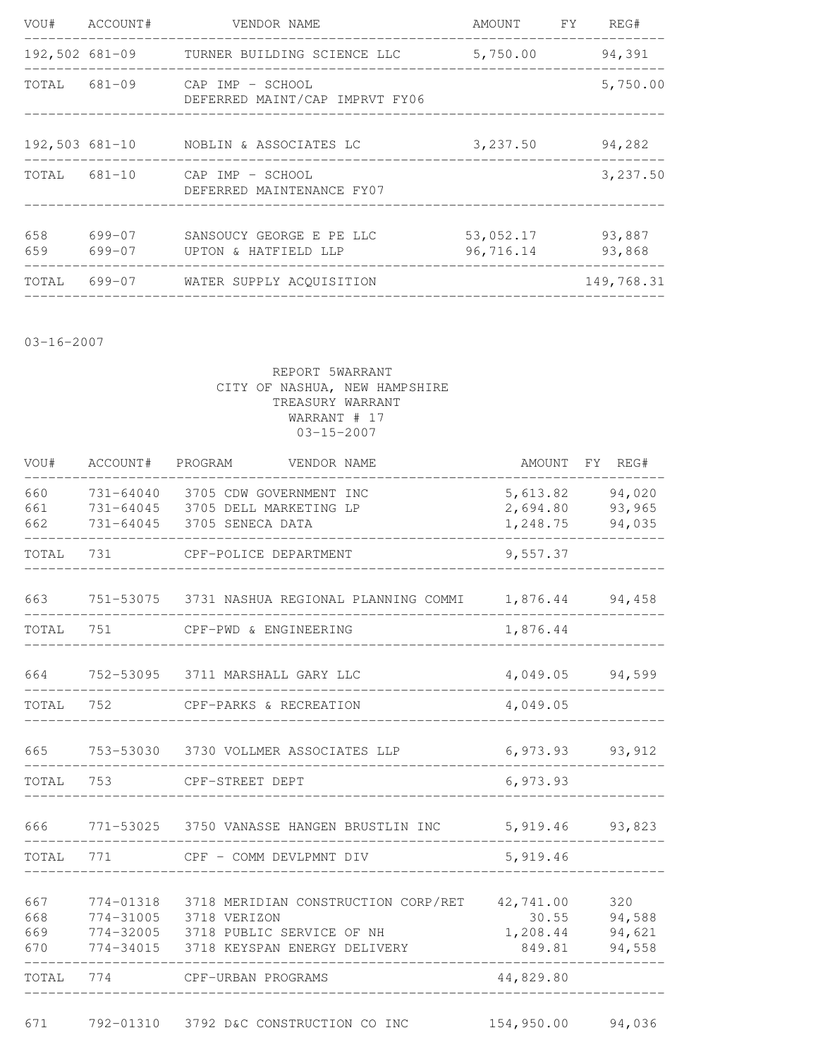| VOU# | ACCOUNT# | VENDOR NAME | AMOUNT | FY | REG# |
|---|---|---|---|---|---|
| 192,502 | 681-09 | TURNER BUILDING SCIENCE LLC | 5,750.00 | | 94,391 |
| TOTAL | 681-09 | CAP IMP - SCHOOL<br>DEFERRED MAINT/CAP IMPRVT FY06 | | | 5,750.00 |
| 192,503 | 681-10 | NOBLIN & ASSOCIATES LC | 3,237.50 | | 94,282 |
| TOTAL | 681-10 | CAP IMP - SCHOOL<br>DEFERRED MAINTENANCE FY07 | | | 3,237.50 |
| 658 | 699-07 | SANSOUCY GEORGE E PE LLC | 53,052.17 | | 93,887 |
| 659 | 699-07 | UPTON & HATFIELD LLP | 96,716.14 | | 93,868 |
| TOTAL | 699-07 | WATER SUPPLY ACQUISITION | | | 149,768.31 |

03-16-2007

REPORT 5WARRANT
CITY OF NASHUA, NEW HAMPSHIRE
TREASURY WARRANT
WARRANT # 17
03-15-2007

| VOU# | ACCOUNT# | PROGRAM | VENDOR NAME | AMOUNT | FY | REG# |
|---|---|---|---|---|---|---|
| 660 | 731-64040 | 3705 | CDW GOVERNMENT INC | 5,613.82 | | 94,020 |
| 661 | 731-64045 | 3705 | DELL MARKETING LP | 2,694.80 | | 93,965 |
| 662 | 731-64045 | 3705 | SENECA DATA | 1,248.75 | | 94,035 |
| TOTAL | 731 | | CPF-POLICE DEPARTMENT | 9,557.37 | | |
| 663 | 751-53075 | 3731 | NASHUA REGIONAL PLANNING COMMI | 1,876.44 | | 94,458 |
| TOTAL | 751 | | CPF-PWD & ENGINEERING | 1,876.44 | | |
| 664 | 752-53095 | 3711 | MARSHALL GARY LLC | 4,049.05 | | 94,599 |
| TOTAL | 752 | | CPF-PARKS & RECREATION | 4,049.05 | | |
| 665 | 753-53030 | 3730 | VOLLMER ASSOCIATES LLP | 6,973.93 | | 93,912 |
| TOTAL | 753 | | CPF-STREET DEPT | 6,973.93 | | |
| 666 | 771-53025 | 3750 | VANASSE HANGEN BRUSTLIN INC | 5,919.46 | | 93,823 |
| TOTAL | 771 | | CPF - COMM DEVLPMNT DIV | 5,919.46 | | |
| 667 | 774-01318 | 3718 | MERIDIAN CONSTRUCTION CORP/RET | 42,741.00 | | 320 |
| 668 | 774-31005 | 3718 | VERIZON | 30.55 | | 94,588 |
| 669 | 774-32005 | 3718 | PUBLIC SERVICE OF NH | 1,208.44 | | 94,621 |
| 670 | 774-34015 | 3718 | KEYSPAN ENERGY DELIVERY | 849.81 | | 94,558 |
| TOTAL | 774 | | CPF-URBAN PROGRAMS | 44,829.80 | | |
| 671 | 792-01310 | 3792 | D&C CONSTRUCTION CO INC | 154,950.00 | | 94,036 |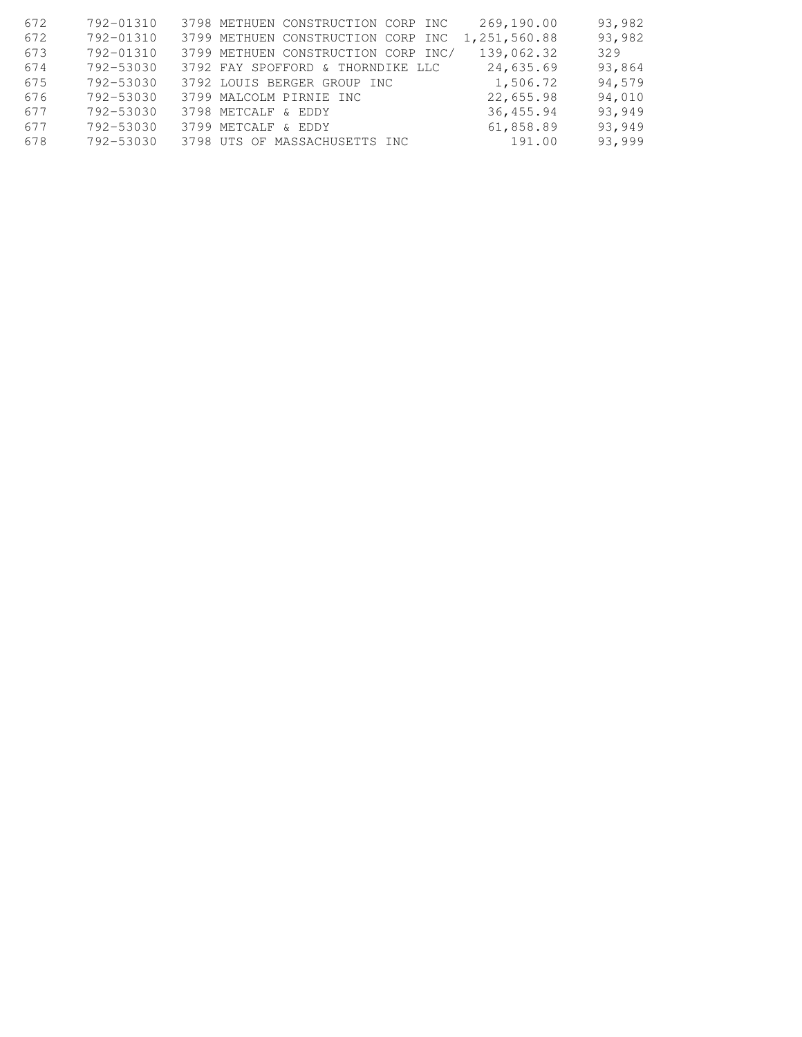| | | | | |
|---|---|---|---|---|
| 672 | 792-01310 | 3798 METHUEN CONSTRUCTION CORP INC | 269,190.00 | 93,982 |
| 672 | 792-01310 | 3799 METHUEN CONSTRUCTION CORP INC | 1,251,560.88 | 93,982 |
| 673 | 792-01310 | 3799 METHUEN CONSTRUCTION CORP INC/ | 139,062.32 | 329 |
| 674 | 792-53030 | 3792 FAY SPOFFORD & THORNDIKE LLC | 24,635.69 | 93,864 |
| 675 | 792-53030 | 3792 LOUIS BERGER GROUP INC | 1,506.72 | 94,579 |
| 676 | 792-53030 | 3799 MALCOLM PIRNIE INC | 22,655.98 | 94,010 |
| 677 | 792-53030 | 3798 METCALF & EDDY | 36,455.94 | 93,949 |
| 677 | 792-53030 | 3799 METCALF & EDDY | 61,858.89 | 93,949 |
| 678 | 792-53030 | 3798 UTS OF MASSACHUSETTS INC | 191.00 | 93,999 |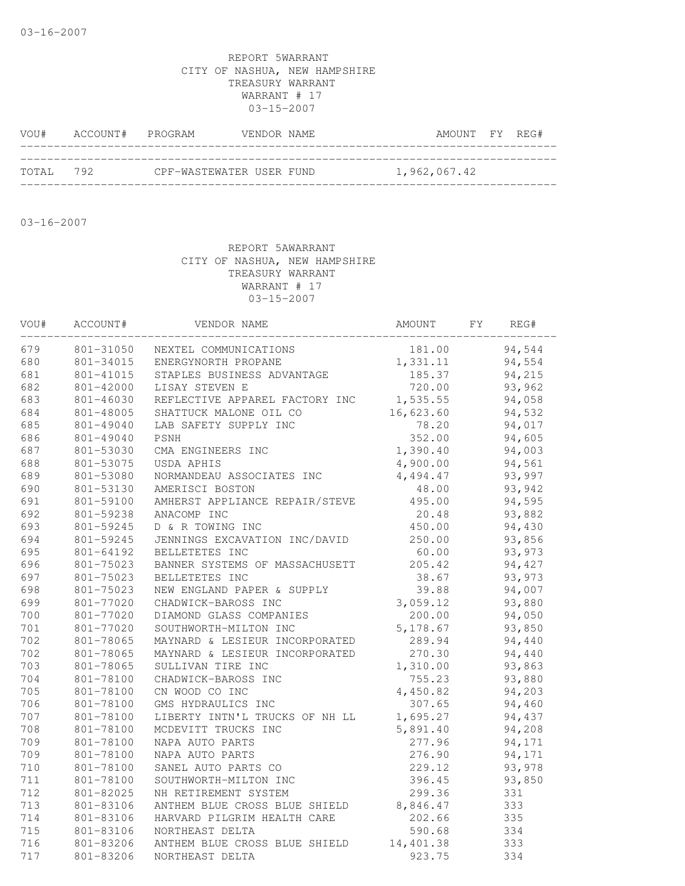03-16-2007

REPORT 5WARRANT
CITY OF NASHUA, NEW HAMPSHIRE
TREASURY WARRANT
WARRANT # 17
03-15-2007

| VOU# | ACCOUNT# | PROGRAM | VENDOR NAME | AMOUNT | FY | REG# |
|---|---|---|---|---|---|---|
| TOTAL | 792 | CPF-WASTEWATER USER FUND | | 1,962,067.42 | | |

03-16-2007

REPORT 5AWARRANT
CITY OF NASHUA, NEW HAMPSHIRE
TREASURY WARRANT
WARRANT # 17
03-15-2007

| VOU# | ACCOUNT# | VENDOR NAME | AMOUNT | FY | REG# |
|---|---|---|---|---|---|
| 679 | 801-31050 | NEXTEL COMMUNICATIONS | 181.00 | | 94,544 |
| 680 | 801-34015 | ENERGYNORTH PROPANE | 1,331.11 | | 94,554 |
| 681 | 801-41015 | STAPLES BUSINESS ADVANTAGE | 185.37 | | 94,215 |
| 682 | 801-42000 | LISAY STEVEN E | 720.00 | | 93,962 |
| 683 | 801-46030 | REFLECTIVE APPAREL FACTORY INC | 1,535.55 | | 94,058 |
| 684 | 801-48005 | SHATTUCK MALONE OIL CO | 16,623.60 | | 94,532 |
| 685 | 801-49040 | LAB SAFETY SUPPLY INC | 78.20 | | 94,017 |
| 686 | 801-49040 | PSNH | 352.00 | | 94,605 |
| 687 | 801-53030 | CMA ENGINEERS INC | 1,390.40 | | 94,003 |
| 688 | 801-53075 | USDA APHIS | 4,900.00 | | 94,561 |
| 689 | 801-53080 | NORMANDEAU ASSOCIATES INC | 4,494.47 | | 93,997 |
| 690 | 801-53130 | AMERISCI BOSTON | 48.00 | | 93,942 |
| 691 | 801-59100 | AMHERST APPLIANCE REPAIR/STEVE | 495.00 | | 94,595 |
| 692 | 801-59238 | ANACOMP INC | 20.48 | | 93,882 |
| 693 | 801-59245 | D & R TOWING INC | 450.00 | | 94,430 |
| 694 | 801-59245 | JENNINGS EXCAVATION INC/DAVID | 250.00 | | 93,856 |
| 695 | 801-64192 | BELLETETES INC | 60.00 | | 93,973 |
| 696 | 801-75023 | BANNER SYSTEMS OF MASSACHUSETT | 205.42 | | 94,427 |
| 697 | 801-75023 | BELLETETES INC | 38.67 | | 93,973 |
| 698 | 801-75023 | NEW ENGLAND PAPER & SUPPLY | 39.88 | | 94,007 |
| 699 | 801-77020 | CHADWICK-BAROSS INC | 3,059.12 | | 93,880 |
| 700 | 801-77020 | DIAMOND GLASS COMPANIES | 200.00 | | 94,050 |
| 701 | 801-77020 | SOUTHWORTH-MILTON INC | 5,178.67 | | 93,850 |
| 702 | 801-78065 | MAYNARD & LESIEUR INCORPORATED | 289.94 | | 94,440 |
| 702 | 801-78065 | MAYNARD & LESIEUR INCORPORATED | 270.30 | | 94,440 |
| 703 | 801-78065 | SULLIVAN TIRE INC | 1,310.00 | | 93,863 |
| 704 | 801-78100 | CHADWICK-BAROSS INC | 755.23 | | 93,880 |
| 705 | 801-78100 | CN WOOD CO INC | 4,450.82 | | 94,203 |
| 706 | 801-78100 | GMS HYDRAULICS INC | 307.65 | | 94,460 |
| 707 | 801-78100 | LIBERTY INTN'L TRUCKS OF NH LL | 1,695.27 | | 94,437 |
| 708 | 801-78100 | MCDEVITT TRUCKS INC | 5,891.40 | | 94,208 |
| 709 | 801-78100 | NAPA AUTO PARTS | 277.96 | | 94,171 |
| 709 | 801-78100 | NAPA AUTO PARTS | 276.90 | | 94,171 |
| 710 | 801-78100 | SANEL AUTO PARTS CO | 229.12 | | 93,978 |
| 711 | 801-78100 | SOUTHWORTH-MILTON INC | 396.45 | | 93,850 |
| 712 | 801-82025 | NH RETIREMENT SYSTEM | 299.36 | | 331 |
| 713 | 801-83106 | ANTHEM BLUE CROSS BLUE SHIELD | 8,846.47 | | 333 |
| 714 | 801-83106 | HARVARD PILGRIM HEALTH CARE | 202.66 | | 335 |
| 715 | 801-83106 | NORTHEAST DELTA | 590.68 | | 334 |
| 716 | 801-83206 | ANTHEM BLUE CROSS BLUE SHIELD | 14,401.38 | | 333 |
| 717 | 801-83206 | NORTHEAST DELTA | 923.75 | | 334 |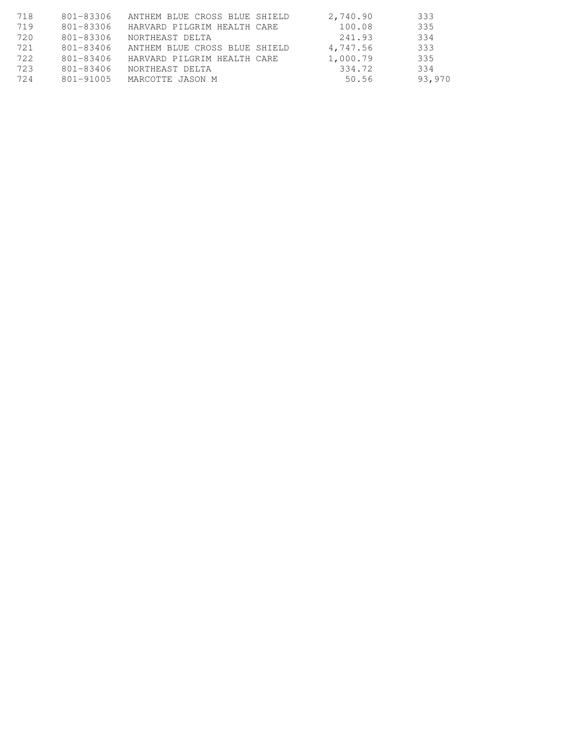| | | | | |
|---|---|---|---|---|
| 718 | 801-83306 | ANTHEM BLUE CROSS BLUE SHIELD | 2,740.90 | 333 |
| 719 | 801-83306 | HARVARD PILGRIM HEALTH CARE | 100.08 | 335 |
| 720 | 801-83306 | NORTHEAST DELTA | 241.93 | 334 |
| 721 | 801-83406 | ANTHEM BLUE CROSS BLUE SHIELD | 4,747.56 | 333 |
| 722 | 801-83406 | HARVARD PILGRIM HEALTH CARE | 1,000.79 | 335 |
| 723 | 801-83406 | NORTHEAST DELTA | 334.72 | 334 |
| 724 | 801-91005 | MARCOTTE JASON M | 50.56 | 93,970 |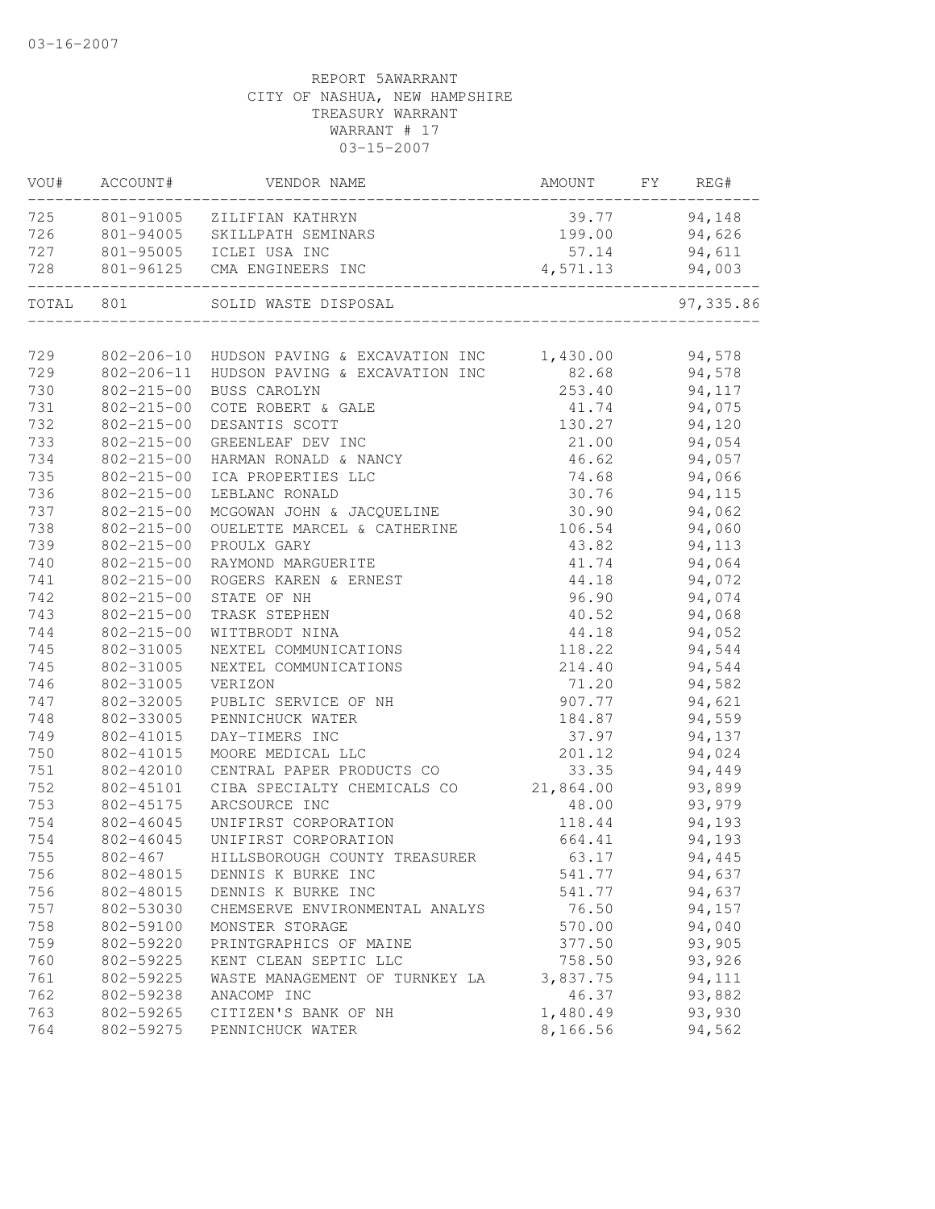03-16-2007

REPORT 5AWARRANT
CITY OF NASHUA, NEW HAMPSHIRE
TREASURY WARRANT
WARRANT # 17
03-15-2007

| VOU# | ACCOUNT# | VENDOR NAME | AMOUNT | FY | REG# |
|---|---|---|---|---|---|
| 725 | 801-91005 | ZILIFIAN KATHRYN | 39.77 | | 94,148 |
| 726 | 801-94005 | SKILLPATH SEMINARS | 199.00 | | 94,626 |
| 727 | 801-95005 | ICLEI USA INC | 57.14 | | 94,611 |
| 728 | 801-96125 | CMA ENGINEERS INC | 4,571.13 | | 94,003 |
| TOTAL | 801 | SOLID WASTE DISPOSAL | | | 97,335.86 |
| 729 | 802-206-10 | HUDSON PAVING & EXCAVATION INC | 1,430.00 | | 94,578 |
| 729 | 802-206-11 | HUDSON PAVING & EXCAVATION INC | 82.68 | | 94,578 |
| 730 | 802-215-00 | BUSS CAROLYN | 253.40 | | 94,117 |
| 731 | 802-215-00 | COTE ROBERT & GALE | 41.74 | | 94,075 |
| 732 | 802-215-00 | DESANTIS SCOTT | 130.27 | | 94,120 |
| 733 | 802-215-00 | GREENLEAF DEV INC | 21.00 | | 94,054 |
| 734 | 802-215-00 | HARMAN RONALD & NANCY | 46.62 | | 94,057 |
| 735 | 802-215-00 | ICA PROPERTIES LLC | 74.68 | | 94,066 |
| 736 | 802-215-00 | LEBLANC RONALD | 30.76 | | 94,115 |
| 737 | 802-215-00 | MCGOWAN JOHN & JACQUELINE | 30.90 | | 94,062 |
| 738 | 802-215-00 | OUELETTE MARCEL & CATHERINE | 106.54 | | 94,060 |
| 739 | 802-215-00 | PROULX GARY | 43.82 | | 94,113 |
| 740 | 802-215-00 | RAYMOND MARGUERITE | 41.74 | | 94,064 |
| 741 | 802-215-00 | ROGERS KAREN & ERNEST | 44.18 | | 94,072 |
| 742 | 802-215-00 | STATE OF NH | 96.90 | | 94,074 |
| 743 | 802-215-00 | TRASK STEPHEN | 40.52 | | 94,068 |
| 744 | 802-215-00 | WITTBRODT NINA | 44.18 | | 94,052 |
| 745 | 802-31005 | NEXTEL COMMUNICATIONS | 118.22 | | 94,544 |
| 745 | 802-31005 | NEXTEL COMMUNICATIONS | 214.40 | | 94,544 |
| 746 | 802-31005 | VERIZON | 71.20 | | 94,582 |
| 747 | 802-32005 | PUBLIC SERVICE OF NH | 907.77 | | 94,621 |
| 748 | 802-33005 | PENNICHUCK WATER | 184.87 | | 94,559 |
| 749 | 802-41015 | DAY-TIMERS INC | 37.97 | | 94,137 |
| 750 | 802-41015 | MOORE MEDICAL LLC | 201.12 | | 94,024 |
| 751 | 802-42010 | CENTRAL PAPER PRODUCTS CO | 33.35 | | 94,449 |
| 752 | 802-45101 | CIBA SPECIALTY CHEMICALS CO | 21,864.00 | | 93,899 |
| 753 | 802-45175 | ARCSOURCE INC | 48.00 | | 93,979 |
| 754 | 802-46045 | UNIFIRST CORPORATION | 118.44 | | 94,193 |
| 754 | 802-46045 | UNIFIRST CORPORATION | 664.41 | | 94,193 |
| 755 | 802-467 | HILLSBOROUGH COUNTY TREASURER | 63.17 | | 94,445 |
| 756 | 802-48015 | DENNIS K BURKE INC | 541.77 | | 94,637 |
| 756 | 802-48015 | DENNIS K BURKE INC | 541.77 | | 94,637 |
| 757 | 802-53030 | CHEMSERVE ENVIRONMENTAL ANALYS | 76.50 | | 94,157 |
| 758 | 802-59100 | MONSTER STORAGE | 570.00 | | 94,040 |
| 759 | 802-59220 | PRINTGRAPHICS OF MAINE | 377.50 | | 93,905 |
| 760 | 802-59225 | KENT CLEAN SEPTIC LLC | 758.50 | | 93,926 |
| 761 | 802-59225 | WASTE MANAGEMENT OF TURNKEY LA | 3,837.75 | | 94,111 |
| 762 | 802-59238 | ANACOMP INC | 46.37 | | 93,882 |
| 763 | 802-59265 | CITIZEN'S BANK OF NH | 1,480.49 | | 93,930 |
| 764 | 802-59275 | PENNICHUCK WATER | 8,166.56 | | 94,562 |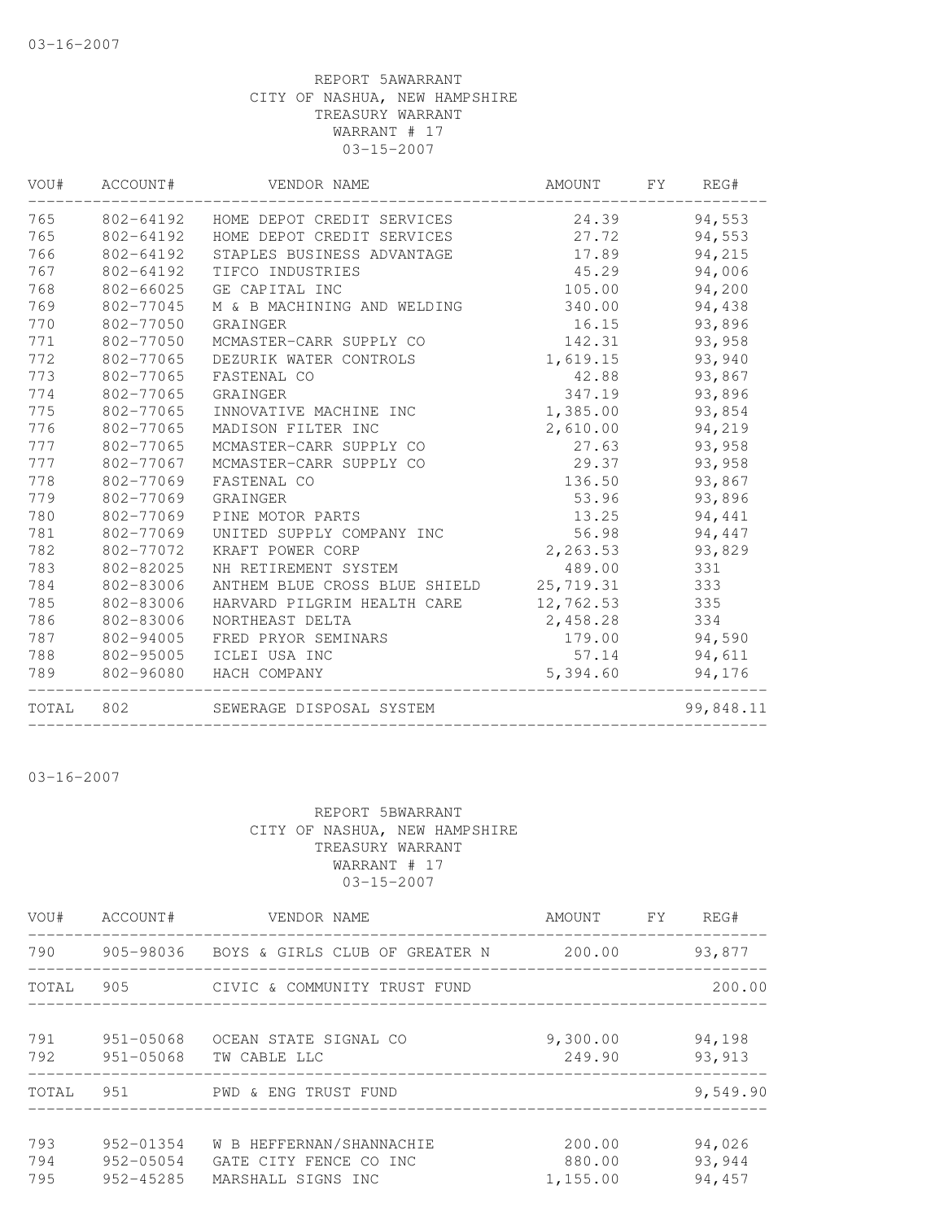REPORT 5AWARRANT
CITY OF NASHUA, NEW HAMPSHIRE
TREASURY WARRANT
WARRANT # 17
03-15-2007

| VOU# | ACCOUNT# | VENDOR NAME | AMOUNT | FY | REG# |
|---|---|---|---|---|---|
| 765 | 802-64192 | HOME DEPOT CREDIT SERVICES | 24.39 | | 94,553 |
| 765 | 802-64192 | HOME DEPOT CREDIT SERVICES | 27.72 | | 94,553 |
| 766 | 802-64192 | STAPLES BUSINESS ADVANTAGE | 17.89 | | 94,215 |
| 767 | 802-64192 | TIFCO INDUSTRIES | 45.29 | | 94,006 |
| 768 | 802-66025 | GE CAPITAL INC | 105.00 | | 94,200 |
| 769 | 802-77045 | M & B MACHINING AND WELDING | 340.00 | | 94,438 |
| 770 | 802-77050 | GRAINGER | 16.15 | | 93,896 |
| 771 | 802-77050 | MCMASTER-CARR SUPPLY CO | 142.31 | | 93,958 |
| 772 | 802-77065 | DEZURIK WATER CONTROLS | 1,619.15 | | 93,940 |
| 773 | 802-77065 | FASTENAL CO | 42.88 | | 93,867 |
| 774 | 802-77065 | GRAINGER | 347.19 | | 93,896 |
| 775 | 802-77065 | INNOVATIVE MACHINE INC | 1,385.00 | | 93,854 |
| 776 | 802-77065 | MADISON FILTER INC | 2,610.00 | | 94,219 |
| 777 | 802-77065 | MCMASTER-CARR SUPPLY CO | 27.63 | | 93,958 |
| 777 | 802-77067 | MCMASTER-CARR SUPPLY CO | 29.37 | | 93,958 |
| 778 | 802-77069 | FASTENAL CO | 136.50 | | 93,867 |
| 779 | 802-77069 | GRAINGER | 53.96 | | 93,896 |
| 780 | 802-77069 | PINE MOTOR PARTS | 13.25 | | 94,441 |
| 781 | 802-77069 | UNITED SUPPLY COMPANY INC | 56.98 | | 94,447 |
| 782 | 802-77072 | KRAFT POWER CORP | 2,263.53 | | 93,829 |
| 783 | 802-82025 | NH RETIREMENT SYSTEM | 489.00 | | 331 |
| 784 | 802-83006 | ANTHEM BLUE CROSS BLUE SHIELD | 25,719.31 | | 333 |
| 785 | 802-83006 | HARVARD PILGRIM HEALTH CARE | 12,762.53 | | 335 |
| 786 | 802-83006 | NORTHEAST DELTA | 2,458.28 | | 334 |
| 787 | 802-94005 | FRED PRYOR SEMINARS | 179.00 | | 94,590 |
| 788 | 802-95005 | ICLEI USA INC | 57.14 | | 94,611 |
| 789 | 802-96080 | HACH COMPANY | 5,394.60 | | 94,176 |
| TOTAL | 802 | SEWERAGE DISPOSAL SYSTEM | | | 99,848.11 |

03-16-2007

REPORT 5BWARRANT
CITY OF NASHUA, NEW HAMPSHIRE
TREASURY WARRANT
WARRANT # 17
03-15-2007

| VOU# | ACCOUNT# | VENDOR NAME | AMOUNT | FY | REG# |
|---|---|---|---|---|---|
| 790 | 905-98036 | BOYS & GIRLS CLUB OF GREATER N | 200.00 | | 93,877 |
| TOTAL | 905 | CIVIC & COMMUNITY TRUST FUND | | | 200.00 |
| 791 | 951-05068 | OCEAN STATE SIGNAL CO | 9,300.00 | | 94,198 |
| 792 | 951-05068 | TW CABLE LLC | 249.90 | | 93,913 |
| TOTAL | 951 | PWD & ENG TRUST FUND | | | 9,549.90 |
| 793 | 952-01354 | W B HEFFERNAN/SHANNACHIE | 200.00 | | 94,026 |
| 794 | 952-05054 | GATE CITY FENCE CO INC | 880.00 | | 93,944 |
| 795 | 952-45285 | MARSHALL SIGNS INC | 1,155.00 | | 94,457 |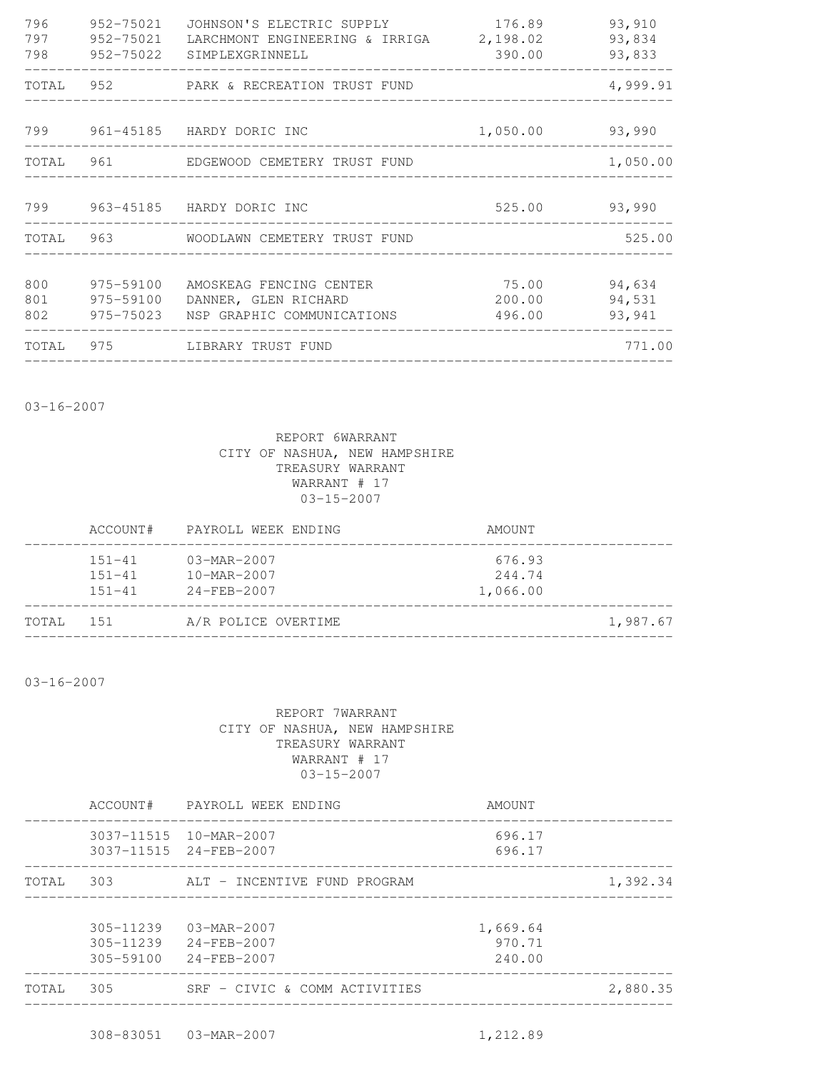| | | | | |
|---|---|---|---|---|
| 796 | 952-75021 | JOHNSON'S ELECTRIC SUPPLY | 176.89 | 93,910 |
| 797 | 952-75021 | LARCHMONT ENGINEERING & IRRIGA | 2,198.02 | 93,834 |
| 798 | 952-75022 | SIMPLEXGRINNELL | 390.00 | 93,833 |
| TOTAL | 952 | PARK & RECREATION TRUST FUND | | 4,999.91 |
| 799 | 961-45185 | HARDY DORIC INC | 1,050.00 | 93,990 |
| TOTAL | 961 | EDGEWOOD CEMETERY TRUST FUND | | 1,050.00 |
| 799 | 963-45185 | HARDY DORIC INC | 525.00 | 93,990 |
| TOTAL | 963 | WOODLAWN CEMETERY TRUST FUND | | 525.00 |
| 800 | 975-59100 | AMOSKEAG FENCING CENTER | 75.00 | 94,634 |
| 801 | 975-59100 | DANNER, GLEN RICHARD | 200.00 | 94,531 |
| 802 | 975-75023 | NSP GRAPHIC COMMUNICATIONS | 496.00 | 93,941 |
| TOTAL | 975 | LIBRARY TRUST FUND | | 771.00 |

03-16-2007

REPORT 6WARRANT
CITY OF NASHUA, NEW HAMPSHIRE
TREASURY WARRANT
WARRANT # 17
03-15-2007

| | ACCOUNT# | PAYROLL WEEK ENDING | AMOUNT | |
|---|---|---|---|---|
| | 151-41 | 03-MAR-2007 | 676.93 | |
| | 151-41 | 10-MAR-2007 | 244.74 | |
| | 151-41 | 24-FEB-2007 | 1,066.00 | |
| TOTAL | 151 | A/R POLICE OVERTIME | | 1,987.67 |

03-16-2007

REPORT 7WARRANT
CITY OF NASHUA, NEW HAMPSHIRE
TREASURY WARRANT
WARRANT # 17
03-15-2007

| | ACCOUNT# | PAYROLL WEEK ENDING | AMOUNT | |
|---|---|---|---|---|
| | 3037-11515 | 10-MAR-2007 | 696.17 | |
| | 3037-11515 | 24-FEB-2007 | 696.17 | |
| TOTAL | 303 | ALT - INCENTIVE FUND PROGRAM | | 1,392.34 |
| | 305-11239 | 03-MAR-2007 | 1,669.64 | |
| | 305-11239 | 24-FEB-2007 | 970.71 | |
| | 305-59100 | 24-FEB-2007 | 240.00 | |
| TOTAL | 305 | SRF - CIVIC & COMM ACTIVITIES | | 2,880.35 |
| | 308-83051 | 03-MAR-2007 | 1,212.89 | |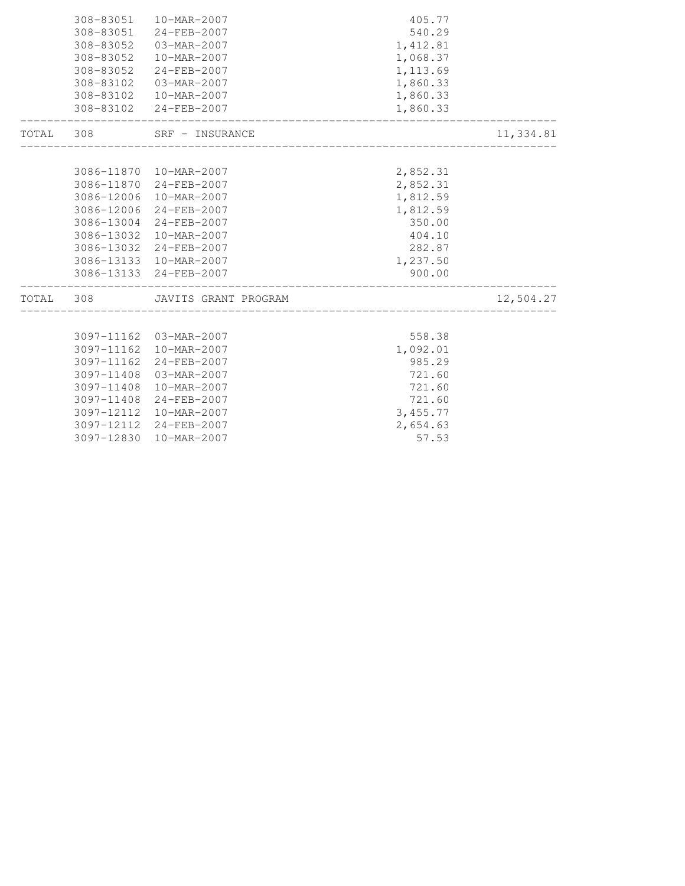| | Account | Date | Amount | Total |
|---|---|---|---|---|
| | 308-83051 | 10-MAR-2007 | 405.77 | |
| | 308-83051 | 24-FEB-2007 | 540.29 | |
| | 308-83052 | 03-MAR-2007 | 1,412.81 | |
| | 308-83052 | 10-MAR-2007 | 1,068.37 | |
| | 308-83052 | 24-FEB-2007 | 1,113.69 | |
| | 308-83102 | 03-MAR-2007 | 1,860.33 | |
| | 308-83102 | 10-MAR-2007 | 1,860.33 | |
| | 308-83102 | 24-FEB-2007 | 1,860.33 | |
| TOTAL | 308 | SRF - INSURANCE | | 11,334.81 |
| | 3086-11870 | 10-MAR-2007 | 2,852.31 | |
| | 3086-11870 | 24-FEB-2007 | 2,852.31 | |
| | 3086-12006 | 10-MAR-2007 | 1,812.59 | |
| | 3086-12006 | 24-FEB-2007 | 1,812.59 | |
| | 3086-13004 | 24-FEB-2007 | 350.00 | |
| | 3086-13032 | 10-MAR-2007 | 404.10 | |
| | 3086-13032 | 24-FEB-2007 | 282.87 | |
| | 3086-13133 | 10-MAR-2007 | 1,237.50 | |
| | 3086-13133 | 24-FEB-2007 | 900.00 | |
| TOTAL | 308 | JAVITS GRANT PROGRAM | | 12,504.27 |
| | 3097-11162 | 03-MAR-2007 | 558.38 | |
| | 3097-11162 | 10-MAR-2007 | 1,092.01 | |
| | 3097-11162 | 24-FEB-2007 | 985.29 | |
| | 3097-11408 | 03-MAR-2007 | 721.60 | |
| | 3097-11408 | 10-MAR-2007 | 721.60 | |
| | 3097-11408 | 24-FEB-2007 | 721.60 | |
| | 3097-12112 | 10-MAR-2007 | 3,455.77 | |
| | 3097-12112 | 24-FEB-2007 | 2,654.63 | |
| | 3097-12830 | 10-MAR-2007 | 57.53 | |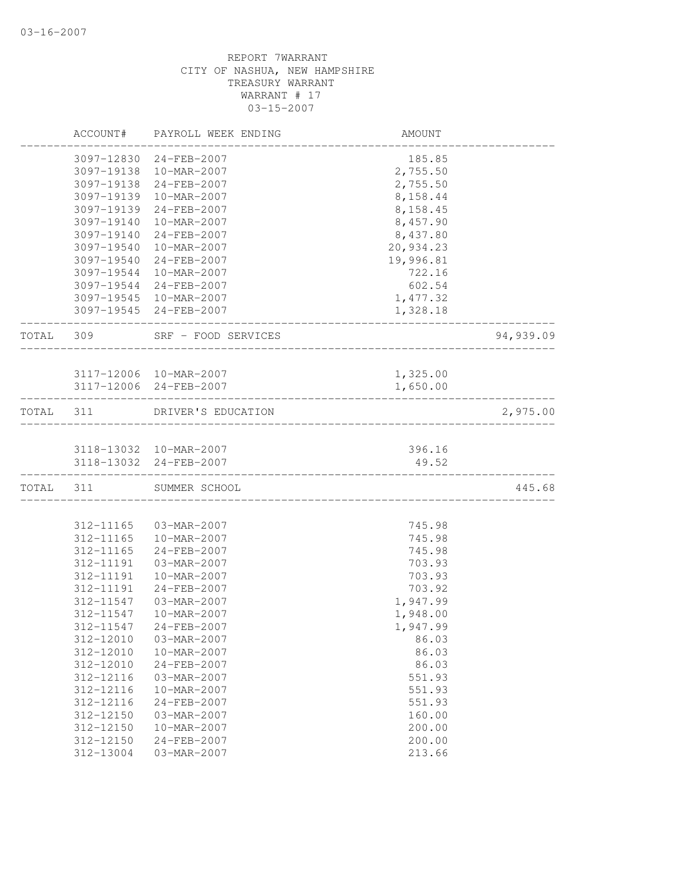03-16-2007

REPORT 7WARRANT
CITY OF NASHUA, NEW HAMPSHIRE
TREASURY WARRANT
WARRANT # 17
03-15-2007

| ACCOUNT# | PAYROLL WEEK ENDING | AMOUNT | |
|---|---|---|---|
| 3097-12830 | 24-FEB-2007 | 185.85 | |
| 3097-19138 | 10-MAR-2007 | 2,755.50 | |
| 3097-19138 | 24-FEB-2007 | 2,755.50 | |
| 3097-19139 | 10-MAR-2007 | 8,158.44 | |
| 3097-19139 | 24-FEB-2007 | 8,158.45 | |
| 3097-19140 | 10-MAR-2007 | 8,457.90 | |
| 3097-19140 | 24-FEB-2007 | 8,437.80 | |
| 3097-19540 | 10-MAR-2007 | 20,934.23 | |
| 3097-19540 | 24-FEB-2007 | 19,996.81 | |
| 3097-19544 | 10-MAR-2007 | 722.16 | |
| 3097-19544 | 24-FEB-2007 | 602.54 | |
| 3097-19545 | 10-MAR-2007 | 1,477.32 | |
| 3097-19545 | 24-FEB-2007 | 1,328.18 | |
| TOTAL 309 | SRF - FOOD SERVICES | | 94,939.09 |
| 3117-12006 | 10-MAR-2007 | 1,325.00 | |
| 3117-12006 | 24-FEB-2007 | 1,650.00 | |
| TOTAL 311 | DRIVER'S EDUCATION | | 2,975.00 |
| 3118-13032 | 10-MAR-2007 | 396.16 | |
| 3118-13032 | 24-FEB-2007 | 49.52 | |
| TOTAL 311 | SUMMER SCHOOL | | 445.68 |
| 312-11165 | 03-MAR-2007 | 745.98 | |
| 312-11165 | 10-MAR-2007 | 745.98 | |
| 312-11165 | 24-FEB-2007 | 745.98 | |
| 312-11191 | 03-MAR-2007 | 703.93 | |
| 312-11191 | 10-MAR-2007 | 703.93 | |
| 312-11191 | 24-FEB-2007 | 703.92 | |
| 312-11547 | 03-MAR-2007 | 1,947.99 | |
| 312-11547 | 10-MAR-2007 | 1,948.00 | |
| 312-11547 | 24-FEB-2007 | 1,947.99 | |
| 312-12010 | 03-MAR-2007 | 86.03 | |
| 312-12010 | 10-MAR-2007 | 86.03 | |
| 312-12010 | 24-FEB-2007 | 86.03 | |
| 312-12116 | 03-MAR-2007 | 551.93 | |
| 312-12116 | 10-MAR-2007 | 551.93 | |
| 312-12116 | 24-FEB-2007 | 551.93 | |
| 312-12150 | 03-MAR-2007 | 160.00 | |
| 312-12150 | 10-MAR-2007 | 200.00 | |
| 312-12150 | 24-FEB-2007 | 200.00 | |
| 312-13004 | 03-MAR-2007 | 213.66 | |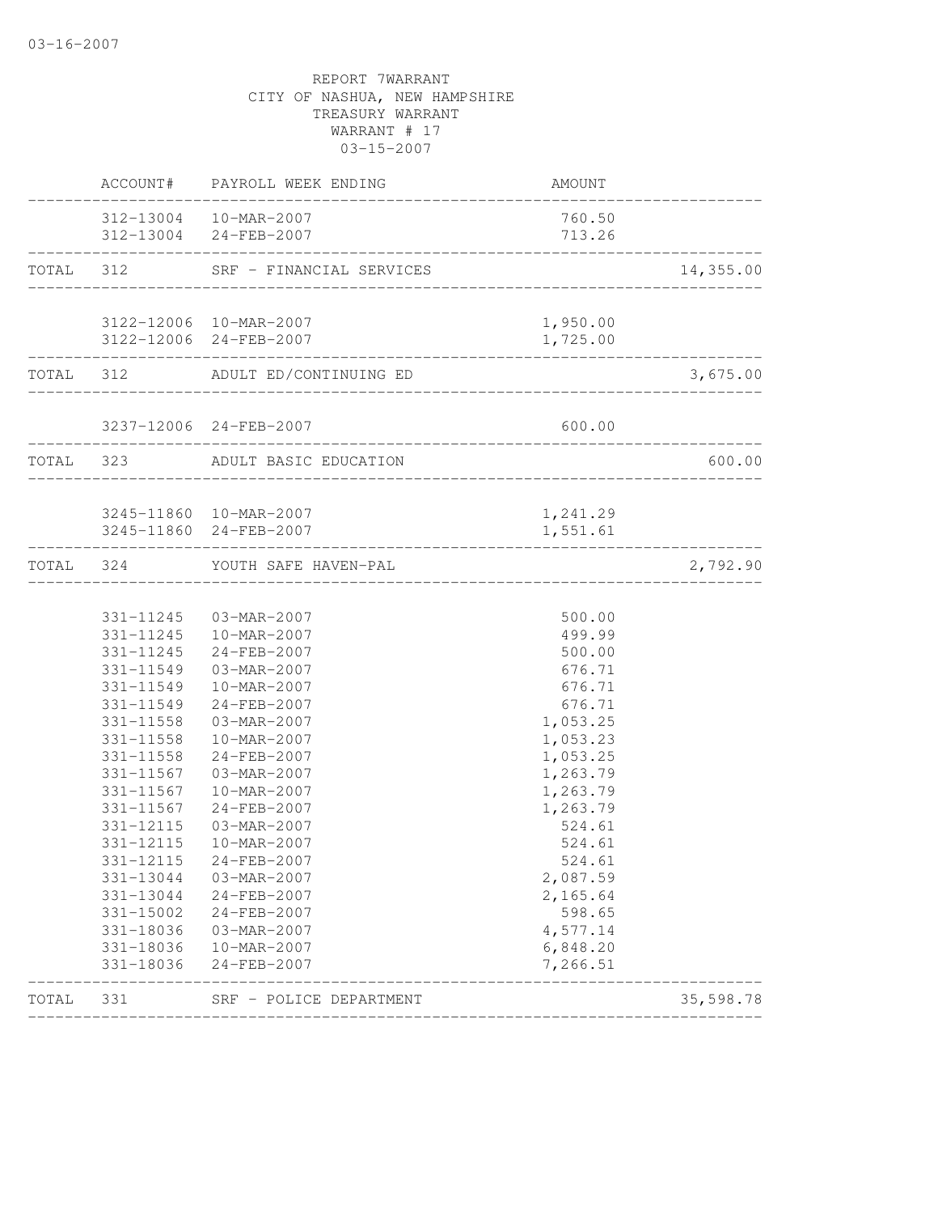03-16-2007

REPORT 7WARRANT
CITY OF NASHUA, NEW HAMPSHIRE
TREASURY WARRANT
WARRANT # 17
03-15-2007

| | ACCOUNT# | PAYROLL WEEK ENDING | AMOUNT | |
|---|---|---|---|---|
| | 312-13004 | 10-MAR-2007 | 760.50 | |
| | 312-13004 | 24-FEB-2007 | 713.26 | |
| TOTAL | 312 | SRF - FINANCIAL SERVICES | | 14,355.00 |
| | 3122-12006 | 10-MAR-2007 | 1,950.00 | |
| | 3122-12006 | 24-FEB-2007 | 1,725.00 | |
| TOTAL | 312 | ADULT ED/CONTINUING ED | | 3,675.00 |
| | 3237-12006 | 24-FEB-2007 | 600.00 | |
| TOTAL | 323 | ADULT BASIC EDUCATION | | 600.00 |
| | 3245-11860 | 10-MAR-2007 | 1,241.29 | |
| | 3245-11860 | 24-FEB-2007 | 1,551.61 | |
| TOTAL | 324 | YOUTH SAFE HAVEN-PAL | | 2,792.90 |
| | 331-11245 | 03-MAR-2007 | 500.00 | |
| | 331-11245 | 10-MAR-2007 | 499.99 | |
| | 331-11245 | 24-FEB-2007 | 500.00 | |
| | 331-11549 | 03-MAR-2007 | 676.71 | |
| | 331-11549 | 10-MAR-2007 | 676.71 | |
| | 331-11549 | 24-FEB-2007 | 676.71 | |
| | 331-11558 | 03-MAR-2007 | 1,053.25 | |
| | 331-11558 | 10-MAR-2007 | 1,053.23 | |
| | 331-11558 | 24-FEB-2007 | 1,053.25 | |
| | 331-11567 | 03-MAR-2007 | 1,263.79 | |
| | 331-11567 | 10-MAR-2007 | 1,263.79 | |
| | 331-11567 | 24-FEB-2007 | 1,263.79 | |
| | 331-12115 | 03-MAR-2007 | 524.61 | |
| | 331-12115 | 10-MAR-2007 | 524.61 | |
| | 331-12115 | 24-FEB-2007 | 524.61 | |
| | 331-13044 | 03-MAR-2007 | 2,087.59 | |
| | 331-13044 | 24-FEB-2007 | 2,165.64 | |
| | 331-15002 | 24-FEB-2007 | 598.65 | |
| | 331-18036 | 03-MAR-2007 | 4,577.14 | |
| | 331-18036 | 10-MAR-2007 | 6,848.20 | |
| | 331-18036 | 24-FEB-2007 | 7,266.51 | |
| TOTAL | 331 | SRF - POLICE DEPARTMENT | | 35,598.78 |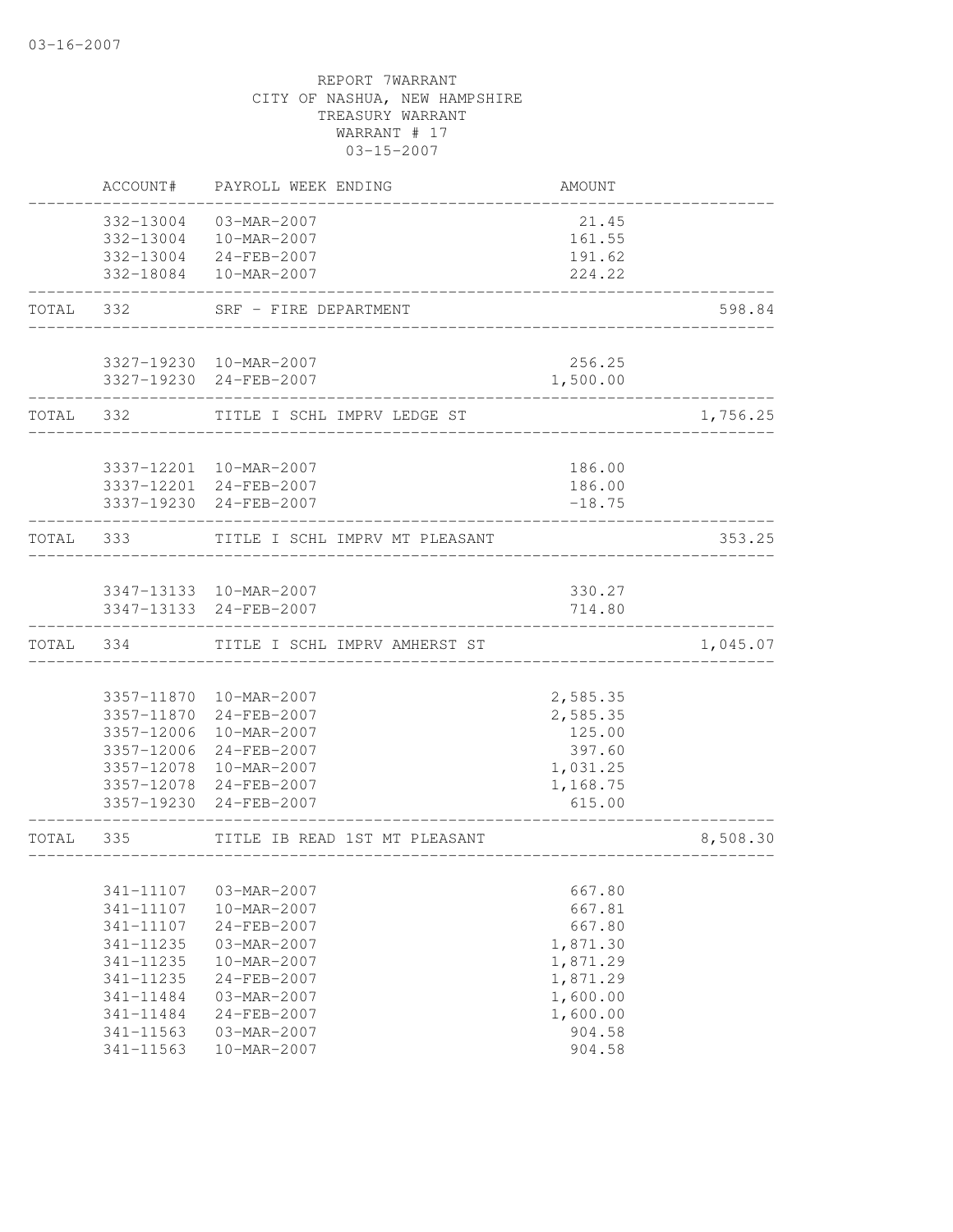03-16-2007

REPORT 7WARRANT
CITY OF NASHUA, NEW HAMPSHIRE
TREASURY WARRANT
WARRANT # 17
03-15-2007

| | ACCOUNT# | PAYROLL WEEK ENDING | AMOUNT | |
|---|---|---|---|---|
| | 332-13004 | 03-MAR-2007 | 21.45 | |
| | 332-13004 | 10-MAR-2007 | 161.55 | |
| | 332-13004 | 24-FEB-2007 | 191.62 | |
| | 332-18084 | 10-MAR-2007 | 224.22 | |
| TOTAL | 332 | SRF - FIRE DEPARTMENT | | 598.84 |
| | 3327-19230 | 10-MAR-2007 | 256.25 | |
| | 3327-19230 | 24-FEB-2007 | 1,500.00 | |
| TOTAL | 332 | TITLE I SCHL IMPRV LEDGE ST | | 1,756.25 |
| | 3337-12201 | 10-MAR-2007 | 186.00 | |
| | 3337-12201 | 24-FEB-2007 | 186.00 | |
| | 3337-19230 | 24-FEB-2007 | -18.75 | |
| TOTAL | 333 | TITLE I SCHL IMPRV MT PLEASANT | | 353.25 |
| | 3347-13133 | 10-MAR-2007 | 330.27 | |
| | 3347-13133 | 24-FEB-2007 | 714.80 | |
| TOTAL | 334 | TITLE I SCHL IMPRV AMHERST ST | | 1,045.07 |
| | 3357-11870 | 10-MAR-2007 | 2,585.35 | |
| | 3357-11870 | 24-FEB-2007 | 2,585.35 | |
| | 3357-12006 | 10-MAR-2007 | 125.00 | |
| | 3357-12006 | 24-FEB-2007 | 397.60 | |
| | 3357-12078 | 10-MAR-2007 | 1,031.25 | |
| | 3357-12078 | 24-FEB-2007 | 1,168.75 | |
| | 3357-19230 | 24-FEB-2007 | 615.00 | |
| TOTAL | 335 | TITLE IB READ 1ST MT PLEASANT | | 8,508.30 |
| | 341-11107 | 03-MAR-2007 | 667.80 | |
| | 341-11107 | 10-MAR-2007 | 667.81 | |
| | 341-11107 | 24-FEB-2007 | 667.80 | |
| | 341-11235 | 03-MAR-2007 | 1,871.30 | |
| | 341-11235 | 10-MAR-2007 | 1,871.29 | |
| | 341-11235 | 24-FEB-2007 | 1,871.29 | |
| | 341-11484 | 03-MAR-2007 | 1,600.00 | |
| | 341-11484 | 24-FEB-2007 | 1,600.00 | |
| | 341-11563 | 03-MAR-2007 | 904.58 | |
| | 341-11563 | 10-MAR-2007 | 904.58 | |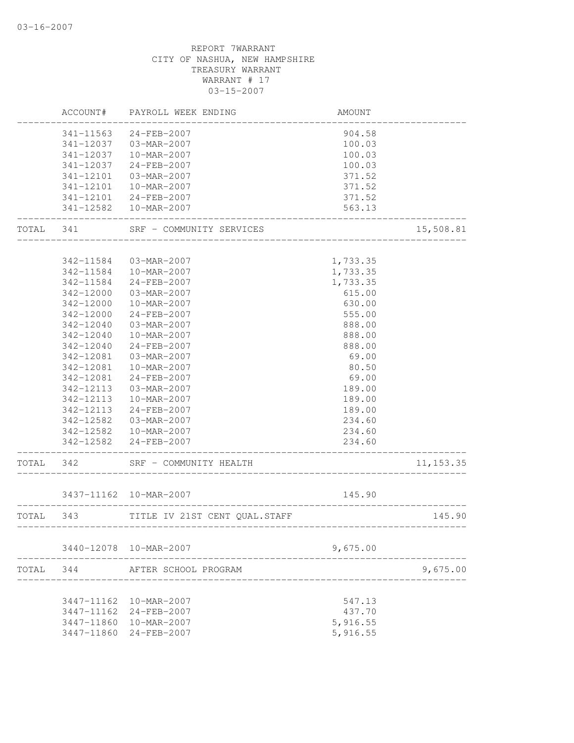03-16-2007

REPORT 7WARRANT
CITY OF NASHUA, NEW HAMPSHIRE
TREASURY WARRANT
WARRANT # 17
03-15-2007

| | ACCOUNT# | PAYROLL WEEK ENDING | AMOUNT | |
|---|---|---|---|---|
| | 341-11563 | 24-FEB-2007 | 904.58 | |
| | 341-12037 | 03-MAR-2007 | 100.03 | |
| | 341-12037 | 10-MAR-2007 | 100.03 | |
| | 341-12037 | 24-FEB-2007 | 100.03 | |
| | 341-12101 | 03-MAR-2007 | 371.52 | |
| | 341-12101 | 10-MAR-2007 | 371.52 | |
| | 341-12101 | 24-FEB-2007 | 371.52 | |
| | 341-12582 | 10-MAR-2007 | 563.13 | |
| TOTAL | 341 | SRF - COMMUNITY SERVICES | | 15,508.81 |
| | 342-11584 | 03-MAR-2007 | 1,733.35 | |
| | 342-11584 | 10-MAR-2007 | 1,733.35 | |
| | 342-11584 | 24-FEB-2007 | 1,733.35 | |
| | 342-12000 | 03-MAR-2007 | 615.00 | |
| | 342-12000 | 10-MAR-2007 | 630.00 | |
| | 342-12000 | 24-FEB-2007 | 555.00 | |
| | 342-12040 | 03-MAR-2007 | 888.00 | |
| | 342-12040 | 10-MAR-2007 | 888.00 | |
| | 342-12040 | 24-FEB-2007 | 888.00 | |
| | 342-12081 | 03-MAR-2007 | 69.00 | |
| | 342-12081 | 10-MAR-2007 | 80.50 | |
| | 342-12081 | 24-FEB-2007 | 69.00 | |
| | 342-12113 | 03-MAR-2007 | 189.00 | |
| | 342-12113 | 10-MAR-2007 | 189.00 | |
| | 342-12113 | 24-FEB-2007 | 189.00 | |
| | 342-12582 | 03-MAR-2007 | 234.60 | |
| | 342-12582 | 10-MAR-2007 | 234.60 | |
| | 342-12582 | 24-FEB-2007 | 234.60 | |
| TOTAL | 342 | SRF - COMMUNITY HEALTH | | 11,153.35 |
| | 3437-11162 | 10-MAR-2007 | 145.90 | |
| TOTAL | 343 | TITLE IV 21ST CENT QUAL.STAFF | | 145.90 |
| | 3440-12078 | 10-MAR-2007 | 9,675.00 | |
| TOTAL | 344 | AFTER SCHOOL PROGRAM | | 9,675.00 |
| | 3447-11162 | 10-MAR-2007 | 547.13 | |
| | 3447-11162 | 24-FEB-2007 | 437.70 | |
| | 3447-11860 | 10-MAR-2007 | 5,916.55 | |
| | 3447-11860 | 24-FEB-2007 | 5,916.55 | |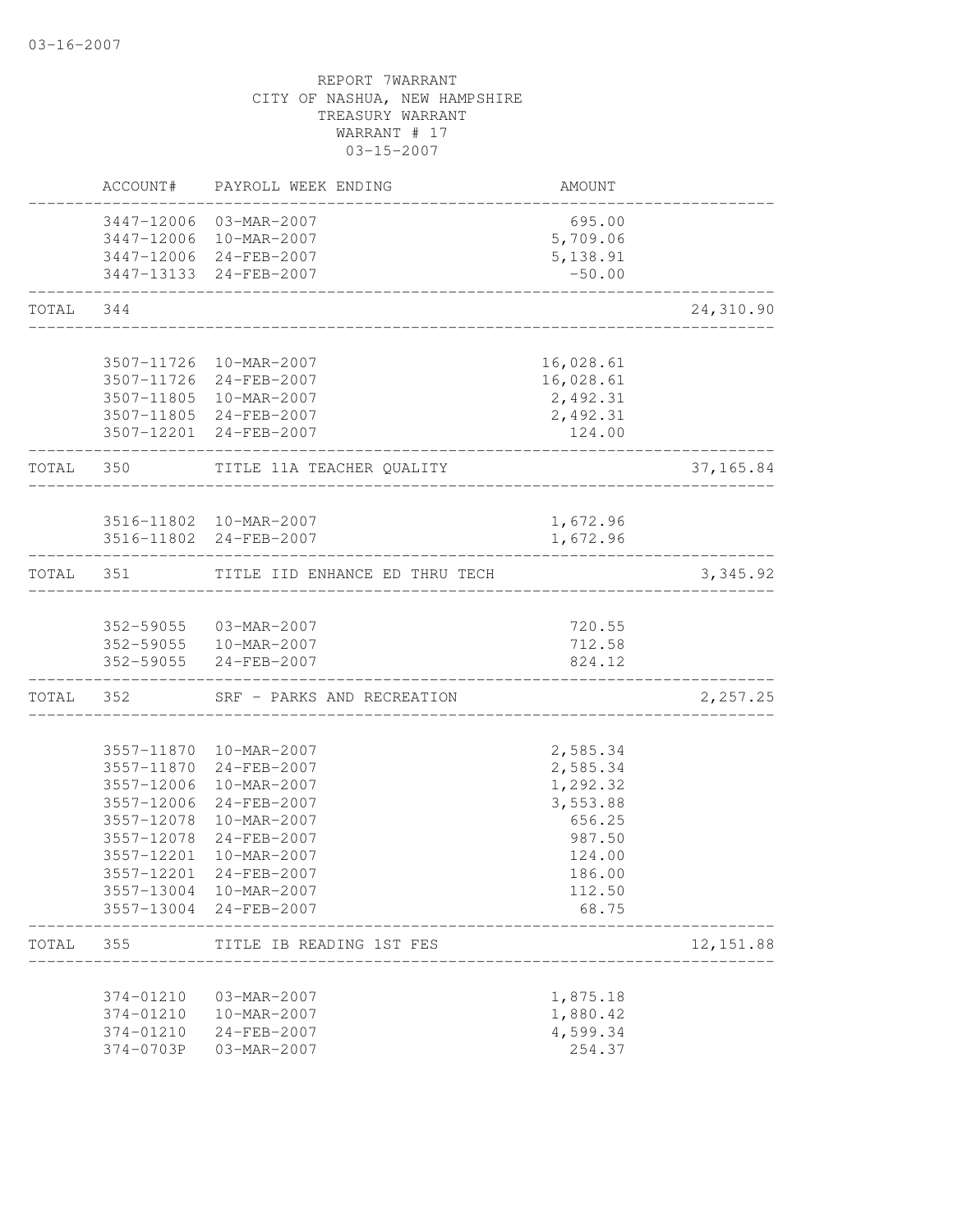REPORT 7WARRANT
CITY OF NASHUA, NEW HAMPSHIRE
TREASURY WARRANT
WARRANT # 17
03-15-2007

| | ACCOUNT# | PAYROLL WEEK ENDING | AMOUNT | |
|---|---|---|---|---|
| | 3447-12006 | 03-MAR-2007 | 695.00 | |
| | 3447-12006 | 10-MAR-2007 | 5,709.06 | |
| | 3447-12006 | 24-FEB-2007 | 5,138.91 | |
| | 3447-13133 | 24-FEB-2007 | -50.00 | |
| TOTAL | 344 | | | 24,310.90 |
| | 3507-11726 | 10-MAR-2007 | 16,028.61 | |
| | 3507-11726 | 24-FEB-2007 | 16,028.61 | |
| | 3507-11805 | 10-MAR-2007 | 2,492.31 | |
| | 3507-11805 | 24-FEB-2007 | 2,492.31 | |
| | 3507-12201 | 24-FEB-2007 | 124.00 | |
| TOTAL | 350 | TITLE 11A TEACHER QUALITY | | 37,165.84 |
| | 3516-11802 | 10-MAR-2007 | 1,672.96 | |
| | 3516-11802 | 24-FEB-2007 | 1,672.96 | |
| TOTAL | 351 | TITLE IID ENHANCE ED THRU TECH | | 3,345.92 |
| | 352-59055 | 03-MAR-2007 | 720.55 | |
| | 352-59055 | 10-MAR-2007 | 712.58 | |
| | 352-59055 | 24-FEB-2007 | 824.12 | |
| TOTAL | 352 | SRF - PARKS AND RECREATION | | 2,257.25 |
| | 3557-11870 | 10-MAR-2007 | 2,585.34 | |
| | 3557-11870 | 24-FEB-2007 | 2,585.34 | |
| | 3557-12006 | 10-MAR-2007 | 1,292.32 | |
| | 3557-12006 | 24-FEB-2007 | 3,553.88 | |
| | 3557-12078 | 10-MAR-2007 | 656.25 | |
| | 3557-12078 | 24-FEB-2007 | 987.50 | |
| | 3557-12201 | 10-MAR-2007 | 124.00 | |
| | 3557-12201 | 24-FEB-2007 | 186.00 | |
| | 3557-13004 | 10-MAR-2007 | 112.50 | |
| | 3557-13004 | 24-FEB-2007 | 68.75 | |
| TOTAL | 355 | TITLE IB READING 1ST FES | | 12,151.88 |
| | 374-01210 | 03-MAR-2007 | 1,875.18 | |
| | 374-01210 | 10-MAR-2007 | 1,880.42 | |
| | 374-01210 | 24-FEB-2007 | 4,599.34 | |
| | 374-0703P | 03-MAR-2007 | 254.37 | |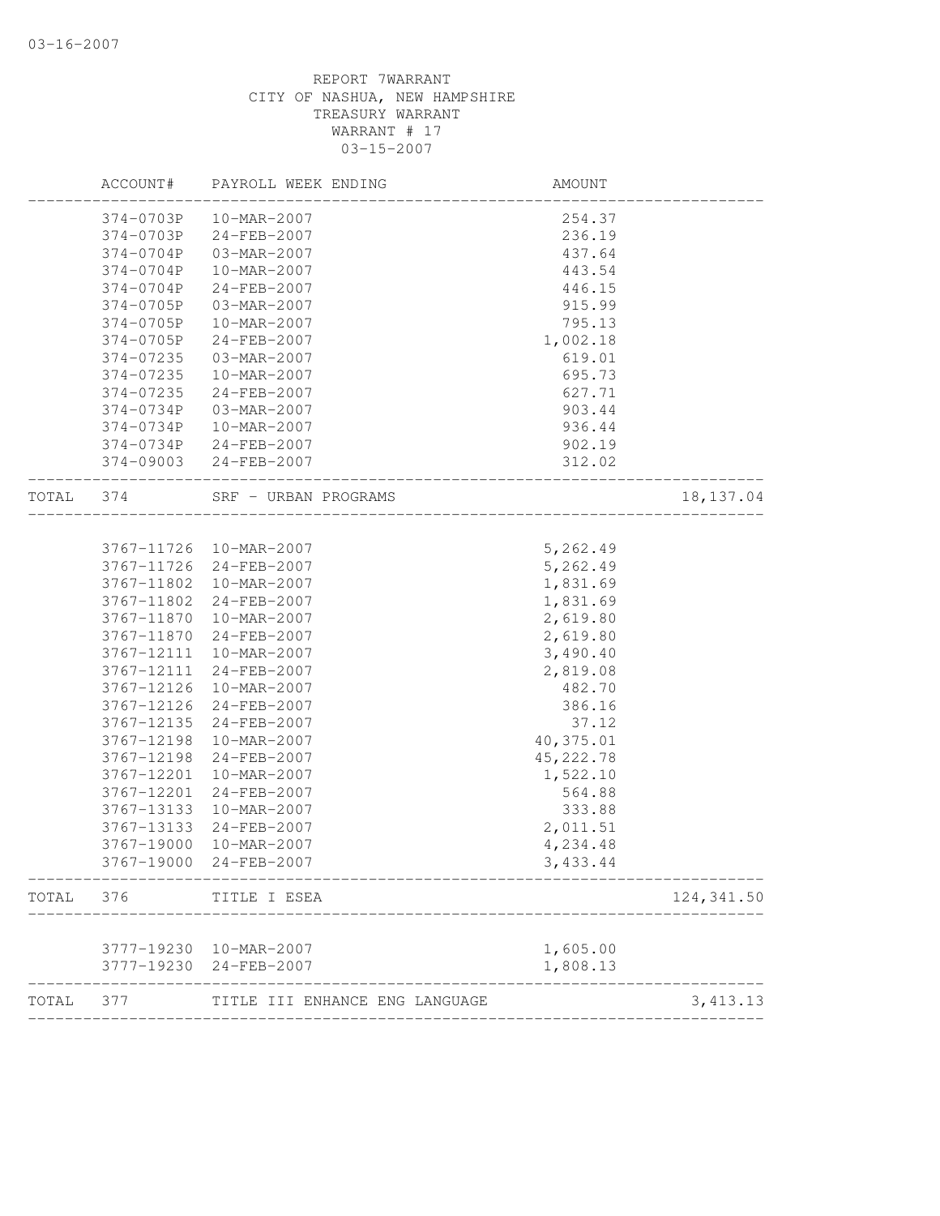REPORT 7WARRANT
CITY OF NASHUA, NEW HAMPSHIRE
TREASURY WARRANT
WARRANT # 17
03-15-2007

| | ACCOUNT# | PAYROLL WEEK ENDING | AMOUNT | |
|---|---|---|---|---|
| | 374-0703P | 10-MAR-2007 | 254.37 | |
| | 374-0703P | 24-FEB-2007 | 236.19 | |
| | 374-0704P | 03-MAR-2007 | 437.64 | |
| | 374-0704P | 10-MAR-2007 | 443.54 | |
| | 374-0704P | 24-FEB-2007 | 446.15 | |
| | 374-0705P | 03-MAR-2007 | 915.99 | |
| | 374-0705P | 10-MAR-2007 | 795.13 | |
| | 374-0705P | 24-FEB-2007 | 1,002.18 | |
| | 374-07235 | 03-MAR-2007 | 619.01 | |
| | 374-07235 | 10-MAR-2007 | 695.73 | |
| | 374-07235 | 24-FEB-2007 | 627.71 | |
| | 374-0734P | 03-MAR-2007 | 903.44 | |
| | 374-0734P | 10-MAR-2007 | 936.44 | |
| | 374-0734P | 24-FEB-2007 | 902.19 | |
| | 374-09003 | 24-FEB-2007 | 312.02 | |
| TOTAL | 374 | SRF - URBAN PROGRAMS | | 18,137.04 |
| | 3767-11726 | 10-MAR-2007 | 5,262.49 | |
| | 3767-11726 | 24-FEB-2007 | 5,262.49 | |
| | 3767-11802 | 10-MAR-2007 | 1,831.69 | |
| | 3767-11802 | 24-FEB-2007 | 1,831.69 | |
| | 3767-11870 | 10-MAR-2007 | 2,619.80 | |
| | 3767-11870 | 24-FEB-2007 | 2,619.80 | |
| | 3767-12111 | 10-MAR-2007 | 3,490.40 | |
| | 3767-12111 | 24-FEB-2007 | 2,819.08 | |
| | 3767-12126 | 10-MAR-2007 | 482.70 | |
| | 3767-12126 | 24-FEB-2007 | 386.16 | |
| | 3767-12135 | 24-FEB-2007 | 37.12 | |
| | 3767-12198 | 10-MAR-2007 | 40,375.01 | |
| | 3767-12198 | 24-FEB-2007 | 45,222.78 | |
| | 3767-12201 | 10-MAR-2007 | 1,522.10 | |
| | 3767-12201 | 24-FEB-2007 | 564.88 | |
| | 3767-13133 | 10-MAR-2007 | 333.88 | |
| | 3767-13133 | 24-FEB-2007 | 2,011.51 | |
| | 3767-19000 | 10-MAR-2007 | 4,234.48 | |
| | 3767-19000 | 24-FEB-2007 | 3,433.44 | |
| TOTAL | 376 | TITLE I ESEA | | 124,341.50 |
| | 3777-19230 | 10-MAR-2007 | 1,605.00 | |
| | 3777-19230 | 24-FEB-2007 | 1,808.13 | |
| TOTAL | 377 | TITLE III ENHANCE ENG LANGUAGE | | 3,413.13 |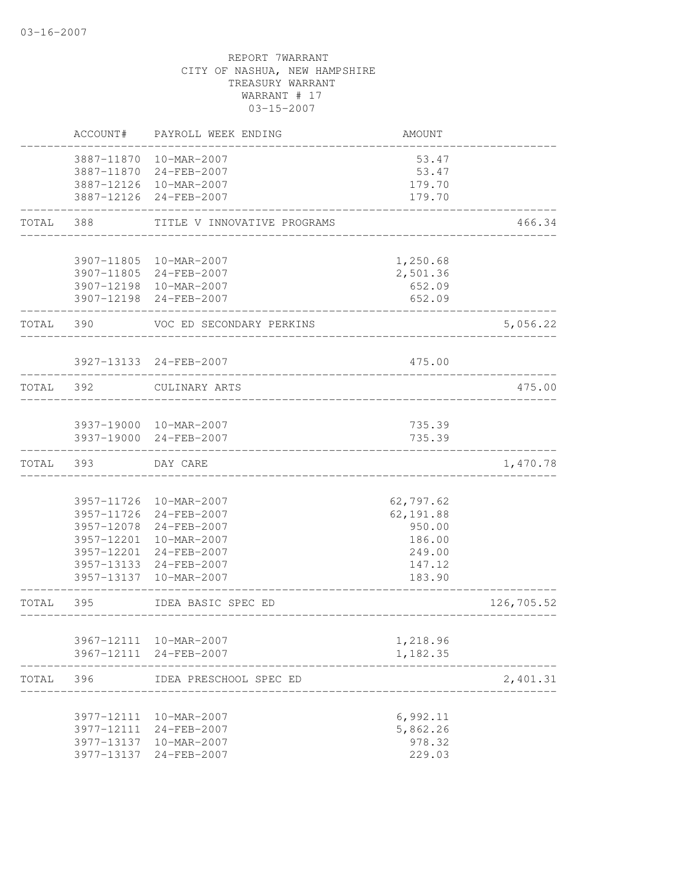REPORT 7WARRANT
CITY OF NASHUA, NEW HAMPSHIRE
TREASURY WARRANT
WARRANT # 17
03-15-2007

| | ACCOUNT# | PAYROLL WEEK ENDING | AMOUNT | |
|---|---|---|---|---|
| | 3887-11870 | 10-MAR-2007 | 53.47 | |
| | 3887-11870 | 24-FEB-2007 | 53.47 | |
| | 3887-12126 | 10-MAR-2007 | 179.70 | |
| | 3887-12126 | 24-FEB-2007 | 179.70 | |
| TOTAL | 388 | TITLE V INNOVATIVE PROGRAMS | | 466.34 |
| | 3907-11805 | 10-MAR-2007 | 1,250.68 | |
| | 3907-11805 | 24-FEB-2007 | 2,501.36 | |
| | 3907-12198 | 10-MAR-2007 | 652.09 | |
| | 3907-12198 | 24-FEB-2007 | 652.09 | |
| TOTAL | 390 | VOC ED SECONDARY PERKINS | | 5,056.22 |
| | 3927-13133 | 24-FEB-2007 | 475.00 | |
| TOTAL | 392 | CULINARY ARTS | | 475.00 |
| | 3937-19000 | 10-MAR-2007 | 735.39 | |
| | 3937-19000 | 24-FEB-2007 | 735.39 | |
| TOTAL | 393 | DAY CARE | | 1,470.78 |
| | 3957-11726 | 10-MAR-2007 | 62,797.62 | |
| | 3957-11726 | 24-FEB-2007 | 62,191.88 | |
| | 3957-12078 | 24-FEB-2007 | 950.00 | |
| | 3957-12201 | 10-MAR-2007 | 186.00 | |
| | 3957-12201 | 24-FEB-2007 | 249.00 | |
| | 3957-13133 | 24-FEB-2007 | 147.12 | |
| | 3957-13137 | 10-MAR-2007 | 183.90 | |
| TOTAL | 395 | IDEA BASIC SPEC ED | | 126,705.52 |
| | 3967-12111 | 10-MAR-2007 | 1,218.96 | |
| | 3967-12111 | 24-FEB-2007 | 1,182.35 | |
| TOTAL | 396 | IDEA PRESCHOOL SPEC ED | | 2,401.31 |
| | 3977-12111 | 10-MAR-2007 | 6,992.11 | |
| | 3977-12111 | 24-FEB-2007 | 5,862.26 | |
| | 3977-13137 | 10-MAR-2007 | 978.32 | |
| | 3977-13137 | 24-FEB-2007 | 229.03 | |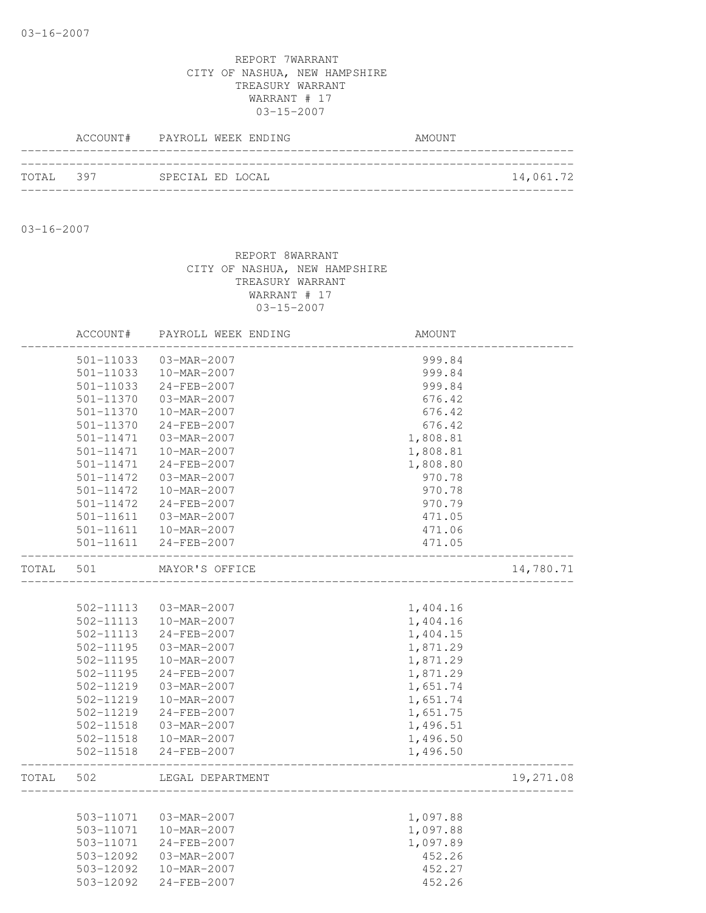03-16-2007

REPORT 7WARRANT
CITY OF NASHUA, NEW HAMPSHIRE
TREASURY WARRANT
WARRANT # 17
03-15-2007

| | ACCOUNT# | PAYROLL WEEK ENDING | AMOUNT | |
|---|---|---|---|---|
| TOTAL | 397 | SPECIAL ED LOCAL | | 14,061.72 |

03-16-2007

REPORT 8WARRANT
CITY OF NASHUA, NEW HAMPSHIRE
TREASURY WARRANT
WARRANT # 17
03-15-2007

| | ACCOUNT# | PAYROLL WEEK ENDING | AMOUNT | |
|---|---|---|---|---|
| | 501-11033 | 03-MAR-2007 | 999.84 | |
| | 501-11033 | 10-MAR-2007 | 999.84 | |
| | 501-11033 | 24-FEB-2007 | 999.84 | |
| | 501-11370 | 03-MAR-2007 | 676.42 | |
| | 501-11370 | 10-MAR-2007 | 676.42 | |
| | 501-11370 | 24-FEB-2007 | 676.42 | |
| | 501-11471 | 03-MAR-2007 | 1,808.81 | |
| | 501-11471 | 10-MAR-2007 | 1,808.81 | |
| | 501-11471 | 24-FEB-2007 | 1,808.80 | |
| | 501-11472 | 03-MAR-2007 | 970.78 | |
| | 501-11472 | 10-MAR-2007 | 970.78 | |
| | 501-11472 | 24-FEB-2007 | 970.79 | |
| | 501-11611 | 03-MAR-2007 | 471.05 | |
| | 501-11611 | 10-MAR-2007 | 471.06 | |
| | 501-11611 | 24-FEB-2007 | 471.05 | |
| TOTAL | 501 | MAYOR'S OFFICE | | 14,780.71 |
| | 502-11113 | 03-MAR-2007 | 1,404.16 | |
| | 502-11113 | 10-MAR-2007 | 1,404.16 | |
| | 502-11113 | 24-FEB-2007 | 1,404.15 | |
| | 502-11195 | 03-MAR-2007 | 1,871.29 | |
| | 502-11195 | 10-MAR-2007 | 1,871.29 | |
| | 502-11195 | 24-FEB-2007 | 1,871.29 | |
| | 502-11219 | 03-MAR-2007 | 1,651.74 | |
| | 502-11219 | 10-MAR-2007 | 1,651.74 | |
| | 502-11219 | 24-FEB-2007 | 1,651.75 | |
| | 502-11518 | 03-MAR-2007 | 1,496.51 | |
| | 502-11518 | 10-MAR-2007 | 1,496.50 | |
| | 502-11518 | 24-FEB-2007 | 1,496.50 | |
| TOTAL | 502 | LEGAL DEPARTMENT | | 19,271.08 |
| | 503-11071 | 03-MAR-2007 | 1,097.88 | |
| | 503-11071 | 10-MAR-2007 | 1,097.88 | |
| | 503-11071 | 24-FEB-2007 | 1,097.89 | |
| | 503-12092 | 03-MAR-2007 | 452.26 | |
| | 503-12092 | 10-MAR-2007 | 452.27 | |
| | 503-12092 | 24-FEB-2007 | 452.26 | |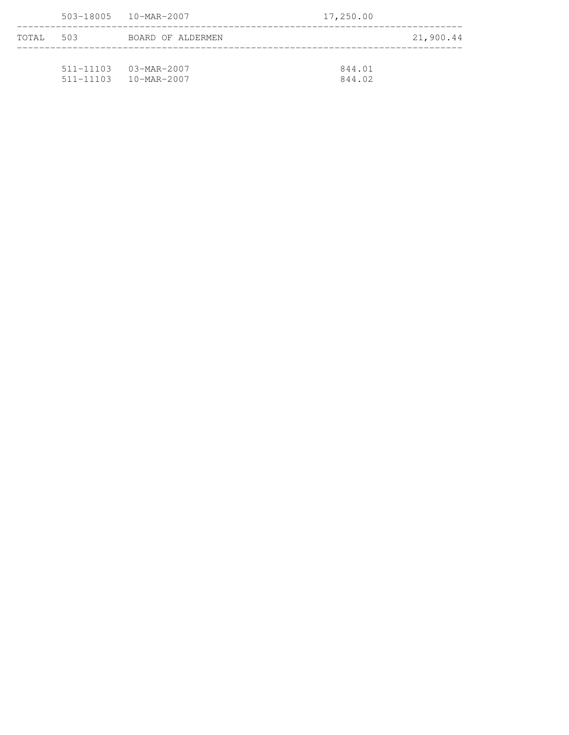| | | | | |
|---|---|---|---|---|
| | 503-18005 | 10-MAR-2007 | 17,250.00 | |
| TOTAL | 503 | BOARD OF ALDERMEN | | 21,900.44 |
| | 511-11103 | 03-MAR-2007 | 844.01 | |
| | 511-11103 | 10-MAR-2007 | 844.02 | |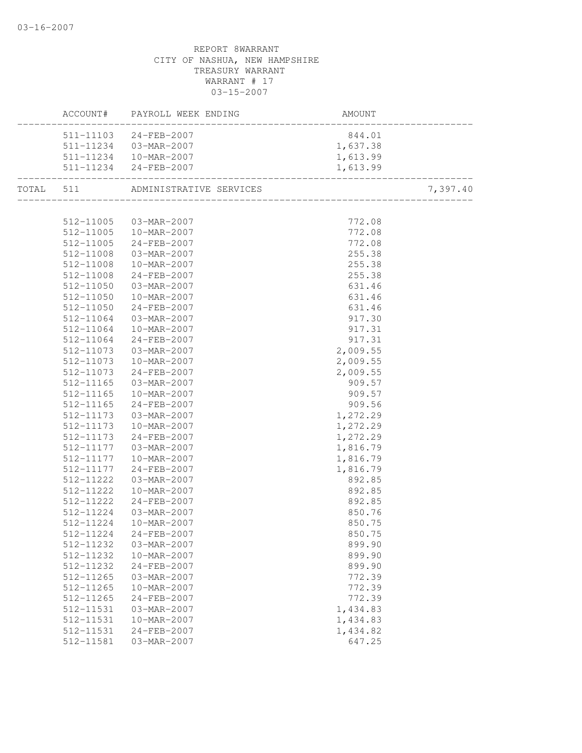03-16-2007

REPORT 8WARRANT
CITY OF NASHUA, NEW HAMPSHIRE
TREASURY WARRANT
WARRANT # 17
03-15-2007

| ACCOUNT# | PAYROLL WEEK ENDING | AMOUNT | |
|---|---|---|---|
| 511-11103 | 24-FEB-2007 | 844.01 | |
| 511-11234 | 03-MAR-2007 | 1,637.38 | |
| 511-11234 | 10-MAR-2007 | 1,613.99 | |
| 511-11234 | 24-FEB-2007 | 1,613.99 | |
| TOTAL 511 | ADMINISTRATIVE SERVICES | | 7,397.40 |
| 512-11005 | 03-MAR-2007 | 772.08 | |
| 512-11005 | 10-MAR-2007 | 772.08 | |
| 512-11005 | 24-FEB-2007 | 772.08 | |
| 512-11008 | 03-MAR-2007 | 255.38 | |
| 512-11008 | 10-MAR-2007 | 255.38 | |
| 512-11008 | 24-FEB-2007 | 255.38 | |
| 512-11050 | 03-MAR-2007 | 631.46 | |
| 512-11050 | 10-MAR-2007 | 631.46 | |
| 512-11050 | 24-FEB-2007 | 631.46 | |
| 512-11064 | 03-MAR-2007 | 917.30 | |
| 512-11064 | 10-MAR-2007 | 917.31 | |
| 512-11064 | 24-FEB-2007 | 917.31 | |
| 512-11073 | 03-MAR-2007 | 2,009.55 | |
| 512-11073 | 10-MAR-2007 | 2,009.55 | |
| 512-11073 | 24-FEB-2007 | 2,009.55 | |
| 512-11165 | 03-MAR-2007 | 909.57 | |
| 512-11165 | 10-MAR-2007 | 909.57 | |
| 512-11165 | 24-FEB-2007 | 909.56 | |
| 512-11173 | 03-MAR-2007 | 1,272.29 | |
| 512-11173 | 10-MAR-2007 | 1,272.29 | |
| 512-11173 | 24-FEB-2007 | 1,272.29 | |
| 512-11177 | 03-MAR-2007 | 1,816.79 | |
| 512-11177 | 10-MAR-2007 | 1,816.79 | |
| 512-11177 | 24-FEB-2007 | 1,816.79 | |
| 512-11222 | 03-MAR-2007 | 892.85 | |
| 512-11222 | 10-MAR-2007 | 892.85 | |
| 512-11222 | 24-FEB-2007 | 892.85 | |
| 512-11224 | 03-MAR-2007 | 850.76 | |
| 512-11224 | 10-MAR-2007 | 850.75 | |
| 512-11224 | 24-FEB-2007 | 850.75 | |
| 512-11232 | 03-MAR-2007 | 899.90 | |
| 512-11232 | 10-MAR-2007 | 899.90 | |
| 512-11232 | 24-FEB-2007 | 899.90 | |
| 512-11265 | 03-MAR-2007 | 772.39 | |
| 512-11265 | 10-MAR-2007 | 772.39 | |
| 512-11265 | 24-FEB-2007 | 772.39 | |
| 512-11531 | 03-MAR-2007 | 1,434.83 | |
| 512-11531 | 10-MAR-2007 | 1,434.83 | |
| 512-11531 | 24-FEB-2007 | 1,434.82 | |
| 512-11581 | 03-MAR-2007 | 647.25 | |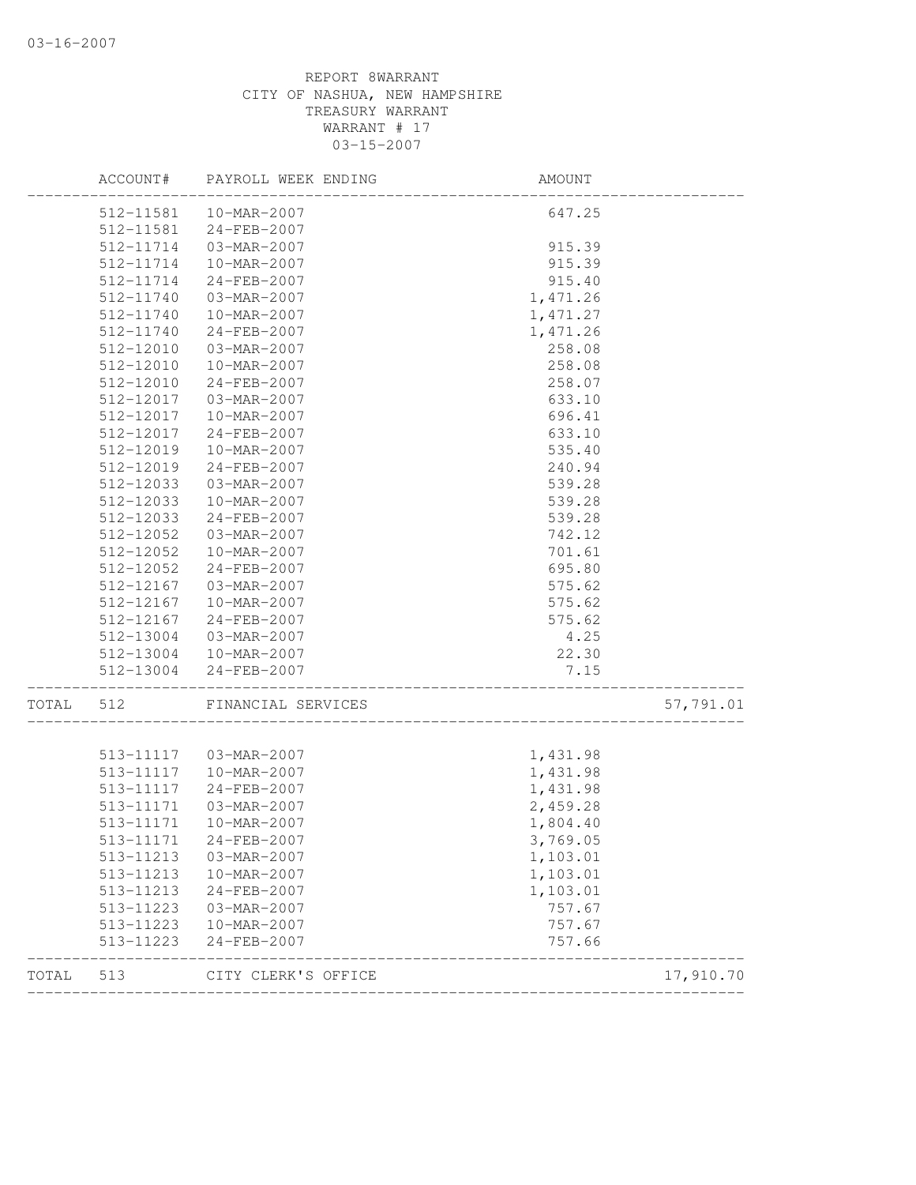REPORT 8WARRANT
CITY OF NASHUA, NEW HAMPSHIRE
TREASURY WARRANT
WARRANT # 17
03-15-2007

| | ACCOUNT# | PAYROLL WEEK ENDING | AMOUNT | |
|---|---|---|---|---|
| | 512-11581 | 10-MAR-2007 | 647.25 | |
| | 512-11581 | 24-FEB-2007 | | |
| | 512-11714 | 03-MAR-2007 | 915.39 | |
| | 512-11714 | 10-MAR-2007 | 915.39 | |
| | 512-11714 | 24-FEB-2007 | 915.40 | |
| | 512-11740 | 03-MAR-2007 | 1,471.26 | |
| | 512-11740 | 10-MAR-2007 | 1,471.27 | |
| | 512-11740 | 24-FEB-2007 | 1,471.26 | |
| | 512-12010 | 03-MAR-2007 | 258.08 | |
| | 512-12010 | 10-MAR-2007 | 258.08 | |
| | 512-12010 | 24-FEB-2007 | 258.07 | |
| | 512-12017 | 03-MAR-2007 | 633.10 | |
| | 512-12017 | 10-MAR-2007 | 696.41 | |
| | 512-12017 | 24-FEB-2007 | 633.10 | |
| | 512-12019 | 10-MAR-2007 | 535.40 | |
| | 512-12019 | 24-FEB-2007 | 240.94 | |
| | 512-12033 | 03-MAR-2007 | 539.28 | |
| | 512-12033 | 10-MAR-2007 | 539.28 | |
| | 512-12033 | 24-FEB-2007 | 539.28 | |
| | 512-12052 | 03-MAR-2007 | 742.12 | |
| | 512-12052 | 10-MAR-2007 | 701.61 | |
| | 512-12052 | 24-FEB-2007 | 695.80 | |
| | 512-12167 | 03-MAR-2007 | 575.62 | |
| | 512-12167 | 10-MAR-2007 | 575.62 | |
| | 512-12167 | 24-FEB-2007 | 575.62 | |
| | 512-13004 | 03-MAR-2007 | 4.25 | |
| | 512-13004 | 10-MAR-2007 | 22.30 | |
| | 512-13004 | 24-FEB-2007 | 7.15 | |
| TOTAL | 512 | FINANCIAL SERVICES | | 57,791.01 |
| | 513-11117 | 03-MAR-2007 | 1,431.98 | |
| | 513-11117 | 10-MAR-2007 | 1,431.98 | |
| | 513-11117 | 24-FEB-2007 | 1,431.98 | |
| | 513-11171 | 03-MAR-2007 | 2,459.28 | |
| | 513-11171 | 10-MAR-2007 | 1,804.40 | |
| | 513-11171 | 24-FEB-2007 | 3,769.05 | |
| | 513-11213 | 03-MAR-2007 | 1,103.01 | |
| | 513-11213 | 10-MAR-2007 | 1,103.01 | |
| | 513-11213 | 24-FEB-2007 | 1,103.01 | |
| | 513-11223 | 03-MAR-2007 | 757.67 | |
| | 513-11223 | 10-MAR-2007 | 757.67 | |
| | 513-11223 | 24-FEB-2007 | 757.66 | |
| TOTAL | 513 | CITY CLERK'S OFFICE | | 17,910.70 |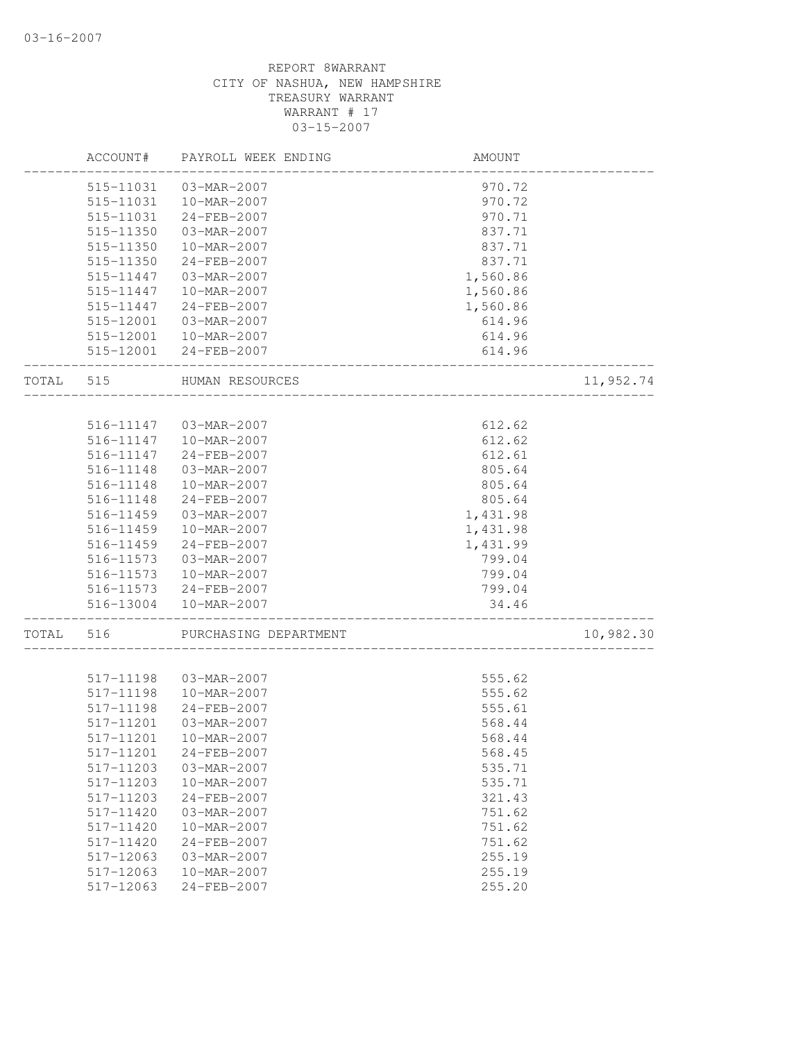REPORT 8WARRANT
CITY OF NASHUA, NEW HAMPSHIRE
TREASURY WARRANT
WARRANT # 17
03-15-2007

| ACCOUNT# | PAYROLL WEEK ENDING | AMOUNT | |
|---|---|---|---|
| 515-11031 | 03-MAR-2007 | 970.72 | |
| 515-11031 | 10-MAR-2007 | 970.72 | |
| 515-11031 | 24-FEB-2007 | 970.71 | |
| 515-11350 | 03-MAR-2007 | 837.71 | |
| 515-11350 | 10-MAR-2007 | 837.71 | |
| 515-11350 | 24-FEB-2007 | 837.71 | |
| 515-11447 | 03-MAR-2007 | 1,560.86 | |
| 515-11447 | 10-MAR-2007 | 1,560.86 | |
| 515-11447 | 24-FEB-2007 | 1,560.86 | |
| 515-12001 | 03-MAR-2007 | 614.96 | |
| 515-12001 | 10-MAR-2007 | 614.96 | |
| 515-12001 | 24-FEB-2007 | 614.96 | |
| TOTAL 515 | HUMAN RESOURCES | | 11,952.74 |
| 516-11147 | 03-MAR-2007 | 612.62 | |
| 516-11147 | 10-MAR-2007 | 612.62 | |
| 516-11147 | 24-FEB-2007 | 612.61 | |
| 516-11148 | 03-MAR-2007 | 805.64 | |
| 516-11148 | 10-MAR-2007 | 805.64 | |
| 516-11148 | 24-FEB-2007 | 805.64 | |
| 516-11459 | 03-MAR-2007 | 1,431.98 | |
| 516-11459 | 10-MAR-2007 | 1,431.98 | |
| 516-11459 | 24-FEB-2007 | 1,431.99 | |
| 516-11573 | 03-MAR-2007 | 799.04 | |
| 516-11573 | 10-MAR-2007 | 799.04 | |
| 516-11573 | 24-FEB-2007 | 799.04 | |
| 516-13004 | 10-MAR-2007 | 34.46 | |
| TOTAL 516 | PURCHASING DEPARTMENT | | 10,982.30 |
| 517-11198 | 03-MAR-2007 | 555.62 | |
| 517-11198 | 10-MAR-2007 | 555.62 | |
| 517-11198 | 24-FEB-2007 | 555.61 | |
| 517-11201 | 03-MAR-2007 | 568.44 | |
| 517-11201 | 10-MAR-2007 | 568.44 | |
| 517-11201 | 24-FEB-2007 | 568.45 | |
| 517-11203 | 03-MAR-2007 | 535.71 | |
| 517-11203 | 10-MAR-2007 | 535.71 | |
| 517-11203 | 24-FEB-2007 | 321.43 | |
| 517-11420 | 03-MAR-2007 | 751.62 | |
| 517-11420 | 10-MAR-2007 | 751.62 | |
| 517-11420 | 24-FEB-2007 | 751.62 | |
| 517-12063 | 03-MAR-2007 | 255.19 | |
| 517-12063 | 10-MAR-2007 | 255.19 | |
| 517-12063 | 24-FEB-2007 | 255.20 | |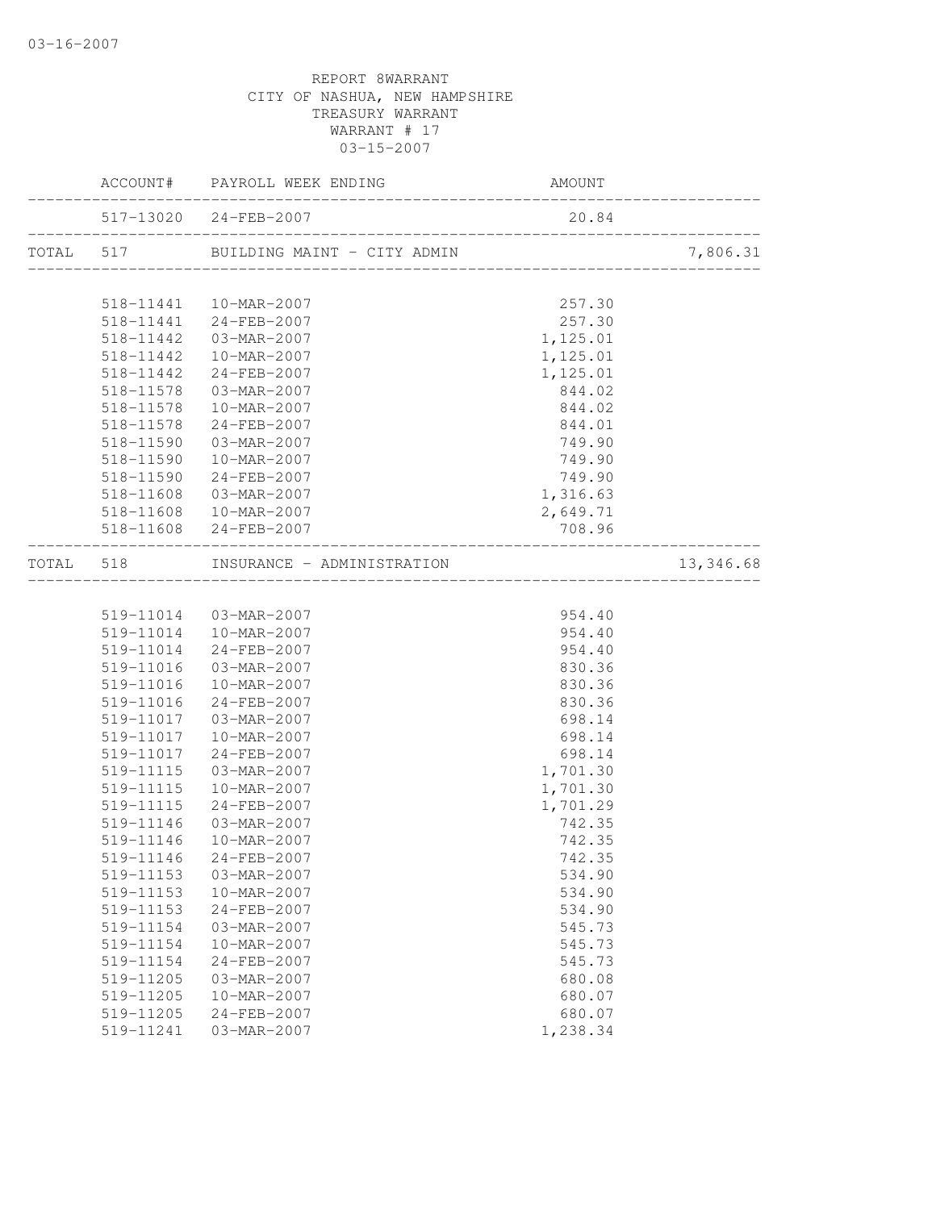REPORT 8WARRANT
CITY OF NASHUA, NEW HAMPSHIRE
TREASURY WARRANT
WARRANT # 17
03-15-2007

| | ACCOUNT# | PAYROLL WEEK ENDING | AMOUNT | |
|---|---|---|---|---|
| | 517-13020 | 24-FEB-2007 | 20.84 | |
| TOTAL | 517 | BUILDING MAINT - CITY ADMIN | | 7,806.31 |
| | 518-11441 | 10-MAR-2007 | 257.30 | |
| | 518-11441 | 24-FEB-2007 | 257.30 | |
| | 518-11442 | 03-MAR-2007 | 1,125.01 | |
| | 518-11442 | 10-MAR-2007 | 1,125.01 | |
| | 518-11442 | 24-FEB-2007 | 1,125.01 | |
| | 518-11578 | 03-MAR-2007 | 844.02 | |
| | 518-11578 | 10-MAR-2007 | 844.02 | |
| | 518-11578 | 24-FEB-2007 | 844.01 | |
| | 518-11590 | 03-MAR-2007 | 749.90 | |
| | 518-11590 | 10-MAR-2007 | 749.90 | |
| | 518-11590 | 24-FEB-2007 | 749.90 | |
| | 518-11608 | 03-MAR-2007 | 1,316.63 | |
| | 518-11608 | 10-MAR-2007 | 2,649.71 | |
| | 518-11608 | 24-FEB-2007 | 708.96 | |
| TOTAL | 518 | INSURANCE - ADMINISTRATION | | 13,346.68 |
| | 519-11014 | 03-MAR-2007 | 954.40 | |
| | 519-11014 | 10-MAR-2007 | 954.40 | |
| | 519-11014 | 24-FEB-2007 | 954.40 | |
| | 519-11016 | 03-MAR-2007 | 830.36 | |
| | 519-11016 | 10-MAR-2007 | 830.36 | |
| | 519-11016 | 24-FEB-2007 | 830.36 | |
| | 519-11017 | 03-MAR-2007 | 698.14 | |
| | 519-11017 | 10-MAR-2007 | 698.14 | |
| | 519-11017 | 24-FEB-2007 | 698.14 | |
| | 519-11115 | 03-MAR-2007 | 1,701.30 | |
| | 519-11115 | 10-MAR-2007 | 1,701.30 | |
| | 519-11115 | 24-FEB-2007 | 1,701.29 | |
| | 519-11146 | 03-MAR-2007 | 742.35 | |
| | 519-11146 | 10-MAR-2007 | 742.35 | |
| | 519-11146 | 24-FEB-2007 | 742.35 | |
| | 519-11153 | 03-MAR-2007 | 534.90 | |
| | 519-11153 | 10-MAR-2007 | 534.90 | |
| | 519-11153 | 24-FEB-2007 | 534.90 | |
| | 519-11154 | 03-MAR-2007 | 545.73 | |
| | 519-11154 | 10-MAR-2007 | 545.73 | |
| | 519-11154 | 24-FEB-2007 | 545.73 | |
| | 519-11205 | 03-MAR-2007 | 680.08 | |
| | 519-11205 | 10-MAR-2007 | 680.07 | |
| | 519-11205 | 24-FEB-2007 | 680.07 | |
| | 519-11241 | 03-MAR-2007 | 1,238.34 | |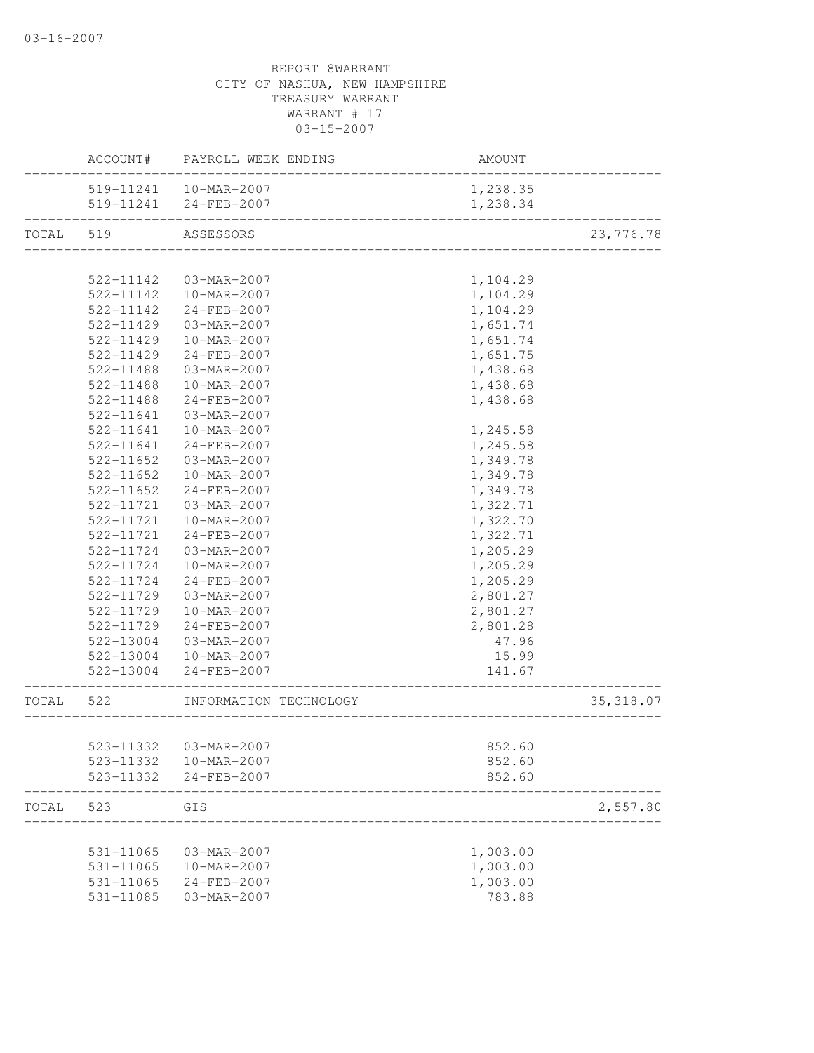REPORT 8WARRANT
CITY OF NASHUA, NEW HAMPSHIRE
TREASURY WARRANT
WARRANT # 17
03-15-2007

| | ACCOUNT# | PAYROLL WEEK ENDING | AMOUNT | |
|---|---|---|---|---|
| | 519-11241 | 10-MAR-2007 | 1,238.35 | |
| | 519-11241 | 24-FEB-2007 | 1,238.34 | |
| TOTAL | 519 | ASSESSORS | | 23,776.78 |
| | 522-11142 | 03-MAR-2007 | 1,104.29 | |
| | 522-11142 | 10-MAR-2007 | 1,104.29 | |
| | 522-11142 | 24-FEB-2007 | 1,104.29 | |
| | 522-11429 | 03-MAR-2007 | 1,651.74 | |
| | 522-11429 | 10-MAR-2007 | 1,651.74 | |
| | 522-11429 | 24-FEB-2007 | 1,651.75 | |
| | 522-11488 | 03-MAR-2007 | 1,438.68 | |
| | 522-11488 | 10-MAR-2007 | 1,438.68 | |
| | 522-11488 | 24-FEB-2007 | 1,438.68 | |
| | 522-11641 | 03-MAR-2007 | | |
| | 522-11641 | 10-MAR-2007 | 1,245.58 | |
| | 522-11641 | 24-FEB-2007 | 1,245.58 | |
| | 522-11652 | 03-MAR-2007 | 1,349.78 | |
| | 522-11652 | 10-MAR-2007 | 1,349.78 | |
| | 522-11652 | 24-FEB-2007 | 1,349.78 | |
| | 522-11721 | 03-MAR-2007 | 1,322.71 | |
| | 522-11721 | 10-MAR-2007 | 1,322.70 | |
| | 522-11721 | 24-FEB-2007 | 1,322.71 | |
| | 522-11724 | 03-MAR-2007 | 1,205.29 | |
| | 522-11724 | 10-MAR-2007 | 1,205.29 | |
| | 522-11724 | 24-FEB-2007 | 1,205.29 | |
| | 522-11729 | 03-MAR-2007 | 2,801.27 | |
| | 522-11729 | 10-MAR-2007 | 2,801.27 | |
| | 522-11729 | 24-FEB-2007 | 2,801.28 | |
| | 522-13004 | 03-MAR-2007 | 47.96 | |
| | 522-13004 | 10-MAR-2007 | 15.99 | |
| | 522-13004 | 24-FEB-2007 | 141.67 | |
| TOTAL | 522 | INFORMATION TECHNOLOGY | | 35,318.07 |
| | 523-11332 | 03-MAR-2007 | 852.60 | |
| | 523-11332 | 10-MAR-2007 | 852.60 | |
| | 523-11332 | 24-FEB-2007 | 852.60 | |
| TOTAL | 523 | GIS | | 2,557.80 |
| | 531-11065 | 03-MAR-2007 | 1,003.00 | |
| | 531-11065 | 10-MAR-2007 | 1,003.00 | |
| | 531-11065 | 24-FEB-2007 | 1,003.00 | |
| | 531-11085 | 03-MAR-2007 | 783.88 | |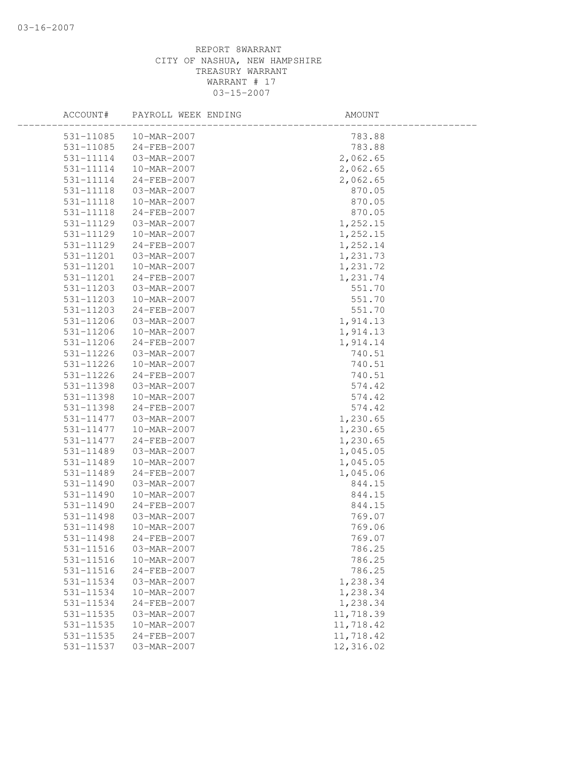REPORT 8WARRANT
CITY OF NASHUA, NEW HAMPSHIRE
TREASURY WARRANT
WARRANT # 17
03-15-2007

| ACCOUNT# | PAYROLL WEEK ENDING | AMOUNT |
|---|---|---|
| 531-11085 | 10-MAR-2007 | 783.88 |
| 531-11085 | 24-FEB-2007 | 783.88 |
| 531-11114 | 03-MAR-2007 | 2,062.65 |
| 531-11114 | 10-MAR-2007 | 2,062.65 |
| 531-11114 | 24-FEB-2007 | 2,062.65 |
| 531-11118 | 03-MAR-2007 | 870.05 |
| 531-11118 | 10-MAR-2007 | 870.05 |
| 531-11118 | 24-FEB-2007 | 870.05 |
| 531-11129 | 03-MAR-2007 | 1,252.15 |
| 531-11129 | 10-MAR-2007 | 1,252.15 |
| 531-11129 | 24-FEB-2007 | 1,252.14 |
| 531-11201 | 03-MAR-2007 | 1,231.73 |
| 531-11201 | 10-MAR-2007 | 1,231.72 |
| 531-11201 | 24-FEB-2007 | 1,231.74 |
| 531-11203 | 03-MAR-2007 | 551.70 |
| 531-11203 | 10-MAR-2007 | 551.70 |
| 531-11203 | 24-FEB-2007 | 551.70 |
| 531-11206 | 03-MAR-2007 | 1,914.13 |
| 531-11206 | 10-MAR-2007 | 1,914.13 |
| 531-11206 | 24-FEB-2007 | 1,914.14 |
| 531-11226 | 03-MAR-2007 | 740.51 |
| 531-11226 | 10-MAR-2007 | 740.51 |
| 531-11226 | 24-FEB-2007 | 740.51 |
| 531-11398 | 03-MAR-2007 | 574.42 |
| 531-11398 | 10-MAR-2007 | 574.42 |
| 531-11398 | 24-FEB-2007 | 574.42 |
| 531-11477 | 03-MAR-2007 | 1,230.65 |
| 531-11477 | 10-MAR-2007 | 1,230.65 |
| 531-11477 | 24-FEB-2007 | 1,230.65 |
| 531-11489 | 03-MAR-2007 | 1,045.05 |
| 531-11489 | 10-MAR-2007 | 1,045.05 |
| 531-11489 | 24-FEB-2007 | 1,045.06 |
| 531-11490 | 03-MAR-2007 | 844.15 |
| 531-11490 | 10-MAR-2007 | 844.15 |
| 531-11490 | 24-FEB-2007 | 844.15 |
| 531-11498 | 03-MAR-2007 | 769.07 |
| 531-11498 | 10-MAR-2007 | 769.06 |
| 531-11498 | 24-FEB-2007 | 769.07 |
| 531-11516 | 03-MAR-2007 | 786.25 |
| 531-11516 | 10-MAR-2007 | 786.25 |
| 531-11516 | 24-FEB-2007 | 786.25 |
| 531-11534 | 03-MAR-2007 | 1,238.34 |
| 531-11534 | 10-MAR-2007 | 1,238.34 |
| 531-11534 | 24-FEB-2007 | 1,238.34 |
| 531-11535 | 03-MAR-2007 | 11,718.39 |
| 531-11535 | 10-MAR-2007 | 11,718.42 |
| 531-11535 | 24-FEB-2007 | 11,718.42 |
| 531-11537 | 03-MAR-2007 | 12,316.02 |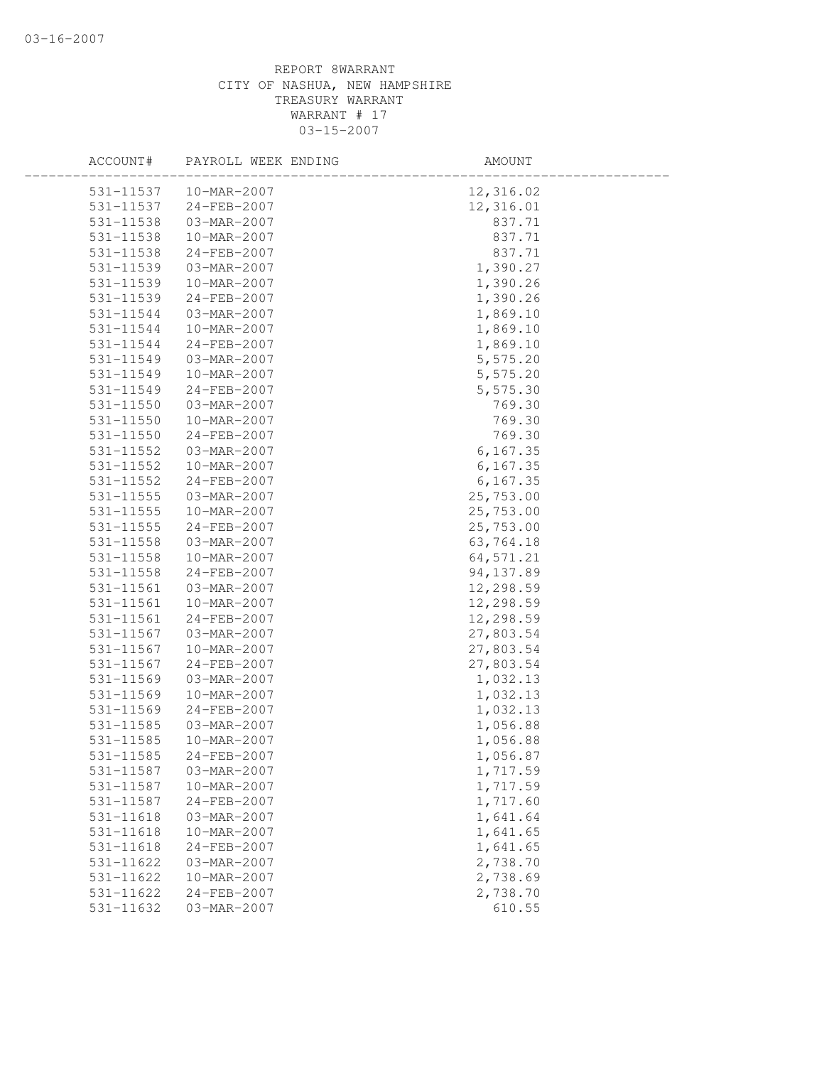REPORT 8WARRANT
CITY OF NASHUA, NEW HAMPSHIRE
TREASURY WARRANT
WARRANT # 17
03-15-2007

| ACCOUNT# | PAYROLL WEEK ENDING | AMOUNT |
|---|---|---|
| 531-11537 | 10-MAR-2007 | 12,316.02 |
| 531-11537 | 24-FEB-2007 | 12,316.01 |
| 531-11538 | 03-MAR-2007 | 837.71 |
| 531-11538 | 10-MAR-2007 | 837.71 |
| 531-11538 | 24-FEB-2007 | 837.71 |
| 531-11539 | 03-MAR-2007 | 1,390.27 |
| 531-11539 | 10-MAR-2007 | 1,390.26 |
| 531-11539 | 24-FEB-2007 | 1,390.26 |
| 531-11544 | 03-MAR-2007 | 1,869.10 |
| 531-11544 | 10-MAR-2007 | 1,869.10 |
| 531-11544 | 24-FEB-2007 | 1,869.10 |
| 531-11549 | 03-MAR-2007 | 5,575.20 |
| 531-11549 | 10-MAR-2007 | 5,575.20 |
| 531-11549 | 24-FEB-2007 | 5,575.30 |
| 531-11550 | 03-MAR-2007 | 769.30 |
| 531-11550 | 10-MAR-2007 | 769.30 |
| 531-11550 | 24-FEB-2007 | 769.30 |
| 531-11552 | 03-MAR-2007 | 6,167.35 |
| 531-11552 | 10-MAR-2007 | 6,167.35 |
| 531-11552 | 24-FEB-2007 | 6,167.35 |
| 531-11555 | 03-MAR-2007 | 25,753.00 |
| 531-11555 | 10-MAR-2007 | 25,753.00 |
| 531-11555 | 24-FEB-2007 | 25,753.00 |
| 531-11558 | 03-MAR-2007 | 63,764.18 |
| 531-11558 | 10-MAR-2007 | 64,571.21 |
| 531-11558 | 24-FEB-2007 | 94,137.89 |
| 531-11561 | 03-MAR-2007 | 12,298.59 |
| 531-11561 | 10-MAR-2007 | 12,298.59 |
| 531-11561 | 24-FEB-2007 | 12,298.59 |
| 531-11567 | 03-MAR-2007 | 27,803.54 |
| 531-11567 | 10-MAR-2007 | 27,803.54 |
| 531-11567 | 24-FEB-2007 | 27,803.54 |
| 531-11569 | 03-MAR-2007 | 1,032.13 |
| 531-11569 | 10-MAR-2007 | 1,032.13 |
| 531-11569 | 24-FEB-2007 | 1,032.13 |
| 531-11585 | 03-MAR-2007 | 1,056.88 |
| 531-11585 | 10-MAR-2007 | 1,056.88 |
| 531-11585 | 24-FEB-2007 | 1,056.87 |
| 531-11587 | 03-MAR-2007 | 1,717.59 |
| 531-11587 | 10-MAR-2007 | 1,717.59 |
| 531-11587 | 24-FEB-2007 | 1,717.60 |
| 531-11618 | 03-MAR-2007 | 1,641.64 |
| 531-11618 | 10-MAR-2007 | 1,641.65 |
| 531-11618 | 24-FEB-2007 | 1,641.65 |
| 531-11622 | 03-MAR-2007 | 2,738.70 |
| 531-11622 | 10-MAR-2007 | 2,738.69 |
| 531-11622 | 24-FEB-2007 | 2,738.70 |
| 531-11632 | 03-MAR-2007 | 610.55 |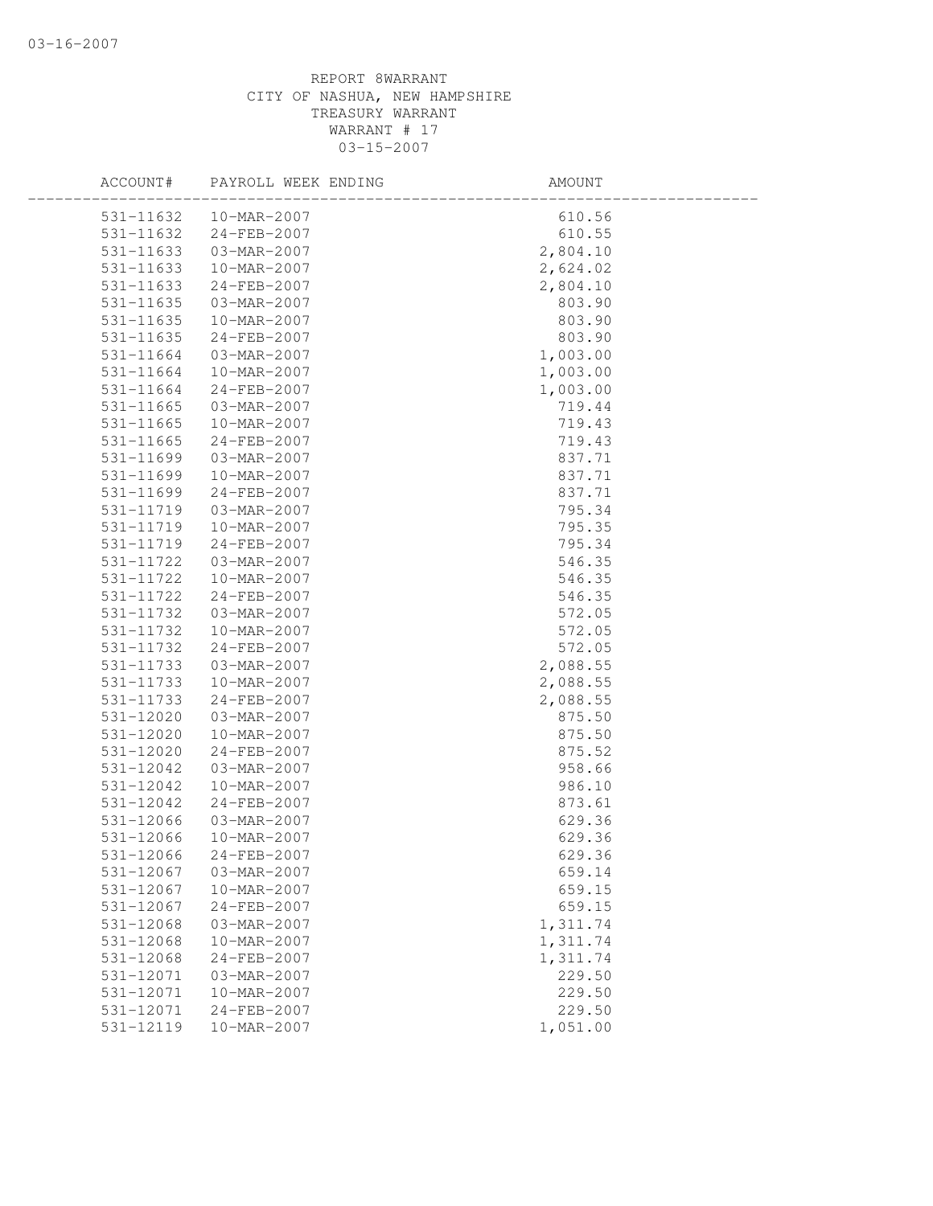REPORT 8WARRANT
CITY OF NASHUA, NEW HAMPSHIRE
TREASURY WARRANT
WARRANT # 17
03-15-2007

| ACCOUNT# | PAYROLL WEEK ENDING | AMOUNT |
|---|---|---|
| 531-11632 | 10-MAR-2007 | 610.56 |
| 531-11632 | 24-FEB-2007 | 610.55 |
| 531-11633 | 03-MAR-2007 | 2,804.10 |
| 531-11633 | 10-MAR-2007 | 2,624.02 |
| 531-11633 | 24-FEB-2007 | 2,804.10 |
| 531-11635 | 03-MAR-2007 | 803.90 |
| 531-11635 | 10-MAR-2007 | 803.90 |
| 531-11635 | 24-FEB-2007 | 803.90 |
| 531-11664 | 03-MAR-2007 | 1,003.00 |
| 531-11664 | 10-MAR-2007 | 1,003.00 |
| 531-11664 | 24-FEB-2007 | 1,003.00 |
| 531-11665 | 03-MAR-2007 | 719.44 |
| 531-11665 | 10-MAR-2007 | 719.43 |
| 531-11665 | 24-FEB-2007 | 719.43 |
| 531-11699 | 03-MAR-2007 | 837.71 |
| 531-11699 | 10-MAR-2007 | 837.71 |
| 531-11699 | 24-FEB-2007 | 837.71 |
| 531-11719 | 03-MAR-2007 | 795.34 |
| 531-11719 | 10-MAR-2007 | 795.35 |
| 531-11719 | 24-FEB-2007 | 795.34 |
| 531-11722 | 03-MAR-2007 | 546.35 |
| 531-11722 | 10-MAR-2007 | 546.35 |
| 531-11722 | 24-FEB-2007 | 546.35 |
| 531-11732 | 03-MAR-2007 | 572.05 |
| 531-11732 | 10-MAR-2007 | 572.05 |
| 531-11732 | 24-FEB-2007 | 572.05 |
| 531-11733 | 03-MAR-2007 | 2,088.55 |
| 531-11733 | 10-MAR-2007 | 2,088.55 |
| 531-11733 | 24-FEB-2007 | 2,088.55 |
| 531-12020 | 03-MAR-2007 | 875.50 |
| 531-12020 | 10-MAR-2007 | 875.50 |
| 531-12020 | 24-FEB-2007 | 875.52 |
| 531-12042 | 03-MAR-2007 | 958.66 |
| 531-12042 | 10-MAR-2007 | 986.10 |
| 531-12042 | 24-FEB-2007 | 873.61 |
| 531-12066 | 03-MAR-2007 | 629.36 |
| 531-12066 | 10-MAR-2007 | 629.36 |
| 531-12066 | 24-FEB-2007 | 629.36 |
| 531-12067 | 03-MAR-2007 | 659.14 |
| 531-12067 | 10-MAR-2007 | 659.15 |
| 531-12067 | 24-FEB-2007 | 659.15 |
| 531-12068 | 03-MAR-2007 | 1,311.74 |
| 531-12068 | 10-MAR-2007 | 1,311.74 |
| 531-12068 | 24-FEB-2007 | 1,311.74 |
| 531-12071 | 03-MAR-2007 | 229.50 |
| 531-12071 | 10-MAR-2007 | 229.50 |
| 531-12071 | 24-FEB-2007 | 229.50 |
| 531-12119 | 10-MAR-2007 | 1,051.00 |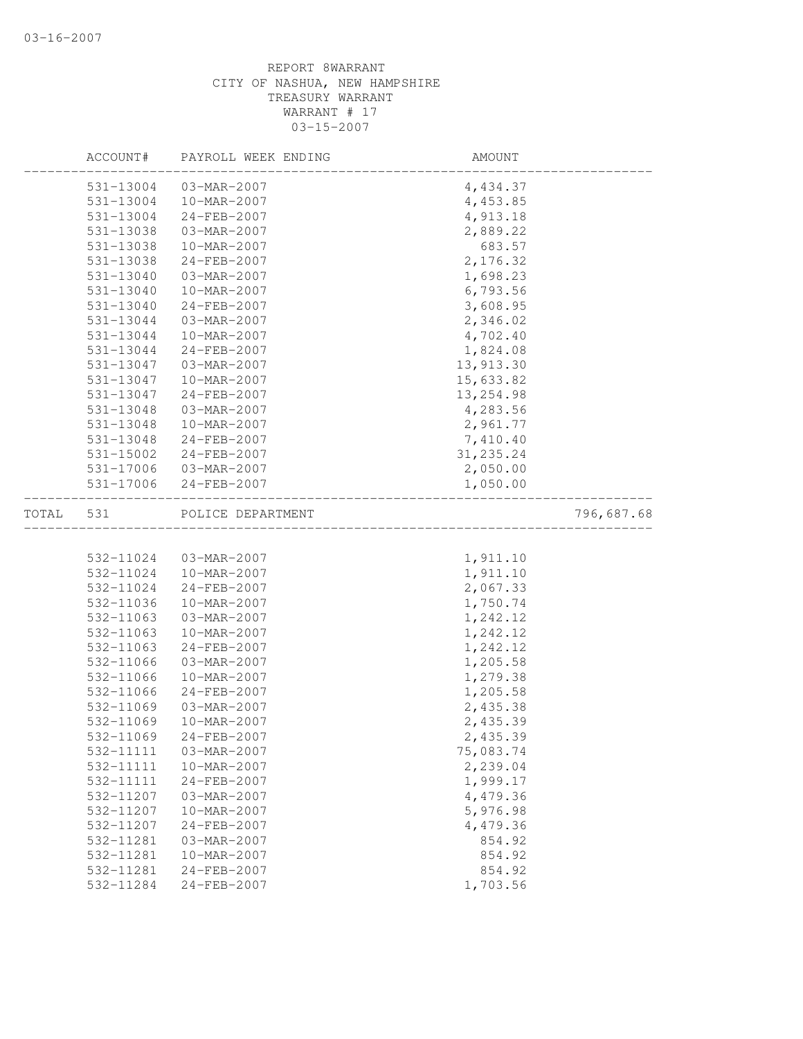REPORT 8WARRANT
CITY OF NASHUA, NEW HAMPSHIRE
TREASURY WARRANT
WARRANT # 17
03-15-2007

| ACCOUNT# | PAYROLL WEEK ENDING | AMOUNT | |
|---|---|---|---|
| 531-13004 | 03-MAR-2007 | 4,434.37 | |
| 531-13004 | 10-MAR-2007 | 4,453.85 | |
| 531-13004 | 24-FEB-2007 | 4,913.18 | |
| 531-13038 | 03-MAR-2007 | 2,889.22 | |
| 531-13038 | 10-MAR-2007 | 683.57 | |
| 531-13038 | 24-FEB-2007 | 2,176.32 | |
| 531-13040 | 03-MAR-2007 | 1,698.23 | |
| 531-13040 | 10-MAR-2007 | 6,793.56 | |
| 531-13040 | 24-FEB-2007 | 3,608.95 | |
| 531-13044 | 03-MAR-2007 | 2,346.02 | |
| 531-13044 | 10-MAR-2007 | 4,702.40 | |
| 531-13044 | 24-FEB-2007 | 1,824.08 | |
| 531-13047 | 03-MAR-2007 | 13,913.30 | |
| 531-13047 | 10-MAR-2007 | 15,633.82 | |
| 531-13047 | 24-FEB-2007 | 13,254.98 | |
| 531-13048 | 03-MAR-2007 | 4,283.56 | |
| 531-13048 | 10-MAR-2007 | 2,961.77 | |
| 531-13048 | 24-FEB-2007 | 7,410.40 | |
| 531-15002 | 24-FEB-2007 | 31,235.24 | |
| 531-17006 | 03-MAR-2007 | 2,050.00 | |
| 531-17006 | 24-FEB-2007 | 1,050.00 | |
| TOTAL 531 | POLICE DEPARTMENT | | 796,687.68 |
| 532-11024 | 03-MAR-2007 | 1,911.10 | |
| 532-11024 | 10-MAR-2007 | 1,911.10 | |
| 532-11024 | 24-FEB-2007 | 2,067.33 | |
| 532-11036 | 10-MAR-2007 | 1,750.74 | |
| 532-11063 | 03-MAR-2007 | 1,242.12 | |
| 532-11063 | 10-MAR-2007 | 1,242.12 | |
| 532-11063 | 24-FEB-2007 | 1,242.12 | |
| 532-11066 | 03-MAR-2007 | 1,205.58 | |
| 532-11066 | 10-MAR-2007 | 1,279.38 | |
| 532-11066 | 24-FEB-2007 | 1,205.58 | |
| 532-11069 | 03-MAR-2007 | 2,435.38 | |
| 532-11069 | 10-MAR-2007 | 2,435.39 | |
| 532-11069 | 24-FEB-2007 | 2,435.39 | |
| 532-11111 | 03-MAR-2007 | 75,083.74 | |
| 532-11111 | 10-MAR-2007 | 2,239.04 | |
| 532-11111 | 24-FEB-2007 | 1,999.17 | |
| 532-11207 | 03-MAR-2007 | 4,479.36 | |
| 532-11207 | 10-MAR-2007 | 5,976.98 | |
| 532-11207 | 24-FEB-2007 | 4,479.36 | |
| 532-11281 | 03-MAR-2007 | 854.92 | |
| 532-11281 | 10-MAR-2007 | 854.92 | |
| 532-11281 | 24-FEB-2007 | 854.92 | |
| 532-11284 | 24-FEB-2007 | 1,703.56 | |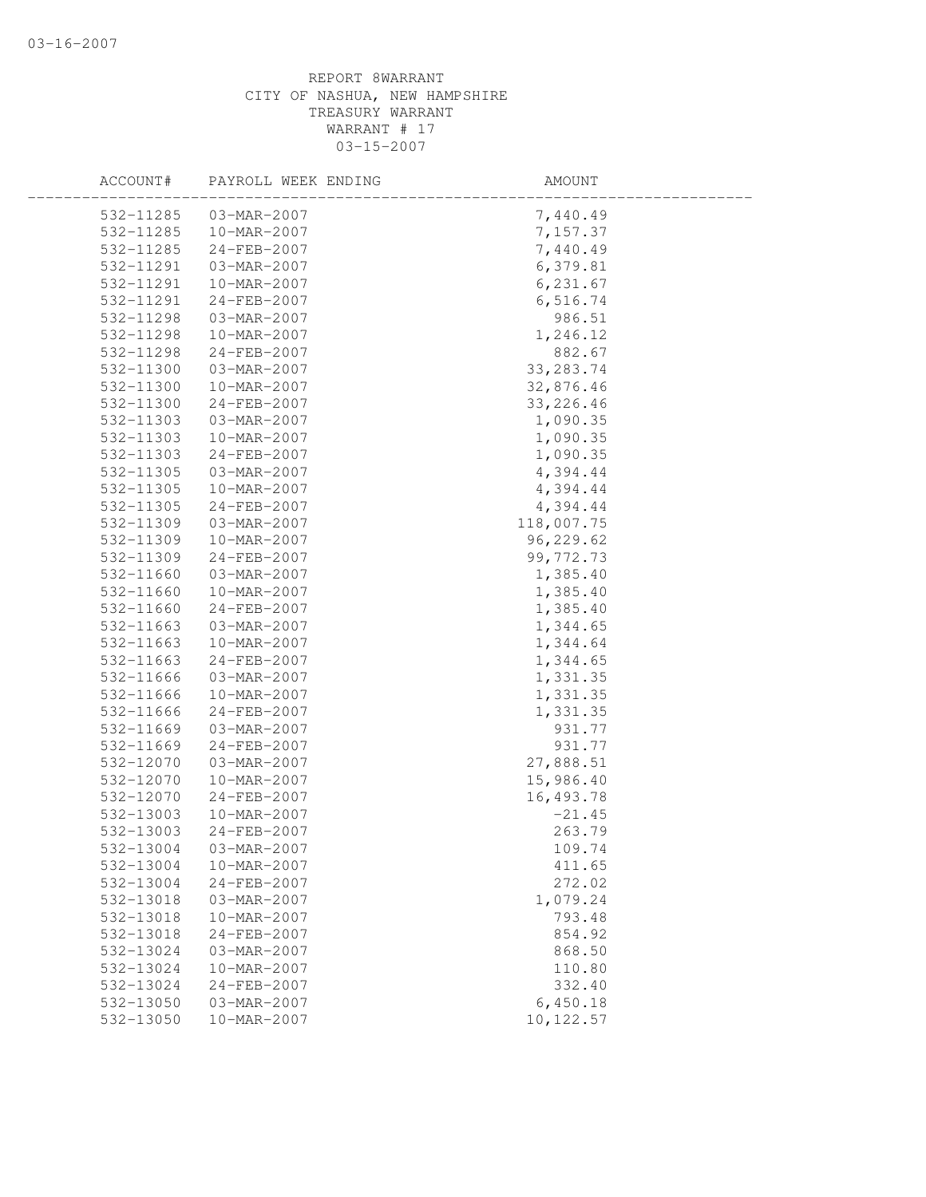REPORT 8WARRANT
CITY OF NASHUA, NEW HAMPSHIRE
TREASURY WARRANT
WARRANT # 17
03-15-2007

| ACCOUNT# | PAYROLL WEEK ENDING | AMOUNT |
|---|---|---|
| 532-11285 | 03-MAR-2007 | 7,440.49 |
| 532-11285 | 10-MAR-2007 | 7,157.37 |
| 532-11285 | 24-FEB-2007 | 7,440.49 |
| 532-11291 | 03-MAR-2007 | 6,379.81 |
| 532-11291 | 10-MAR-2007 | 6,231.67 |
| 532-11291 | 24-FEB-2007 | 6,516.74 |
| 532-11298 | 03-MAR-2007 | 986.51 |
| 532-11298 | 10-MAR-2007 | 1,246.12 |
| 532-11298 | 24-FEB-2007 | 882.67 |
| 532-11300 | 03-MAR-2007 | 33,283.74 |
| 532-11300 | 10-MAR-2007 | 32,876.46 |
| 532-11300 | 24-FEB-2007 | 33,226.46 |
| 532-11303 | 03-MAR-2007 | 1,090.35 |
| 532-11303 | 10-MAR-2007 | 1,090.35 |
| 532-11303 | 24-FEB-2007 | 1,090.35 |
| 532-11305 | 03-MAR-2007 | 4,394.44 |
| 532-11305 | 10-MAR-2007 | 4,394.44 |
| 532-11305 | 24-FEB-2007 | 4,394.44 |
| 532-11309 | 03-MAR-2007 | 118,007.75 |
| 532-11309 | 10-MAR-2007 | 96,229.62 |
| 532-11309 | 24-FEB-2007 | 99,772.73 |
| 532-11660 | 03-MAR-2007 | 1,385.40 |
| 532-11660 | 10-MAR-2007 | 1,385.40 |
| 532-11660 | 24-FEB-2007 | 1,385.40 |
| 532-11663 | 03-MAR-2007 | 1,344.65 |
| 532-11663 | 10-MAR-2007 | 1,344.64 |
| 532-11663 | 24-FEB-2007 | 1,344.65 |
| 532-11666 | 03-MAR-2007 | 1,331.35 |
| 532-11666 | 10-MAR-2007 | 1,331.35 |
| 532-11666 | 24-FEB-2007 | 1,331.35 |
| 532-11669 | 03-MAR-2007 | 931.77 |
| 532-11669 | 24-FEB-2007 | 931.77 |
| 532-12070 | 03-MAR-2007 | 27,888.51 |
| 532-12070 | 10-MAR-2007 | 15,986.40 |
| 532-12070 | 24-FEB-2007 | 16,493.78 |
| 532-13003 | 10-MAR-2007 | -21.45 |
| 532-13003 | 24-FEB-2007 | 263.79 |
| 532-13004 | 03-MAR-2007 | 109.74 |
| 532-13004 | 10-MAR-2007 | 411.65 |
| 532-13004 | 24-FEB-2007 | 272.02 |
| 532-13018 | 03-MAR-2007 | 1,079.24 |
| 532-13018 | 10-MAR-2007 | 793.48 |
| 532-13018 | 24-FEB-2007 | 854.92 |
| 532-13024 | 03-MAR-2007 | 868.50 |
| 532-13024 | 10-MAR-2007 | 110.80 |
| 532-13024 | 24-FEB-2007 | 332.40 |
| 532-13050 | 03-MAR-2007 | 6,450.18 |
| 532-13050 | 10-MAR-2007 | 10,122.57 |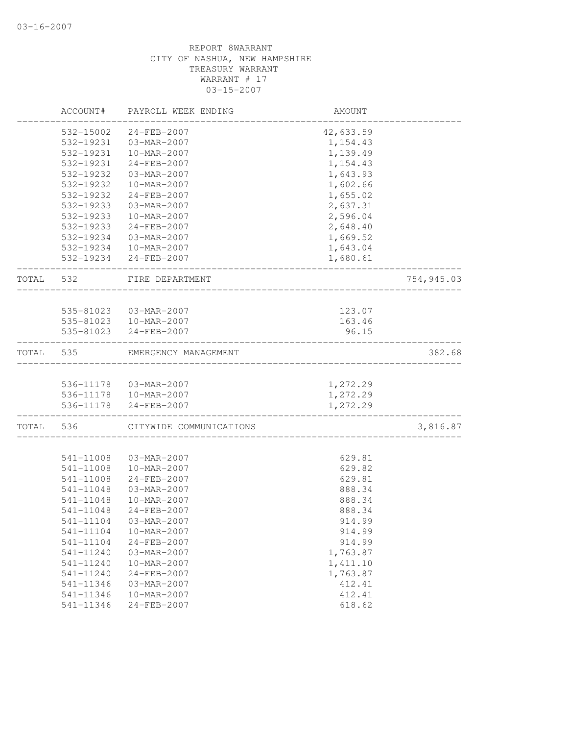REPORT 8WARRANT
CITY OF NASHUA, NEW HAMPSHIRE
TREASURY WARRANT
WARRANT # 17
03-15-2007

| | ACCOUNT# | PAYROLL WEEK ENDING | AMOUNT | |
|---|---|---|---|---|
| | 532-15002 | 24-FEB-2007 | 42,633.59 | |
| | 532-19231 | 03-MAR-2007 | 1,154.43 | |
| | 532-19231 | 10-MAR-2007 | 1,139.49 | |
| | 532-19231 | 24-FEB-2007 | 1,154.43 | |
| | 532-19232 | 03-MAR-2007 | 1,643.93 | |
| | 532-19232 | 10-MAR-2007 | 1,602.66 | |
| | 532-19232 | 24-FEB-2007 | 1,655.02 | |
| | 532-19233 | 03-MAR-2007 | 2,637.31 | |
| | 532-19233 | 10-MAR-2007 | 2,596.04 | |
| | 532-19233 | 24-FEB-2007 | 2,648.40 | |
| | 532-19234 | 03-MAR-2007 | 1,669.52 | |
| | 532-19234 | 10-MAR-2007 | 1,643.04 | |
| | 532-19234 | 24-FEB-2007 | 1,680.61 | |
| TOTAL | 532 | FIRE DEPARTMENT | | 754,945.03 |
| | 535-81023 | 03-MAR-2007 | 123.07 | |
| | 535-81023 | 10-MAR-2007 | 163.46 | |
| | 535-81023 | 24-FEB-2007 | 96.15 | |
| TOTAL | 535 | EMERGENCY MANAGEMENT | | 382.68 |
| | 536-11178 | 03-MAR-2007 | 1,272.29 | |
| | 536-11178 | 10-MAR-2007 | 1,272.29 | |
| | 536-11178 | 24-FEB-2007 | 1,272.29 | |
| TOTAL | 536 | CITYWIDE COMMUNICATIONS | | 3,816.87 |
| | 541-11008 | 03-MAR-2007 | 629.81 | |
| | 541-11008 | 10-MAR-2007 | 629.82 | |
| | 541-11008 | 24-FEB-2007 | 629.81 | |
| | 541-11048 | 03-MAR-2007 | 888.34 | |
| | 541-11048 | 10-MAR-2007 | 888.34 | |
| | 541-11048 | 24-FEB-2007 | 888.34 | |
| | 541-11104 | 03-MAR-2007 | 914.99 | |
| | 541-11104 | 10-MAR-2007 | 914.99 | |
| | 541-11104 | 24-FEB-2007 | 914.99 | |
| | 541-11240 | 03-MAR-2007 | 1,763.87 | |
| | 541-11240 | 10-MAR-2007 | 1,411.10 | |
| | 541-11240 | 24-FEB-2007 | 1,763.87 | |
| | 541-11346 | 03-MAR-2007 | 412.41 | |
| | 541-11346 | 10-MAR-2007 | 412.41 | |
| | 541-11346 | 24-FEB-2007 | 618.62 | |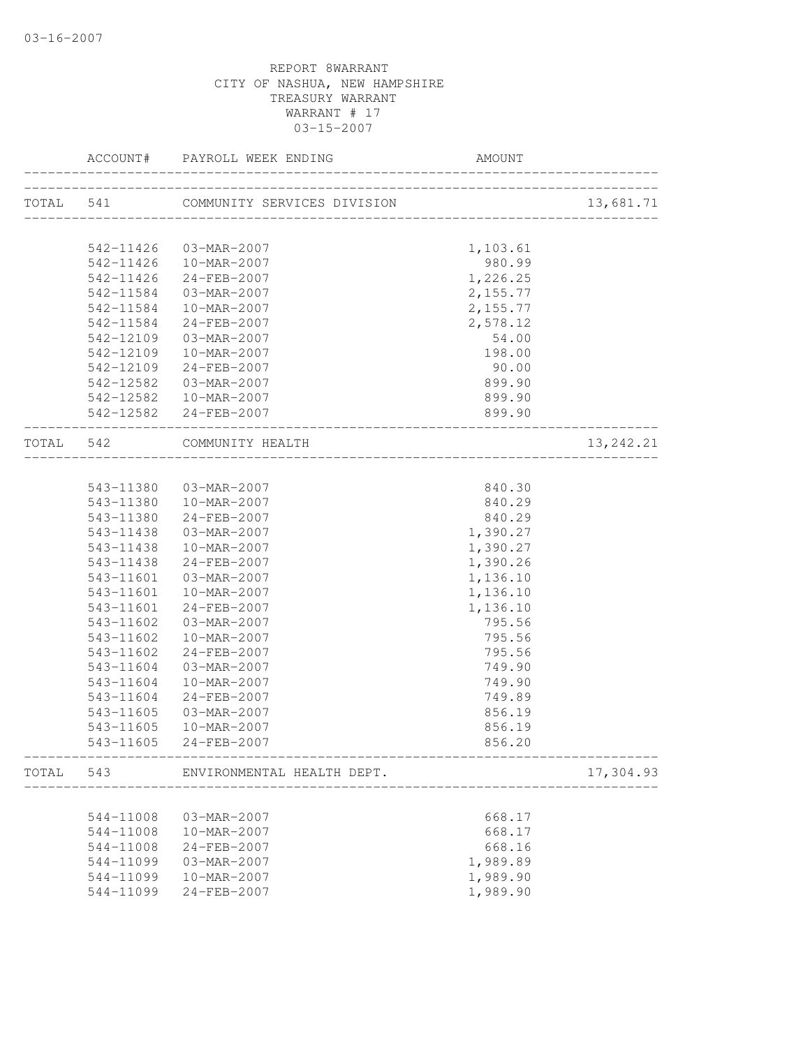03-16-2007

REPORT 8WARRANT
CITY OF NASHUA, NEW HAMPSHIRE
TREASURY WARRANT
WARRANT # 17
03-15-2007

| | ACCOUNT# | PAYROLL WEEK ENDING | AMOUNT | |
|---|---|---|---|---|
| TOTAL | 541 | COMMUNITY SERVICES DIVISION | | 13,681.71 |
| | 542-11426 | 03-MAR-2007 | 1,103.61 | |
| | 542-11426 | 10-MAR-2007 | 980.99 | |
| | 542-11426 | 24-FEB-2007 | 1,226.25 | |
| | 542-11584 | 03-MAR-2007 | 2,155.77 | |
| | 542-11584 | 10-MAR-2007 | 2,155.77 | |
| | 542-11584 | 24-FEB-2007 | 2,578.12 | |
| | 542-12109 | 03-MAR-2007 | 54.00 | |
| | 542-12109 | 10-MAR-2007 | 198.00 | |
| | 542-12109 | 24-FEB-2007 | 90.00 | |
| | 542-12582 | 03-MAR-2007 | 899.90 | |
| | 542-12582 | 10-MAR-2007 | 899.90 | |
| | 542-12582 | 24-FEB-2007 | 899.90 | |
| TOTAL | 542 | COMMUNITY HEALTH | | 13,242.21 |
| | 543-11380 | 03-MAR-2007 | 840.30 | |
| | 543-11380 | 10-MAR-2007 | 840.29 | |
| | 543-11380 | 24-FEB-2007 | 840.29 | |
| | 543-11438 | 03-MAR-2007 | 1,390.27 | |
| | 543-11438 | 10-MAR-2007 | 1,390.27 | |
| | 543-11438 | 24-FEB-2007 | 1,390.26 | |
| | 543-11601 | 03-MAR-2007 | 1,136.10 | |
| | 543-11601 | 10-MAR-2007 | 1,136.10 | |
| | 543-11601 | 24-FEB-2007 | 1,136.10 | |
| | 543-11602 | 03-MAR-2007 | 795.56 | |
| | 543-11602 | 10-MAR-2007 | 795.56 | |
| | 543-11602 | 24-FEB-2007 | 795.56 | |
| | 543-11604 | 03-MAR-2007 | 749.90 | |
| | 543-11604 | 10-MAR-2007 | 749.90 | |
| | 543-11604 | 24-FEB-2007 | 749.89 | |
| | 543-11605 | 03-MAR-2007 | 856.19 | |
| | 543-11605 | 10-MAR-2007 | 856.19 | |
| | 543-11605 | 24-FEB-2007 | 856.20 | |
| TOTAL | 543 | ENVIRONMENTAL HEALTH DEPT. | | 17,304.93 |
| | 544-11008 | 03-MAR-2007 | 668.17 | |
| | 544-11008 | 10-MAR-2007 | 668.17 | |
| | 544-11008 | 24-FEB-2007 | 668.16 | |
| | 544-11099 | 03-MAR-2007 | 1,989.89 | |
| | 544-11099 | 10-MAR-2007 | 1,989.90 | |
| | 544-11099 | 24-FEB-2007 | 1,989.90 | |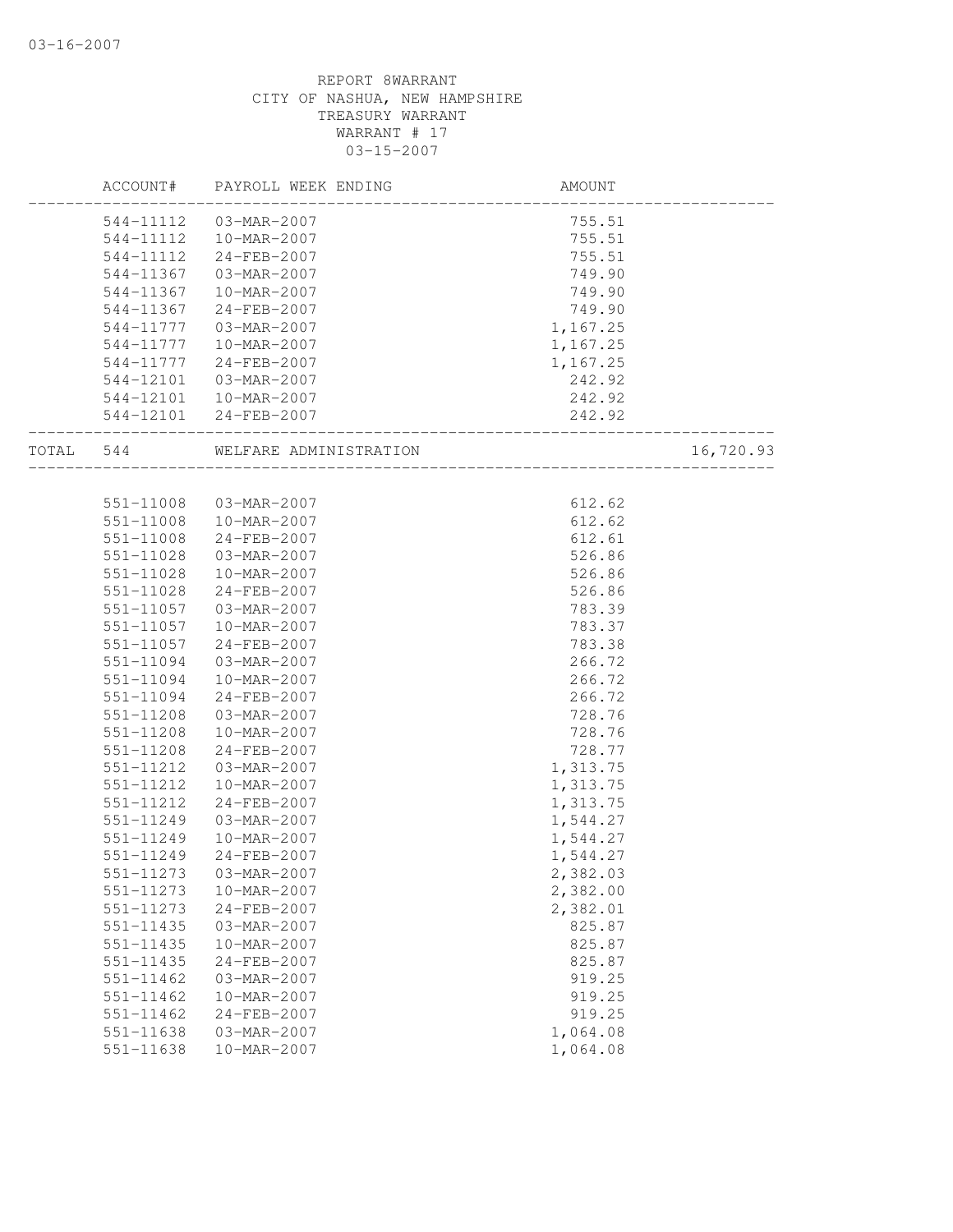REPORT 8WARRANT
CITY OF NASHUA, NEW HAMPSHIRE
TREASURY WARRANT
WARRANT # 17
03-15-2007

| ACCOUNT# | PAYROLL WEEK ENDING | AMOUNT | |
|---|---|---|---|
| 544-11112 | 03-MAR-2007 | 755.51 | |
| 544-11112 | 10-MAR-2007 | 755.51 | |
| 544-11112 | 24-FEB-2007 | 755.51 | |
| 544-11367 | 03-MAR-2007 | 749.90 | |
| 544-11367 | 10-MAR-2007 | 749.90 | |
| 544-11367 | 24-FEB-2007 | 749.90 | |
| 544-11777 | 03-MAR-2007 | 1,167.25 | |
| 544-11777 | 10-MAR-2007 | 1,167.25 | |
| 544-11777 | 24-FEB-2007 | 1,167.25 | |
| 544-12101 | 03-MAR-2007 | 242.92 | |
| 544-12101 | 10-MAR-2007 | 242.92 | |
| 544-12101 | 24-FEB-2007 | 242.92 | |
| TOTAL 544 | WELFARE ADMINISTRATION | | 16,720.93 |

| ACCOUNT# | PAYROLL WEEK ENDING | AMOUNT |
|---|---|---|
| 551-11008 | 03-MAR-2007 | 612.62 |
| 551-11008 | 10-MAR-2007 | 612.62 |
| 551-11008 | 24-FEB-2007 | 612.61 |
| 551-11028 | 03-MAR-2007 | 526.86 |
| 551-11028 | 10-MAR-2007 | 526.86 |
| 551-11028 | 24-FEB-2007 | 526.86 |
| 551-11057 | 03-MAR-2007 | 783.39 |
| 551-11057 | 10-MAR-2007 | 783.37 |
| 551-11057 | 24-FEB-2007 | 783.38 |
| 551-11094 | 03-MAR-2007 | 266.72 |
| 551-11094 | 10-MAR-2007 | 266.72 |
| 551-11094 | 24-FEB-2007 | 266.72 |
| 551-11208 | 03-MAR-2007 | 728.76 |
| 551-11208 | 10-MAR-2007 | 728.76 |
| 551-11208 | 24-FEB-2007 | 728.77 |
| 551-11212 | 03-MAR-2007 | 1,313.75 |
| 551-11212 | 10-MAR-2007 | 1,313.75 |
| 551-11212 | 24-FEB-2007 | 1,313.75 |
| 551-11249 | 03-MAR-2007 | 1,544.27 |
| 551-11249 | 10-MAR-2007 | 1,544.27 |
| 551-11249 | 24-FEB-2007 | 1,544.27 |
| 551-11273 | 03-MAR-2007 | 2,382.03 |
| 551-11273 | 10-MAR-2007 | 2,382.00 |
| 551-11273 | 24-FEB-2007 | 2,382.01 |
| 551-11435 | 03-MAR-2007 | 825.87 |
| 551-11435 | 10-MAR-2007 | 825.87 |
| 551-11435 | 24-FEB-2007 | 825.87 |
| 551-11462 | 03-MAR-2007 | 919.25 |
| 551-11462 | 10-MAR-2007 | 919.25 |
| 551-11462 | 24-FEB-2007 | 919.25 |
| 551-11638 | 03-MAR-2007 | 1,064.08 |
| 551-11638 | 10-MAR-2007 | 1,064.08 |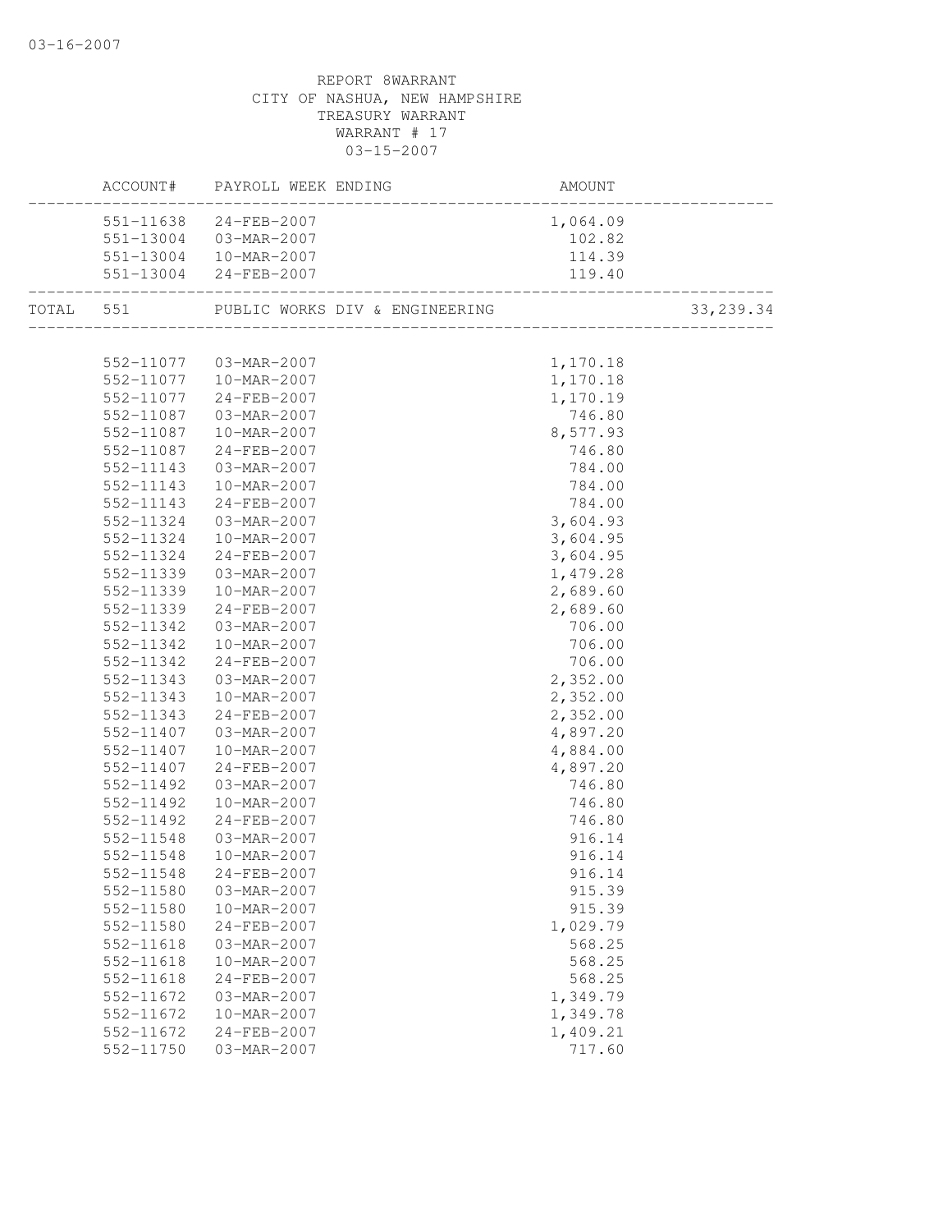03-16-2007

REPORT 8WARRANT
CITY OF NASHUA, NEW HAMPSHIRE
TREASURY WARRANT
WARRANT # 17
03-15-2007

| | ACCOUNT# | PAYROLL WEEK ENDING | AMOUNT | |
|---|---|---|---|---|
| | 551-11638 | 24-FEB-2007 | 1,064.09 | |
| | 551-13004 | 03-MAR-2007 | 102.82 | |
| | 551-13004 | 10-MAR-2007 | 114.39 | |
| | 551-13004 | 24-FEB-2007 | 119.40 | |
| TOTAL | 551 | PUBLIC WORKS DIV & ENGINEERING | | 33,239.34 |
| | 552-11077 | 03-MAR-2007 | 1,170.18 | |
| | 552-11077 | 10-MAR-2007 | 1,170.18 | |
| | 552-11077 | 24-FEB-2007 | 1,170.19 | |
| | 552-11087 | 03-MAR-2007 | 746.80 | |
| | 552-11087 | 10-MAR-2007 | 8,577.93 | |
| | 552-11087 | 24-FEB-2007 | 746.80 | |
| | 552-11143 | 03-MAR-2007 | 784.00 | |
| | 552-11143 | 10-MAR-2007 | 784.00 | |
| | 552-11143 | 24-FEB-2007 | 784.00 | |
| | 552-11324 | 03-MAR-2007 | 3,604.93 | |
| | 552-11324 | 10-MAR-2007 | 3,604.95 | |
| | 552-11324 | 24-FEB-2007 | 3,604.95 | |
| | 552-11339 | 03-MAR-2007 | 1,479.28 | |
| | 552-11339 | 10-MAR-2007 | 2,689.60 | |
| | 552-11339 | 24-FEB-2007 | 2,689.60 | |
| | 552-11342 | 03-MAR-2007 | 706.00 | |
| | 552-11342 | 10-MAR-2007 | 706.00 | |
| | 552-11342 | 24-FEB-2007 | 706.00 | |
| | 552-11343 | 03-MAR-2007 | 2,352.00 | |
| | 552-11343 | 10-MAR-2007 | 2,352.00 | |
| | 552-11343 | 24-FEB-2007 | 2,352.00 | |
| | 552-11407 | 03-MAR-2007 | 4,897.20 | |
| | 552-11407 | 10-MAR-2007 | 4,884.00 | |
| | 552-11407 | 24-FEB-2007 | 4,897.20 | |
| | 552-11492 | 03-MAR-2007 | 746.80 | |
| | 552-11492 | 10-MAR-2007 | 746.80 | |
| | 552-11492 | 24-FEB-2007 | 746.80 | |
| | 552-11548 | 03-MAR-2007 | 916.14 | |
| | 552-11548 | 10-MAR-2007 | 916.14 | |
| | 552-11548 | 24-FEB-2007 | 916.14 | |
| | 552-11580 | 03-MAR-2007 | 915.39 | |
| | 552-11580 | 10-MAR-2007 | 915.39 | |
| | 552-11580 | 24-FEB-2007 | 1,029.79 | |
| | 552-11618 | 03-MAR-2007 | 568.25 | |
| | 552-11618 | 10-MAR-2007 | 568.25 | |
| | 552-11618 | 24-FEB-2007 | 568.25 | |
| | 552-11672 | 03-MAR-2007 | 1,349.79 | |
| | 552-11672 | 10-MAR-2007 | 1,349.78 | |
| | 552-11672 | 24-FEB-2007 | 1,409.21 | |
| | 552-11750 | 03-MAR-2007 | 717.60 | |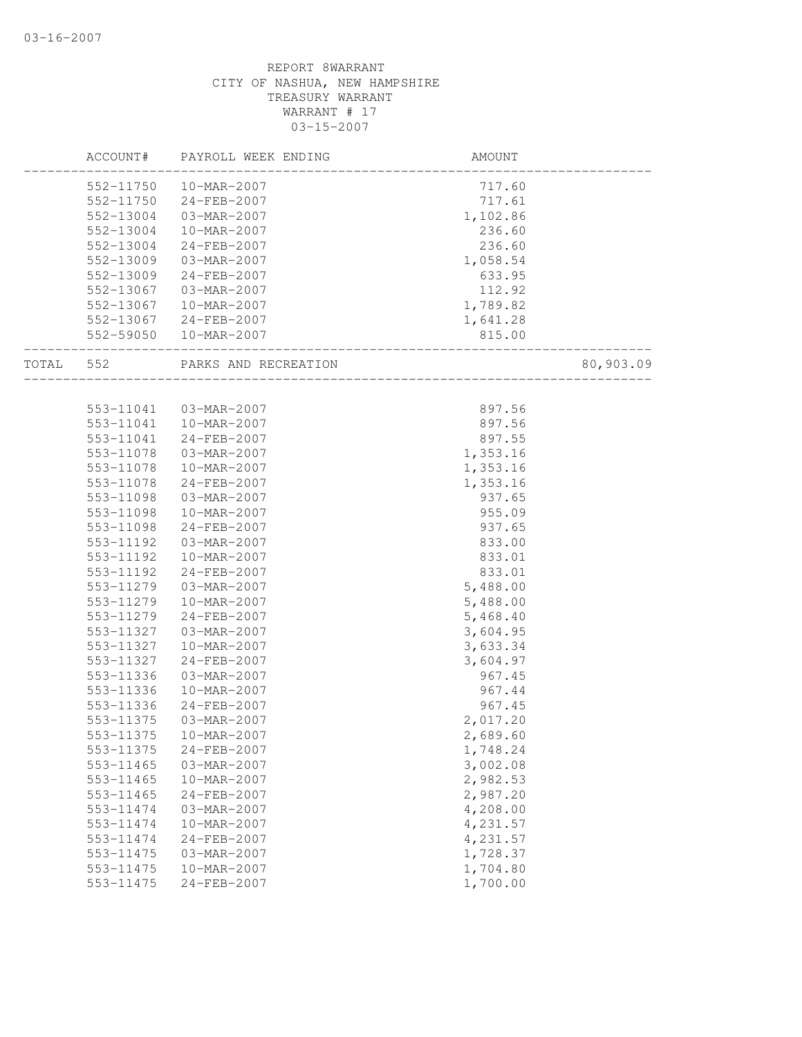REPORT 8WARRANT
CITY OF NASHUA, NEW HAMPSHIRE
TREASURY WARRANT
WARRANT # 17
03-15-2007

| ACCOUNT# | PAYROLL WEEK ENDING | AMOUNT | |
|---|---|---|---|
| 552-11750 | 10-MAR-2007 | 717.60 | |
| 552-11750 | 24-FEB-2007 | 717.61 | |
| 552-13004 | 03-MAR-2007 | 1,102.86 | |
| 552-13004 | 10-MAR-2007 | 236.60 | |
| 552-13004 | 24-FEB-2007 | 236.60 | |
| 552-13009 | 03-MAR-2007 | 1,058.54 | |
| 552-13009 | 24-FEB-2007 | 633.95 | |
| 552-13067 | 03-MAR-2007 | 112.92 | |
| 552-13067 | 10-MAR-2007 | 1,789.82 | |
| 552-13067 | 24-FEB-2007 | 1,641.28 | |
| 552-59050 | 10-MAR-2007 | 815.00 | |
| TOTAL 552 | PARKS AND RECREATION | | 80,903.09 |
| 553-11041 | 03-MAR-2007 | 897.56 | |
| 553-11041 | 10-MAR-2007 | 897.56 | |
| 553-11041 | 24-FEB-2007 | 897.55 | |
| 553-11078 | 03-MAR-2007 | 1,353.16 | |
| 553-11078 | 10-MAR-2007 | 1,353.16 | |
| 553-11078 | 24-FEB-2007 | 1,353.16 | |
| 553-11098 | 03-MAR-2007 | 937.65 | |
| 553-11098 | 10-MAR-2007 | 955.09 | |
| 553-11098 | 24-FEB-2007 | 937.65 | |
| 553-11192 | 03-MAR-2007 | 833.00 | |
| 553-11192 | 10-MAR-2007 | 833.01 | |
| 553-11192 | 24-FEB-2007 | 833.01 | |
| 553-11279 | 03-MAR-2007 | 5,488.00 | |
| 553-11279 | 10-MAR-2007 | 5,488.00 | |
| 553-11279 | 24-FEB-2007 | 5,468.40 | |
| 553-11327 | 03-MAR-2007 | 3,604.95 | |
| 553-11327 | 10-MAR-2007 | 3,633.34 | |
| 553-11327 | 24-FEB-2007 | 3,604.97 | |
| 553-11336 | 03-MAR-2007 | 967.45 | |
| 553-11336 | 10-MAR-2007 | 967.44 | |
| 553-11336 | 24-FEB-2007 | 967.45 | |
| 553-11375 | 03-MAR-2007 | 2,017.20 | |
| 553-11375 | 10-MAR-2007 | 2,689.60 | |
| 553-11375 | 24-FEB-2007 | 1,748.24 | |
| 553-11465 | 03-MAR-2007 | 3,002.08 | |
| 553-11465 | 10-MAR-2007 | 2,982.53 | |
| 553-11465 | 24-FEB-2007 | 2,987.20 | |
| 553-11474 | 03-MAR-2007 | 4,208.00 | |
| 553-11474 | 10-MAR-2007 | 4,231.57 | |
| 553-11474 | 24-FEB-2007 | 4,231.57 | |
| 553-11475 | 03-MAR-2007 | 1,728.37 | |
| 553-11475 | 10-MAR-2007 | 1,704.80 | |
| 553-11475 | 24-FEB-2007 | 1,700.00 | |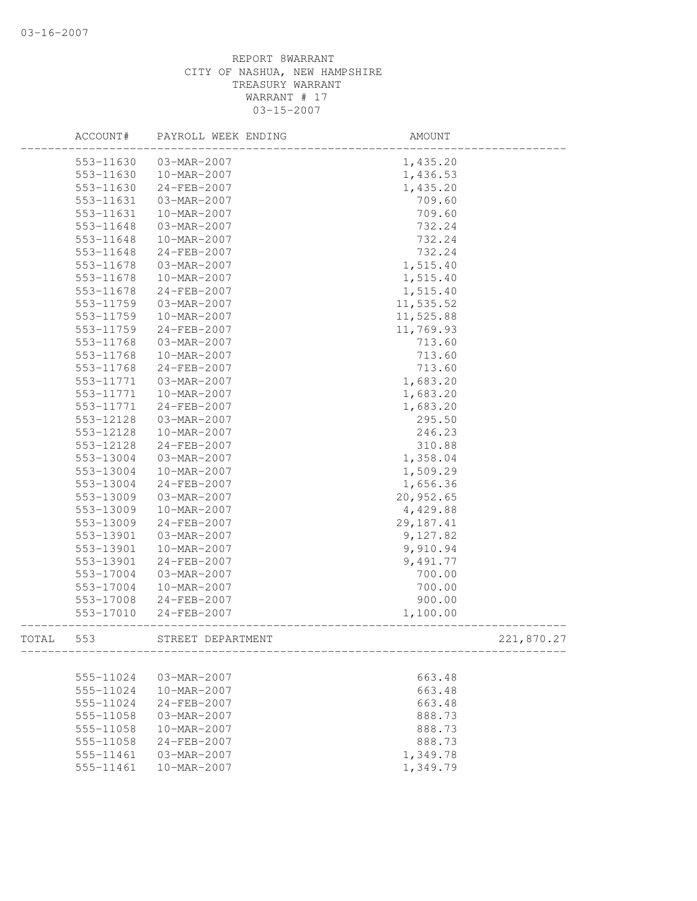03-16-2007

REPORT 8WARRANT
CITY OF NASHUA, NEW HAMPSHIRE
TREASURY WARRANT
WARRANT # 17
03-15-2007

| | ACCOUNT# | PAYROLL WEEK ENDING | AMOUNT | |
|---|---|---|---|---|
| | 553-11630 | 03-MAR-2007 | 1,435.20 | |
| | 553-11630 | 10-MAR-2007 | 1,436.53 | |
| | 553-11630 | 24-FEB-2007 | 1,435.20 | |
| | 553-11631 | 03-MAR-2007 | 709.60 | |
| | 553-11631 | 10-MAR-2007 | 709.60 | |
| | 553-11648 | 03-MAR-2007 | 732.24 | |
| | 553-11648 | 10-MAR-2007 | 732.24 | |
| | 553-11648 | 24-FEB-2007 | 732.24 | |
| | 553-11678 | 03-MAR-2007 | 1,515.40 | |
| | 553-11678 | 10-MAR-2007 | 1,515.40 | |
| | 553-11678 | 24-FEB-2007 | 1,515.40 | |
| | 553-11759 | 03-MAR-2007 | 11,535.52 | |
| | 553-11759 | 10-MAR-2007 | 11,525.88 | |
| | 553-11759 | 24-FEB-2007 | 11,769.93 | |
| | 553-11768 | 03-MAR-2007 | 713.60 | |
| | 553-11768 | 10-MAR-2007 | 713.60 | |
| | 553-11768 | 24-FEB-2007 | 713.60 | |
| | 553-11771 | 03-MAR-2007 | 1,683.20 | |
| | 553-11771 | 10-MAR-2007 | 1,683.20 | |
| | 553-11771 | 24-FEB-2007 | 1,683.20 | |
| | 553-12128 | 03-MAR-2007 | 295.50 | |
| | 553-12128 | 10-MAR-2007 | 246.23 | |
| | 553-12128 | 24-FEB-2007 | 310.88 | |
| | 553-13004 | 03-MAR-2007 | 1,358.04 | |
| | 553-13004 | 10-MAR-2007 | 1,509.29 | |
| | 553-13004 | 24-FEB-2007 | 1,656.36 | |
| | 553-13009 | 03-MAR-2007 | 20,952.65 | |
| | 553-13009 | 10-MAR-2007 | 4,429.88 | |
| | 553-13009 | 24-FEB-2007 | 29,187.41 | |
| | 553-13901 | 03-MAR-2007 | 9,127.82 | |
| | 553-13901 | 10-MAR-2007 | 9,910.94 | |
| | 553-13901 | 24-FEB-2007 | 9,491.77 | |
| | 553-17004 | 03-MAR-2007 | 700.00 | |
| | 553-17004 | 10-MAR-2007 | 700.00 | |
| | 553-17008 | 24-FEB-2007 | 900.00 | |
| | 553-17010 | 24-FEB-2007 | 1,100.00 | |
| TOTAL | 553 | STREET DEPARTMENT | | 221,870.27 |
| | 555-11024 | 03-MAR-2007 | 663.48 | |
| | 555-11024 | 10-MAR-2007 | 663.48 | |
| | 555-11024 | 24-FEB-2007 | 663.48 | |
| | 555-11058 | 03-MAR-2007 | 888.73 | |
| | 555-11058 | 10-MAR-2007 | 888.73 | |
| | 555-11058 | 24-FEB-2007 | 888.73 | |
| | 555-11461 | 03-MAR-2007 | 1,349.78 | |
| | 555-11461 | 10-MAR-2007 | 1,349.79 | |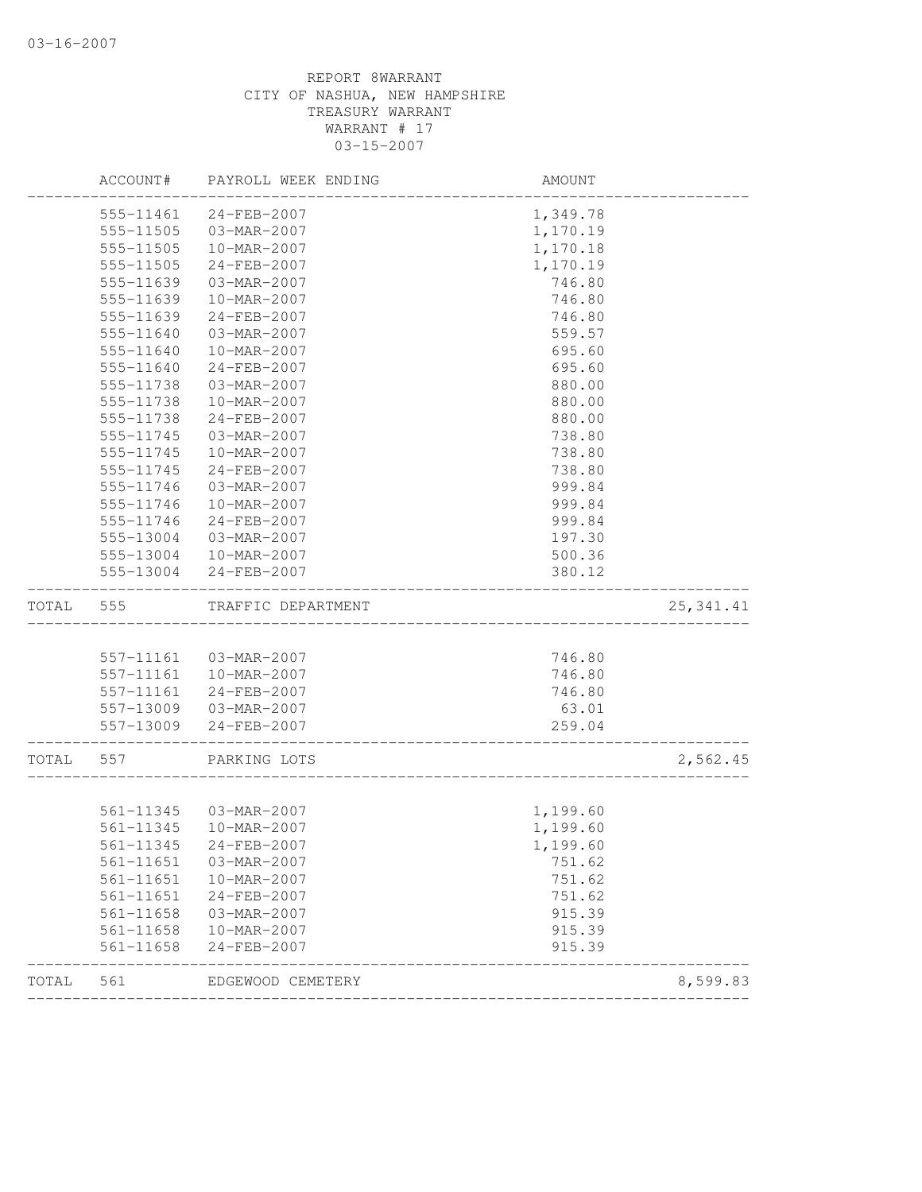03-16-2007

REPORT 8WARRANT
CITY OF NASHUA, NEW HAMPSHIRE
TREASURY WARRANT
WARRANT # 17
03-15-2007

| | ACCOUNT# | PAYROLL WEEK ENDING | AMOUNT | |
|---|---|---|---|---|
| | 555-11461 | 24-FEB-2007 | 1,349.78 | |
| | 555-11505 | 03-MAR-2007 | 1,170.19 | |
| | 555-11505 | 10-MAR-2007 | 1,170.18 | |
| | 555-11505 | 24-FEB-2007 | 1,170.19 | |
| | 555-11639 | 03-MAR-2007 | 746.80 | |
| | 555-11639 | 10-MAR-2007 | 746.80 | |
| | 555-11639 | 24-FEB-2007 | 746.80 | |
| | 555-11640 | 03-MAR-2007 | 559.57 | |
| | 555-11640 | 10-MAR-2007 | 695.60 | |
| | 555-11640 | 24-FEB-2007 | 695.60 | |
| | 555-11738 | 03-MAR-2007 | 880.00 | |
| | 555-11738 | 10-MAR-2007 | 880.00 | |
| | 555-11738 | 24-FEB-2007 | 880.00 | |
| | 555-11745 | 03-MAR-2007 | 738.80 | |
| | 555-11745 | 10-MAR-2007 | 738.80 | |
| | 555-11745 | 24-FEB-2007 | 738.80 | |
| | 555-11746 | 03-MAR-2007 | 999.84 | |
| | 555-11746 | 10-MAR-2007 | 999.84 | |
| | 555-11746 | 24-FEB-2007 | 999.84 | |
| | 555-13004 | 03-MAR-2007 | 197.30 | |
| | 555-13004 | 10-MAR-2007 | 500.36 | |
| | 555-13004 | 24-FEB-2007 | 380.12 | |
| TOTAL | 555 | TRAFFIC DEPARTMENT | | 25,341.41 |
| | 557-11161 | 03-MAR-2007 | 746.80 | |
| | 557-11161 | 10-MAR-2007 | 746.80 | |
| | 557-11161 | 24-FEB-2007 | 746.80 | |
| | 557-13009 | 03-MAR-2007 | 63.01 | |
| | 557-13009 | 24-FEB-2007 | 259.04 | |
| TOTAL | 557 | PARKING LOTS | | 2,562.45 |
| | 561-11345 | 03-MAR-2007 | 1,199.60 | |
| | 561-11345 | 10-MAR-2007 | 1,199.60 | |
| | 561-11345 | 24-FEB-2007 | 1,199.60 | |
| | 561-11651 | 03-MAR-2007 | 751.62 | |
| | 561-11651 | 10-MAR-2007 | 751.62 | |
| | 561-11651 | 24-FEB-2007 | 751.62 | |
| | 561-11658 | 03-MAR-2007 | 915.39 | |
| | 561-11658 | 10-MAR-2007 | 915.39 | |
| | 561-11658 | 24-FEB-2007 | 915.39 | |
| TOTAL | 561 | EDGEWOOD CEMETERY | | 8,599.83 |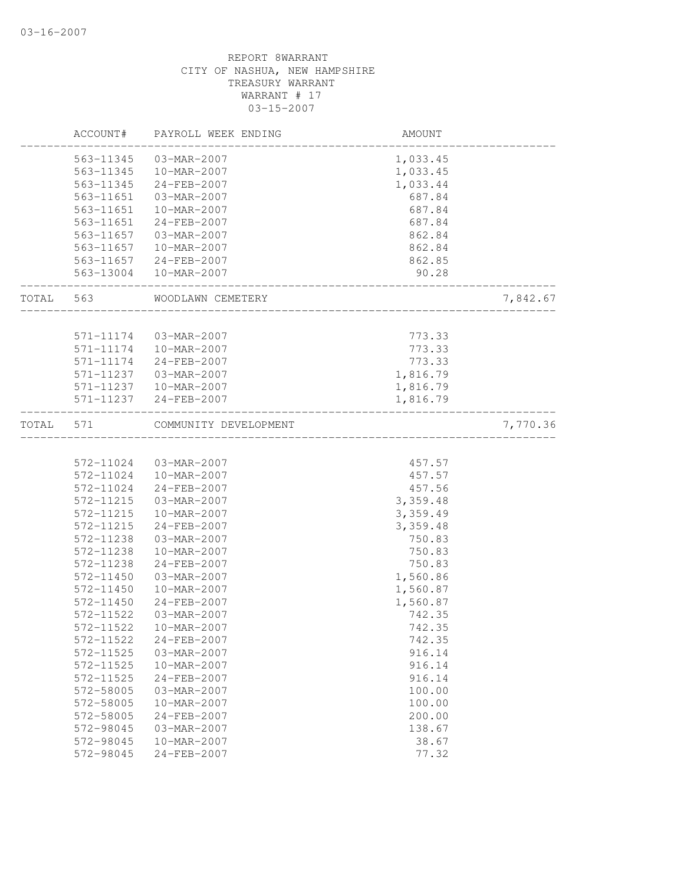03-16-2007

REPORT 8WARRANT
CITY OF NASHUA, NEW HAMPSHIRE
TREASURY WARRANT
WARRANT # 17
03-15-2007

| | ACCOUNT# | PAYROLL WEEK ENDING | AMOUNT | |
|---|---|---|---|---|
| | 563-11345 | 03-MAR-2007 | 1,033.45 | |
| | 563-11345 | 10-MAR-2007 | 1,033.45 | |
| | 563-11345 | 24-FEB-2007 | 1,033.44 | |
| | 563-11651 | 03-MAR-2007 | 687.84 | |
| | 563-11651 | 10-MAR-2007 | 687.84 | |
| | 563-11651 | 24-FEB-2007 | 687.84 | |
| | 563-11657 | 03-MAR-2007 | 862.84 | |
| | 563-11657 | 10-MAR-2007 | 862.84 | |
| | 563-11657 | 24-FEB-2007 | 862.85 | |
| | 563-13004 | 10-MAR-2007 | 90.28 | |
| TOTAL | 563 | WOODLAWN CEMETERY | | 7,842.67 |
| | 571-11174 | 03-MAR-2007 | 773.33 | |
| | 571-11174 | 10-MAR-2007 | 773.33 | |
| | 571-11174 | 24-FEB-2007 | 773.33 | |
| | 571-11237 | 03-MAR-2007 | 1,816.79 | |
| | 571-11237 | 10-MAR-2007 | 1,816.79 | |
| | 571-11237 | 24-FEB-2007 | 1,816.79 | |
| TOTAL | 571 | COMMUNITY DEVELOPMENT | | 7,770.36 |
| | 572-11024 | 03-MAR-2007 | 457.57 | |
| | 572-11024 | 10-MAR-2007 | 457.57 | |
| | 572-11024 | 24-FEB-2007 | 457.56 | |
| | 572-11215 | 03-MAR-2007 | 3,359.48 | |
| | 572-11215 | 10-MAR-2007 | 3,359.49 | |
| | 572-11215 | 24-FEB-2007 | 3,359.48 | |
| | 572-11238 | 03-MAR-2007 | 750.83 | |
| | 572-11238 | 10-MAR-2007 | 750.83 | |
| | 572-11238 | 24-FEB-2007 | 750.83 | |
| | 572-11450 | 03-MAR-2007 | 1,560.86 | |
| | 572-11450 | 10-MAR-2007 | 1,560.87 | |
| | 572-11450 | 24-FEB-2007 | 1,560.87 | |
| | 572-11522 | 03-MAR-2007 | 742.35 | |
| | 572-11522 | 10-MAR-2007 | 742.35 | |
| | 572-11522 | 24-FEB-2007 | 742.35 | |
| | 572-11525 | 03-MAR-2007 | 916.14 | |
| | 572-11525 | 10-MAR-2007 | 916.14 | |
| | 572-11525 | 24-FEB-2007 | 916.14 | |
| | 572-58005 | 03-MAR-2007 | 100.00 | |
| | 572-58005 | 10-MAR-2007 | 100.00 | |
| | 572-58005 | 24-FEB-2007 | 200.00 | |
| | 572-98045 | 03-MAR-2007 | 138.67 | |
| | 572-98045 | 10-MAR-2007 | 38.67 | |
| | 572-98045 | 24-FEB-2007 | 77.32 | |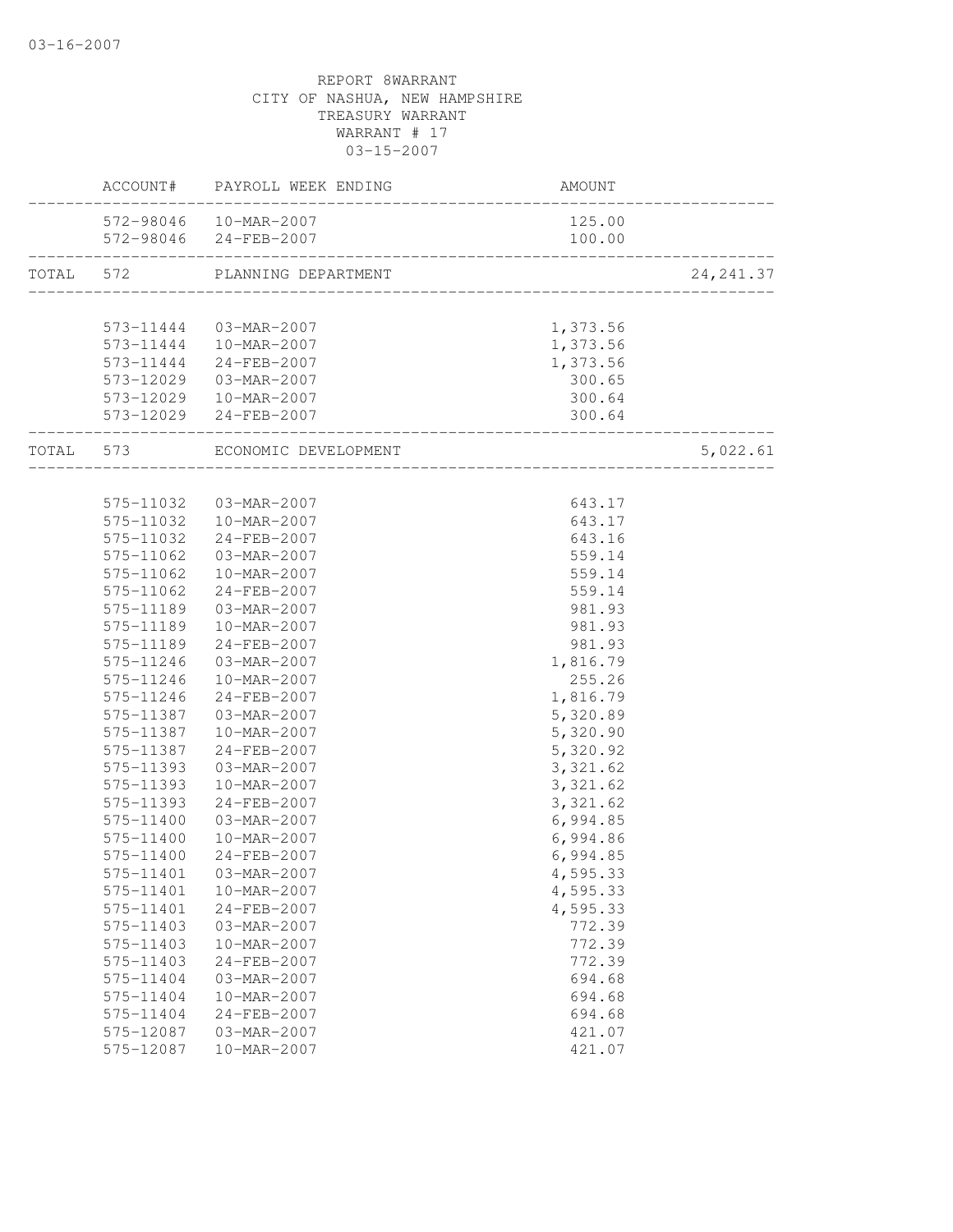03-16-2007

REPORT 8WARRANT
CITY OF NASHUA, NEW HAMPSHIRE
TREASURY WARRANT
WARRANT # 17
03-15-2007

| | ACCOUNT# | PAYROLL WEEK ENDING | AMOUNT | |
|---|---|---|---|---|
| | 572-98046 | 10-MAR-2007 | 125.00 | |
| | 572-98046 | 24-FEB-2007 | 100.00 | |
| TOTAL | 572 | PLANNING DEPARTMENT | | 24,241.37 |
| | 573-11444 | 03-MAR-2007 | 1,373.56 | |
| | 573-11444 | 10-MAR-2007 | 1,373.56 | |
| | 573-11444 | 24-FEB-2007 | 1,373.56 | |
| | 573-12029 | 03-MAR-2007 | 300.65 | |
| | 573-12029 | 10-MAR-2007 | 300.64 | |
| | 573-12029 | 24-FEB-2007 | 300.64 | |
| TOTAL | 573 | ECONOMIC DEVELOPMENT | | 5,022.61 |
| | 575-11032 | 03-MAR-2007 | 643.17 | |
| | 575-11032 | 10-MAR-2007 | 643.17 | |
| | 575-11032 | 24-FEB-2007 | 643.16 | |
| | 575-11062 | 03-MAR-2007 | 559.14 | |
| | 575-11062 | 10-MAR-2007 | 559.14 | |
| | 575-11062 | 24-FEB-2007 | 559.14 | |
| | 575-11189 | 03-MAR-2007 | 981.93 | |
| | 575-11189 | 10-MAR-2007 | 981.93 | |
| | 575-11189 | 24-FEB-2007 | 981.93 | |
| | 575-11246 | 03-MAR-2007 | 1,816.79 | |
| | 575-11246 | 10-MAR-2007 | 255.26 | |
| | 575-11246 | 24-FEB-2007 | 1,816.79 | |
| | 575-11387 | 03-MAR-2007 | 5,320.89 | |
| | 575-11387 | 10-MAR-2007 | 5,320.90 | |
| | 575-11387 | 24-FEB-2007 | 5,320.92 | |
| | 575-11393 | 03-MAR-2007 | 3,321.62 | |
| | 575-11393 | 10-MAR-2007 | 3,321.62 | |
| | 575-11393 | 24-FEB-2007 | 3,321.62 | |
| | 575-11400 | 03-MAR-2007 | 6,994.85 | |
| | 575-11400 | 10-MAR-2007 | 6,994.86 | |
| | 575-11400 | 24-FEB-2007 | 6,994.85 | |
| | 575-11401 | 03-MAR-2007 | 4,595.33 | |
| | 575-11401 | 10-MAR-2007 | 4,595.33 | |
| | 575-11401 | 24-FEB-2007 | 4,595.33 | |
| | 575-11403 | 03-MAR-2007 | 772.39 | |
| | 575-11403 | 10-MAR-2007 | 772.39 | |
| | 575-11403 | 24-FEB-2007 | 772.39 | |
| | 575-11404 | 03-MAR-2007 | 694.68 | |
| | 575-11404 | 10-MAR-2007 | 694.68 | |
| | 575-11404 | 24-FEB-2007 | 694.68 | |
| | 575-12087 | 03-MAR-2007 | 421.07 | |
| | 575-12087 | 10-MAR-2007 | 421.07 | |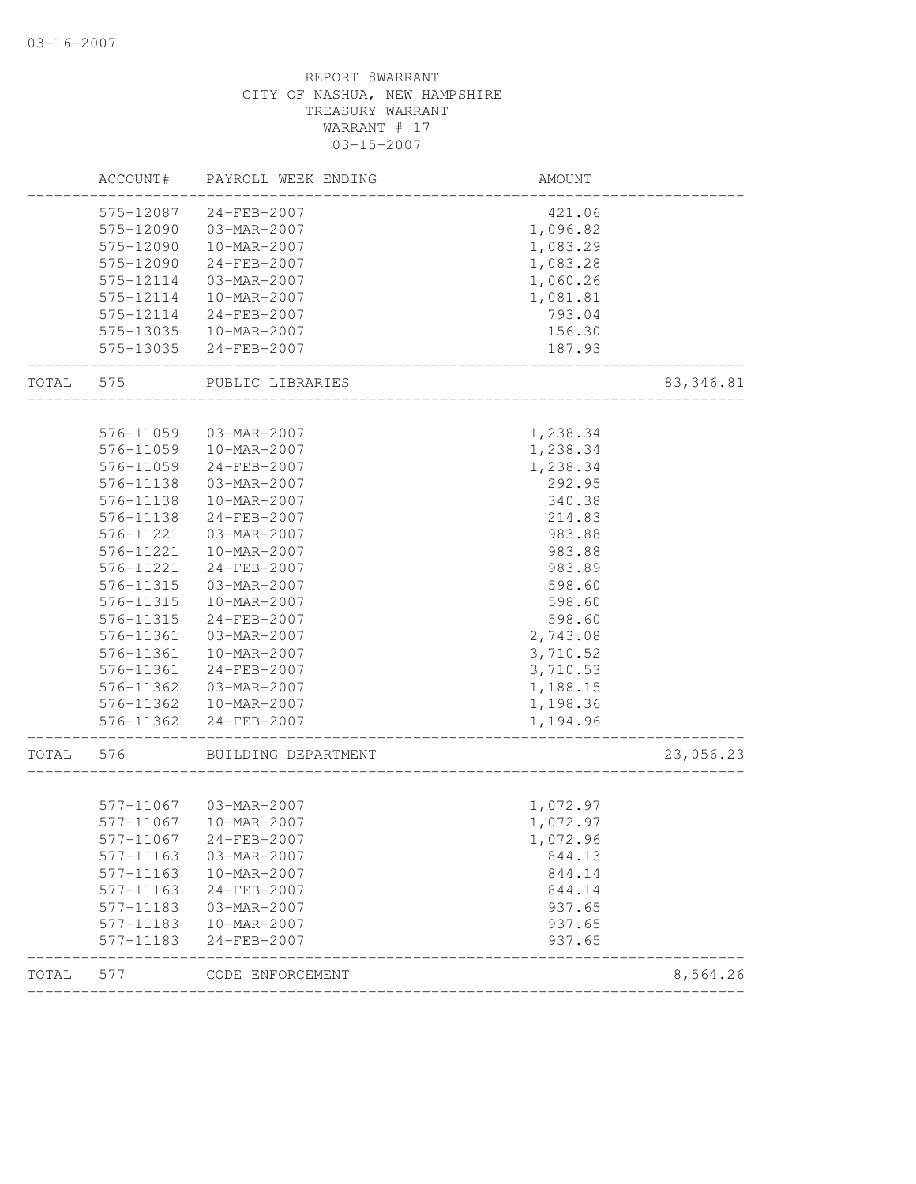REPORT 8WARRANT
CITY OF NASHUA, NEW HAMPSHIRE
TREASURY WARRANT
WARRANT # 17
03-15-2007

| | ACCOUNT# | PAYROLL WEEK ENDING | AMOUNT | |
|---|---|---|---|---|
| | 575-12087 | 24-FEB-2007 | 421.06 | |
| | 575-12090 | 03-MAR-2007 | 1,096.82 | |
| | 575-12090 | 10-MAR-2007 | 1,083.29 | |
| | 575-12090 | 24-FEB-2007 | 1,083.28 | |
| | 575-12114 | 03-MAR-2007 | 1,060.26 | |
| | 575-12114 | 10-MAR-2007 | 1,081.81 | |
| | 575-12114 | 24-FEB-2007 | 793.04 | |
| | 575-13035 | 10-MAR-2007 | 156.30 | |
| | 575-13035 | 24-FEB-2007 | 187.93 | |
| TOTAL | 575 | PUBLIC LIBRARIES | | 83,346.81 |
| | 576-11059 | 03-MAR-2007 | 1,238.34 | |
| | 576-11059 | 10-MAR-2007 | 1,238.34 | |
| | 576-11059 | 24-FEB-2007 | 1,238.34 | |
| | 576-11138 | 03-MAR-2007 | 292.95 | |
| | 576-11138 | 10-MAR-2007 | 340.38 | |
| | 576-11138 | 24-FEB-2007 | 214.83 | |
| | 576-11221 | 03-MAR-2007 | 983.88 | |
| | 576-11221 | 10-MAR-2007 | 983.88 | |
| | 576-11221 | 24-FEB-2007 | 983.89 | |
| | 576-11315 | 03-MAR-2007 | 598.60 | |
| | 576-11315 | 10-MAR-2007 | 598.60 | |
| | 576-11315 | 24-FEB-2007 | 598.60 | |
| | 576-11361 | 03-MAR-2007 | 2,743.08 | |
| | 576-11361 | 10-MAR-2007 | 3,710.52 | |
| | 576-11361 | 24-FEB-2007 | 3,710.53 | |
| | 576-11362 | 03-MAR-2007 | 1,188.15 | |
| | 576-11362 | 10-MAR-2007 | 1,198.36 | |
| | 576-11362 | 24-FEB-2007 | 1,194.96 | |
| TOTAL | 576 | BUILDING DEPARTMENT | | 23,056.23 |
| | 577-11067 | 03-MAR-2007 | 1,072.97 | |
| | 577-11067 | 10-MAR-2007 | 1,072.97 | |
| | 577-11067 | 24-FEB-2007 | 1,072.96 | |
| | 577-11163 | 03-MAR-2007 | 844.13 | |
| | 577-11163 | 10-MAR-2007 | 844.14 | |
| | 577-11163 | 24-FEB-2007 | 844.14 | |
| | 577-11183 | 03-MAR-2007 | 937.65 | |
| | 577-11183 | 10-MAR-2007 | 937.65 | |
| | 577-11183 | 24-FEB-2007 | 937.65 | |
| TOTAL | 577 | CODE ENFORCEMENT | | 8,564.26 |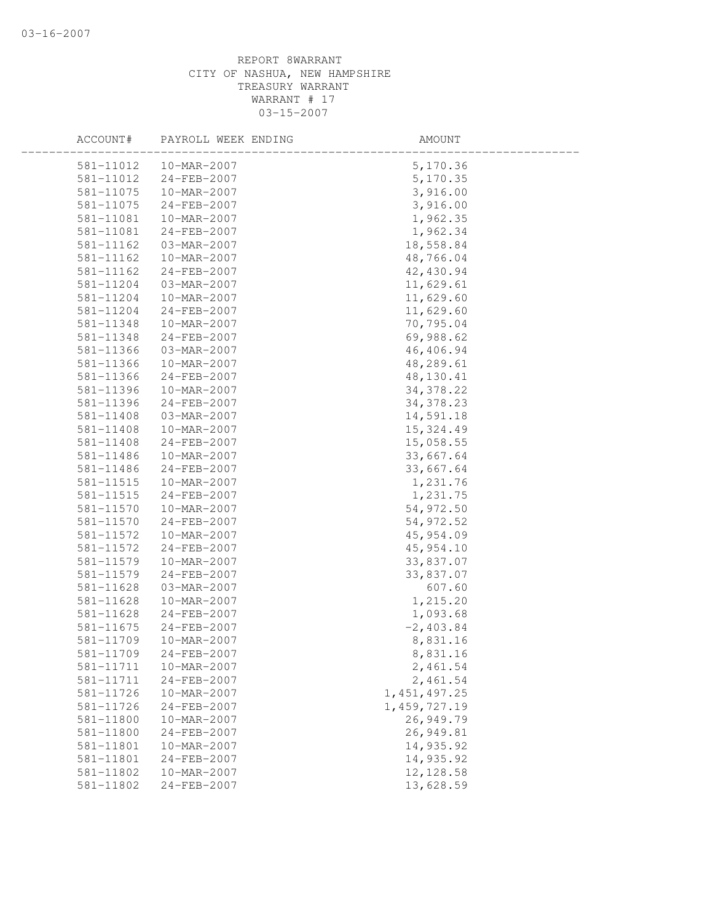03-16-2007

REPORT 8WARRANT
CITY OF NASHUA, NEW HAMPSHIRE
TREASURY WARRANT
WARRANT # 17
03-15-2007

| ACCOUNT# | PAYROLL WEEK ENDING | AMOUNT |
|---|---|---|
| 581-11012 | 10-MAR-2007 | 5,170.36 |
| 581-11012 | 24-FEB-2007 | 5,170.35 |
| 581-11075 | 10-MAR-2007 | 3,916.00 |
| 581-11075 | 24-FEB-2007 | 3,916.00 |
| 581-11081 | 10-MAR-2007 | 1,962.35 |
| 581-11081 | 24-FEB-2007 | 1,962.34 |
| 581-11162 | 03-MAR-2007 | 18,558.84 |
| 581-11162 | 10-MAR-2007 | 48,766.04 |
| 581-11162 | 24-FEB-2007 | 42,430.94 |
| 581-11204 | 03-MAR-2007 | 11,629.61 |
| 581-11204 | 10-MAR-2007 | 11,629.60 |
| 581-11204 | 24-FEB-2007 | 11,629.60 |
| 581-11348 | 10-MAR-2007 | 70,795.04 |
| 581-11348 | 24-FEB-2007 | 69,988.62 |
| 581-11366 | 03-MAR-2007 | 46,406.94 |
| 581-11366 | 10-MAR-2007 | 48,289.61 |
| 581-11366 | 24-FEB-2007 | 48,130.41 |
| 581-11396 | 10-MAR-2007 | 34,378.22 |
| 581-11396 | 24-FEB-2007 | 34,378.23 |
| 581-11408 | 03-MAR-2007 | 14,591.18 |
| 581-11408 | 10-MAR-2007 | 15,324.49 |
| 581-11408 | 24-FEB-2007 | 15,058.55 |
| 581-11486 | 10-MAR-2007 | 33,667.64 |
| 581-11486 | 24-FEB-2007 | 33,667.64 |
| 581-11515 | 10-MAR-2007 | 1,231.76 |
| 581-11515 | 24-FEB-2007 | 1,231.75 |
| 581-11570 | 10-MAR-2007 | 54,972.50 |
| 581-11570 | 24-FEB-2007 | 54,972.52 |
| 581-11572 | 10-MAR-2007 | 45,954.09 |
| 581-11572 | 24-FEB-2007 | 45,954.10 |
| 581-11579 | 10-MAR-2007 | 33,837.07 |
| 581-11579 | 24-FEB-2007 | 33,837.07 |
| 581-11628 | 03-MAR-2007 | 607.60 |
| 581-11628 | 10-MAR-2007 | 1,215.20 |
| 581-11628 | 24-FEB-2007 | 1,093.68 |
| 581-11675 | 24-FEB-2007 | -2,403.84 |
| 581-11709 | 10-MAR-2007 | 8,831.16 |
| 581-11709 | 24-FEB-2007 | 8,831.16 |
| 581-11711 | 10-MAR-2007 | 2,461.54 |
| 581-11711 | 24-FEB-2007 | 2,461.54 |
| 581-11726 | 10-MAR-2007 | 1,451,497.25 |
| 581-11726 | 24-FEB-2007 | 1,459,727.19 |
| 581-11800 | 10-MAR-2007 | 26,949.79 |
| 581-11800 | 24-FEB-2007 | 26,949.81 |
| 581-11801 | 10-MAR-2007 | 14,935.92 |
| 581-11801 | 24-FEB-2007 | 14,935.92 |
| 581-11802 | 10-MAR-2007 | 12,128.58 |
| 581-11802 | 24-FEB-2007 | 13,628.59 |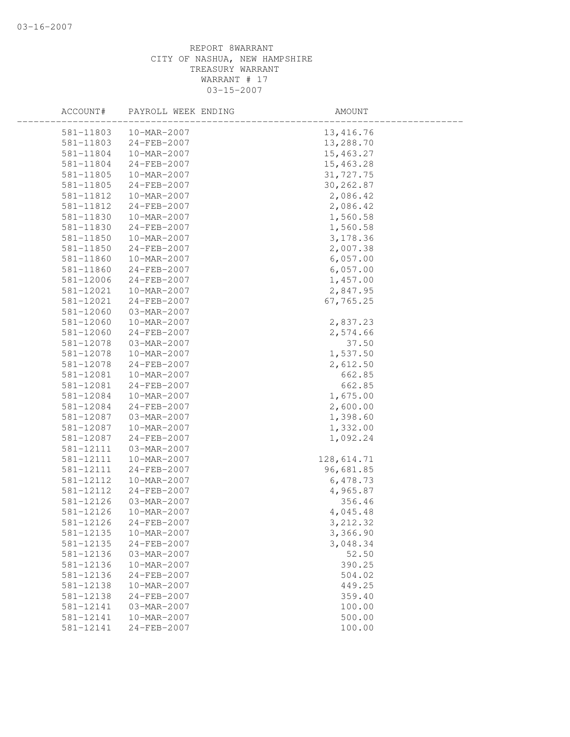REPORT 8WARRANT
CITY OF NASHUA, NEW HAMPSHIRE
TREASURY WARRANT
WARRANT # 17
03-15-2007

| ACCOUNT# | PAYROLL WEEK ENDING | AMOUNT |
|---|---|---|
| 581-11803 | 10-MAR-2007 | 13,416.76 |
| 581-11803 | 24-FEB-2007 | 13,288.70 |
| 581-11804 | 10-MAR-2007 | 15,463.27 |
| 581-11804 | 24-FEB-2007 | 15,463.28 |
| 581-11805 | 10-MAR-2007 | 31,727.75 |
| 581-11805 | 24-FEB-2007 | 30,262.87 |
| 581-11812 | 10-MAR-2007 | 2,086.42 |
| 581-11812 | 24-FEB-2007 | 2,086.42 |
| 581-11830 | 10-MAR-2007 | 1,560.58 |
| 581-11830 | 24-FEB-2007 | 1,560.58 |
| 581-11850 | 10-MAR-2007 | 3,178.36 |
| 581-11850 | 24-FEB-2007 | 2,007.38 |
| 581-11860 | 10-MAR-2007 | 6,057.00 |
| 581-11860 | 24-FEB-2007 | 6,057.00 |
| 581-12006 | 24-FEB-2007 | 1,457.00 |
| 581-12021 | 10-MAR-2007 | 2,847.95 |
| 581-12021 | 24-FEB-2007 | 67,765.25 |
| 581-12060 | 03-MAR-2007 | |
| 581-12060 | 10-MAR-2007 | 2,837.23 |
| 581-12060 | 24-FEB-2007 | 2,574.66 |
| 581-12078 | 03-MAR-2007 | 37.50 |
| 581-12078 | 10-MAR-2007 | 1,537.50 |
| 581-12078 | 24-FEB-2007 | 2,612.50 |
| 581-12081 | 10-MAR-2007 | 662.85 |
| 581-12081 | 24-FEB-2007 | 662.85 |
| 581-12084 | 10-MAR-2007 | 1,675.00 |
| 581-12084 | 24-FEB-2007 | 2,600.00 |
| 581-12087 | 03-MAR-2007 | 1,398.60 |
| 581-12087 | 10-MAR-2007 | 1,332.00 |
| 581-12087 | 24-FEB-2007 | 1,092.24 |
| 581-12111 | 03-MAR-2007 | |
| 581-12111 | 10-MAR-2007 | 128,614.71 |
| 581-12111 | 24-FEB-2007 | 96,681.85 |
| 581-12112 | 10-MAR-2007 | 6,478.73 |
| 581-12112 | 24-FEB-2007 | 4,965.87 |
| 581-12126 | 03-MAR-2007 | 356.46 |
| 581-12126 | 10-MAR-2007 | 4,045.48 |
| 581-12126 | 24-FEB-2007 | 3,212.32 |
| 581-12135 | 10-MAR-2007 | 3,366.90 |
| 581-12135 | 24-FEB-2007 | 3,048.34 |
| 581-12136 | 03-MAR-2007 | 52.50 |
| 581-12136 | 10-MAR-2007 | 390.25 |
| 581-12136 | 24-FEB-2007 | 504.02 |
| 581-12138 | 10-MAR-2007 | 449.25 |
| 581-12138 | 24-FEB-2007 | 359.40 |
| 581-12141 | 03-MAR-2007 | 100.00 |
| 581-12141 | 10-MAR-2007 | 500.00 |
| 581-12141 | 24-FEB-2007 | 100.00 |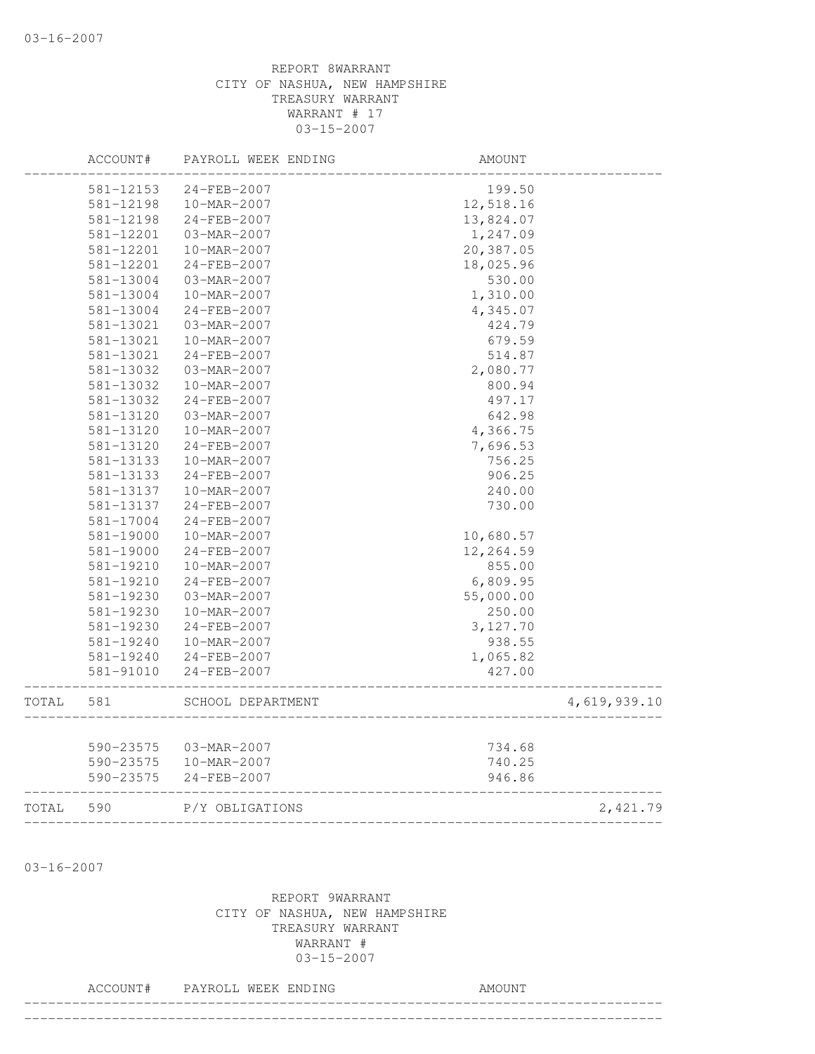REPORT 8WARRANT
CITY OF NASHUA, NEW HAMPSHIRE
TREASURY WARRANT
WARRANT # 17
03-15-2007

| ACCOUNT# | PAYROLL WEEK ENDING | AMOUNT | |
|---|---|---|---|
| 581-12153 | 24-FEB-2007 | 199.50 | |
| 581-12198 | 10-MAR-2007 | 12,518.16 | |
| 581-12198 | 24-FEB-2007 | 13,824.07 | |
| 581-12201 | 03-MAR-2007 | 1,247.09 | |
| 581-12201 | 10-MAR-2007 | 20,387.05 | |
| 581-12201 | 24-FEB-2007 | 18,025.96 | |
| 581-13004 | 03-MAR-2007 | 530.00 | |
| 581-13004 | 10-MAR-2007 | 1,310.00 | |
| 581-13004 | 24-FEB-2007 | 4,345.07 | |
| 581-13021 | 03-MAR-2007 | 424.79 | |
| 581-13021 | 10-MAR-2007 | 679.59 | |
| 581-13021 | 24-FEB-2007 | 514.87 | |
| 581-13032 | 03-MAR-2007 | 2,080.77 | |
| 581-13032 | 10-MAR-2007 | 800.94 | |
| 581-13032 | 24-FEB-2007 | 497.17 | |
| 581-13120 | 03-MAR-2007 | 642.98 | |
| 581-13120 | 10-MAR-2007 | 4,366.75 | |
| 581-13120 | 24-FEB-2007 | 7,696.53 | |
| 581-13133 | 10-MAR-2007 | 756.25 | |
| 581-13133 | 24-FEB-2007 | 906.25 | |
| 581-13137 | 10-MAR-2007 | 240.00 | |
| 581-13137 | 24-FEB-2007 | 730.00 | |
| 581-17004 | 24-FEB-2007 | | |
| 581-19000 | 10-MAR-2007 | 10,680.57 | |
| 581-19000 | 24-FEB-2007 | 12,264.59 | |
| 581-19210 | 10-MAR-2007 | 855.00 | |
| 581-19210 | 24-FEB-2007 | 6,809.95 | |
| 581-19230 | 03-MAR-2007 | 55,000.00 | |
| 581-19230 | 10-MAR-2007 | 250.00 | |
| 581-19230 | 24-FEB-2007 | 3,127.70 | |
| 581-19240 | 10-MAR-2007 | 938.55 | |
| 581-19240 | 24-FEB-2007 | 1,065.82 | |
| 581-91010 | 24-FEB-2007 | 427.00 | |
| TOTAL 581 | SCHOOL DEPARTMENT | | 4,619,939.10 |
| 590-23575 | 03-MAR-2007 | 734.68 | |
| 590-23575 | 10-MAR-2007 | 740.25 | |
| 590-23575 | 24-FEB-2007 | 946.86 | |
| TOTAL 590 | P/Y OBLIGATIONS | | 2,421.79 |

03-16-2007

REPORT 9WARRANT
CITY OF NASHUA, NEW HAMPSHIRE
TREASURY WARRANT
WARRANT #
03-15-2007

| ACCOUNT# | PAYROLL WEEK ENDING | AMOUNT |
|---|---|---|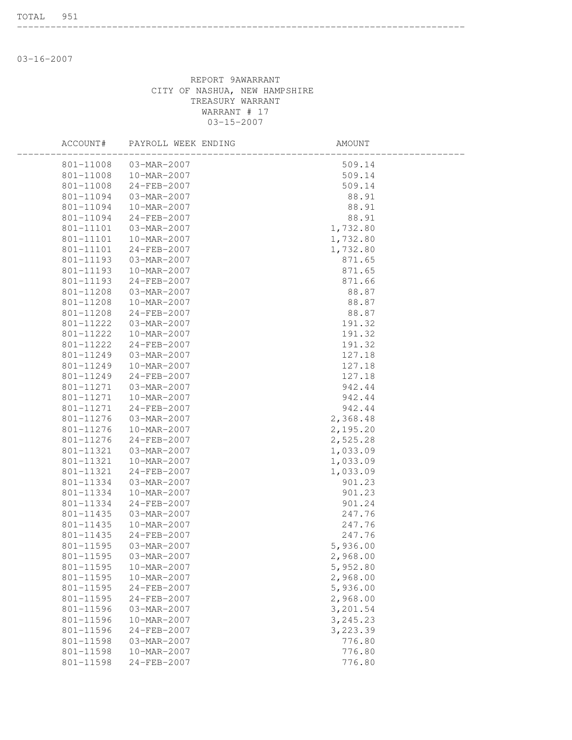TOTAL 951

---

03-16-2007

REPORT 9AWARRANT
CITY OF NASHUA, NEW HAMPSHIRE
TREASURY WARRANT
WARRANT # 17
03-15-2007

| ACCOUNT# | PAYROLL WEEK ENDING | AMOUNT |
|---|---|---|
| 801-11008 | 03-MAR-2007 | 509.14 |
| 801-11008 | 10-MAR-2007 | 509.14 |
| 801-11008 | 24-FEB-2007 | 509.14 |
| 801-11094 | 03-MAR-2007 | 88.91 |
| 801-11094 | 10-MAR-2007 | 88.91 |
| 801-11094 | 24-FEB-2007 | 88.91 |
| 801-11101 | 03-MAR-2007 | 1,732.80 |
| 801-11101 | 10-MAR-2007 | 1,732.80 |
| 801-11101 | 24-FEB-2007 | 1,732.80 |
| 801-11193 | 03-MAR-2007 | 871.65 |
| 801-11193 | 10-MAR-2007 | 871.65 |
| 801-11193 | 24-FEB-2007 | 871.66 |
| 801-11208 | 03-MAR-2007 | 88.87 |
| 801-11208 | 10-MAR-2007 | 88.87 |
| 801-11208 | 24-FEB-2007 | 88.87 |
| 801-11222 | 03-MAR-2007 | 191.32 |
| 801-11222 | 10-MAR-2007 | 191.32 |
| 801-11222 | 24-FEB-2007 | 191.32 |
| 801-11249 | 03-MAR-2007 | 127.18 |
| 801-11249 | 10-MAR-2007 | 127.18 |
| 801-11249 | 24-FEB-2007 | 127.18 |
| 801-11271 | 03-MAR-2007 | 942.44 |
| 801-11271 | 10-MAR-2007 | 942.44 |
| 801-11271 | 24-FEB-2007 | 942.44 |
| 801-11276 | 03-MAR-2007 | 2,368.48 |
| 801-11276 | 10-MAR-2007 | 2,195.20 |
| 801-11276 | 24-FEB-2007 | 2,525.28 |
| 801-11321 | 03-MAR-2007 | 1,033.09 |
| 801-11321 | 10-MAR-2007 | 1,033.09 |
| 801-11321 | 24-FEB-2007 | 1,033.09 |
| 801-11334 | 03-MAR-2007 | 901.23 |
| 801-11334 | 10-MAR-2007 | 901.23 |
| 801-11334 | 24-FEB-2007 | 901.24 |
| 801-11435 | 03-MAR-2007 | 247.76 |
| 801-11435 | 10-MAR-2007 | 247.76 |
| 801-11435 | 24-FEB-2007 | 247.76 |
| 801-11595 | 03-MAR-2007 | 5,936.00 |
| 801-11595 | 03-MAR-2007 | 2,968.00 |
| 801-11595 | 10-MAR-2007 | 5,952.80 |
| 801-11595 | 10-MAR-2007 | 2,968.00 |
| 801-11595 | 24-FEB-2007 | 5,936.00 |
| 801-11595 | 24-FEB-2007 | 2,968.00 |
| 801-11596 | 03-MAR-2007 | 3,201.54 |
| 801-11596 | 10-MAR-2007 | 3,245.23 |
| 801-11596 | 24-FEB-2007 | 3,223.39 |
| 801-11598 | 03-MAR-2007 | 776.80 |
| 801-11598 | 10-MAR-2007 | 776.80 |
| 801-11598 | 24-FEB-2007 | 776.80 |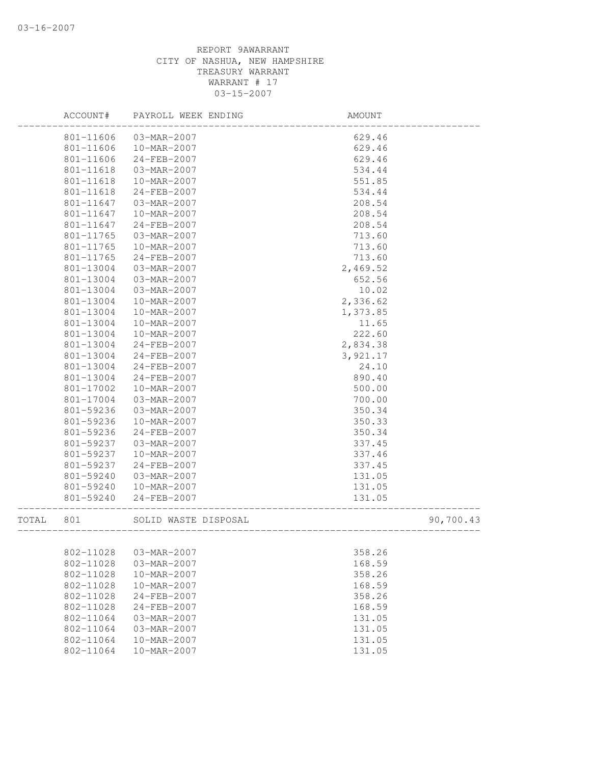03-16-2007

REPORT 9AWARRANT
CITY OF NASHUA, NEW HAMPSHIRE
TREASURY WARRANT
WARRANT # 17
03-15-2007

| | ACCOUNT# | PAYROLL WEEK ENDING | AMOUNT | |
|---|---|---|---|---|
| | 801-11606 | 03-MAR-2007 | 629.46 | |
| | 801-11606 | 10-MAR-2007 | 629.46 | |
| | 801-11606 | 24-FEB-2007 | 629.46 | |
| | 801-11618 | 03-MAR-2007 | 534.44 | |
| | 801-11618 | 10-MAR-2007 | 551.85 | |
| | 801-11618 | 24-FEB-2007 | 534.44 | |
| | 801-11647 | 03-MAR-2007 | 208.54 | |
| | 801-11647 | 10-MAR-2007 | 208.54 | |
| | 801-11647 | 24-FEB-2007 | 208.54 | |
| | 801-11765 | 03-MAR-2007 | 713.60 | |
| | 801-11765 | 10-MAR-2007 | 713.60 | |
| | 801-11765 | 24-FEB-2007 | 713.60 | |
| | 801-13004 | 03-MAR-2007 | 2,469.52 | |
| | 801-13004 | 03-MAR-2007 | 652.56 | |
| | 801-13004 | 03-MAR-2007 | 10.02 | |
| | 801-13004 | 10-MAR-2007 | 2,336.62 | |
| | 801-13004 | 10-MAR-2007 | 1,373.85 | |
| | 801-13004 | 10-MAR-2007 | 11.65 | |
| | 801-13004 | 10-MAR-2007 | 222.60 | |
| | 801-13004 | 24-FEB-2007 | 2,834.38 | |
| | 801-13004 | 24-FEB-2007 | 3,921.17 | |
| | 801-13004 | 24-FEB-2007 | 24.10 | |
| | 801-13004 | 24-FEB-2007 | 890.40 | |
| | 801-17002 | 10-MAR-2007 | 500.00 | |
| | 801-17004 | 03-MAR-2007 | 700.00 | |
| | 801-59236 | 03-MAR-2007 | 350.34 | |
| | 801-59236 | 10-MAR-2007 | 350.33 | |
| | 801-59236 | 24-FEB-2007 | 350.34 | |
| | 801-59237 | 03-MAR-2007 | 337.45 | |
| | 801-59237 | 10-MAR-2007 | 337.46 | |
| | 801-59237 | 24-FEB-2007 | 337.45 | |
| | 801-59240 | 03-MAR-2007 | 131.05 | |
| | 801-59240 | 10-MAR-2007 | 131.05 | |
| | 801-59240 | 24-FEB-2007 | 131.05 | |
| TOTAL | 801 | SOLID WASTE DISPOSAL | | 90,700.43 |
| | 802-11028 | 03-MAR-2007 | 358.26 | |
| | 802-11028 | 03-MAR-2007 | 168.59 | |
| | 802-11028 | 10-MAR-2007 | 358.26 | |
| | 802-11028 | 10-MAR-2007 | 168.59 | |
| | 802-11028 | 24-FEB-2007 | 358.26 | |
| | 802-11028 | 24-FEB-2007 | 168.59 | |
| | 802-11064 | 03-MAR-2007 | 131.05 | |
| | 802-11064 | 03-MAR-2007 | 131.05 | |
| | 802-11064 | 10-MAR-2007 | 131.05 | |
| | 802-11064 | 10-MAR-2007 | 131.05 | |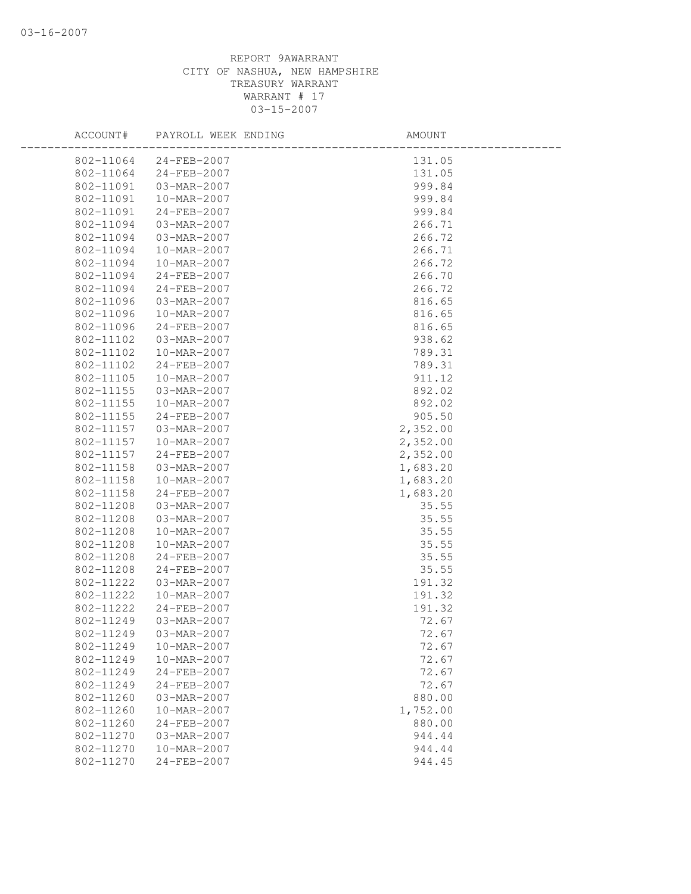REPORT 9AWARRANT
CITY OF NASHUA, NEW HAMPSHIRE
TREASURY WARRANT
WARRANT # 17
03-15-2007

| ACCOUNT# | PAYROLL WEEK ENDING | AMOUNT |
|---|---|---|
| 802-11064 | 24-FEB-2007 | 131.05 |
| 802-11064 | 24-FEB-2007 | 131.05 |
| 802-11091 | 03-MAR-2007 | 999.84 |
| 802-11091 | 10-MAR-2007 | 999.84 |
| 802-11091 | 24-FEB-2007 | 999.84 |
| 802-11094 | 03-MAR-2007 | 266.71 |
| 802-11094 | 03-MAR-2007 | 266.72 |
| 802-11094 | 10-MAR-2007 | 266.71 |
| 802-11094 | 10-MAR-2007 | 266.72 |
| 802-11094 | 24-FEB-2007 | 266.70 |
| 802-11094 | 24-FEB-2007 | 266.72 |
| 802-11096 | 03-MAR-2007 | 816.65 |
| 802-11096 | 10-MAR-2007 | 816.65 |
| 802-11096 | 24-FEB-2007 | 816.65 |
| 802-11102 | 03-MAR-2007 | 938.62 |
| 802-11102 | 10-MAR-2007 | 789.31 |
| 802-11102 | 24-FEB-2007 | 789.31 |
| 802-11105 | 10-MAR-2007 | 911.12 |
| 802-11155 | 03-MAR-2007 | 892.02 |
| 802-11155 | 10-MAR-2007 | 892.02 |
| 802-11155 | 24-FEB-2007 | 905.50 |
| 802-11157 | 03-MAR-2007 | 2,352.00 |
| 802-11157 | 10-MAR-2007 | 2,352.00 |
| 802-11157 | 24-FEB-2007 | 2,352.00 |
| 802-11158 | 03-MAR-2007 | 1,683.20 |
| 802-11158 | 10-MAR-2007 | 1,683.20 |
| 802-11158 | 24-FEB-2007 | 1,683.20 |
| 802-11208 | 03-MAR-2007 | 35.55 |
| 802-11208 | 03-MAR-2007 | 35.55 |
| 802-11208 | 10-MAR-2007 | 35.55 |
| 802-11208 | 10-MAR-2007 | 35.55 |
| 802-11208 | 24-FEB-2007 | 35.55 |
| 802-11208 | 24-FEB-2007 | 35.55 |
| 802-11222 | 03-MAR-2007 | 191.32 |
| 802-11222 | 10-MAR-2007 | 191.32 |
| 802-11222 | 24-FEB-2007 | 191.32 |
| 802-11249 | 03-MAR-2007 | 72.67 |
| 802-11249 | 03-MAR-2007 | 72.67 |
| 802-11249 | 10-MAR-2007 | 72.67 |
| 802-11249 | 10-MAR-2007 | 72.67 |
| 802-11249 | 24-FEB-2007 | 72.67 |
| 802-11249 | 24-FEB-2007 | 72.67 |
| 802-11260 | 03-MAR-2007 | 880.00 |
| 802-11260 | 10-MAR-2007 | 1,752.00 |
| 802-11260 | 24-FEB-2007 | 880.00 |
| 802-11270 | 03-MAR-2007 | 944.44 |
| 802-11270 | 10-MAR-2007 | 944.44 |
| 802-11270 | 24-FEB-2007 | 944.45 |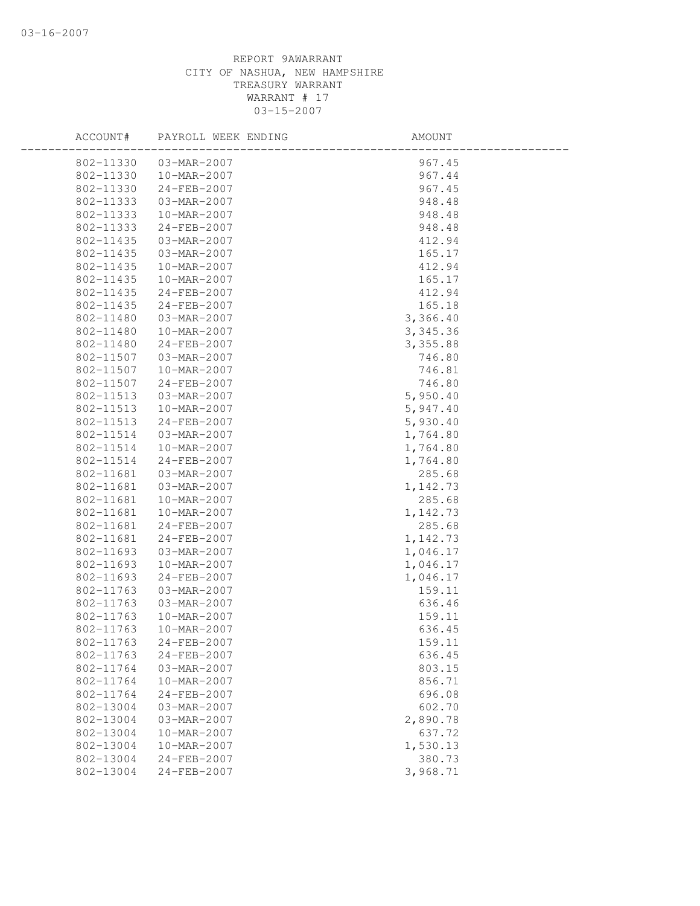REPORT 9AWARRANT
CITY OF NASHUA, NEW HAMPSHIRE
TREASURY WARRANT
WARRANT # 17
03-15-2007

| ACCOUNT# | PAYROLL WEEK ENDING | AMOUNT |
|---|---|---|
| 802-11330 | 03-MAR-2007 | 967.45 |
| 802-11330 | 10-MAR-2007 | 967.44 |
| 802-11330 | 24-FEB-2007 | 967.45 |
| 802-11333 | 03-MAR-2007 | 948.48 |
| 802-11333 | 10-MAR-2007 | 948.48 |
| 802-11333 | 24-FEB-2007 | 948.48 |
| 802-11435 | 03-MAR-2007 | 412.94 |
| 802-11435 | 03-MAR-2007 | 165.17 |
| 802-11435 | 10-MAR-2007 | 412.94 |
| 802-11435 | 10-MAR-2007 | 165.17 |
| 802-11435 | 24-FEB-2007 | 412.94 |
| 802-11435 | 24-FEB-2007 | 165.18 |
| 802-11480 | 03-MAR-2007 | 3,366.40 |
| 802-11480 | 10-MAR-2007 | 3,345.36 |
| 802-11480 | 24-FEB-2007 | 3,355.88 |
| 802-11507 | 03-MAR-2007 | 746.80 |
| 802-11507 | 10-MAR-2007 | 746.81 |
| 802-11507 | 24-FEB-2007 | 746.80 |
| 802-11513 | 03-MAR-2007 | 5,950.40 |
| 802-11513 | 10-MAR-2007 | 5,947.40 |
| 802-11513 | 24-FEB-2007 | 5,930.40 |
| 802-11514 | 03-MAR-2007 | 1,764.80 |
| 802-11514 | 10-MAR-2007 | 1,764.80 |
| 802-11514 | 24-FEB-2007 | 1,764.80 |
| 802-11681 | 03-MAR-2007 | 285.68 |
| 802-11681 | 03-MAR-2007 | 1,142.73 |
| 802-11681 | 10-MAR-2007 | 285.68 |
| 802-11681 | 10-MAR-2007 | 1,142.73 |
| 802-11681 | 24-FEB-2007 | 285.68 |
| 802-11681 | 24-FEB-2007 | 1,142.73 |
| 802-11693 | 03-MAR-2007 | 1,046.17 |
| 802-11693 | 10-MAR-2007 | 1,046.17 |
| 802-11693 | 24-FEB-2007 | 1,046.17 |
| 802-11763 | 03-MAR-2007 | 159.11 |
| 802-11763 | 03-MAR-2007 | 636.46 |
| 802-11763 | 10-MAR-2007 | 159.11 |
| 802-11763 | 10-MAR-2007 | 636.45 |
| 802-11763 | 24-FEB-2007 | 159.11 |
| 802-11763 | 24-FEB-2007 | 636.45 |
| 802-11764 | 03-MAR-2007 | 803.15 |
| 802-11764 | 10-MAR-2007 | 856.71 |
| 802-11764 | 24-FEB-2007 | 696.08 |
| 802-13004 | 03-MAR-2007 | 602.70 |
| 802-13004 | 03-MAR-2007 | 2,890.78 |
| 802-13004 | 10-MAR-2007 | 637.72 |
| 802-13004 | 10-MAR-2007 | 1,530.13 |
| 802-13004 | 24-FEB-2007 | 380.73 |
| 802-13004 | 24-FEB-2007 | 3,968.71 |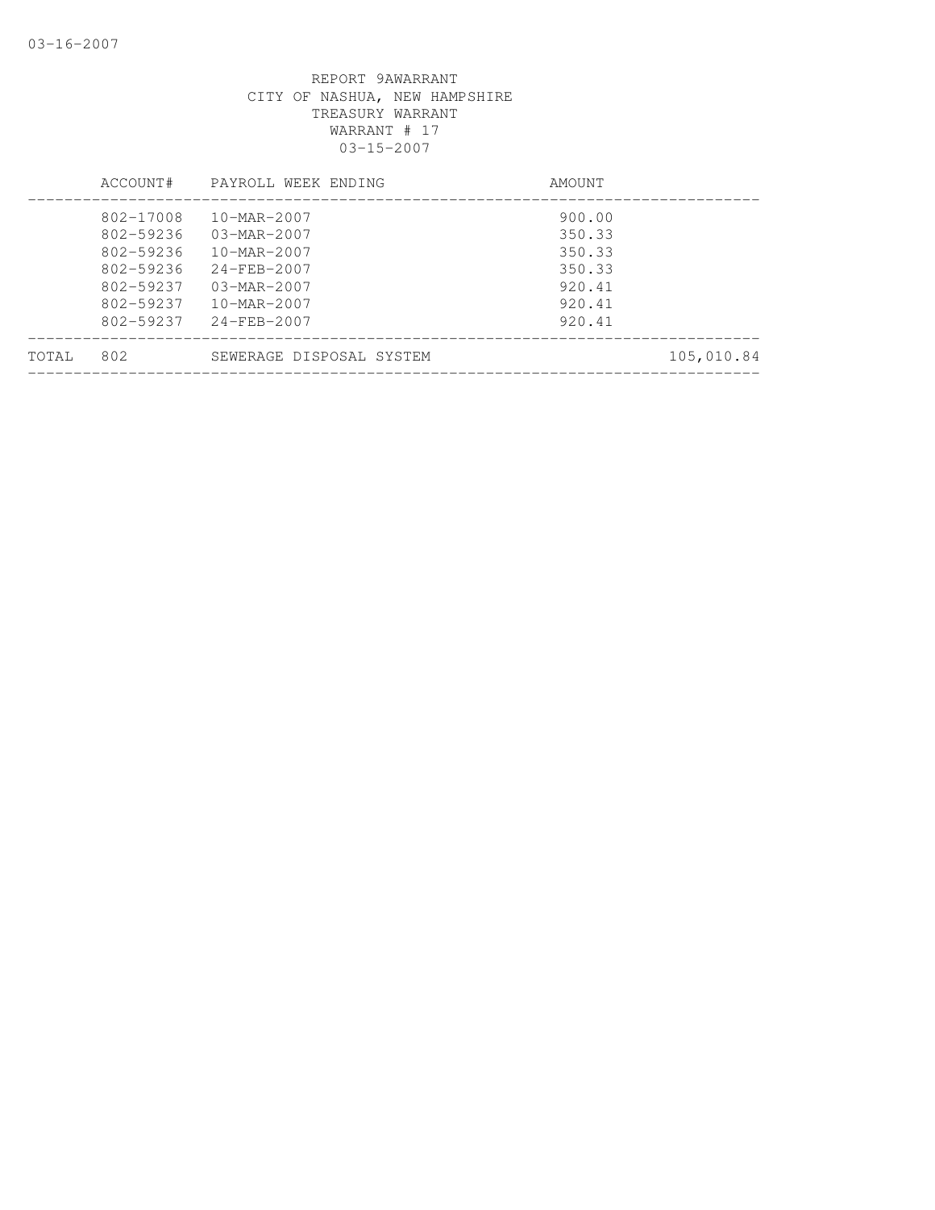03-16-2007

REPORT 9AWARRANT
CITY OF NASHUA, NEW HAMPSHIRE
TREASURY WARRANT
WARRANT # 17
03-15-2007

| | ACCOUNT# | PAYROLL WEEK ENDING | AMOUNT | |
|---|---|---|---|---|
| | 802-17008 | 10-MAR-2007 | 900.00 | |
| | 802-59236 | 03-MAR-2007 | 350.33 | |
| | 802-59236 | 10-MAR-2007 | 350.33 | |
| | 802-59236 | 24-FEB-2007 | 350.33 | |
| | 802-59237 | 03-MAR-2007 | 920.41 | |
| | 802-59237 | 10-MAR-2007 | 920.41 | |
| | 802-59237 | 24-FEB-2007 | 920.41 | |
| TOTAL | 802 | SEWERAGE DISPOSAL SYSTEM | | 105,010.84 |